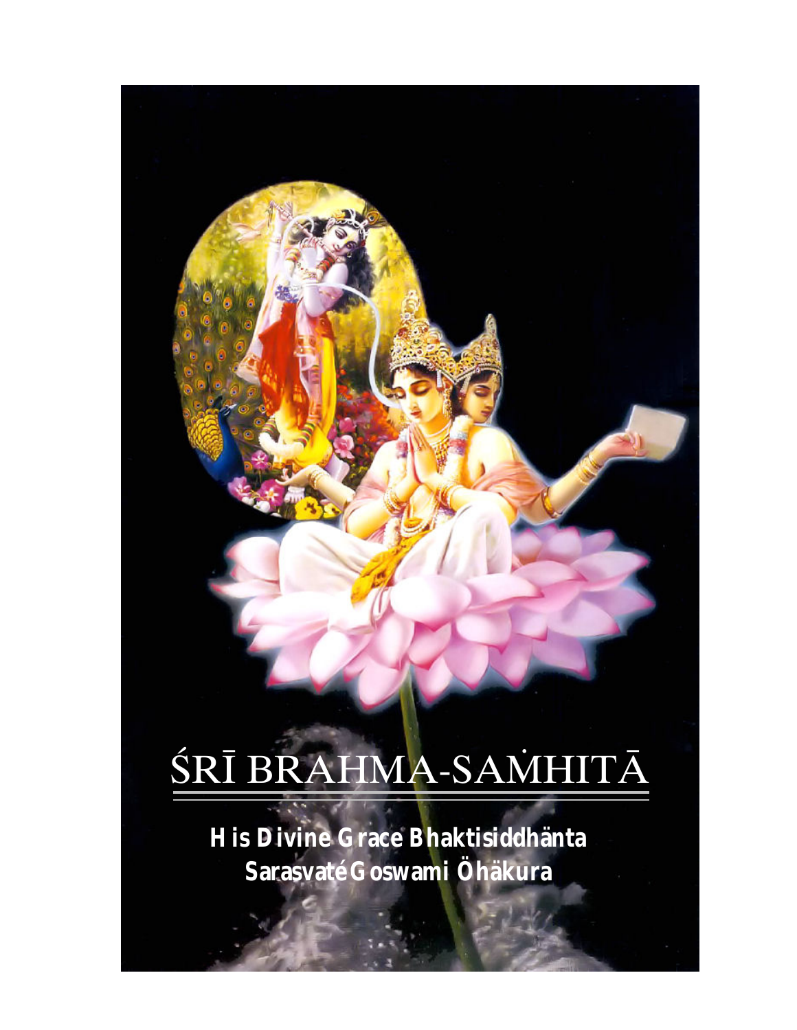# ŚRĪ BRAHMA-SAṀHITĀ

**His Divine Grace Bhaktisiddhänta Sarasvaté Goswami Öhäkura**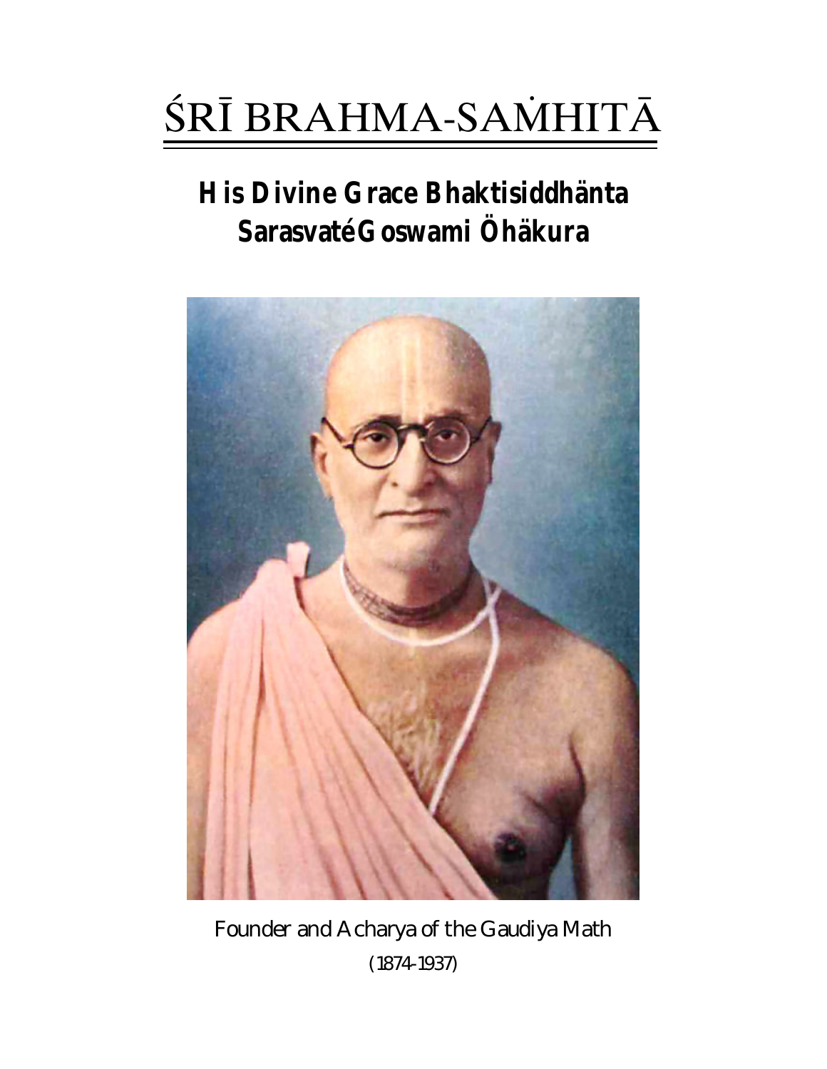# ŚRĪ BRAHMA-SAṀHITĀ

## His Divine Grace Bhaktisiddhänta Sarasvaté Goswami Öhäkura

Founder and Acharya of the Gaudiya Math

(1874-1937)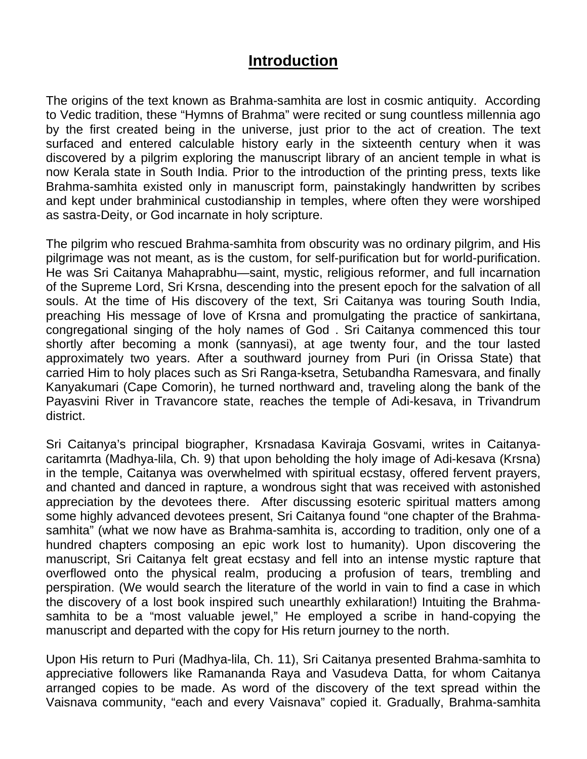# Introduction

The origins of the text known as Brahma-samhita are lost in cosmic antiquity. According to Vedic tradition, these "Hymns of Brahma" were recited or sung countless millennia ago by the first created being in the universe, just prior to the act of creation. The text surfaced and entered calculable history early in the sixteenth century when it was discovered by a pilgrim exploring the manuscript library of an ancient temple in what is now Kerala state in South India. Prior to the introduction of the printing press, texts like Brahma-samhita existed only in manuscript form, painstakingly handwritten by scribes and kept under brahminical custodianship in temples, where often they were worshiped as sastra-Deity, or God incarnate in holy scripture.

The pilgrim who rescued Brahma-samhita from obscurity was no ordinary pilgrim, and His pilgrimage was not meant, as is the custom, for self-purification but for world-purification. He was Sri Caitanya Mahaprabhu—saint, mystic, religious reformer, and full incarnation of the Supreme Lord, Sri Krsna, descending into the present epoch for the salvation of all souls. At the time of His discovery of the text, Sri Caitanya was touring South India, preaching His message of love of Krsna and promulgating the practice of sankirtana, congregational singing of the holy names of God . Sri Caitanya commenced this tour shortly after becoming a monk (sannyasi), at age twenty four, and the tour lasted approximately two years. After a southward journey from Puri (in Orissa State) that carried Him to holy places such as Sri Ranga-ksetra, Setubandha Ramesvara, and finally Kanyakumari (Cape Comorin), he turned northward and, traveling along the bank of the Payasvini River in Travancore state, reaches the temple of Adi-kesava, in Trivandrum district.

Sri Caitanya's principal biographer, Krsnadasa Kaviraja Gosvami, writes in Caitanya-caritamrta (Madhya-lila, Ch. 9) that upon beholding the holy image of Adi-kesava (Krsna) in the temple, Caitanya was overwhelmed with spiritual ecstasy, offered fervent prayers, and chanted and danced in rapture, a wondrous sight that was received with astonished appreciation by the devotees there. After discussing esoteric spiritual matters among some highly advanced devotees present, Sri Caitanya found "one chapter of the Brahma-samhita" (what we now have as Brahma-samhita is, according to tradition, only one of a hundred chapters composing an epic work lost to humanity). Upon discovering the manuscript, Sri Caitanya felt great ecstasy and fell into an intense mystic rapture that overflowed onto the physical realm, producing a profusion of tears, trembling and perspiration. (We would search the literature of the world in vain to find a case in which the discovery of a lost book inspired such unearthly exhilaration!) Intuiting the Brahma-samhita to be a "most valuable jewel," He employed a scribe in hand-copying the manuscript and departed with the copy for His return journey to the north.

Upon His return to Puri (Madhya-lila, Ch. 11), Sri Caitanya presented Brahma-samhita to appreciative followers like Ramananda Raya and Vasudeva Datta, for whom Caitanya arranged copies to be made. As word of the discovery of the text spread within the Vaisnava community, "each and every Vaisnava" copied it. Gradually, Brahma-samhita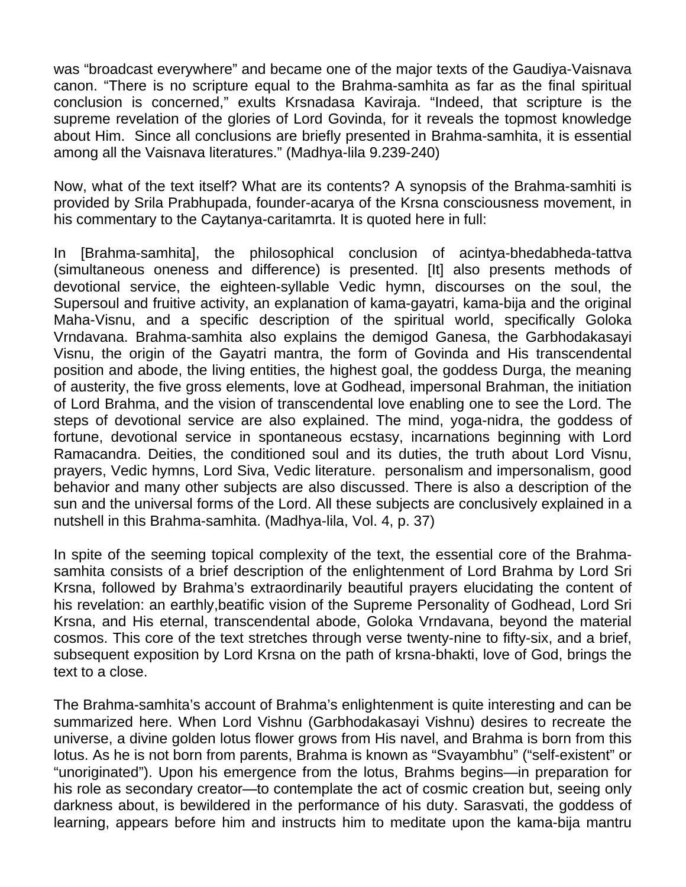was “broadcast everywhere” and became one of the major texts of the Gaudiya-Vaisnava canon. “There is no scripture equal to the Brahma-samhita as far as the final spiritual conclusion is concerned,” exults Krsnadasa Kaviraja. “Indeed, that scripture is the supreme revelation of the glories of Lord Govinda, for it reveals the topmost knowledge about Him. Since all conclusions are briefly presented in Brahma-samhita, it is essential among all the Vaisnava literatures.” (Madhya-lila 9.239-240)

Now, what of the text itself? What are its contents? A synopsis of the Brahma-samhiti is provided by Srila Prabhupada, founder-acarya of the Krsna consciousness movement, in his commentary to the Caytanya-caritamrta. It is quoted here in full:

In [Brahma-samhita], the philosophical conclusion of acintya-bhedabheda-tattva (simultaneous oneness and difference) is presented. [It] also presents methods of devotional service, the eighteen-syllable Vedic hymn, discourses on the soul, the Supersoul and fruitive activity, an explanation of kama-gayatri, kama-bija and the original Maha-Visnu, and a specific description of the spiritual world, specifically Goloka Vrndavana. Brahma-samhita also explains the demigod Ganesa, the Garbhodakasayi Visnu, the origin of the Gayatri mantra, the form of Govinda and His transcendental position and abode, the living entities, the highest goal, the goddess Durga, the meaning of austerity, the five gross elements, love at Godhead, impersonal Brahman, the initiation of Lord Brahma, and the vision of transcendental love enabling one to see the Lord. The steps of devotional service are also explained. The mind, yoga-nidra, the goddess of fortune, devotional service in spontaneous ecstasy, incarnations beginning with Lord Ramacandra. Deities, the conditioned soul and its duties, the truth about Lord Visnu, prayers, Vedic hymns, Lord Siva, Vedic literature. personalism and impersonalism, good behavior and many other subjects are also discussed. There is also a description of the sun and the universal forms of the Lord. All these subjects are conclusively explained in a nutshell in this Brahma-samhita. (Madhya-lila, Vol. 4, p. 37)

In spite of the seeming topical complexity of the text, the essential core of the Brahma-samhita consists of a brief description of the enlightenment of Lord Brahma by Lord Sri Krsna, followed by Brahma’s extraordinarily beautiful prayers elucidating the content of his revelation: an earthly,beatific vision of the Supreme Personality of Godhead, Lord Sri Krsna, and His eternal, transcendental abode, Goloka Vrndavana, beyond the material cosmos. This core of the text stretches through verse twenty-nine to fifty-six, and a brief, subsequent exposition by Lord Krsna on the path of krsna-bhakti, love of God, brings the text to a close.

The Brahma-samhita’s account of Brahma’s enlightenment is quite interesting and can be summarized here. When Lord Vishnu (Garbhodakasayi Vishnu) desires to recreate the universe, a divine golden lotus flower grows from His navel, and Brahma is born from this lotus. As he is not born from parents, Brahma is known as “Svayambhu” (“self-existent” or “unoriginated”). Upon his emergence from the lotus, Brahms begins—in preparation for his role as secondary creator—to contemplate the act of cosmic creation but, seeing only darkness about, is bewildered in the performance of his duty. Sarasvati, the goddess of learning, appears before him and instructs him to meditate upon the kama-bija mantru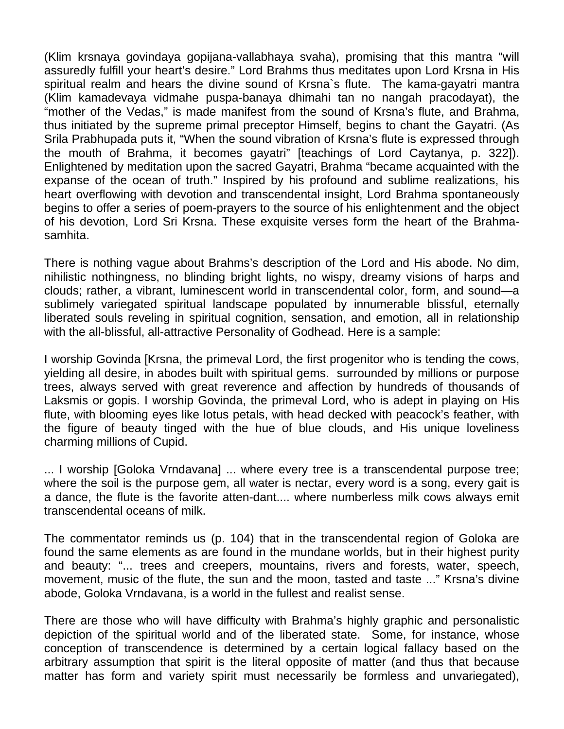(Klim krsnaya govindaya gopijana-vallabhaya svaha), promising that this mantra "will assuredly fulfill your heart's desire." Lord Brahms thus meditates upon Lord Krsna in His spiritual realm and hears the divine sound of Krsna`s flute. The kama-gayatri mantra (Klim kamadevaya vidmahe puspa-banaya dhimahi tan no nangah pracodayat), the "mother of the Vedas," is made manifest from the sound of Krsna's flute, and Brahma, thus initiated by the supreme primal preceptor Himself, begins to chant the Gayatri. (As Srila Prabhupada puts it, "When the sound vibration of Krsna's flute is expressed through the mouth of Brahma, it becomes gayatri" [teachings of Lord Caytanya, p. 322]). Enlightened by meditation upon the sacred Gayatri, Brahma "became acquainted with the expanse of the ocean of truth." Inspired by his profound and sublime realizations, his heart overflowing with devotion and transcendental insight, Lord Brahma spontaneously begins to offer a series of poem-prayers to the source of his enlightenment and the object of his devotion, Lord Sri Krsna. These exquisite verses form the heart of the Brahma-samhita.

There is nothing vague about Brahms's description of the Lord and His abode. No dim, nihilistic nothingness, no blinding bright lights, no wispy, dreamy visions of harps and clouds; rather, a vibrant, luminescent world in transcendental color, form, and sound—a sublimely variegated spiritual landscape populated by innumerable blissful, eternally liberated souls reveling in spiritual cognition, sensation, and emotion, all in relationship with the all-blissful, all-attractive Personality of Godhead. Here is a sample:

I worship Govinda [Krsna, the primeval Lord, the first progenitor who is tending the cows, yielding all desire, in abodes built with spiritual gems. surrounded by millions or purpose trees, always served with great reverence and affection by hundreds of thousands of Laksmis or gopis. I worship Govinda, the primeval Lord, who is adept in playing on His flute, with blooming eyes like lotus petals, with head decked with peacock's feather, with the figure of beauty tinged with the hue of blue clouds, and His unique loveliness charming millions of Cupid.

... I worship [Goloka Vrndavana] ... where every tree is a transcendental purpose tree; where the soil is the purpose gem, all water is nectar, every word is a song, every gait is a dance, the flute is the favorite atten-dant.... where numberless milk cows always emit transcendental oceans of milk.

The commentator reminds us (p. 104) that in the transcendental region of Goloka are found the same elements as are found in the mundane worlds, but in their highest purity and beauty: "... trees and creepers, mountains, rivers and forests, water, speech, movement, music of the flute, the sun and the moon, tasted and taste ..." Krsna's divine abode, Goloka Vrndavana, is a world in the fullest and realist sense.

There are those who will have difficulty with Brahma's highly graphic and personalistic depiction of the spiritual world and of the liberated state. Some, for instance, whose conception of transcendence is determined by a certain logical fallacy based on the arbitrary assumption that spirit is the literal opposite of matter (and thus that because matter has form and variety spirit must necessarily be formless and unvariegated),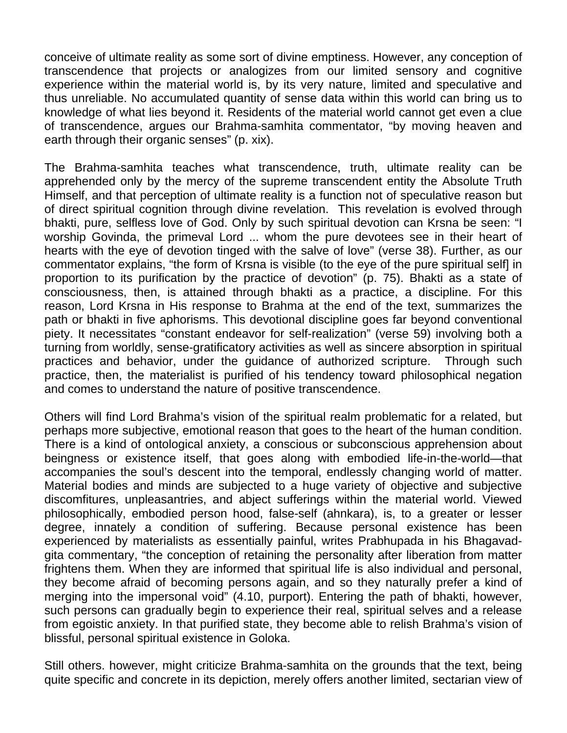conceive of ultimate reality as some sort of divine emptiness. However, any conception of transcendence that projects or analogizes from our limited sensory and cognitive experience within the material world is, by its very nature, limited and speculative and thus unreliable. No accumulated quantity of sense data within this world can bring us to knowledge of what lies beyond it. Residents of the material world cannot get even a clue of transcendence, argues our Brahma-samhita commentator, "by moving heaven and earth through their organic senses" (p. xix).

The Brahma-samhita teaches what transcendence, truth, ultimate reality can be apprehended only by the mercy of the supreme transcendent entity the Absolute Truth Himself, and that perception of ultimate reality is a function not of speculative reason but of direct spiritual cognition through divine revelation. This revelation is evolved through bhakti, pure, selfless love of God. Only by such spiritual devotion can Krsna be seen: "I worship Govinda, the primeval Lord ... whom the pure devotees see in their heart of hearts with the eye of devotion tinged with the salve of love" (verse 38). Further, as our commentator explains, "the form of Krsna is visible (to the eye of the pure spiritual self] in proportion to its purification by the practice of devotion" (p. 75). Bhakti as a state of consciousness, then, is attained through bhakti as a practice, a discipline. For this reason, Lord Krsna in His response to Brahma at the end of the text, summarizes the path or bhakti in five aphorisms. This devotional discipline goes far beyond conventional piety. It necessitates "constant endeavor for self-realization" (verse 59) involving both a turning from worldly, sense-gratificatory activities as well as sincere absorption in spiritual practices and behavior, under the guidance of authorized scripture. Through such practice, then, the materialist is purified of his tendency toward philosophical negation and comes to understand the nature of positive transcendence.

Others will find Lord Brahma's vision of the spiritual realm problematic for a related, but perhaps more subjective, emotional reason that goes to the heart of the human condition. There is a kind of ontological anxiety, a conscious or subconscious apprehension about beingness or existence itself, that goes along with embodied life-in-the-world—that accompanies the soul's descent into the temporal, endlessly changing world of matter. Material bodies and minds are subjected to a huge variety of objective and subjective discomfitures, unpleasantries, and abject sufferings within the material world. Viewed philosophically, embodied person hood, false-self (ahnkara), is, to a greater or lesser degree, innately a condition of suffering. Because personal existence has been experienced by materialists as essentially painful, writes Prabhupada in his Bhagavad-gita commentary, "the conception of retaining the personality after liberation from matter frightens them. When they are informed that spiritual life is also individual and personal, they become afraid of becoming persons again, and so they naturally prefer a kind of merging into the impersonal void" (4.10, purport). Entering the path of bhakti, however, such persons can gradually begin to experience their real, spiritual selves and a release from egoistic anxiety. In that purified state, they become able to relish Brahma's vision of blissful, personal spiritual existence in Goloka.

Still others. however, might criticize Brahma-samhita on the grounds that the text, being quite specific and concrete in its depiction, merely offers another limited, sectarian view of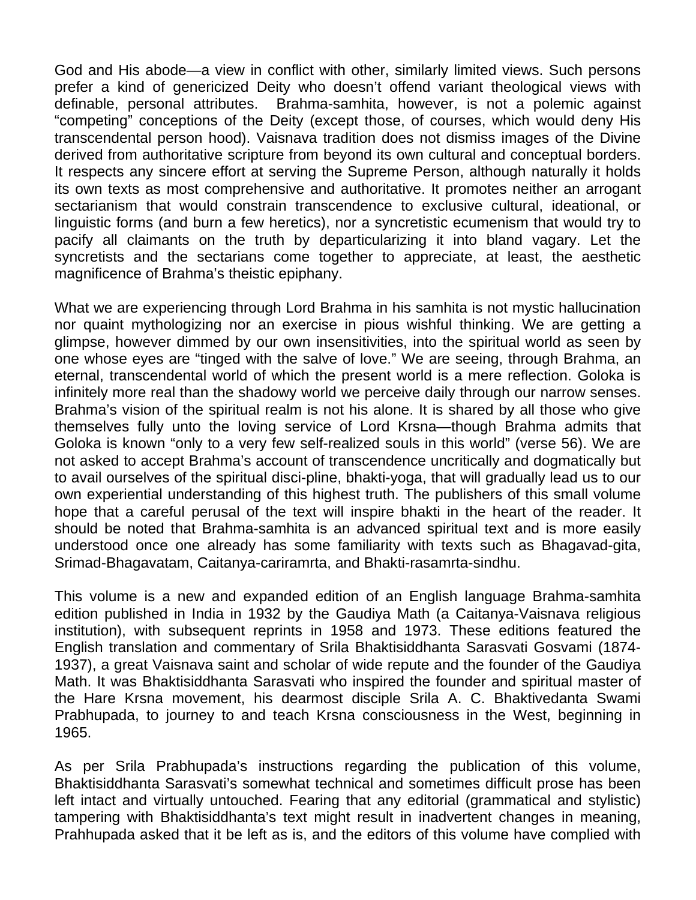God and His abode—a view in conflict with other, similarly limited views. Such persons prefer a kind of genericized Deity who doesn't offend variant theological views with definable, personal attributes. Brahma-samhita, however, is not a polemic against "competing" conceptions of the Deity (except those, of courses, which would deny His transcendental person hood). Vaisnava tradition does not dismiss images of the Divine derived from authoritative scripture from beyond its own cultural and conceptual borders. It respects any sincere effort at serving the Supreme Person, although naturally it holds its own texts as most comprehensive and authoritative. It promotes neither an arrogant sectarianism that would constrain transcendence to exclusive cultural, ideational, or linguistic forms (and burn a few heretics), nor a syncretistic ecumenism that would try to pacify all claimants on the truth by departicularizing it into bland vagary. Let the syncretists and the sectarians come together to appreciate, at least, the aesthetic magnificence of Brahma's theistic epiphany.

What we are experiencing through Lord Brahma in his samhita is not mystic hallucination nor quaint mythologizing nor an exercise in pious wishful thinking. We are getting a glimpse, however dimmed by our own insensitivities, into the spiritual world as seen by one whose eyes are "tinged with the salve of love." We are seeing, through Brahma, an eternal, transcendental world of which the present world is a mere reflection. Goloka is infinitely more real than the shadowy world we perceive daily through our narrow senses. Brahma's vision of the spiritual realm is not his alone. It is shared by all those who give themselves fully unto the loving service of Lord Krsna—though Brahma admits that Goloka is known "only to a very few self-realized souls in this world" (verse 56). We are not asked to accept Brahma's account of transcendence uncritically and dogmatically but to avail ourselves of the spiritual disci-pline, bhakti-yoga, that will gradually lead us to our own experiential understanding of this highest truth. The publishers of this small volume hope that a careful perusal of the text will inspire bhakti in the heart of the reader. It should be noted that Brahma-samhita is an advanced spiritual text and is more easily understood once one already has some familiarity with texts such as Bhagavad-gita, Srimad-Bhagavatam, Caitanya-cariramrta, and Bhakti-rasamrta-sindhu.

This volume is a new and expanded edition of an English language Brahma-samhita edition published in India in 1932 by the Gaudiya Math (a Caitanya-Vaisnava religious institution), with subsequent reprints in 1958 and 1973. These editions featured the English translation and commentary of Srila Bhaktisiddhanta Sarasvati Gosvami (1874-1937), a great Vaisnava saint and scholar of wide repute and the founder of the Gaudiya Math. It was Bhaktisiddhanta Sarasvati who inspired the founder and spiritual master of the Hare Krsna movement, his dearmost disciple Srila A. C. Bhaktivedanta Swami Prabhupada, to journey to and teach Krsna consciousness in the West, beginning in 1965.

As per Srila Prabhupada's instructions regarding the publication of this volume, Bhaktisiddhanta Sarasvati's somewhat technical and sometimes difficult prose has been left intact and virtually untouched. Fearing that any editorial (grammatical and stylistic) tampering with Bhaktisiddhanta's text might result in inadvertent changes in meaning, Prahhupada asked that it be left as is, and the editors of this volume have complied with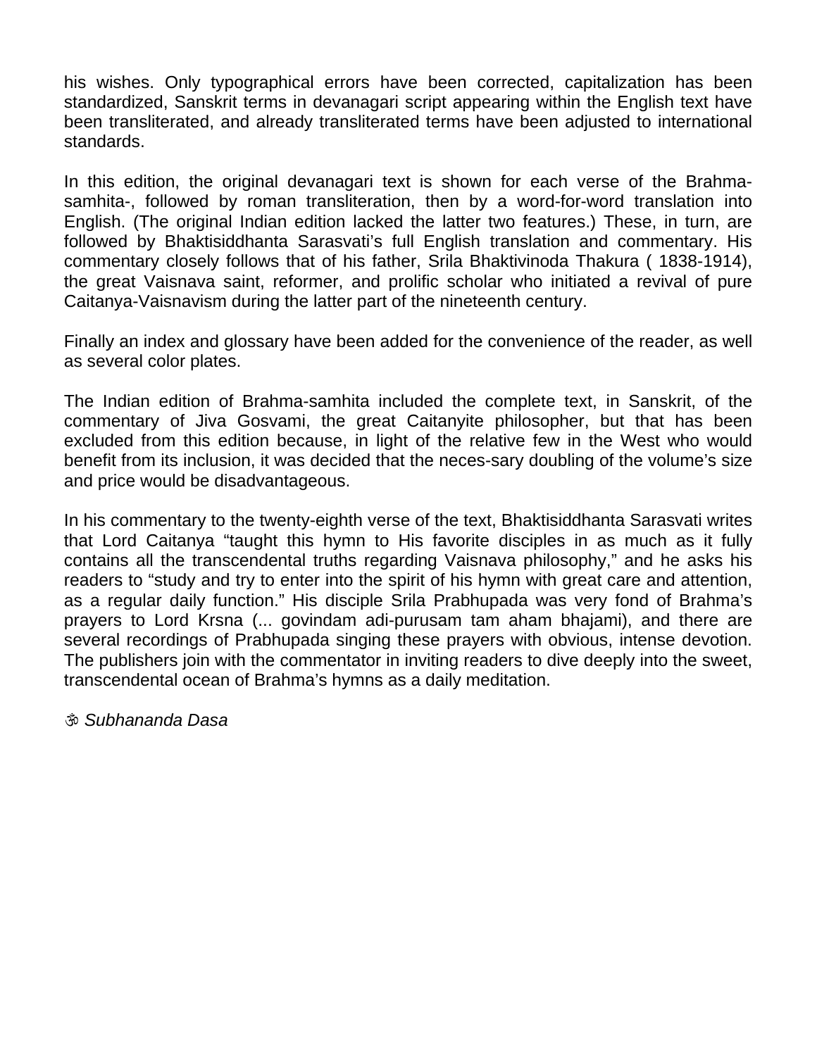his wishes. Only typographical errors have been corrected, capitalization has been standardized, Sanskrit terms in devanagari script appearing within the English text have been transliterated, and already transliterated terms have been adjusted to international standards.

In this edition, the original devanagari text is shown for each verse of the Brahma-samhita-, followed by roman transliteration, then by a word-for-word translation into English. (The original Indian edition lacked the latter two features.) These, in turn, are followed by Bhaktisiddhanta Sarasvati's full English translation and commentary. His commentary closely follows that of his father, Srila Bhaktivinoda Thakura ( 1838-1914), the great Vaisnava saint, reformer, and prolific scholar who initiated a revival of pure Caitanya-Vaisnavism during the latter part of the nineteenth century.

Finally an index and glossary have been added for the convenience of the reader, as well as several color plates.

The Indian edition of Brahma-samhita included the complete text, in Sanskrit, of the commentary of Jiva Gosvami, the great Caitanyite philosopher, but that has been excluded from this edition because, in light of the relative few in the West who would benefit from its inclusion, it was decided that the neces-sary doubling of the volume's size and price would be disadvantageous.

In his commentary to the twenty-eighth verse of the text, Bhaktisiddhanta Sarasvati writes that Lord Caitanya "taught this hymn to His favorite disciples in as much as it fully contains all the transcendental truths regarding Vaisnava philosophy," and he asks his readers to "study and try to enter into the spirit of his hymn with great care and attention, as a regular daily function." His disciple Srila Prabhupada was very fond of Brahma's prayers to Lord Krsna (... govindam adi-purusam tam aham bhajami), and there are several recordings of Prabhupada singing these prayers with obvious, intense devotion. The publishers join with the commentator in inviting readers to dive deeply into the sweet, transcendental ocean of Brahma's hymns as a daily meditation.

ॐ *Subhananda Dasa*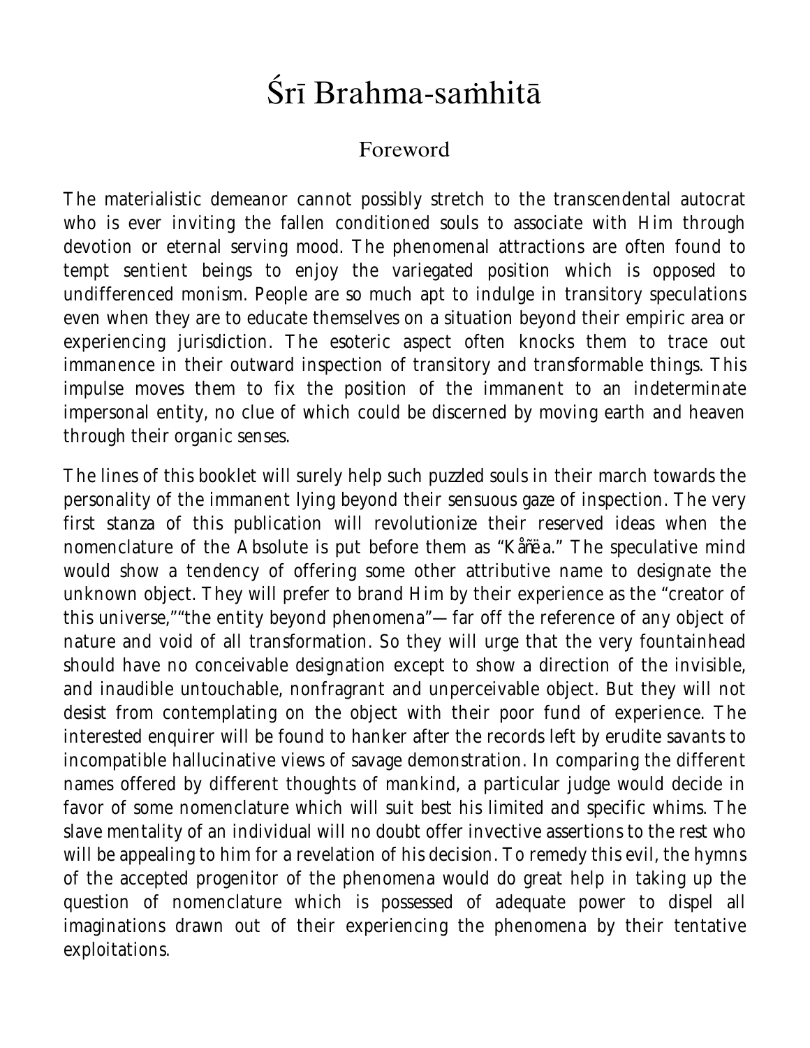# Śrī Brahma-saṁhitā

## Foreword

The materialistic demeanor cannot possibly stretch to the transcendental autocrat who is ever inviting the fallen conditioned souls to associate with Him through devotion or eternal serving mood. The phenomenal attractions are often found to tempt sentient beings to enjoy the variegated position which is opposed to undifferenced monism. People are so much apt to indulge in transitory speculations even when they are to educate themselves on a situation beyond their empiric area or experiencing jurisdiction. The esoteric aspect often knocks them to trace out immanence in their outward inspection of transitory and transformable things. This impulse moves them to fix the position of the immanent to an indeterminate impersonal entity, no clue of which could be discerned by moving earth and heaven through their organic senses.

The lines of this booklet will surely help such puzzled souls in their march towards the personality of the immanent lying beyond their sensuous gaze of inspection. The very first stanza of this publication will revolutionize their reserved ideas when the nomenclature of the Absolute is put before them as "Kåñëa." The speculative mind would show a tendency of offering some other attributive name to designate the unknown object. They will prefer to brand Him by their experience as the "creator of this universe,""the entity beyond phenomena"—far off the reference of any object of nature and void of all transformation. So they will urge that the very fountainhead should have no conceivable designation except to show a direction of the invisible, and inaudible untouchable, nonfragrant and unperceivable object. But they will not desist from contemplating on the object with their poor fund of experience. The interested enquirer will be found to hanker after the records left by erudite savants to incompatible hallucinative views of savage demonstration. In comparing the different names offered by different thoughts of mankind, a particular judge would decide in favor of some nomenclature which will suit best his limited and specific whims. The slave mentality of an individual will no doubt offer invective assertions to the rest who will be appealing to him for a revelation of his decision. To remedy this evil, the hymns of the accepted progenitor of the phenomena would do great help in taking up the question of nomenclature which is possessed of adequate power to dispel all imaginations drawn out of their experiencing the phenomena by their tentative exploitations.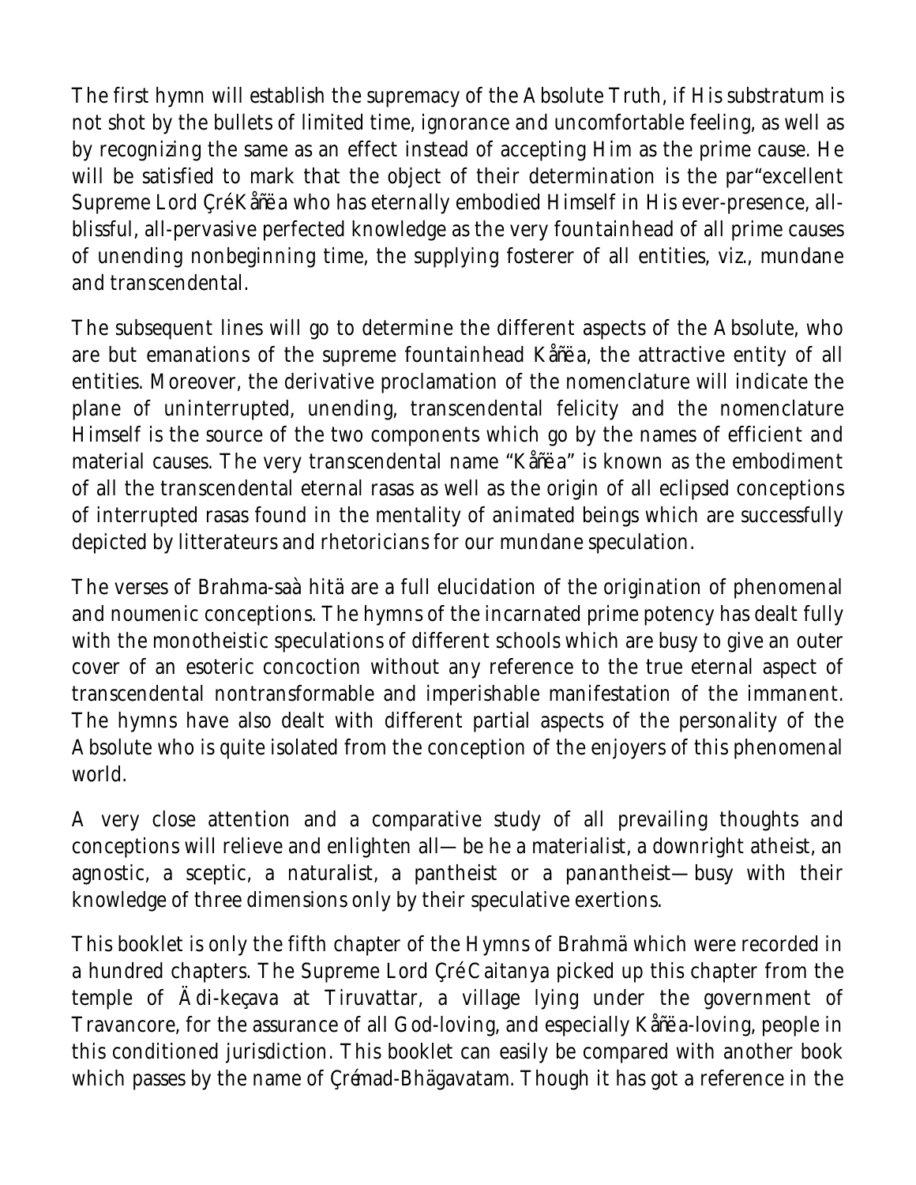The first hymn will establish the supremacy of the Absolute Truth, if His substratum is not shot by the bullets of limited time, ignorance and uncomfortable feeling, as well as by recognizing the same as an effect instead of accepting Him as the prime cause. He will be satisfied to mark that the object of their determination is the par"excellent Supreme Lord ÇréKåñëa who has eternally embodied Himself in His ever-presence, all-blissful, all-pervasive perfected knowledge as the very fountainhead of all prime causes of unending nonbeginning time, the supplying fosterer of all entities, viz., mundane and transcendental.

The subsequent lines will go to determine the different aspects of the Absolute, who are but emanations of the supreme fountainhead Kåñëa, the attractive entity of all entities. Moreover, the derivative proclamation of the nomenclature will indicate the plane of uninterrupted, unending, transcendental felicity and the nomenclature Himself is the source of the two components which go by the names of efficient and material causes. The very transcendental name "Kåñëa" is known as the embodiment of all the transcendental eternal rasas as well as the origin of all eclipsed conceptions of interrupted rasas found in the mentality of animated beings which are successfully depicted by litterateurs and rhetoricians for our mundane speculation.

The verses of Brahma-saàhitä are a full elucidation of the origination of phenomenal and noumenic conceptions. The hymns of the incarnated prime potency has dealt fully with the monotheistic speculations of different schools which are busy to give an outer cover of an esoteric concoction without any reference to the true eternal aspect of transcendental nontransformable and imperishable manifestation of the immanent. The hymns have also dealt with different partial aspects of the personality of the Absolute who is quite isolated from the conception of the enjoyers of this phenomenal world.

A very close attention and a comparative study of all prevailing thoughts and conceptions will relieve and enlighten all—be he a materialist, a downright atheist, an agnostic, a sceptic, a naturalist, a pantheist or a panantheist—busy with their knowledge of three dimensions only by their speculative exertions.

This booklet is only the fifth chapter of the Hymns of Brahmä which were recorded in a hundred chapters. The Supreme Lord ÇréCaitanya picked up this chapter from the temple of Ädi-keçava at Tiruvattar, a village lying under the government of Travancore, for the assurance of all God-loving, and especially Kåñëa-loving, people in this conditioned jurisdiction. This booklet can easily be compared with another book which passes by the name of Çrémad-Bhägavatam. Though it has got a reference in the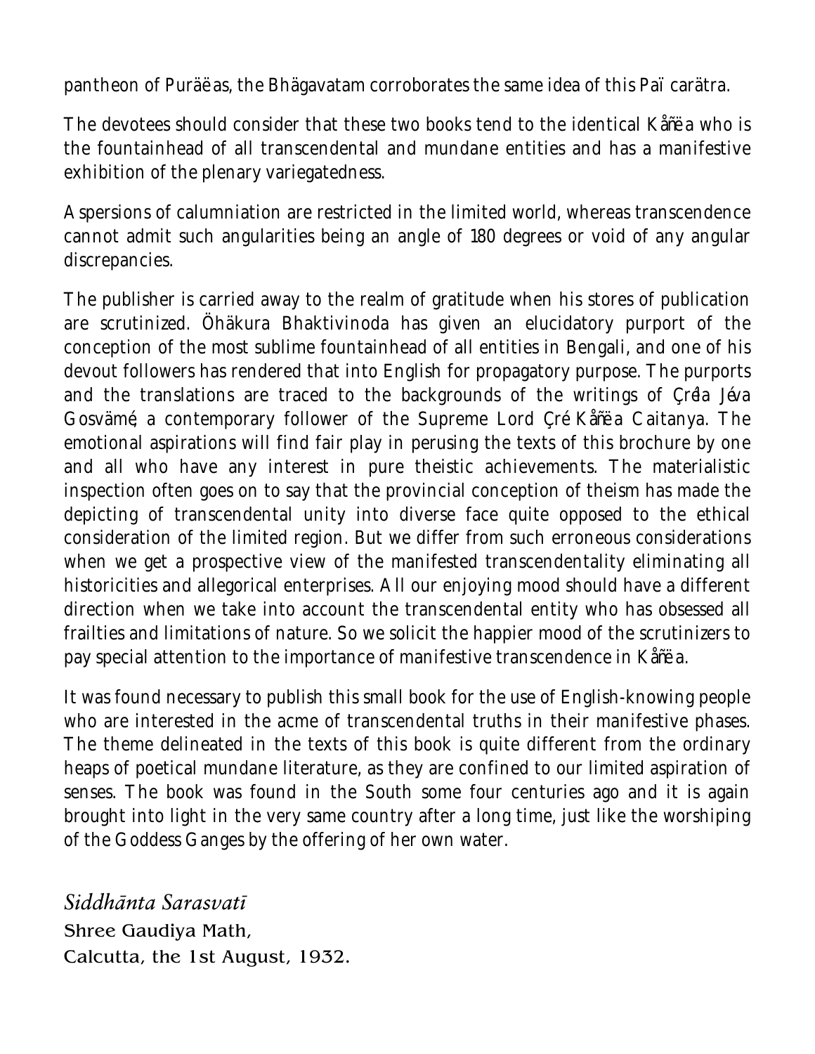pantheon of Purāëas, the Bhāgavatam corroborates the same idea of this Paï carātra.

The devotees should consider that these two books tend to the identical Kåñëa who is the fountainhead of all transcendental and mundane entities and has a manifestive exhibition of the plenary variegatedness.

Aspersions of calumniation are restricted in the limited world, whereas transcendence cannot admit such angularities being an angle of 180 degrees or void of any angular discrepancies.

The publisher is carried away to the realm of gratitude when his stores of publication are scrutinized. Öhākura Bhaktivinoda has given an elucidatory purport of the conception of the most sublime fountainhead of all entities in Bengali, and one of his devout followers has rendered that into English for propagatory purpose. The purports and the translations are traced to the backgrounds of the writings of Çréla Jéva Gosvāmé, a contemporary follower of the Supreme Lord Çré Kåñëa Caitanya. The emotional aspirations will find fair play in perusing the texts of this brochure by one and all who have any interest in pure theistic achievements. The materialistic inspection often goes on to say that the provincial conception of theism has made the depicting of transcendental unity into diverse face quite opposed to the ethical consideration of the limited region. But we differ from such erroneous considerations when we get a prospective view of the manifested transcendentality eliminating all historicities and allegorical enterprises. All our enjoying mood should have a different direction when we take into account the transcendental entity who has obsessed all frailties and limitations of nature. So we solicit the happier mood of the scrutinizers to pay special attention to the importance of manifestive transcendence in Kåñëa.

It was found necessary to publish this small book for the use of English-knowing people who are interested in the acme of transcendental truths in their manifestive phases. The theme delineated in the texts of this book is quite different from the ordinary heaps of poetical mundane literature, as they are confined to our limited aspiration of senses. The book was found in the South some four centuries ago and it is again brought into light in the very same country after a long time, just like the worshiping of the Goddess Ganges by the offering of her own water.

*Siddhānta Sarasvatī*
Shree Gaudiya Math,
Calcutta, the 1st August, 1932.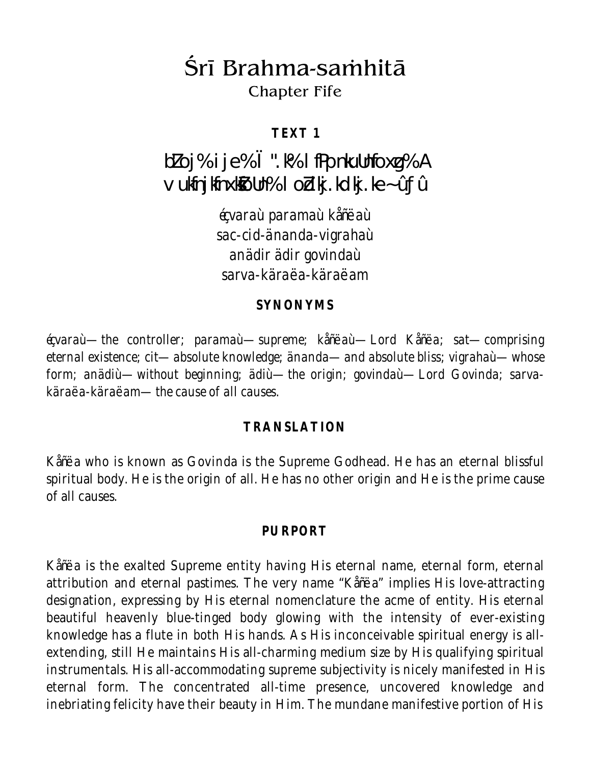# Śrī Brahma-saṁhitā

## Chapter Fife

### TEXT 1

bZoj% ije% Ï ".k% l fPpnkuUnfoxg% A
vukfnjkfnxkZoUn% l oZdkj.kdkj.ke~ û ƒ û

éçvaraù paramaù kåñëaù
sac-cid-änanda-vigrahaù
anädir ädir govindaù
sarva-käraëa-käraëam

### SYNONYMS

*éçvaraù—the controller; paramaù—supreme; kåñëaù—Lord Kåñëa; sat—comprising eternal existence; cit—absolute knowledge; änanda—and absolute bliss; vigrahaù—whose form; anädiù—without beginning; ädiù—the origin; govindaù—Lord Govinda; sarva-käraëa-käraëam—the cause of all causes.*

### TRANSLATION

Kåñëa who is known as Govinda is the Supreme Godhead. He has an eternal blissful spiritual body. He is the origin of all. He has no other origin and He is the prime cause of all causes.

### PURPORT

Kåñëa is the exalted Supreme entity having His eternal name, eternal form, eternal attribution and eternal pastimes. The very name "Kåñëa" implies His love-attracting designation, expressing by His eternal nomenclature the acme of entity. His eternal beautiful heavenly blue-tinged body glowing with the intensity of ever-existing knowledge has a flute in both His hands. As His inconceivable spiritual energy is all-extending, still He maintains His all-charming medium size by His qualifying spiritual instrumentals. His all-accommodating supreme subjectivity is nicely manifested in His eternal form. The concentrated all-time presence, uncovered knowledge and inebriating felicity have their beauty in Him. The mundane manifestive portion of His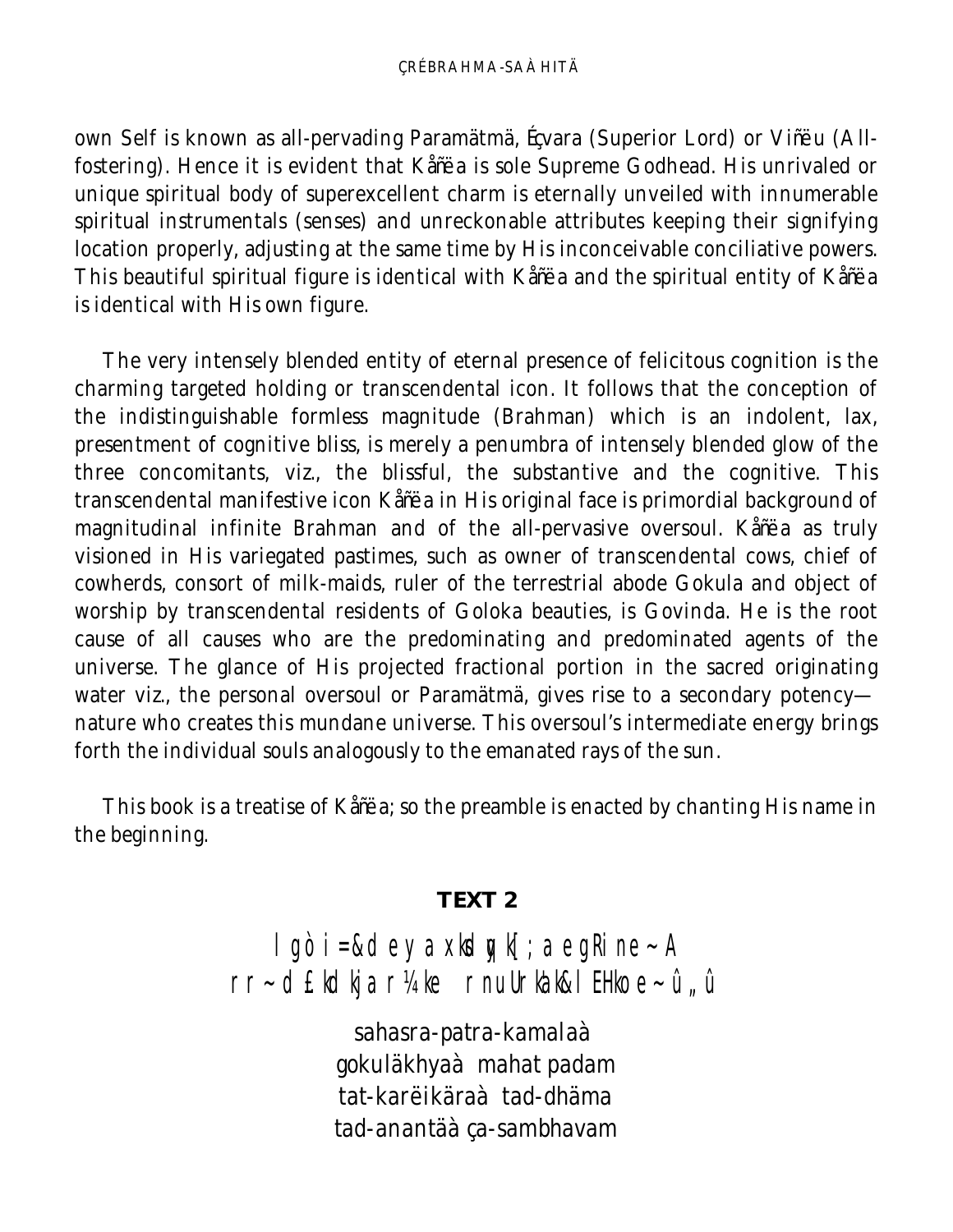own Self is known as all-pervading Paramätmä, Éçvara (Superior Lord) or Viñëu (All-fostering). Hence it is evident that Kåñëa is sole Supreme Godhead. His unrivaled or unique spiritual body of superexcellent charm is eternally unveiled with innumerable spiritual instrumentals (senses) and unreckonable attributes keeping their signifying location properly, adjusting at the same time by His inconceivable conciliative powers. This beautiful spiritual figure is identical with Kåñëa and the spiritual entity of Kåñëa is identical with His own figure.

The very intensely blended entity of eternal presence of felicitous cognition is the charming targeted holding or transcendental icon. It follows that the conception of the indistinguishable formless magnitude (Brahman) which is an indolent, lax, presentment of cognitive bliss, is merely a penumbra of intensely blended glow of the three concomitants, viz., the blissful, the substantive and the cognitive. This transcendental manifestive icon Kåñëa in His original face is primordial background of magnitudinal infinite Brahman and of the all-pervasive oversoul. Kåñëa as truly visioned in His variegated pastimes, such as owner of transcendental cows, chief of cowherds, consort of milk-maids, ruler of the terrestrial abode Gokula and object of worship by transcendental residents of Goloka beauties, is Govinda. He is the root cause of all causes who are the predominating and predominated agents of the universe. The glance of His projected fractional portion in the sacred originating water viz., the personal oversoul or Paramätmä, gives rise to a secondary potency—nature who creates this mundane universe. This oversoul's intermediate energy brings forth the individual souls analogously to the emanated rays of the sun.

This book is a treatise of Kåñëa; so the preamble is enacted by chanting His name in the beginning.

**TEXT 2**

sahasra-patra-kamalaà
gokuläkhyaà mahat padam
tat-karëikäraà tad-dhäma
tad-anantäàça-sambhavam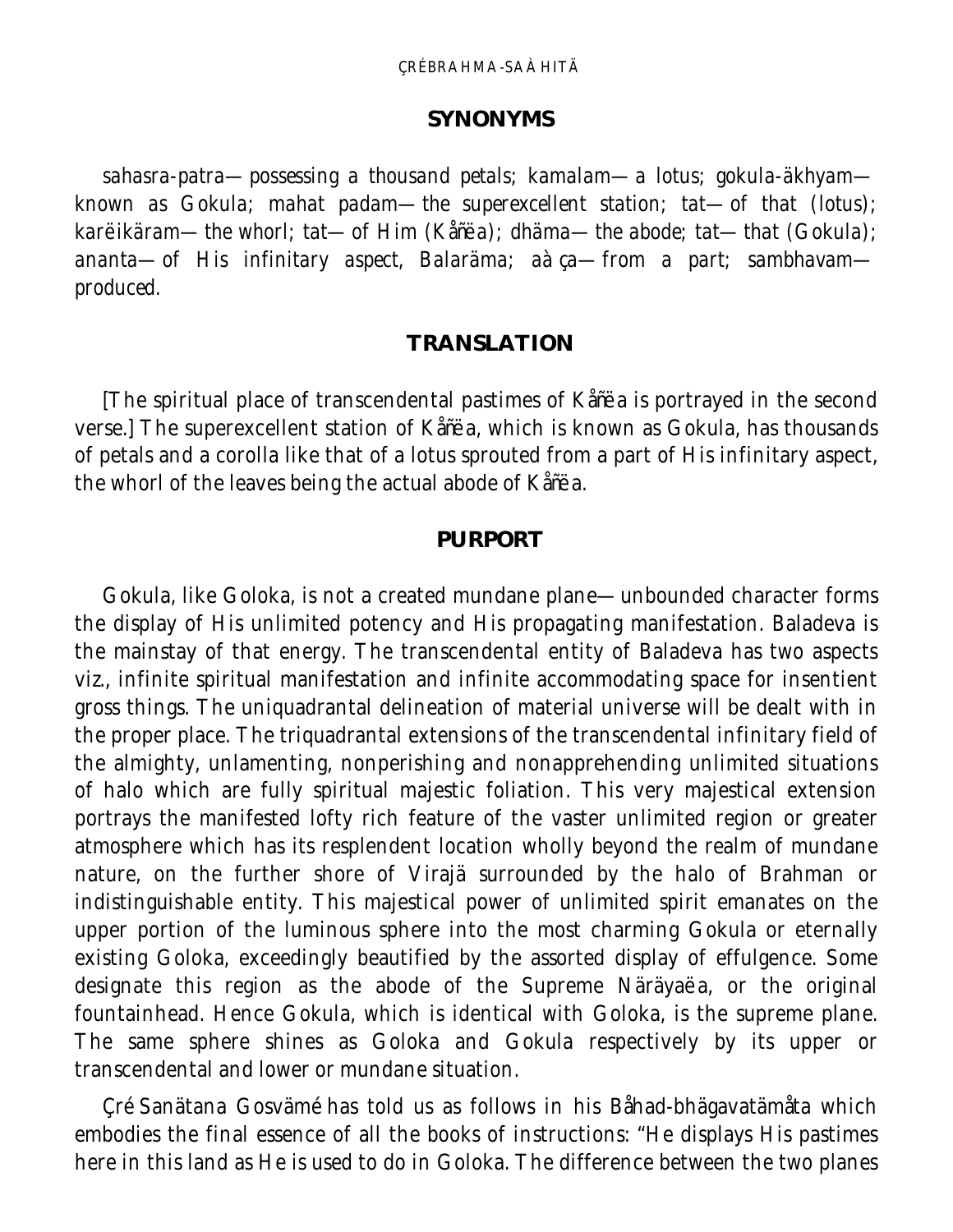### SYNONYMS

*sahasra-patra*—possessing a thousand petals; *kamalam*—a lotus; *gokula-äkhyam*—known as Gokula; *mahat padam*—the superexcellent station; *tat*—of that (lotus); *karëikäram*—the whorl; *tat*—of Him (Kåñëa); *dhäma*—the abode; *tat*—that (Gokula); *ananta*—of His infinitary aspect, Balaräma; *aàça*—from a part; *sambhavam*—produced.

### TRANSLATION

[The spiritual place of transcendental pastimes of Kåñëa is portrayed in the second verse.] The superexcellent station of Kåñëa, which is known as Gokula, has thousands of petals and a corolla like that of a lotus sprouted from a part of His infinitary aspect, the whorl of the leaves being the actual abode of Kåñëa.

### PURPORT

Gokula, like Goloka, is not a created mundane plane—unbounded character forms the display of His unlimited potency and His propagating manifestation. Baladeva is the mainstay of that energy. The transcendental entity of Baladeva has two aspects viz., infinite spiritual manifestation and infinite accommodating space for insentient gross things. The uniquadrantal delineation of material universe will be dealt with in the proper place. The triquadrantal extensions of the transcendental infinitary field of the almighty, unlamenting, nonperishing and nonapprehending unlimited situations of halo which are fully spiritual majestic foliation. This very majestical extension portrays the manifested lofty rich feature of the vaster unlimited region or greater atmosphere which has its resplendent location wholly beyond the realm of mundane nature, on the further shore of Virajä surrounded by the halo of Brahman or indistinguishable entity. This majestical power of unlimited spirit emanates on the upper portion of the luminous sphere into the most charming Gokula or eternally existing Goloka, exceedingly beautified by the assorted display of effulgence. Some designate this region as the abode of the Supreme Näräyaëa, or the original fountainhead. Hence Gokula, which is identical with Goloka, is the supreme plane. The same sphere shines as Goloka and Gokula respectively by its upper or transcendental and lower or mundane situation.

Çré Sanätana Gosvämé has told us as follows in his *Båhad-bhägavatämåta* which embodies the final essence of all the books of instructions: "He displays His pastimes here in this land as He is used to do in Goloka. The difference between the two planes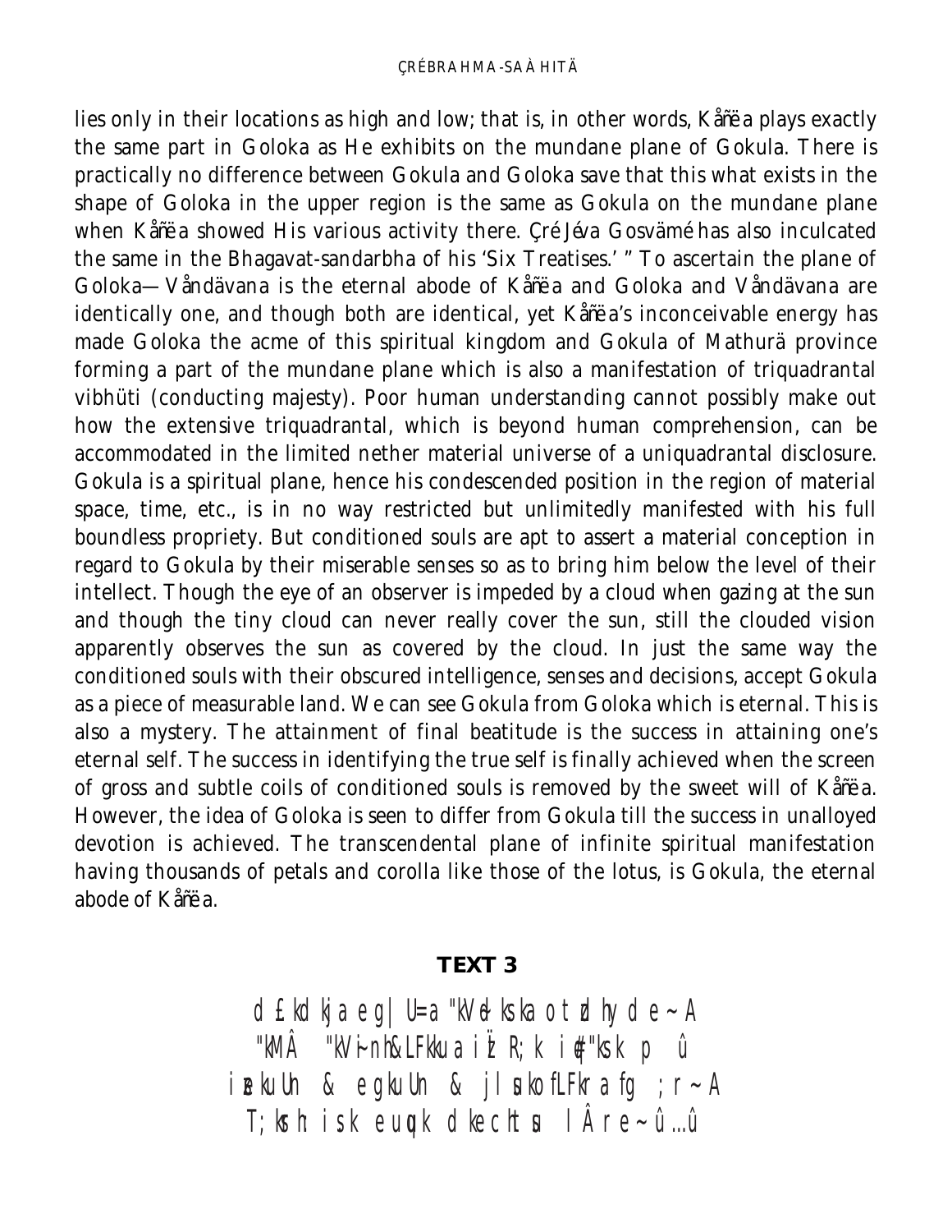lies only in their locations as high and low; that is, in other words, Kåñëa plays exactly the same part in Goloka as He exhibits on the mundane plane of Gokula. There is practically no difference between Gokula and Goloka save that this what exists in the shape of Goloka in the upper region is the same as Gokula on the mundane plane when Kåñëa showed His various activity there. Çré Jéva Gosvämé has also inculcated the same in the Bhagavat-sandarbha of his 'Six Treatises.' " To ascertain the plane of Goloka—Våndävana is the eternal abode of Kåñëa and Goloka and Våndävana are identically one, and though both are identical, yet Kåñëa's inconceivable energy has made Goloka the acme of this spiritual kingdom and Gokula of Mathurä province forming a part of the mundane plane which is also a manifestation of triquadrantal vibhüti (conducting majesty). Poor human understanding cannot possibly make out how the extensive triquadrantal, which is beyond human comprehension, can be accommodated in the limited nether material universe of a uniquadrantal disclosure. Gokula is a spiritual plane, hence his condescended position in the region of material space, time, etc., is in no way restricted but unlimitedly manifested with his full boundless propriety. But conditioned souls are apt to assert a material conception in regard to Gokula by their miserable senses so as to bring him below the level of their intellect. Though the eye of an observer is impeded by a cloud when gazing at the sun and though the tiny cloud can never really cover the sun, still the clouded vision apparently observes the sun as covered by the cloud. In just the same way the conditioned souls with their obscured intelligence, senses and decisions, accept Gokula as a piece of measurable land. We can see Gokula from Goloka which is eternal. This is also a mystery. The attainment of final beatitude is the success in attaining one's eternal self. The success in identifying the true self is finally achieved when the screen of gross and subtle coils of conditioned souls is removed by the sweet will of Kåñëa. However, the idea of Goloka is seen to differ from Gokula till the success in unalloyed devotion is achieved. The transcendental plane of infinite spiritual manifestation having thousands of petals and corolla like those of the lotus, is Gokula, the eternal abode of Kåñëa.

## TEXT 3

d£kdkja eg|U=a "kV~dksaka otzdhyde~A
"kMÂ "kVi~nh&LFkkua iz—R;k i#"ksk p û
iszekuUn & egkuUn & jlsukofLFkra fg ;r~A
T;ksfr:isk euquk dkechtsu lÂre~û…û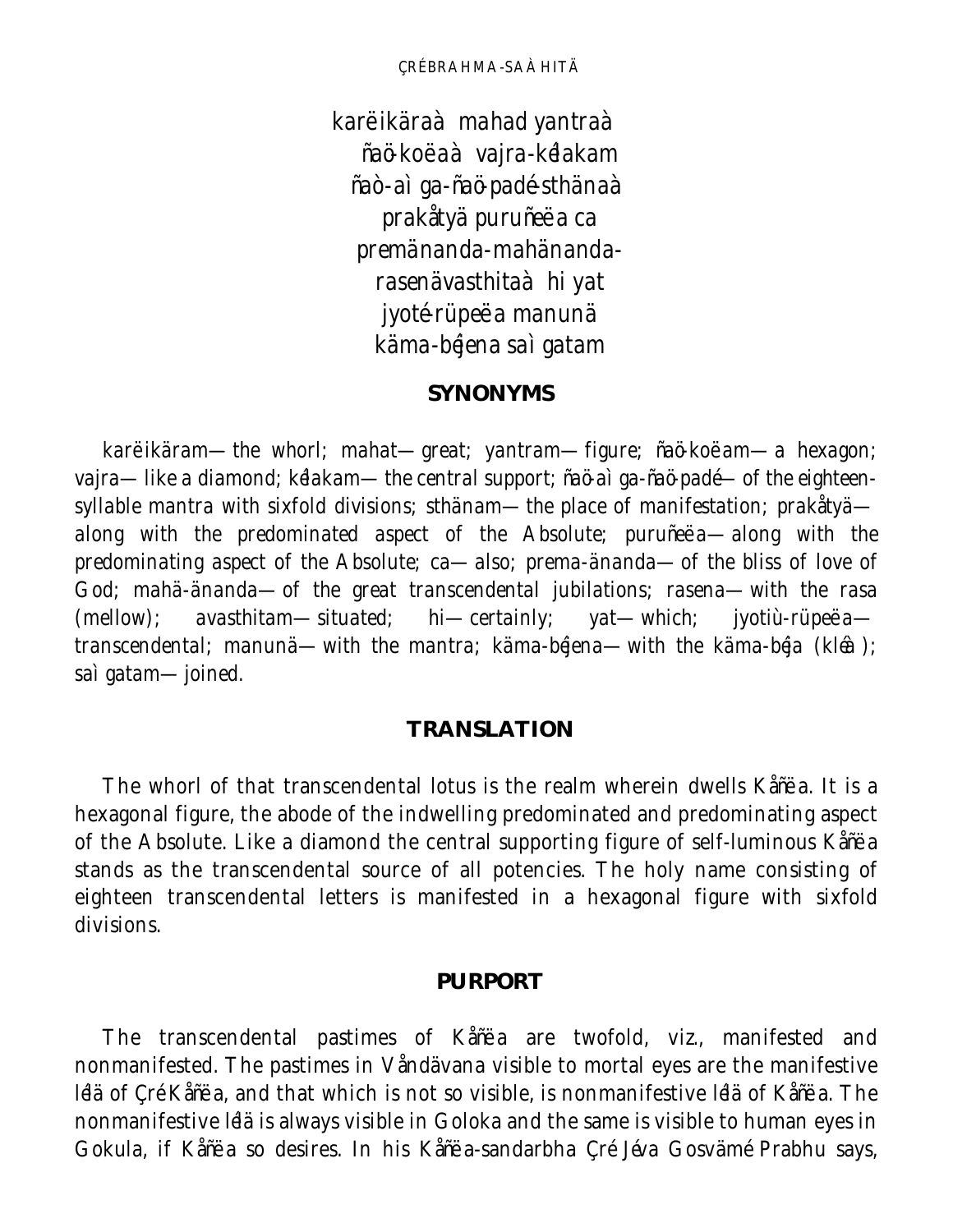karëikäraà mahad yantraà
ñaö-koëaà vajra-kélakam
ñaò-aì ga-ñaö-padé-sthänaà
prakåtyä puruñeëa ca
premänanda-mahänanda-
rasenävasthitaà hi yat
jyoté-rüpeëa manunä
käma-béjena saì gatam

## SYNONYMS

karëikäram—the whorl; mahat—great; yantram—figure; ñaö-koëam—a hexagon; vajra—like a diamond; kélakam—the central support; ñaö-aì ga-ñaö-padé—of the eighteen-syllable mantra with sixfold divisions; sthänam—the place of manifestation; prakåtyä—along with the predominated aspect of the Absolute; puruñeëa—along with the predominating aspect of the Absolute; ca—also; prema-änanda—of the bliss of love of God; mahä-änanda—of the great transcendental jubilations; rasena—with the rasa (mellow); avasthitam—situated; hi—certainly; yat—which; jyotiù-rüpeëa—transcendental; manunä—with the mantra; käma-béjena—with the käma-béja (kléà); saì gatam—joined.

## TRANSLATION

The whorl of that transcendental lotus is the realm wherein dwells Kåñëa. It is a hexagonal figure, the abode of the indwelling predominated and predominating aspect of the Absolute. Like a diamond the central supporting figure of self-luminous Kåñëa stands as the transcendental source of all potencies. The holy name consisting of eighteen transcendental letters is manifested in a hexagonal figure with sixfold divisions.

## PURPORT

The transcendental pastimes of Kåñëa are twofold, viz., manifested and nonmanifested. The pastimes in Våndävana visible to mortal eyes are the manifestive lélä of Çré Kåñëa, and that which is not so visible, is nonmanifestive lélä of Kåñëa. The nonmanifestive lélä is always visible in Goloka and the same is visible to human eyes in Gokula, if Kåñëa so desires. In his Kåñëa-sandarbha Çré Jéva Gosvämé Prabhu says,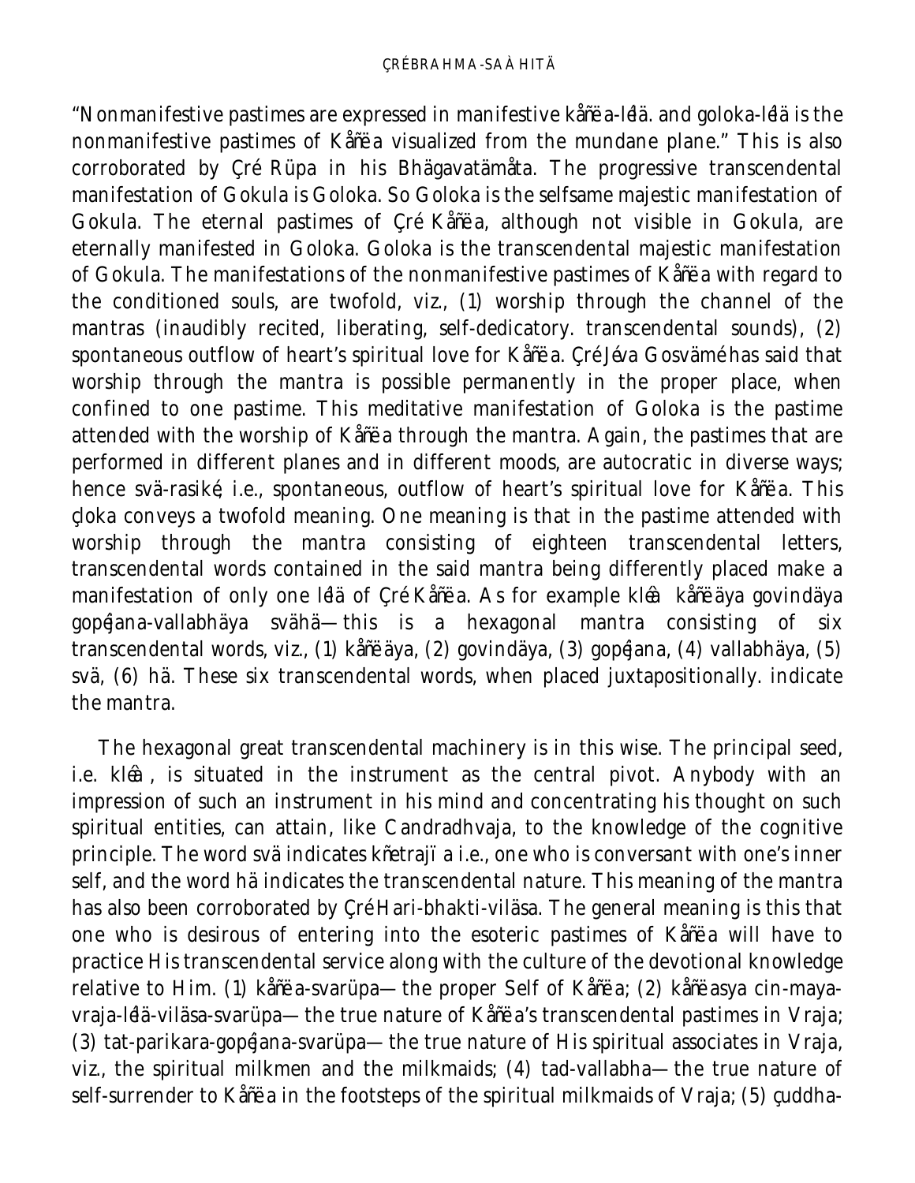"Nonmanifestive pastimes are expressed in manifestive kåñëa-léla. and goloka-lélä is the nonmanifestive pastimes of Kåñëa visualized from the mundane plane." This is also corroborated by Çré Rüpa in his Bhägavatämåta. The progressive transcendental manifestation of Gokula is Goloka. So Goloka is the selfsame majestic manifestation of Gokula. The eternal pastimes of Çré Kåñëa, although not visible in Gokula, are eternally manifested in Goloka. Goloka is the transcendental majestic manifestation of Gokula. The manifestations of the nonmanifestive pastimes of Kåñëa with regard to the conditioned souls, are twofold, viz., (1) worship through the channel of the mantras (inaudibly recited, liberating, self-dedicatory. transcendental sounds), (2) spontaneous outflow of heart's spiritual love for Kåñëa. Çré Jéva Gosvämé has said that worship through the mantra is possible permanently in the proper place, when confined to one pastime. This meditative manifestation of Goloka is the pastime attended with the worship of Kåñëa through the mantra. Again, the pastimes that are performed in different planes and in different moods, are autocratic in diverse ways; hence svä-rasiké, i.e., spontaneous, outflow of heart's spiritual love for Kåñëa. This çloka conveys a twofold meaning. One meaning is that in the pastime attended with worship through the mantra consisting of eighteen transcendental letters, transcendental words contained in the said mantra being differently placed make a manifestation of only one lélä of Çré Kåñëa. As for example kléà kåñëäya govindäya gopéjana-vallabhäya svähä—this is a hexagonal mantra consisting of six transcendental words, viz., (1) kåñëäya, (2) govindäya, (3) gopéjana, (4) vallabhäya, (5) svä, (6) hä. These six transcendental words, when placed juxtapositionally. indicate the mantra.

The hexagonal great transcendental machinery is in this wise. The principal seed, i.e. kléà, is situated in the instrument as the central pivot. Anybody with an impression of such an instrument in his mind and concentrating his thought on such spiritual entities, can attain, like Candradhvaja, to the knowledge of the cognitive principle. The word svä indicates kñetrajïa i.e., one who is conversant with one's inner self, and the word hä indicates the transcendental nature. This meaning of the mantra has also been corroborated by Çré Hari-bhakti-viläsa. The general meaning is this that one who is desirous of entering into the esoteric pastimes of Kåñëa will have to practice His transcendental service along with the culture of the devotional knowledge relative to Him. (1) kåñëa-svarüpa—the proper Self of Kåñëa; (2) kåñëasya cin-maya-vraja-lélä-viläsa-svarüpa—the true nature of Kåñëa's transcendental pastimes in Vraja; (3) tat-parikara-gopéjana-svarüpa—the true nature of His spiritual associates in Vraja, viz., the spiritual milkmen and the milkmaids; (4) tad-vallabha—the true nature of self-surrender to Kåñëa in the footsteps of the spiritual milkmaids of Vraja; (5) çuddha-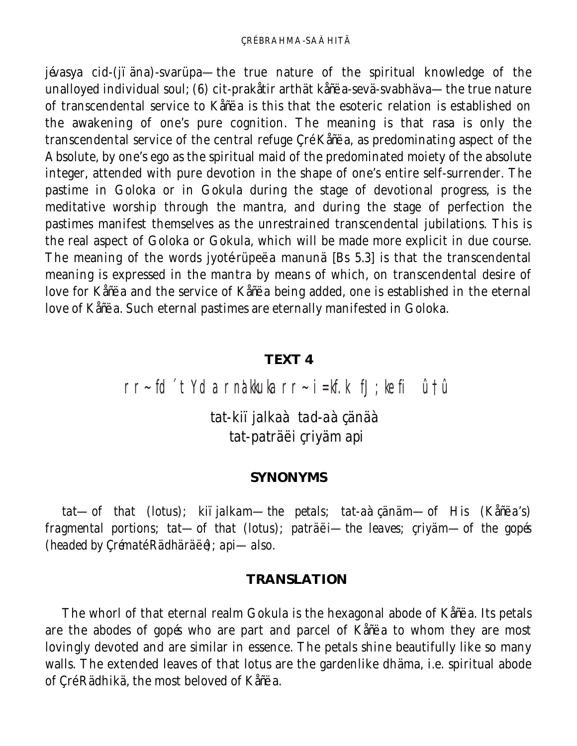jévasya cid-(jïäna)-svarüpa—the true nature of the spiritual knowledge of the unalloyed individual soul; (6) cit-prakåtir arthät kåñëa-sevä-svabhäva—the true nature of transcendental service to Kåñëa is this that the esoteric relation is established on the awakening of one's pure cognition. The meaning is that rasa is only the transcendental service of the central refuge Çré Kåñëa, as predominating aspect of the Absolute, by one's ego as the spiritual maid of the predominated moiety of the absolute integer, attended with pure devotion in the shape of one's entire self-surrender. The pastime in Goloka or in Gokula during the stage of devotional progress, is the meditative worship through the mantra, and during the stage of perfection the pastimes manifest themselves as the unrestrained transcendental jubilations. This is the real aspect of Goloka or Gokula, which will be made more explicit in due course. The meaning of the words jyoté-rüpeëa manunä [Bs 5.3] is that the transcendental meaning is expressed in the mantra by means of which, on transcendental desire of love for Kåñëa and the service of Kåñëa being added, one is established in the eternal love of Kåñëa. Such eternal pastimes are eternally manifested in Goloka.

### TEXT 4

rr~fd´tYdarnàkkukarr~i=kf.k fJ;kefi û†û

*tat-kiïjalkaà tad-aàçänäà*
*tat-paträëi çriyäm api*

### SYNONYMS

*tat*—of that (lotus); *kiïjalkam*—the petals; *tat-aàçänäm*—of His (Kåñëa's) fragmental portions; *tat*—of that (lotus); *paträëi*—the leaves; *çriyäm*—of the gopés (headed by Çrématé Rädhäräëé); *api*—also.

### TRANSLATION

The whorl of that eternal realm Gokula is the hexagonal abode of Kåñëa. Its petals are the abodes of gopés who are part and parcel of Kåñëa to whom they are most lovingly devoted and are similar in essence. The petals shine beautifully like so many walls. The extended leaves of that lotus are the gardenlike dhäma, i.e. spiritual abode of Çré Rädhikä, the most beloved of Kåñëa.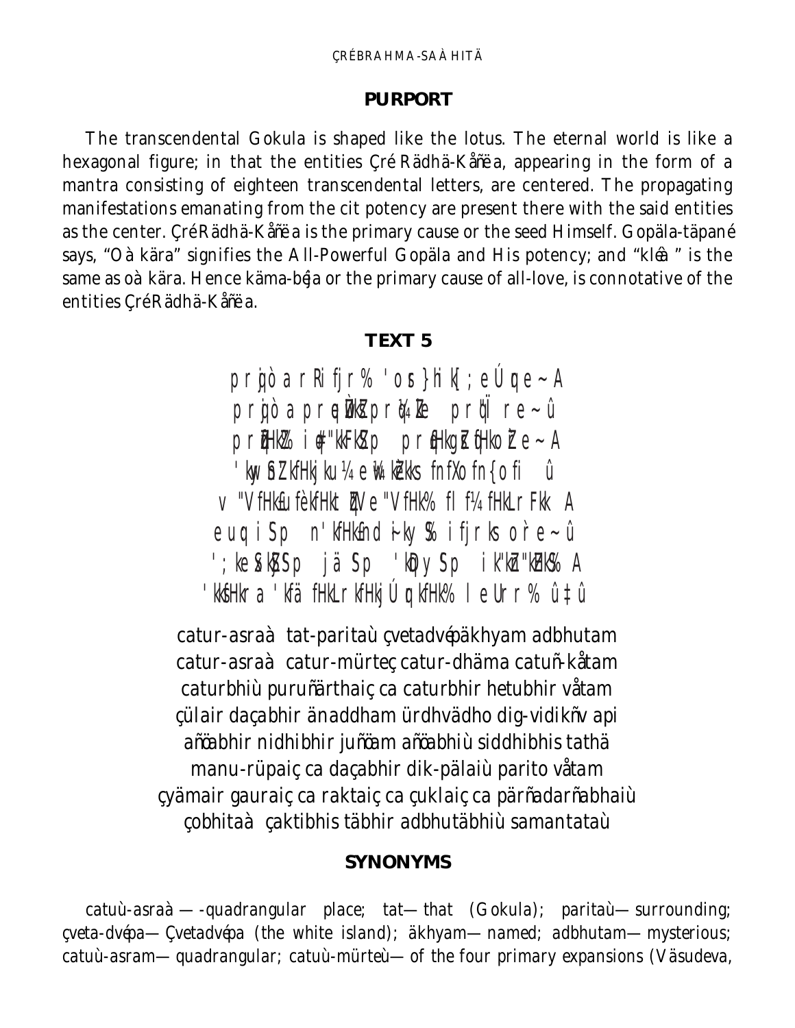## PURPORT

The transcendental Gokula is shaped like the lotus. The eternal world is like a hexagonal figure; in that the entities Çré Rädhä-Kåñëa, appearing in the form of a mantra consisting of eighteen transcendental letters, are centered. The propagating manifestations emanating from the cit potency are present there with the said entities as the center. Çré Rädhä-Kåñëa is the primary cause or the seed Himself. Gopäla-täpané says, "Oà kära" signifies the All-Powerful Gopäla and His potency; and "kléà" is the same as oà kära. Hence käma-béja or the primary cause of all-love, is connotative of the entities Çré Rädhä-Kåñëa.

## TEXT 5

prqjòarRifjr% 'ors}hik[;eÚqe~A
prqjòapreqÙkZprq/kZe prqÏre~û
prqfHkZ% iq#"kkFkZSp prqfHkgsZrqfHkoZre~A
'kwySnZ'kfHkjkuà¼eww/okZ/kks fnfXofn{ofi û
v"VfHkfuZfèkfHktqZVe"VfHk% fl f¼fHkLrFkk A
euqi Sp n'kfHkfnZd~ikyS% ifjrks oZre~û
';keSxkSjSp jäSp 'kqDySp ik"kZn"kZHkS% A
'kksfHkra 'kfäfHkLrkfHkjÚqrkfHk% leUrr% û‡û

catur-asraà tat-paritaù çvetadvépäkhyam adbhutam
catur-asraà catur-mürteç catur-dhäma catuñ-kåtam
caturbhiù puruñärthaiç ca caturbhir hetubhir våtam
çülair daçabhir änaddham ürdhvädho dig-vidikñv api
añöabhir nidhibhir juñöam añöabhiù siddhibhis tathä
manu-rüpaiç ca daçabhir dik-pälaiù parito våtam
çyämair gauraiç ca raktaiç ca çuklaiç ca pärñadarñabhaiù
çobhitaà çaktibhis täbhir adbhutäbhiù samantataù

## SYNONYMS

catuù-asraà—-quadrangular place; tat—that (Gokula); paritaù—surrounding; çveta-dvépa—Çvetadvépa (the white island); äkhyam—named; adbhutam—mysterious; catuù-asram—quadrangular; catuù-mürteù—of the four primary expansions (Väsudeva,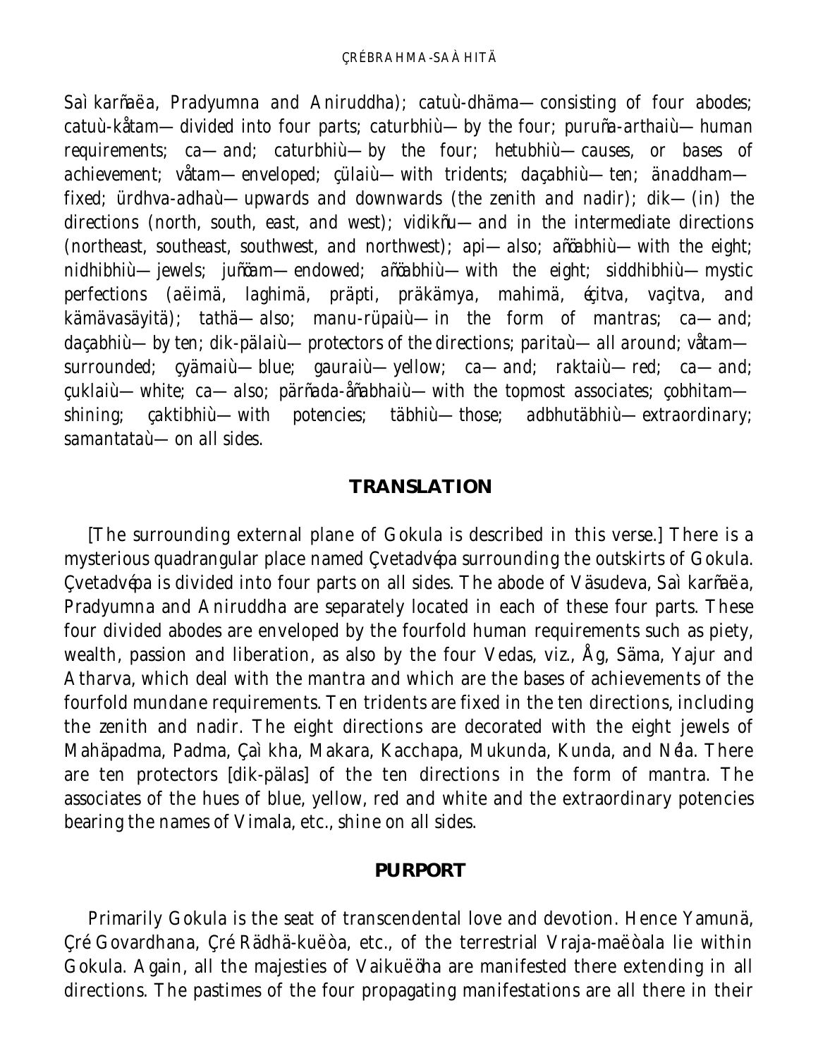*Saìkarñaëa, Pradyumna and Aniruddha); catuù-dhäma—consisting of four abodes; catuù-kåtam—divided into four parts; caturbhiù—by the four; puruña-arthaiù—human requirements; ca—and; caturbhiù—by the four; hetubhiù—causes, or bases of achievement; våtam—enveloped; çülaiù—with tridents; daçabhiù—ten; änaddham—fixed; ürdhva-adhaù—upwards and downwards (the zenith and nadir); dik—(in) the directions (north, south, east, and west); vidikñu—and in the intermediate directions (northeast, southeast, southwest, and northwest); api—also; añöabhiù—with the eight; nidhibhiù—jewels; juñöam—endowed; añöabhiù—with the eight; siddhibhiù—mystic perfections (aëimä, laghimä, präpti, präkämya, mahimä, éçitva, vaçitva, and kämävasäyitä); tathä—also; manu-rüpaiù—in the form of mantras; ca—and; daçabhiù—by ten; dik-pälaiù—protectors of the directions; paritaù—all around; våtam—surrounded; çyämaiù—blue; gauraiù—yellow; ca—and; raktaiù—red; ca—and; çuklaiù—white; ca—also; pärñada-åñabhaiù—with the topmost associates; çobhitam—shining; çaktibhiù—with potencies; täbhiù—those; adbhutäbhiù—extraordinary; samantataù—on all sides.*

## TRANSLATION

[The surrounding external plane of Gokula is described in this verse.] There is a mysterious quadrangular place named Çvetadvépa surrounding the outskirts of Gokula. Çvetadvépa is divided into four parts on all sides. The abode of Väsudeva, Saìkarñaëa, Pradyumna and Aniruddha are separately located in each of these four parts. These four divided abodes are enveloped by the fourfold human requirements such as piety, wealth, passion and liberation, as also by the four Vedas, viz., Åg, Säma, Yajur and Atharva, which deal with the mantra and which are the bases of achievements of the fourfold mundane requirements. Ten tridents are fixed in the ten directions, including the zenith and nadir. The eight directions are decorated with the eight jewels of Mahäpadma, Padma, Çaìkha, Makara, Kacchapa, Mukunda, Kunda, and Néla. There are ten protectors [dik-pälas] of the ten directions in the form of mantra. The associates of the hues of blue, yellow, red and white and the extraordinary potencies bearing the names of Vimala, etc., shine on all sides.

## PURPORT

Primarily Gokula is the seat of transcendental love and devotion. Hence Yamunä, Çré Govardhana, Çré Rädhä-kuëòa, etc., of the terrestrial Vraja-maëòala lie within Gokula. Again, all the majesties of Vaikuëöha are manifested there extending in all directions. The pastimes of the four propagating manifestations are all there in their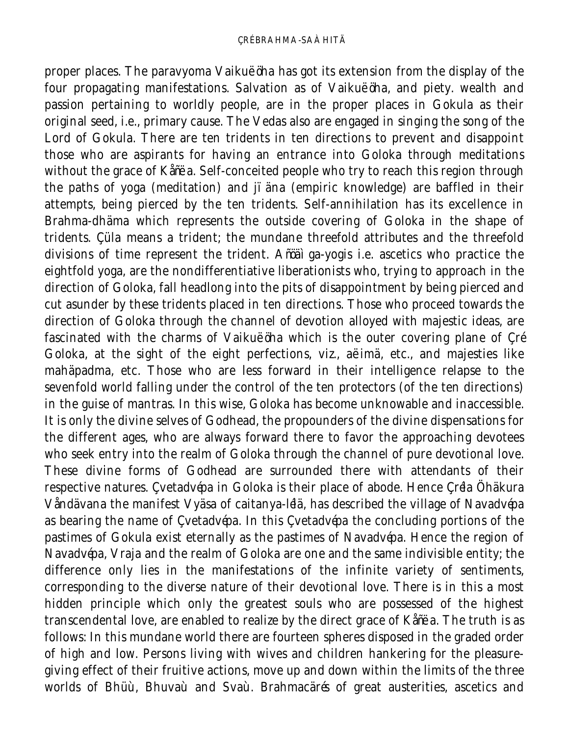proper places. The paravyoma Vaikuëöha has got its extension from the display of the four propagating manifestations. Salvation as of Vaikuëöha, and piety. wealth and passion pertaining to worldly people, are in the proper places in Gokula as their original seed, i.e., primary cause. The Vedas also are engaged in singing the song of the Lord of Gokula. There are ten tridents in ten directions to prevent and disappoint those who are aspirants for having an entrance into Goloka through meditations without the grace of Kåñëa. Self-conceited people who try to reach this region through the paths of yoga (meditation) and jïäna (empiric knowledge) are baffled in their attempts, being pierced by the ten tridents. Self-annihilation has its excellence in Brahma-dhäma which represents the outside covering of Goloka in the shape of tridents. Çüla means a trident; the mundane threefold attributes and the threefold divisions of time represent the trident. Añöäìga-yogis i.e. ascetics who practice the eightfold yoga, are the nondifferentiative liberationists who, trying to approach in the direction of Goloka, fall headlong into the pits of disappointment by being pierced and cut asunder by these tridents placed in ten directions. Those who proceed towards the direction of Goloka through the channel of devotion alloyed with majestic ideas, are fascinated with the charms of Vaikuëöha which is the outer covering plane of Çré Goloka, at the sight of the eight perfections, viz., aëimä, etc., and majesties like mahäpadma, etc. Those who are less forward in their intelligence relapse to the sevenfold world falling under the control of the ten protectors (of the ten directions) in the guise of mantras. In this wise, Goloka has become unknowable and inaccessible. It is only the divine selves of Godhead, the propounders of the divine dispensations for the different ages, who are always forward there to favor the approaching devotees who seek entry into the realm of Goloka through the channel of pure devotional love. These divine forms of Godhead are surrounded there with attendants of their respective natures. Çvetadvépa in Goloka is their place of abode. Hence Çréla Öhäkura Våndävana the manifest Vyäsa of caitanya-lélä, has described the village of Navadvépa as bearing the name of Çvetadvépa. In this Çvetadvépa the concluding portions of the pastimes of Gokula exist eternally as the pastimes of Navadvépa. Hence the region of Navadvépa, Vraja and the realm of Goloka are one and the same indivisible entity; the difference only lies in the manifestations of the infinite variety of sentiments, corresponding to the diverse nature of their devotional love. There is in this a most hidden principle which only the greatest souls who are possessed of the highest transcendental love, are enabled to realize by the direct grace of Kåñëa. The truth is as follows: In this mundane world there are fourteen spheres disposed in the graded order of high and low. Persons living with wives and children hankering for the pleasure-giving effect of their fruitive actions, move up and down within the limits of the three worlds of Bhüù, Bhuvaù and Svaù. Brahmacärés of great austerities, ascetics and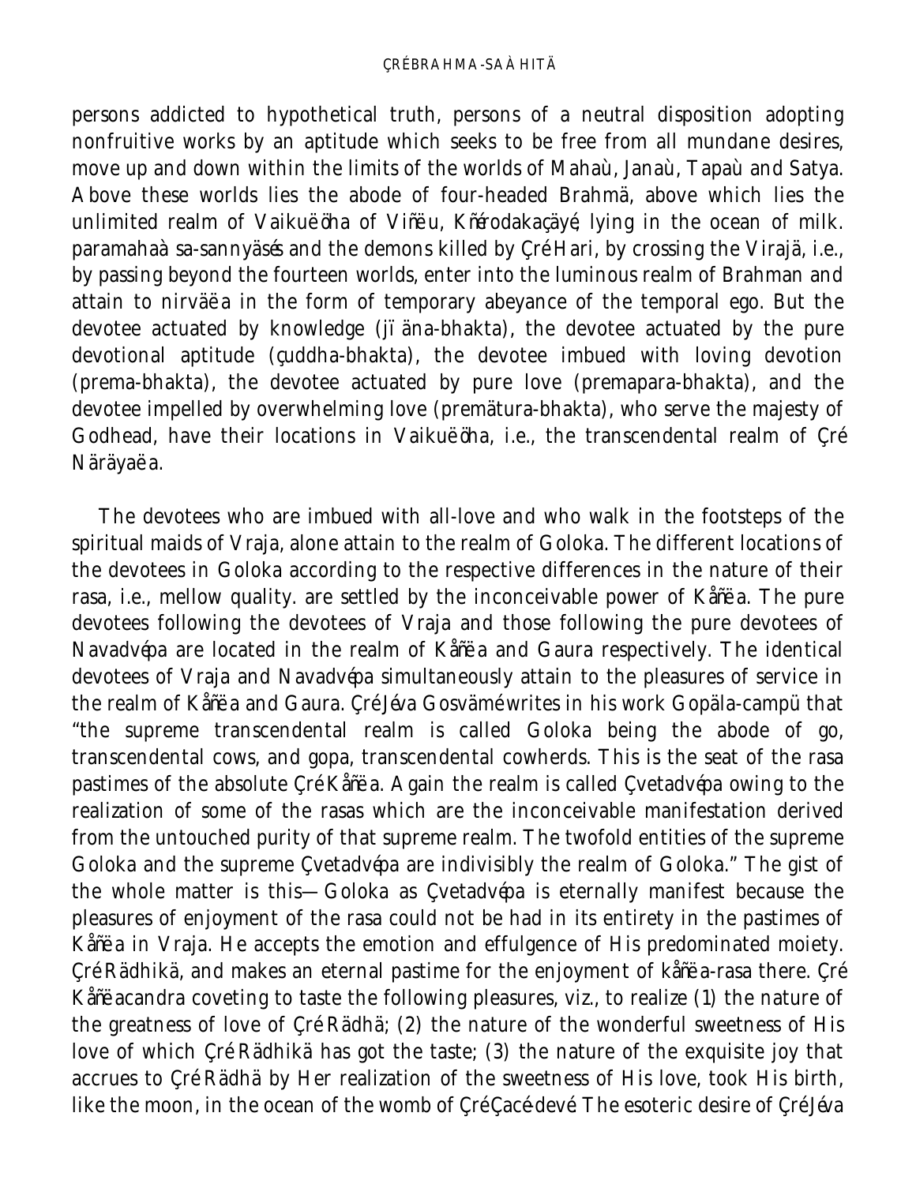persons addicted to hypothetical truth, persons of a neutral disposition adopting nonfruitive works by an aptitude which seeks to be free from all mundane desires, move up and down within the limits of the worlds of Mahaù, Janaù, Tapaù and Satya. Above these worlds lies the abode of four-headed Brahmä, above which lies the unlimited realm of Vaikuëöha of Viñëu, Kñérodakaçäyé, lying in the ocean of milk. paramahaàsa-sannyäsés and the demons killed by Çré Hari, by crossing the Virajä, i.e., by passing beyond the fourteen worlds, enter into the luminous realm of Brahman and attain to nirväëa in the form of temporary abeyance of the temporal ego. But the devotee actuated by knowledge (jïäna-bhakta), the devotee actuated by the pure devotional aptitude (çuddha-bhakta), the devotee imbued with loving devotion (prema-bhakta), the devotee actuated by pure love (premapara-bhakta), and the devotee impelled by overwhelming love (prematura-bhakta), who serve the majesty of Godhead, have their locations in Vaikuëöha, i.e., the transcendental realm of Çré Näräyaëa.

The devotees who are imbued with all-love and who walk in the footsteps of the spiritual maids of Vraja, alone attain to the realm of Goloka. The different locations of the devotees in Goloka according to the respective differences in the nature of their rasa, i.e., mellow quality. are settled by the inconceivable power of Kåñëa. The pure devotees following the devotees of Vraja and those following the pure devotees of Navadvépa are located in the realm of Kåñëa and Gaura respectively. The identical devotees of Vraja and Navadvépa simultaneously attain to the pleasures of service in the realm of Kåñëa and Gaura. Çré Jéva Gosvämé writes in his work Gopäla-campü that "the supreme transcendental realm is called Goloka being the abode of go, transcendental cows, and gopa, transcendental cowherds. This is the seat of the rasa pastimes of the absolute Çré Kåñëa. Again the realm is called Çvetadvépa owing to the realization of some of the rasas which are the inconceivable manifestation derived from the untouched purity of that supreme realm. The twofold entities of the supreme Goloka and the supreme Çvetadvépa are indivisibly the realm of Goloka." The gist of the whole matter is this—Goloka as Çvetadvépa is eternally manifest because the pleasures of enjoyment of the rasa could not be had in its entirety in the pastimes of Kåñëa in Vraja. He accepts the emotion and effulgence of His predominated moiety. Çré Rädhikä, and makes an eternal pastime for the enjoyment of kåñëa-rasa there. Çré Kåñëacandra coveting to taste the following pleasures, viz., to realize (1) the nature of the greatness of love of Çré Rädhä; (2) the nature of the wonderful sweetness of His love of which Çré Rädhikä has got the taste; (3) the nature of the exquisite joy that accrues to Çré Rädhä by Her realization of the sweetness of His love, took His birth, like the moon, in the ocean of the womb of Çré Çacé-devé. The esoteric desire of Çré Jéva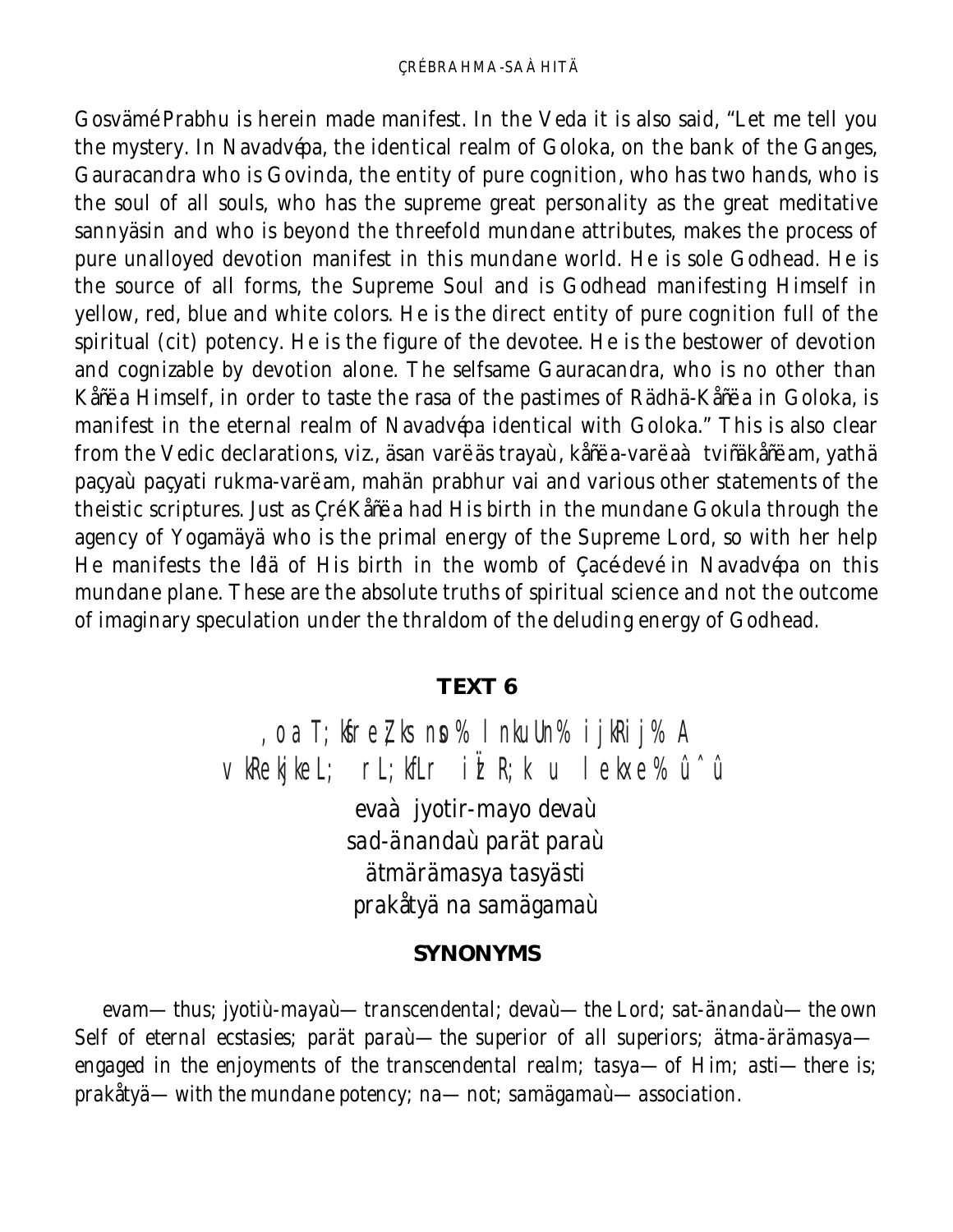Gosvämé Prabhu is herein made manifest. In the Veda it is also said, "Let me tell you the mystery. In Navadvépa, the identical realm of Goloka, on the bank of the Ganges, Gauracandra who is Govinda, the entity of pure cognition, who has two hands, who is the soul of all souls, who has the supreme great personality as the great meditative sannyäsin and who is beyond the threefold mundane attributes, makes the process of pure unalloyed devotion manifest in this mundane world. He is sole Godhead. He is the source of all forms, the Supreme Soul and is Godhead manifesting Himself in yellow, red, blue and white colors. He is the direct entity of pure cognition full of the spiritual (cit) potency. He is the figure of the devotee. He is the bestower of devotion and cognizable by devotion alone. The selfsame Gauracandra, who is no other than Kåñëa Himself, in order to taste the rasa of the pastimes of Rädhä-Kåñëa in Goloka, is manifest in the eternal realm of Navadvépa identical with Goloka." This is also clear from the Vedic declarations, viz., äsan varëäs trayaù, kåñëa-varëaà tviñäkåñëam, yathä paçyaù paçyati rukma-varëam, mahän prabhur vai and various other statements of the theistic scriptures. Just as Çré Kåñëa had His birth in the mundane Gokula through the agency of Yogamäyä who is the primal energy of the Supreme Lord, so with her help He manifests the lélä of His birth in the womb of Çacé-devé in Navadvépa on this mundane plane. These are the absolute truths of spiritual science and not the outcome of imaginary speculation under the thraldom of the deluding energy of Godhead.

## TEXT 6

, oa T; kfre;Zks no% l nkuUn% ijkRij% A
vkRekjkeL; rL; kfLr izÑR; k u lekxe% û^û

evaà jyotir-mayo devaù
sad-änandaù parät paraù
ätmärämasya tasyästi
prakåtyä na samägamaù

## SYNONYMS

*evam*—thus; *jyotiù-mayaù*—transcendental; *devaù*—the Lord; *sat-änandaù*—the own Self of eternal ecstasies; *parät paraù*—the superior of all superiors; *ätma-ärämasya*—engaged in the enjoyments of the transcendental realm; *tasya*—of Him; *asti*—there is; *prakåtyä*—with the mundane potency; *na*—not; *samägamaù*—association.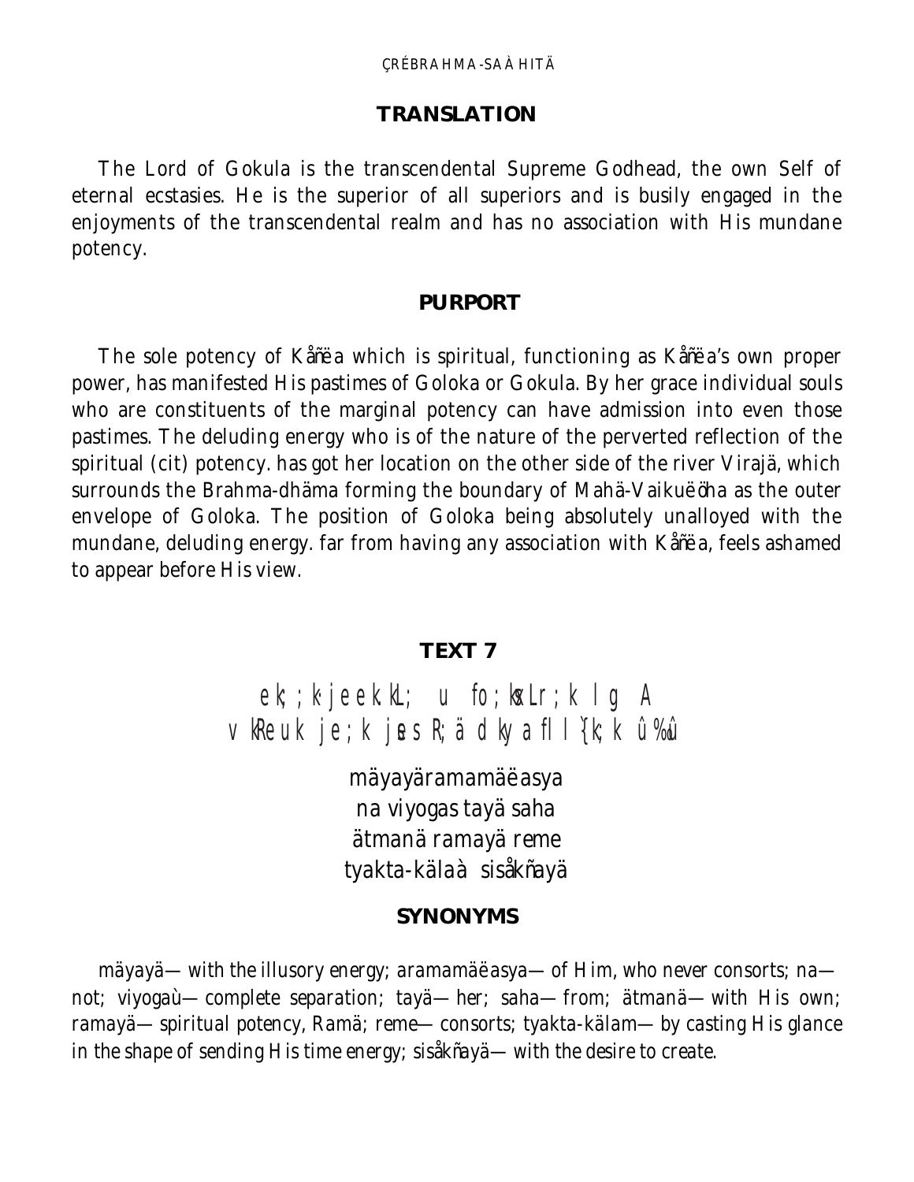## TRANSLATION

The Lord of Gokula is the transcendental Supreme Godhead, the own Self of eternal ecstasies. He is the superior of all superiors and is busily engaged in the enjoyments of the transcendental realm and has no association with His mundane potency.

## PURPORT

The sole potency of Kåñëa which is spiritual, functioning as Kåñëa's own proper power, has manifested His pastimes of Goloka or Gokula. By her grace individual souls who are constituents of the marginal potency can have admission into even those pastimes. The deluding energy who is of the nature of the perverted reflection of the spiritual (cit) potency. has got her location on the other side of the river Virajä, which surrounds the Brahma-dhäma forming the boundary of Mahä-Vaikuëöha as the outer envelope of Goloka. The position of Goloka being absolutely unalloyed with the mundane, deluding energy. far from having any association with Kåñëa, feels ashamed to appear before His view.

## TEXT 7

ek;;k·jeeek.kL; u fo;ksxLr;k lg A
vkReuk je;k jses R;ä dkya fll{k;k û%û

mäyayäramamäëasya
na viyogas tayä saha
ätmanä ramayä reme
tyakta-kälaà sisåkñayä

## SYNONYMS

mäyayä—with the illusory energy; aramamäëasya—of Him, who never consorts; na—not; viyogaù—complete separation; tayä—her; saha—from; ätmanä—with His own; ramayä—spiritual potency, Ramä; reme—consorts; tyakta-kälam—by casting His glance in the shape of sending His time energy; sisåkñayä—with the desire to create.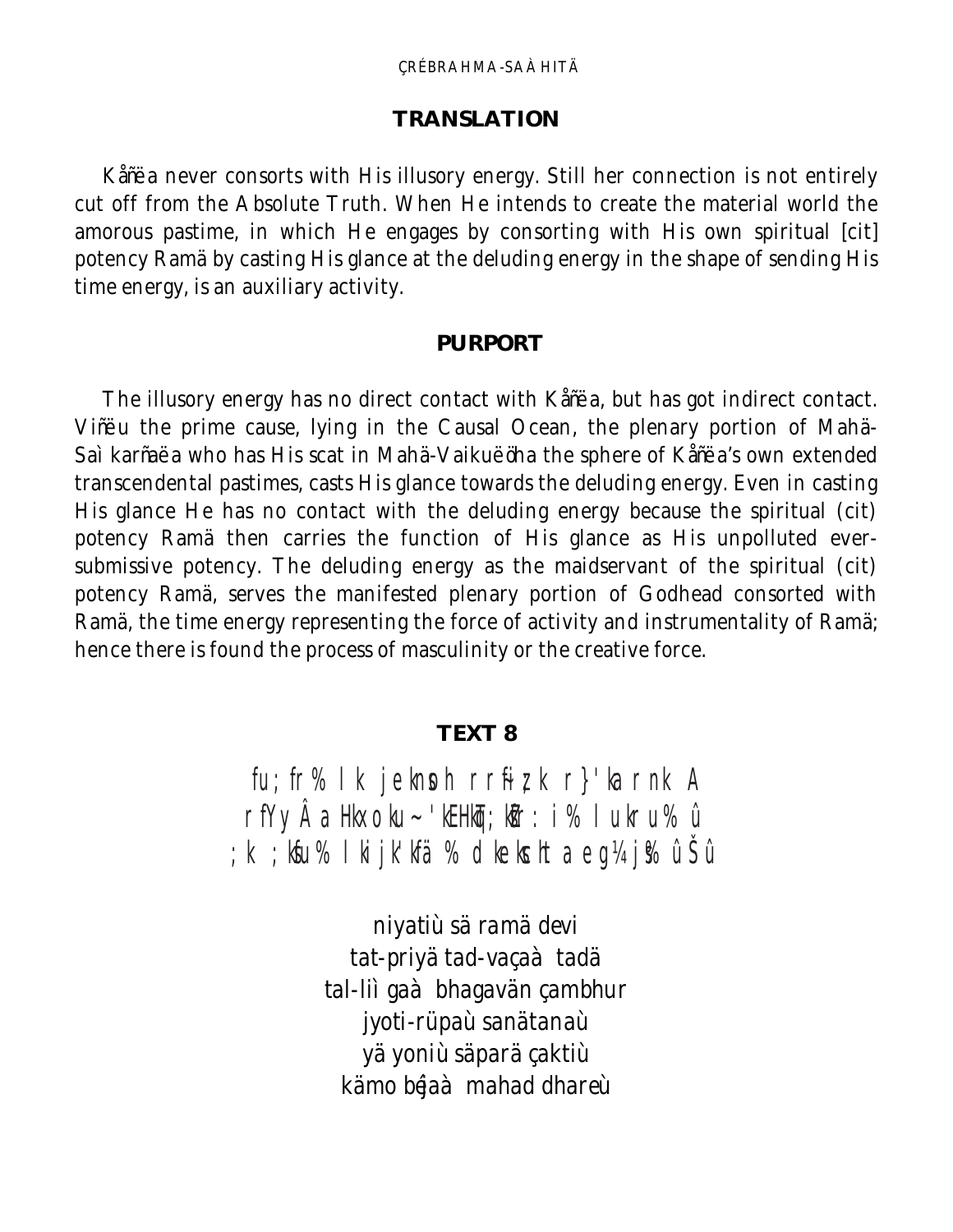## TRANSLATION

Kåñëa never consorts with His illusory energy. Still her connection is not entirely cut off from the Absolute Truth. When He intends to create the material world the amorous pastime, in which He engages by consorting with His own spiritual [cit] potency Ramä by casting His glance at the deluding energy in the shape of sending His time energy, is an auxiliary activity.

## PURPORT

The illusory energy has no direct contact with Kåñëa, but has got indirect contact. Viñëu the prime cause, lying in the Causal Ocean, the plenary portion of Mahä-Saìkarñaëa who has His scat in Mahä-Vaikuëöha the sphere of Kåñëa's own extended transcendental pastimes, casts His glance towards the deluding energy. Even in casting His glance He has no contact with the deluding energy because the spiritual (cit) potency Ramä then carries the function of His glance as His unpolluted ever-submissive potency. The deluding energy as the maidservant of the spiritual (cit) potency Ramä, serves the manifested plenary portion of Godhead consorted with Ramä, the time energy representing the force of activity and instrumentality of Ramä; hence there is found the process of masculinity or the creative force.

## TEXT 8

fu;fr% lk jekno h rfRiz;k r}'ka rnk A
rfYyÂa Hkxoku~ 'kEHkqT;ksZr:i% lukru% û
;k ;ksfu% lkijk'kfä % dkeks chta eg¼j% ûŠû

niyatiù sä ramä devi
tat-priyä tad-vaçaà tadä
tal-liìgaà bhagavän çambhur
jyoti-rüpaù sanätanaù
yä yoniù säparä çaktiù
kämo béjaà mahad dhareù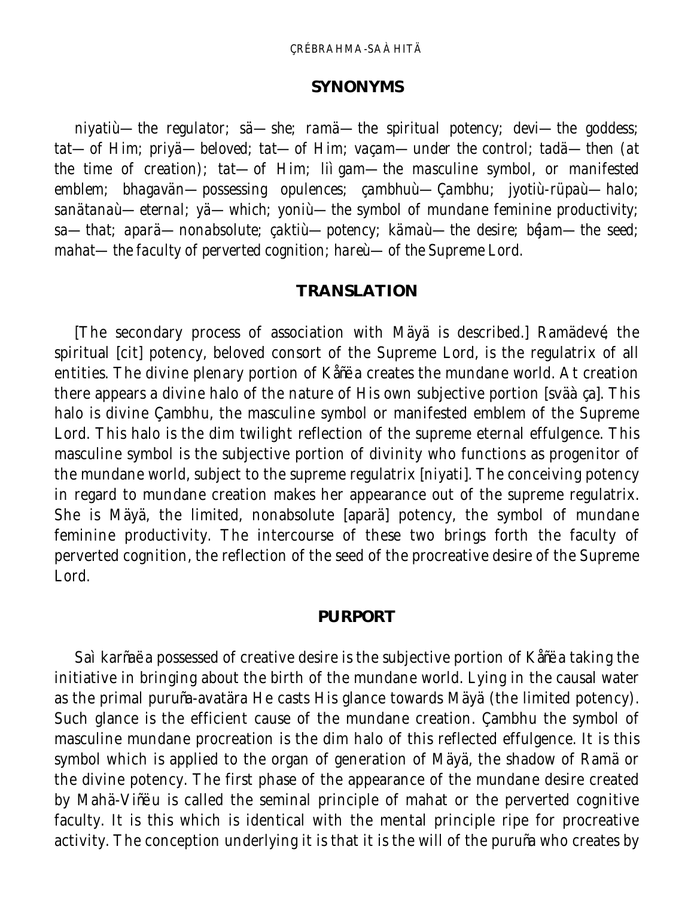## SYNONYMS

*niyatiù—the regulator; sä—she; ramä—the spiritual potency; devi—the goddess; tat—of Him; priyä—beloved; tat—of Him; vaçam—under the control; tadä—then (at the time of creation); tat—of Him; liìgam—the masculine symbol, or manifested emblem; bhagavän—possessing opulences; çambhuù—Çambhu; jyotiù-rüpaù—halo; sanätanaù—eternal; yä—which; yoniù—the symbol of mundane feminine productivity; sa—that; aparä—nonabsolute; çaktiù—potency; kämaù—the desire; béjam—the seed; mahat—the faculty of perverted cognition; hareù—of the Supreme Lord.*

## TRANSLATION

[The secondary process of association with Mäyä is described.] Ramädevé, the spiritual [cit] potency, beloved consort of the Supreme Lord, is the regulatrix of all entities. The divine plenary portion of Kåñëa creates the mundane world. At creation there appears a divine halo of the nature of His own subjective portion [sväàça]. This halo is divine Çambhu, the masculine symbol or manifested emblem of the Supreme Lord. This halo is the dim twilight reflection of the supreme eternal effulgence. This masculine symbol is the subjective portion of divinity who functions as progenitor of the mundane world, subject to the supreme regulatrix [niyati]. The conceiving potency in regard to mundane creation makes her appearance out of the supreme regulatrix. She is Mäyä, the limited, nonabsolute [aparä] potency, the symbol of mundane feminine productivity. The intercourse of these two brings forth the faculty of perverted cognition, the reflection of the seed of the procreative desire of the Supreme Lord.

## PURPORT

Saìkarñaëa possessed of creative desire is the subjective portion of Kåñëa taking the initiative in bringing about the birth of the mundane world. Lying in the causal water as the primal puruña-avatära He casts His glance towards Mäyä (the limited potency). Such glance is the efficient cause of the mundane creation. Çambhu the symbol of masculine mundane procreation is the dim halo of this reflected effulgence. It is this symbol which is applied to the organ of generation of Mäyä, the shadow of Ramä or the divine potency. The first phase of the appearance of the mundane desire created by Mahä-Viñëu is called the seminal principle of mahat or the perverted cognitive faculty. It is this which is identical with the mental principle ripe for procreative activity. The conception underlying it is that it is the will of the puruña who creates by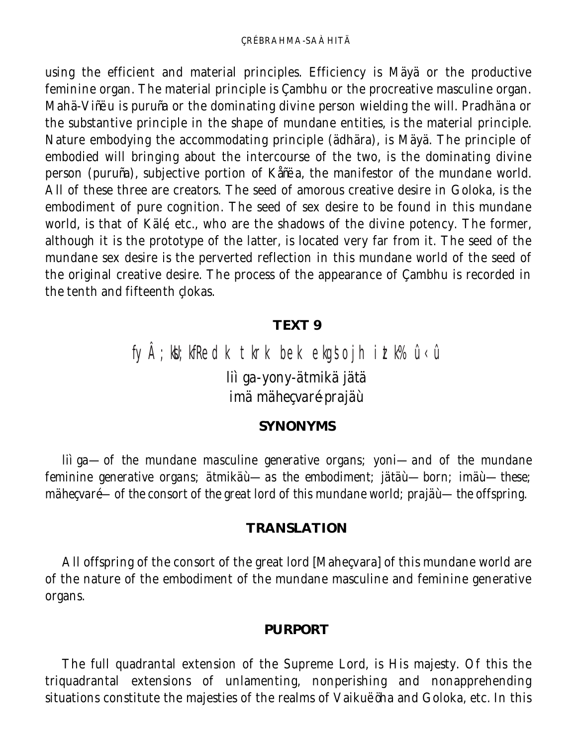using the efficient and material principles. Efficiency is Mäyä or the productive feminine organ. The material principle is Çambhu or the procreative masculine organ. Mahä-Viñëu is puruña or the dominating divine person wielding the will. Pradhäna or the substantive principle in the shape of mundane entities, is the material principle. Nature embodying the accommodating principle (ädhära), is Mäyä. The principle of embodied will bringing about the intercourse of the two, is the dominating divine person (puruña), subjective portion of Kåñëa, the manifestor of the mundane world. All of these three are creators. The seed of amorous creative desire in Goloka, is the embodiment of pure cognition. The seed of sex desire to be found in this mundane world, is that of Kälé, etc., who are the shadows of the divine potency. The former, although it is the prototype of the latter, is located very far from it. The seed of the mundane sex desire is the perverted reflection in this mundane world of the seed of the original creative desire. The process of the appearance of Çambhu is recorded in the tenth and fifteenth çlokas.

## TEXT 9

fyÂ;ksU;kRedk tkrk bek ekgs'ojh itk%û‹û

liìga-yony-ätmikä jätä
imä mäheçvaré-prajäù

### SYNONYMS

*liìga—of the mundane masculine generative organs; yoni—and of the mundane feminine generative organs; ätmikäù—as the embodiment; jätäù—born; imäù—these; mäheçvaré—of the consort of the great lord of this mundane world; prajäù—the offspring.*

### TRANSLATION

All offspring of the consort of the great lord [Maheçvara] of this mundane world are of the nature of the embodiment of the mundane masculine and feminine generative organs.

### PURPORT

The full quadrantal extension of the Supreme Lord, is His majesty. Of this the triquadrantal extensions of unlamenting, nonperishing and nonapprehending situations constitute the majesties of the realms of Vaikuëöha and Goloka, etc. In this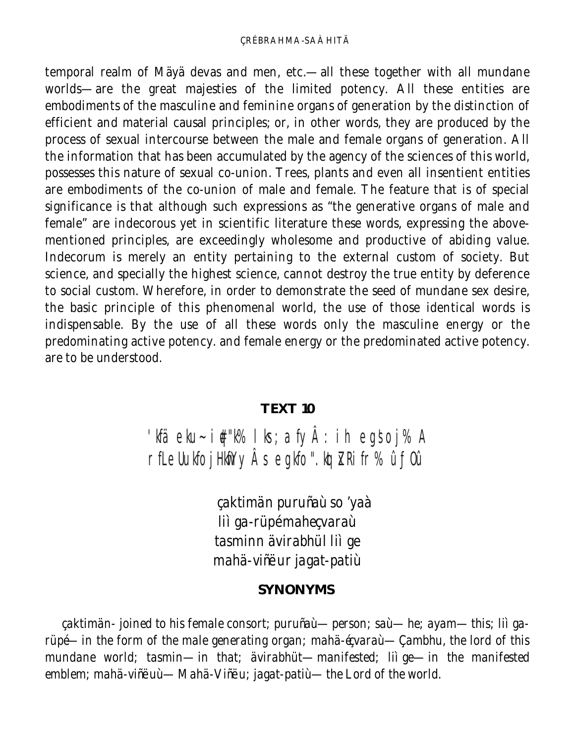temporal realm of Mäyä devas and men, etc.—all these together with all mundane worlds—are the great majesties of the limited potency. All these entities are embodiments of the masculine and feminine organs of generation by the distinction of efficient and material causal principles; or, in other words, they are produced by the process of sexual intercourse between the male and female organs of generation. All the information that has been accumulated by the agency of the sciences of this world, possesses this nature of sexual co-union. Trees, plants and even all insentient entities are embodiments of the co-union of male and female. The feature that is of special significance is that although such expressions as "the generative organs of male and female" are indecorous yet in scientific literature these words, expressing the above-mentioned principles, are exceedingly wholesome and productive of abiding value. Indecorum is merely an entity pertaining to the external custom of society. But science, and specially the highest science, cannot destroy the true entity by deference to social custom. Wherefore, in order to demonstrate the seed of mundane sex desire, the basic principle of this phenomenal world, the use of those identical words is indispensable. By the use of all these words only the masculine energy or the predominating active potency. and female energy or the predominated active potency. are to be understood.

## TEXT 10

'kfä eku~ i#"k% l ks; afyÂ : i h egšoj% A
rfLeUUkfoj Hkfy Â s egkfo".kq xRi fr% û ƒ Oû

çaktimän puruñaù so 'yaà
liì ga-rüpé maheçvaraù
tasminn ävirabhül liì ge
mahä-viñëur jagat-patiù

### SYNONYMS

*çaktimän*- joined to his female consort; *puruñaù*—person; *saù*—he; *ayam*—this; *liì ga-rüpé*—in the form of the male generating organ; *mahä-éçvaraù*—Çambhu, the lord of this mundane world; *tasmin*—in that; *ävirabhüt*—manifested; *liì ge*—in the manifested emblem; *mahä-viñëuù*—Mahä-Viñëu; *jagat-patiù*—the Lord of the world.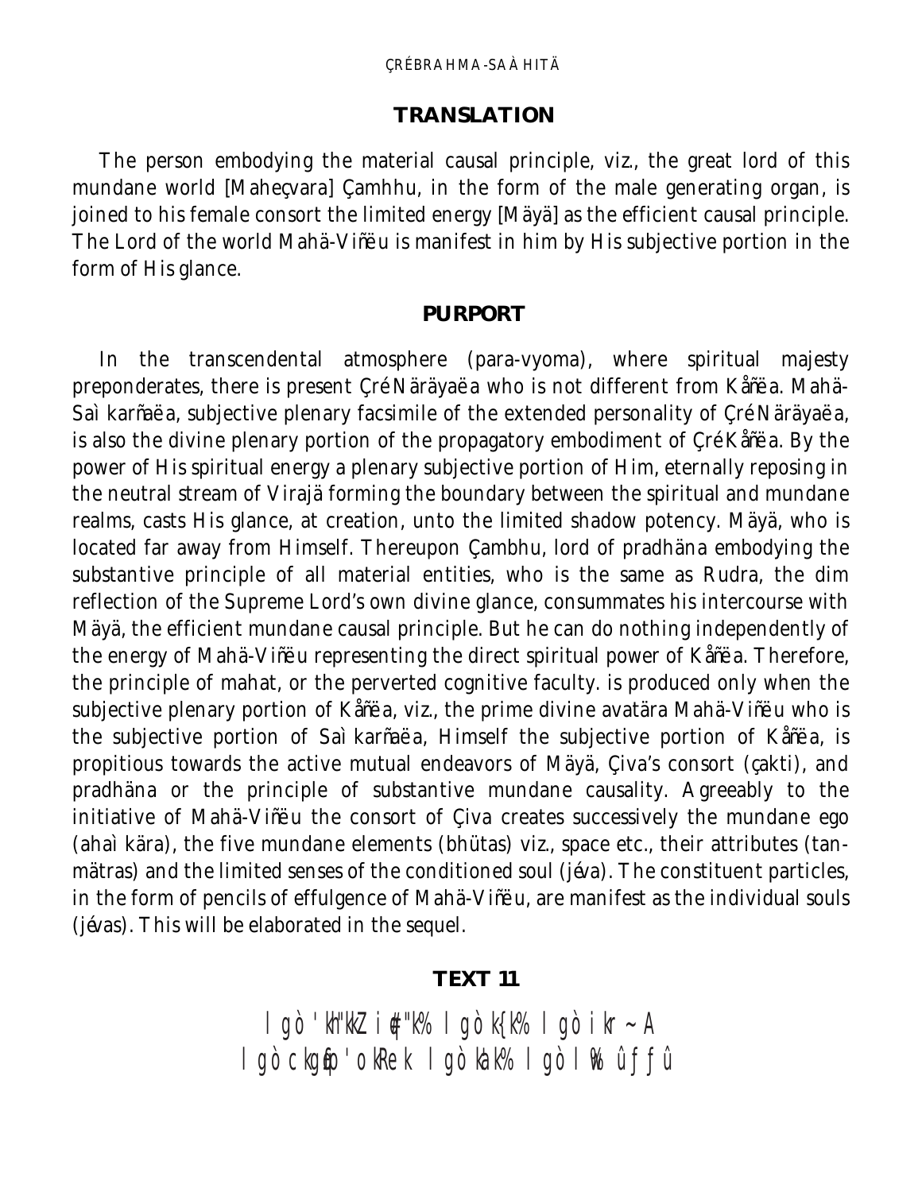## TRANSLATION

The person embodying the material causal principle, viz., the great lord of this mundane world [Maheçvara] Çamhhu, in the form of the male generating organ, is joined to his female consort the limited energy [Mäyä] as the efficient causal principle. The Lord of the world Mahä-Viñëu is manifest in him by His subjective portion in the form of His glance.

## PURPORT

In the transcendental atmosphere (para-vyoma), where spiritual majesty preponderates, there is present Çré Näräyaëa who is not different from Kåñëa. Mahä-Saìkarñaëa, subjective plenary facsimile of the extended personality of Çré Näräyaëa, is also the divine plenary portion of the propagatory embodiment of Çré Kåñëa. By the power of His spiritual energy a plenary subjective portion of Him, eternally reposing in the neutral stream of Virajä forming the boundary between the spiritual and mundane realms, casts His glance, at creation, unto the limited shadow potency. Mäyä, who is located far away from Himself. Thereupon Çambhu, lord of pradhäna embodying the substantive principle of all material entities, who is the same as Rudra, the dim reflection of the Supreme Lord's own divine glance, consummates his intercourse with Mäyä, the efficient mundane causal principle. But he can do nothing independently of the energy of Mahä-Viñëu representing the direct spiritual power of Kåñëa. Therefore, the principle of mahat, or the perverted cognitive faculty. is produced only when the subjective plenary portion of Kåñëa, viz., the prime divine avatära Mahä-Viñëu who is the subjective portion of Saìkarñaëa, Himself the subjective portion of Kåñëa, is propitious towards the active mutual endeavors of Mäyä, Çiva's consort (çakti), and pradhäna or the principle of substantive mundane causality. Agreeably to the initiative of Mahä-Viñëu the consort of Çiva creates successively the mundane ego (ahaìkära), the five mundane elements (bhütas) viz., space etc., their attributes (tan-mätras) and the limited senses of the conditioned soul (jéva). The constituent particles, in the form of pencils of effulgence of Mahä-Viñëu, are manifest as the individual souls (jévas). This will be elaborated in the sequel.

## TEXT 11

l gò 'kh"kkZ i#"k% l gò k{k% l gò ikr~ A
l gò ckgq£o'okRek l gò kak% l gò l % û ƒ ƒ û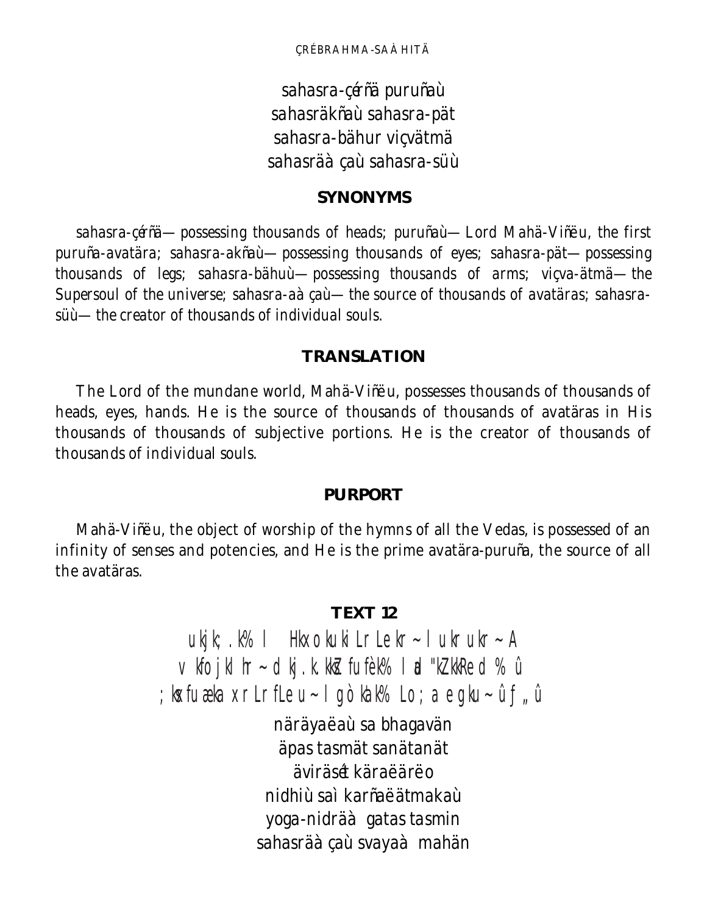sahasra-çérñä puruñaù
sahasräkñaù sahasra-pät
sahasra-bähur viçvätmä
sahasräà çaù sahasra-süù

### SYNONYMS

sahasra-çérñä—possessing thousands of heads; puruñaù—Lord Mahä-Viñëu, the first puruña-avatära; sahasra-akñaù—possessing thousands of eyes; sahasra-pät—possessing thousands of legs; sahasra-bähuù—possessing thousands of arms; viçva-ätmä—the Supersoul of the universe; sahasra-aàçaù—the source of thousands of avatäras; sahasra-süù—the creator of thousands of individual souls.

### TRANSLATION

The Lord of the mundane world, Mahä-Viñëu, possesses thousands of thousands of heads, eyes, hands. He is the source of thousands of thousands of avatäras in His thousands of thousands of subjective portions. He is the creator of thousands of thousands of individual souls.

### PURPORT

Mahä-Viñëu, the object of worship of the hymns of all the Vedas, is possessed of an infinity of senses and potencies, and He is the prime avatära-puruña, the source of all the avatäras.

### TEXT 12

ukjk;.k% l Hkxoku~ vki~ rLekr~ lukrukr~ A
vkfojklhr~ dkj.kk.kksZ fuf/k% la"kZ.kkRed% û
;ksxfunzka xr~ rLfLeu~ lgòka'k% Lo;a egku~ ûƒ„û

nä räyaëaù sa bhagavän
äpas tasmät sanätanät
äviräsét käraëärëo
nidhiù saì karñaëätmakaù
yoga-nidräà gatas tasmin
sahasräà çaù svayaà mahän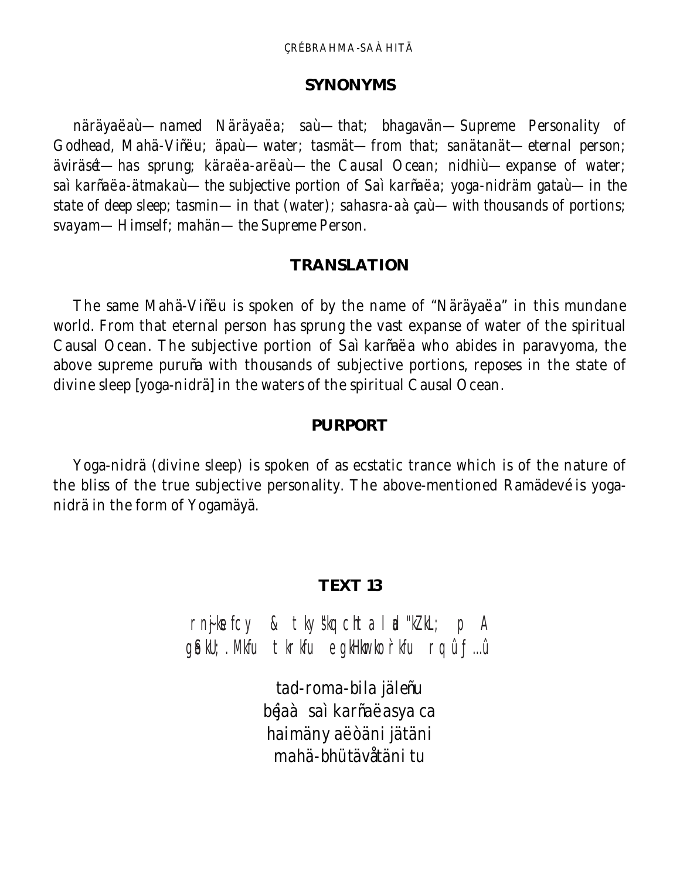## SYNONYMS

*näräyaëaù*—named Näräyaëa; *saù*—that; *bhagavän*—Supreme Personality of Godhead, Mahä-Viñëu; *äpaù*—water; *tasmät*—from that; *sanätanät*—eternal person; *äviräsét*—has sprung; *käraëa-arëaù*—the Causal Ocean; *nidhiù*—expanse of water; *saì karñaëa-ätmakaù*—the subjective portion of Saì karñaëa; *yoga-nidräm gataù*—in the state of deep sleep; *tasmin*—in that (water); *sahasra-aàçaù*—with thousands of portions; *svayam*—Himself; *mahän*—the Supreme Person.

## TRANSLATION

The same Mahä-Viñëu is spoken of by the name of "Näräyaëa" in this mundane world. From that eternal person has sprung the vast expanse of water of the spiritual Causal Ocean. The subjective portion of Saì karñaëa who abides in paravyoma, the above supreme puruña with thousands of subjective portions, reposes in the state of divine sleep [yoga-nidrä] in the waters of the spiritual Causal Ocean.

## PURPORT

Yoga-nidrä (divine sleep) is spoken of as ecstatic trance which is of the nature of the bliss of the true subjective personality. The above-mentioned Ramädevé is yoga-nidrä in the form of Yogamäyä.

## TEXT 13

rnj~kefcy & tkyšq cht a l al "kZkL; p A
g§ekU; .Mkfu tkrkfu egkHkwrkoÌrkfu rq û ƒ …û

*tad-roma-bila jäleñu*
*béjaà saì karñaëasya ca*
*haimäny aëòäni jätäni*
*mahä-bhütävåtäni tu*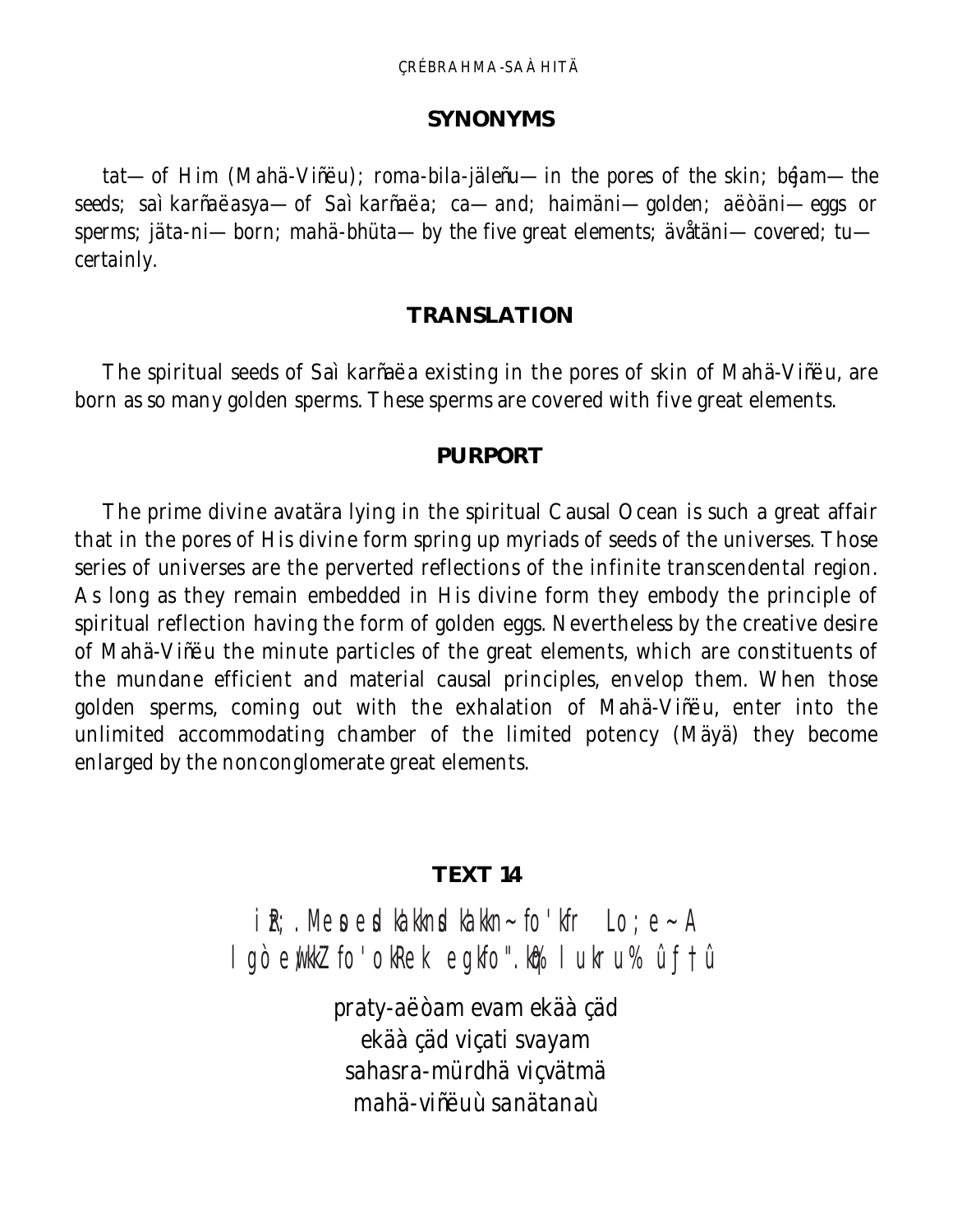### SYNONYMS

tat—of Him (Mahä-Viñëu); roma-bila-jäleñu—in the pores of the skin; béjam—the seeds; saìkarñaëasya—of Saìkarñaëa; ca—and; haimäni—golden; aëòäni—eggs or sperms; jäta-ni—born; mahä-bhüta—by the five great elements; ävåtäni—covered; tu—certainly.

### TRANSLATION

The spiritual seeds of Saìkarñaëa existing in the pores of skin of Mahä-Viñëu, are born as so many golden sperms. These sperms are covered with five great elements.

### PURPORT

The prime divine avatära lying in the spiritual Causal Ocean is such a great affair that in the pores of His divine form spring up myriads of seeds of the universes. Those series of universes are the perverted reflections of the infinite transcendental region. As long as they remain embedded in His divine form they embody the principle of spiritual reflection having the form of golden eggs. Nevertheless by the creative desire of Mahä-Viñëu the minute particles of the great elements, which are constituents of the mundane efficient and material causal principles, envelop them. When those golden sperms, coming out with the exhalation of Mahä-Viñëu, enter into the unlimited accommodating chamber of the limited potency (Mäyä) they become enlarged by the nonconglomerate great elements.

### TEXT 14

iR;.Meoe'kkaknsakkn~fo'kfr Lo;e~A
lgòe/kkZ fo'okRek egkfo".kq% lukru% û ƒ†û

praty-aëòam evam ekäàçäd
ekäàçäd viçati svayam
sahasra-mürdhä viçvätmä
mahä-viñëuù sanätanaù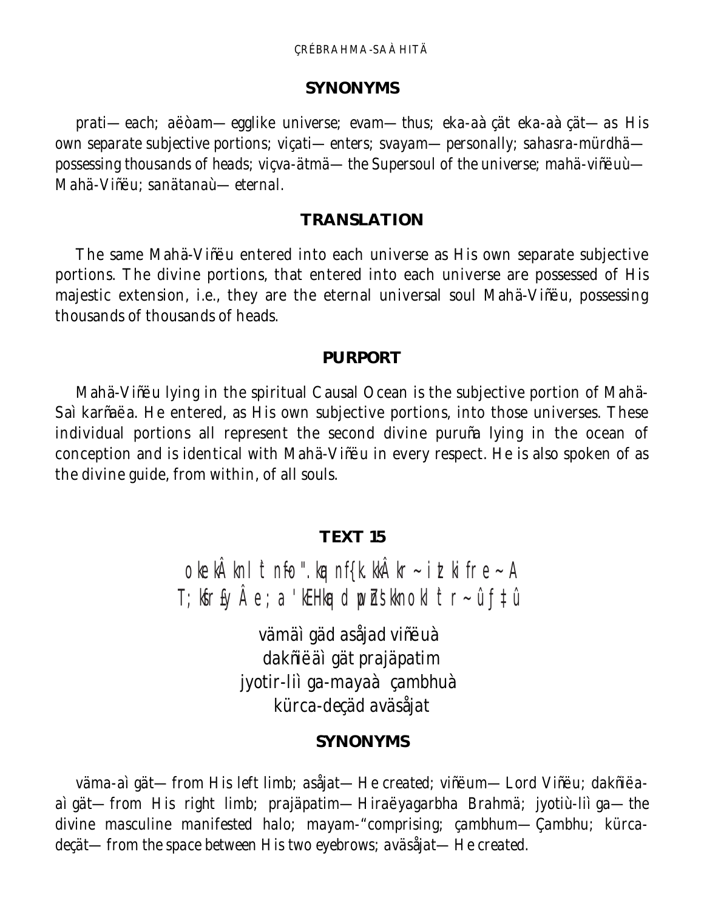**SYNONYMS**

*prati*—each; *aëòam*—egglike universe; *evam*—thus; *eka-aàçät eka-aàçät*—as His own separate subjective portions; *viçati*—enters; *svayam*—personally; *sahasra-mürdhä*—possessing thousands of heads; *viçva-ätmä*—the Supersoul of the universe; *mahä-viñëuù*—Mahä-Viñëu; *sanätanaù*—eternal.

**TRANSLATION**

The same Mahä-Viñëu entered into each universe as His own separate subjective portions. The divine portions, that entered into each universe are possessed of His majestic extension, i.e., they are the eternal universal soul Mahä-Viñëu, possessing thousands of thousands of heads.

**PURPORT**

Mahä-Viñëu lying in the spiritual Causal Ocean is the subjective portion of Mahä-Saìkarñaëa. He entered, as His own subjective portions, into those universes. These individual portions all represent the second divine puruña lying in the ocean of conception and is identical with Mahä-Viñëu in every respect. He is also spoken of as the divine guide, from within, of all souls.

**TEXT 15**

okekÂknl tnfo".kq nf{k.kkÂkr~ itkifre~ A
T;ksfr£yÂe;a 'kEHkq dwpZ'kknokl t r~ ûƒ‡û

vämäìgäd asåjad viñëuà
dakñiëäìgät prajäpatim
jyotir-liìga-mayaà çambhuà
kürca-deçäd aväsåjat

**SYNONYMS**

*väma-aìgät*—from His left limb; *asåjat*—He created; *viñëum*—Lord Viñëu; *dakñiëa-aìgät*—from His right limb; *prajäpatim*—Hiraëyagarbha Brahmä; *jyotiù-liìga*—the divine masculine manifested halo; *mayam*-"comprising; *çambhum*—Çambhu; *kürca-deçät*—from the space between His two eyebrows; *aväsåjat*—He created.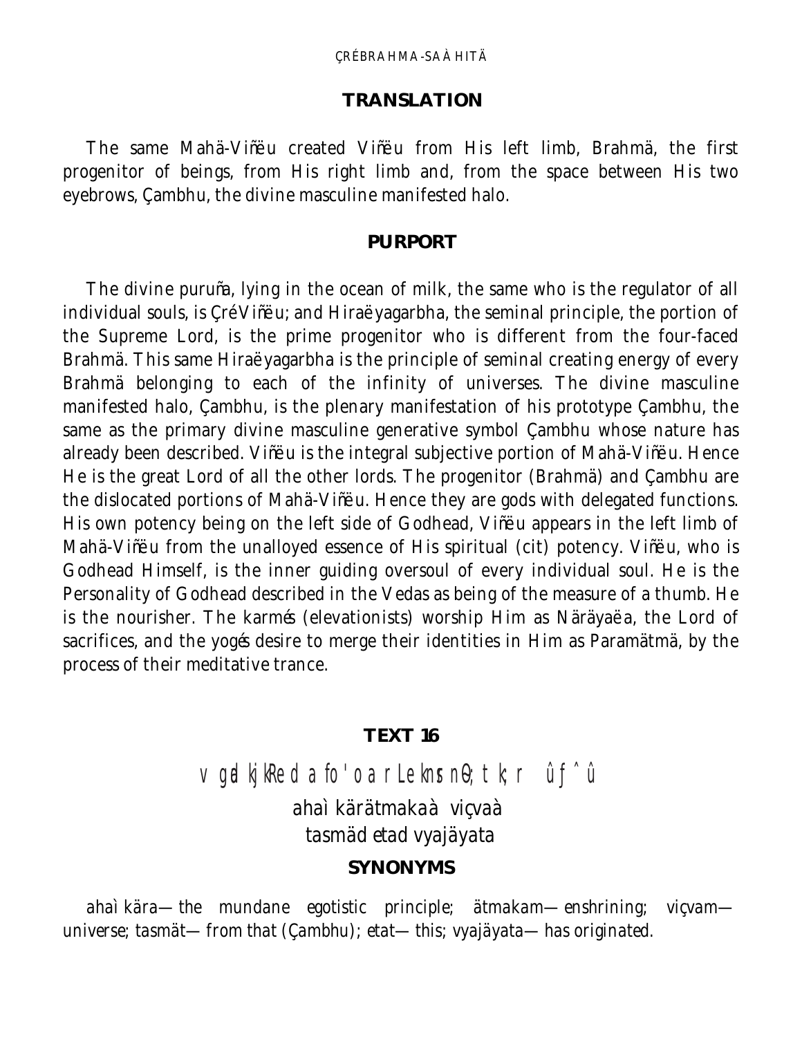## TRANSLATION

The same Mahä-Viñëu created Viñëu from His left limb, Brahmä, the first progenitor of beings, from His right limb and, from the space between His two eyebrows, Çambhu, the divine masculine manifested halo.

## PURPORT

The divine puruña, lying in the ocean of milk, the same who is the regulator of all individual souls, is Çré Viñëu; and Hiraëyagarbha, the seminal principle, the portion of the Supreme Lord, is the prime progenitor who is different from the four-faced Brahmä. This same Hiraëyagarbha is the principle of seminal creating energy of every Brahmä belonging to each of the infinity of universes. The divine masculine manifested halo, Çambhu, is the plenary manifestation of his prototype Çambhu, the same as the primary divine masculine generative symbol Çambhu whose nature has already been described. Viñëu is the integral subjective portion of Mahä-Viñëu. Hence He is the great Lord of all the other lords. The progenitor (Brahmä) and Çambhu are the dislocated portions of Mahä-Viñëu. Hence they are gods with delegated functions. His own potency being on the left side of Godhead, Viñëu appears in the left limb of Mahä-Viñëu from the unalloyed essence of His spiritual (cit) potency. Viñëu, who is Godhead Himself, is the inner guiding oversoul of every individual soul. He is the Personality of Godhead described in the Vedas as being of the measure of a thumb. He is the nourisher. The karmés (elevationists) worship Him as Näräyaëa, the Lord of sacrifices, and the yogés desire to merge their identities in Him as Paramätmä, by the process of their meditative trance.

## TEXT 16

v gadkjkRed a fo'oa rLekn sn~ O;tk;r ûf ˆ û

ahaì kärätmakaà viçvaà
tasmäd etad vyajäyata

## SYNONYMS

*ahaìkära*—the mundane egotistic principle; *ätmakam*—enshrining; *viçvam*—universe; *tasmät*—from that (Çambhu); *etat*—this; *vyajäyata*—has originated.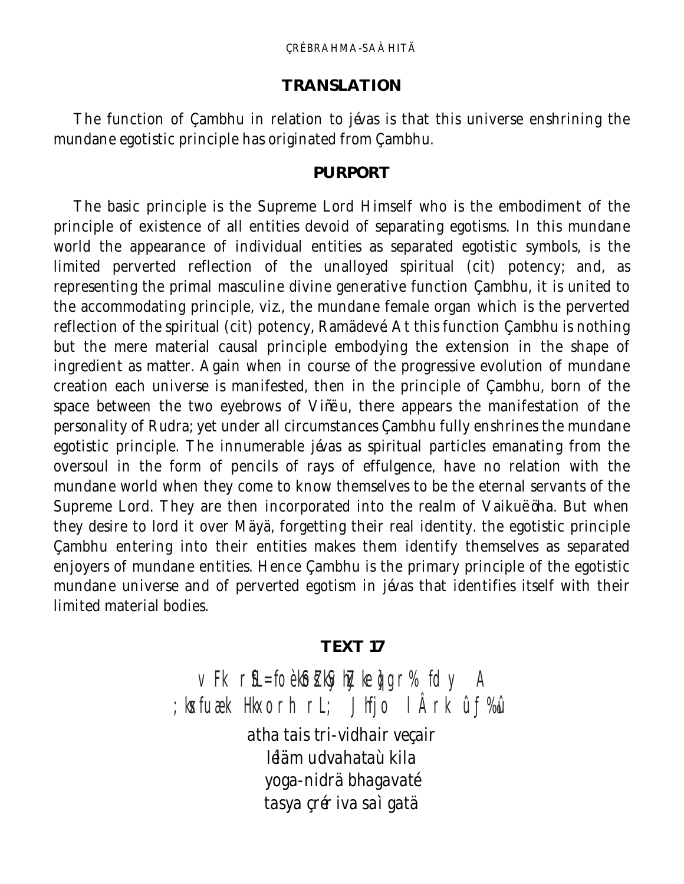## TRANSLATION

The function of Çambhu in relation to jévas is that this universe enshrining the mundane egotistic principle has originated from Çambhu.

## PURPORT

The basic principle is the Supreme Lord Himself who is the embodiment of the principle of existence of all entities devoid of separating egotisms. In this mundane world the appearance of individual entities as separated egotistic symbols, is the limited perverted reflection of the unalloyed spiritual (cit) potency; and, as representing the primal masculine divine generative function Çambhu, it is united to the accommodating principle, viz., the mundane female organ which is the perverted reflection of the spiritual (cit) potency, Ramädevé. At this function Çambhu is nothing but the mere material causal principle embodying the extension in the shape of ingredient as matter. Again when in course of the progressive evolution of mundane creation each universe is manifested, then in the principle of Çambhu, born of the space between the two eyebrows of Viñëu, there appears the manifestation of the personality of Rudra; yet under all circumstances Çambhu fully enshrines the mundane egotistic principle. The innumerable jévas as spiritual particles emanating from the oversoul in the form of pencils of rays of effulgence, have no relation with the mundane world when they come to know themselves to be the eternal servants of the Supreme Lord. They are then incorporated into the realm of Vaikuëöha. But when they desire to lord it over Mäyä, forgetting their real identity. the egotistic principle Çambhu entering into their entities makes them identify themselves as separated enjoyers of mundane entities. Hence Çambhu is the primary principle of the egotistic mundane universe and of perverted egotism in jévas that identifies itself with their limited material bodies.

## TEXT 17

vFk rSL=fofèkSosZ'kSyhZykeqn~ogr% fdy A
;ksxfunzk Hkxorh rL; Jhfjo lÂrk û f%û

atha tais tri-vidhair veçair
léläm udvahataù kila
yoga-nidrä bhagavaté
tasya çrér iva saìgatä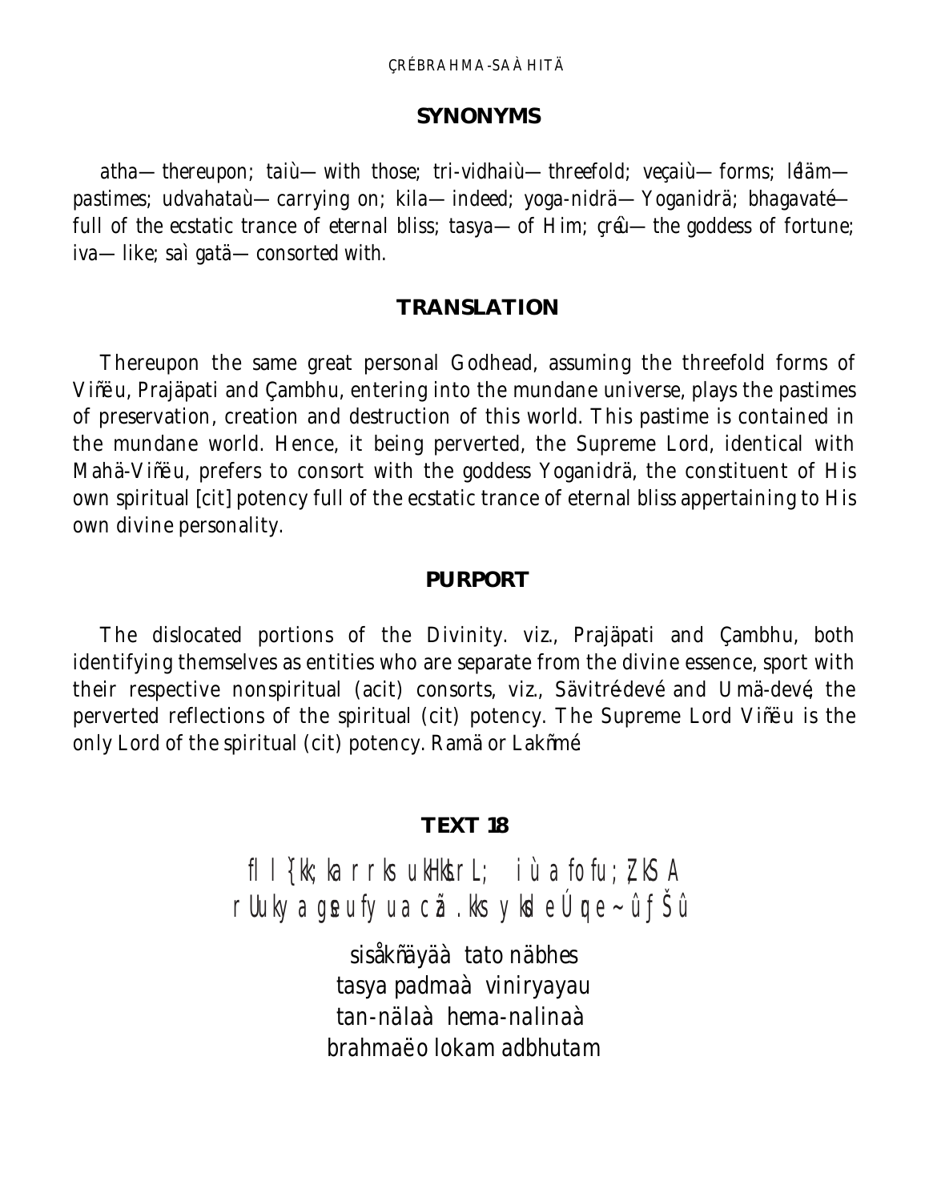## SYNONYMS

*atha*—thereupon; *taiù*—with those; *tri-vidhaiù*—threefold; *veçaiù*—forms; *lélām*—pastimes; *udvahataù*—carrying on; *kila*—indeed; *yoga-nidrä*—Yoganidrä; *bhagavaté*—full of the ecstatic trance of eternal bliss; *tasya*—of Him; *çréù*—the goddess of fortune; *iva*—like; *saì gatä*—consorted with.

## TRANSLATION

Thereupon the same great personal Godhead, assuming the threefold forms of Viñëu, Prajäpati and Çambhu, entering into the mundane universe, plays the pastimes of preservation, creation and destruction of this world. This pastime is contained in the mundane world. Hence, it being perverted, the Supreme Lord, identical with Mahä-Viñëu, prefers to consort with the goddess Yoganidrä, the constituent of His own spiritual [cit] potency full of the ecstatic trance of eternal bliss appertaining to His own divine personality.

## PURPORT

The dislocated portions of the Divinity. viz., Prajäpati and Çambhu, both identifying themselves as entities who are separate from the divine essence, sport with their respective nonspiritual (acit) consorts, viz., Sävitré-devé and Umä-devé, the perverted reflections of the spiritual (cit) potency. The Supreme Lord Viñëu is the only Lord of the spiritual (cit) potency. Ramä or Lakñmé.

## TEXT 18

fl l {kk; ka r rks ukHk rL; i ù a fofu; ;ZkS A
r Uuky a gse ufyua cã .kks yksd eÚ qr e~ ûƒŠû

sisåkñäyäà tato näbhes
tasya padmaà viniryayau
tan-nälaà hema-nalinaà
brahmaëo lokam adbhutam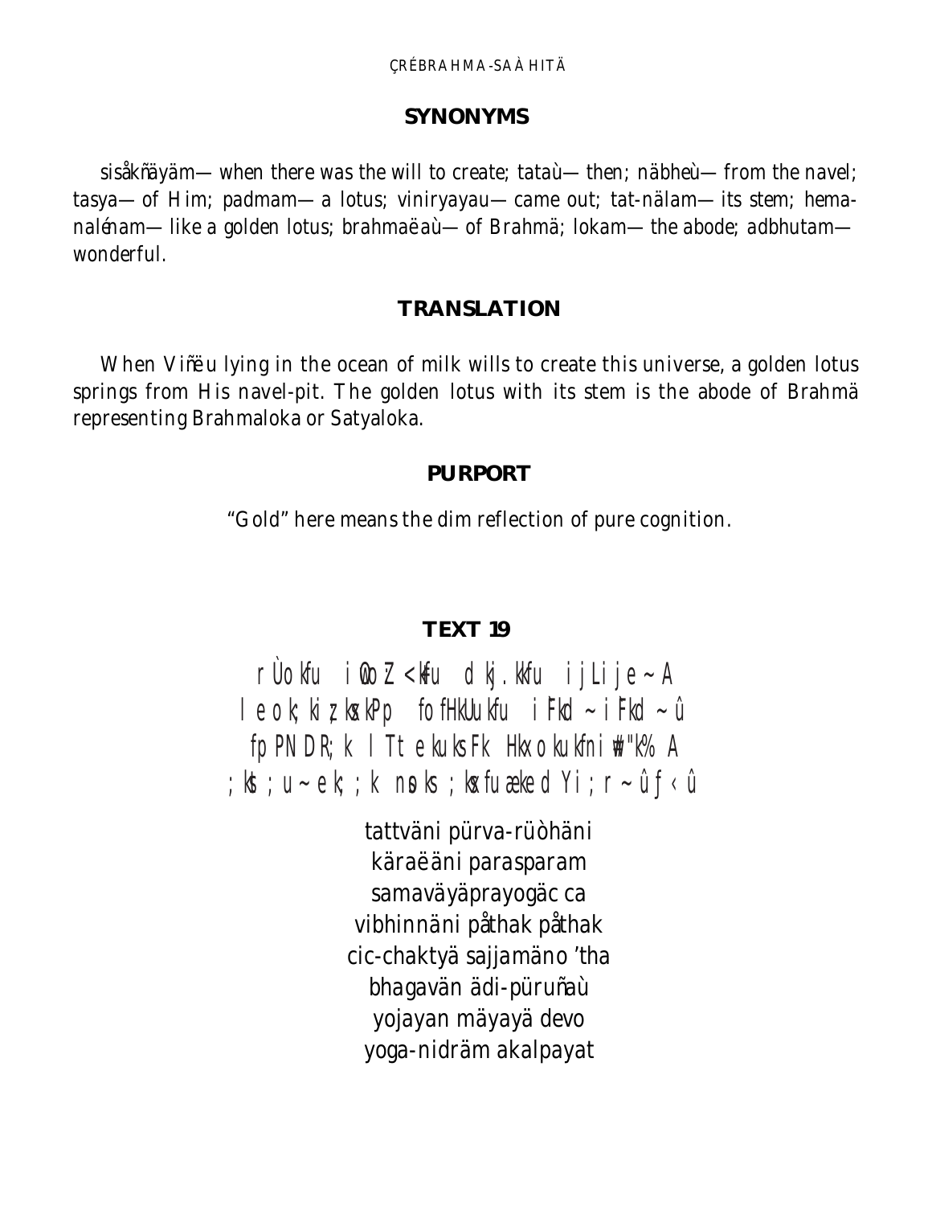### SYNONYMS

sisåkñayäm—when there was the will to create; tataù—then; näbheù—from the navel; tasya—of Him; padmam—a lotus; viniryayau—came out; tat-nälam—its stem; hema-nalénam—like a golden lotus; brahmaëaù—of Brahmä; lokam—the abode; adbhutam—wonderful.

### TRANSLATION

When Viñëu lying in the ocean of milk wills to create this universe, a golden lotus springs from His navel-pit. The golden lotus with its stem is the abode of Brahmä representing Brahmaloka or Satyaloka.

### PURPORT

"Gold" here means the dim reflection of pure cognition.

### TEXT 19

rÙokfu iwoZ<kfu dkj.kkfu ijLije~A
leok;kizk;ksxkPp fofHkUukfu i`Fkd~ i`Fkd~û
fpPNDR;k lTtekuks Fk Hkxokukfniw#"k%A
;kst;u~ ek;;k nsoks ;ksxfuækedYi;r~ûƒ‹û

tattväni pürva-rüòhäni
käraëäni parasparam
samaväyäprayogäc ca
vibhinnäni påthak påthak
cic-chaktyä sajjamäno 'tha
bhagavän ädi-püruñaù
yojayan mäyayä devo
yoga-nidräm akalpayat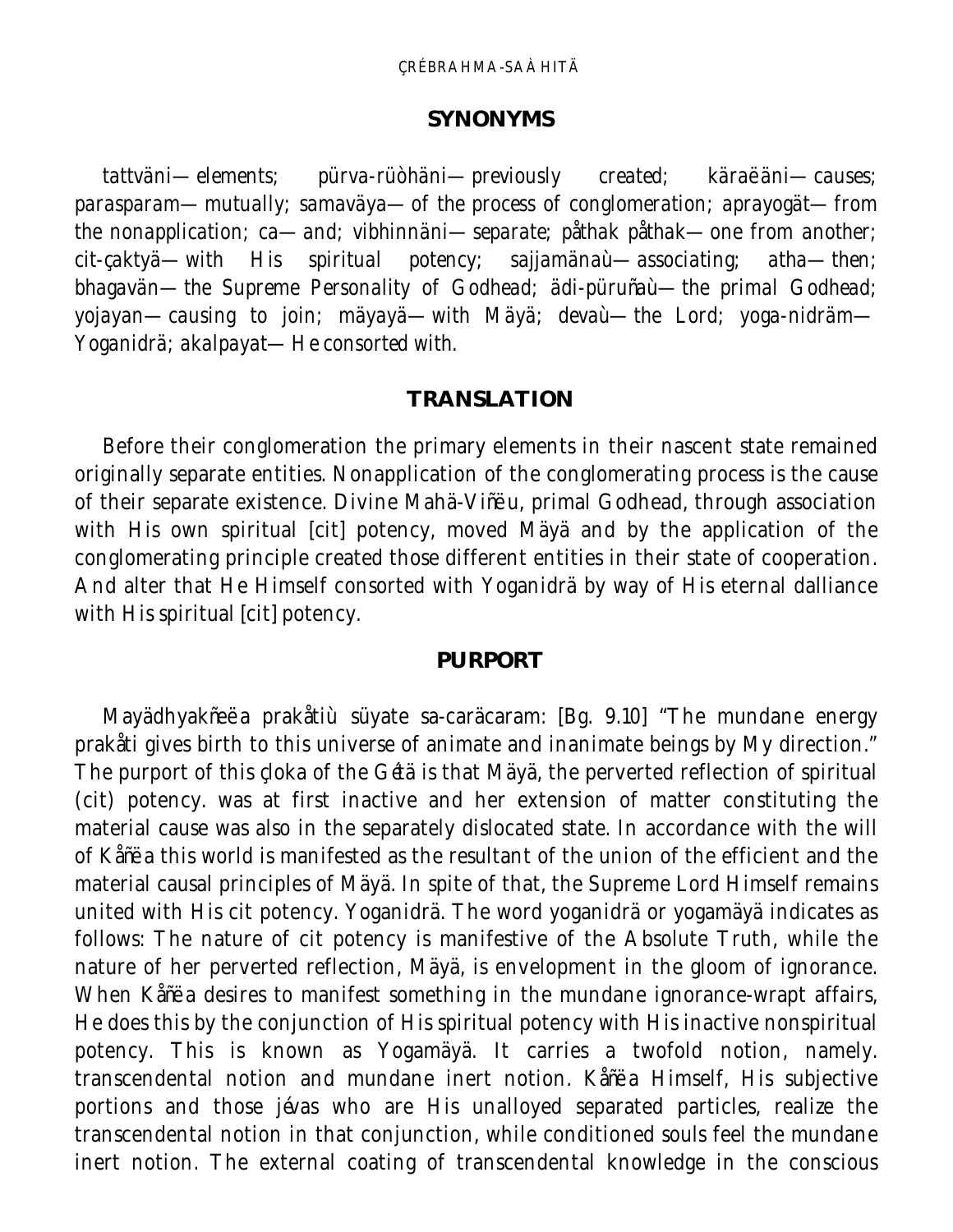## SYNONYMS

*tattväni*—elements; *pürva-rüòhäni*—previously created; *käraëäni*—causes; *parasparam*—mutually; *samaväya*—of the process of conglomeration; *aprayogät*—from the nonapplication; *ca*—and; *vibhinnäni*—separate; *påthak påthak*—one from another; *cit-çaktyä*—with His spiritual potency; *sajjamänaù*—associating; *atha*—then; *bhagavän*—the Supreme Personality of Godhead; *ädi-püruñaù*—the primal Godhead; *yojayan*—causing to join; *mäyayä*—with Mäyä; *devaù*—the Lord; *yoga-nidräm*—Yoganidrä; *akalpayat*—He consorted with.

## TRANSLATION

Before their conglomeration the primary elements in their nascent state remained originally separate entities. Nonapplication of the conglomerating process is the cause of their separate existence. Divine Mahä-Viñëu, primal Godhead, through association with His own spiritual [cit] potency, moved Mäyä and by the application of the conglomerating principle created those different entities in their state of cooperation. And alter that He Himself consorted with Yoganidrä by way of His eternal dalliance with His spiritual [cit] potency.

## PURPORT

*Mayädhyakñeëa prakåtiù süyate sa-caräcaram:* [Bg. 9.10] "The mundane energy *prakåti* gives birth to this universe of animate and inanimate beings by My direction." The purport of this *çloka* of the *Gétä* is that Mäyä, the perverted reflection of spiritual (cit) potency. was at first inactive and her extension of matter constituting the material cause was also in the separately dislocated state. In accordance with the will of Kåñëa this world is manifested as the resultant of the union of the efficient and the material causal principles of Mäyä. In spite of that, the Supreme Lord Himself remains united with His cit potency. Yoganidrä. The word *yoganidrä* or *yogamäyä* indicates as follows: The nature of cit potency is manifestive of the Absolute Truth, while the nature of her perverted reflection, Mäyä, is envelopment in the gloom of ignorance. When Kåñëa desires to manifest something in the mundane ignorance-wrapt affairs, He does this by the conjunction of His spiritual potency with His inactive nonspiritual potency. This is known as Yogamäyä. It carries a twofold notion, namely. transcendental notion and mundane inert notion. Kåñëa Himself, His subjective portions and those *jévas* who are His unalloyed separated particles, realize the transcendental notion in that conjunction, while conditioned souls feel the mundane inert notion. The external coating of transcendental knowledge in the conscious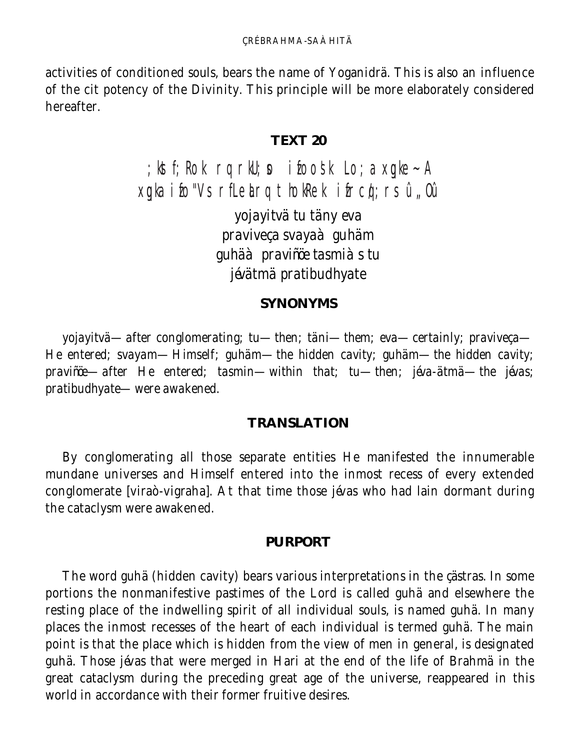activities of conditioned souls, bears the name of Yoganidrä. This is also an influence of the cit potency of the Divinity. This principle will be more elaborately considered hereafter.

### TEXT 20

;kstf;Rok rq rkU;s o izfoos'k Lo;a xqgke~ A
xqgka izfo"Vs rfLeUrq thokRek izfrcq/;rs û„Oû

yojayitvä tu täny eva
praviveça svayaà guhäm
guhäà praviñöe tasmiàs tu
jévätmä pratibudhyate

### SYNONYMS

*yojayitvä—after conglomerating; tu—then; täni—them; eva—certainly; praviveça—He entered; svayam—Himself; guhäm—the hidden cavity; guhäm—the hidden cavity; praviñöe—after He entered; tasmin—within that; tu—then; jéva-ätmä—the jévas; pratibudhyate—were awakened.*

### TRANSLATION

By conglomerating all those separate entities He manifested the innumerable mundane universes and Himself entered into the inmost recess of every extended conglomerate [viraò-vigraha]. At that time those jévas who had lain dormant during the cataclysm were awakened.

### PURPORT

The word guhä (hidden cavity) bears various interpretations in the çästras. In some portions the nonmanifestive pastimes of the Lord is called guhä and elsewhere the resting place of the indwelling spirit of all individual souls, is named guhä. In many places the inmost recesses of the heart of each individual is termed guhä. The main point is that the place which is hidden from the view of men in general, is designated guhä. Those jévas that were merged in Hari at the end of the life of Brahmä in the great cataclysm during the preceding great age of the universe, reappeared in this world in accordance with their former fruitive desires.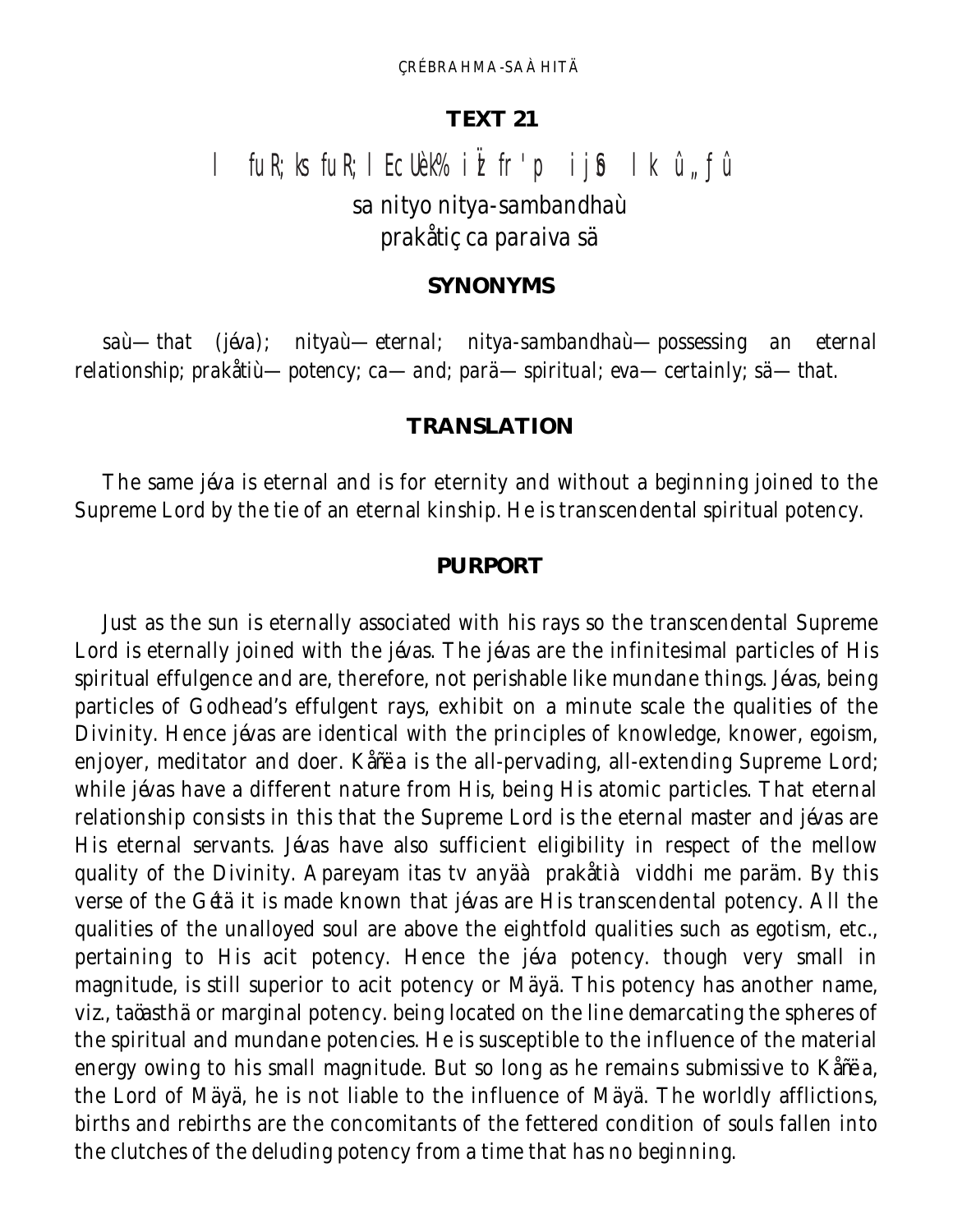## TEXT 21

l fuR;ks fuR;lEcUèk% i\zd`fr'p ijSo lk û„ƒû

sa nityo nitya-sambandhaù
prakåtiç ca paraiva sä

### SYNONYMS

*saù—that (jéva); nityaù—eternal; nitya-sambandhaù—possessing an eternal relationship; prakåtiù—potency; ca—and; parä—spiritual; eva—certainly; sä—that.*

### TRANSLATION

The same jéva is eternal and is for eternity and without a beginning joined to the Supreme Lord by the tie of an eternal kinship. He is transcendental spiritual potency.

### PURPORT

Just as the sun is eternally associated with his rays so the transcendental Supreme Lord is eternally joined with the jévas. The jévas are the infinitesimal particles of His spiritual effulgence and are, therefore, not perishable like mundane things. Jévas, being particles of Godhead's effulgent rays, exhibit on a minute scale the qualities of the Divinity. Hence jévas are identical with the principles of knowledge, knower, egoism, enjoyer, meditator and doer. Kåñëa is the all-pervading, all-extending Supreme Lord; while jévas have a different nature from His, being His atomic particles. That eternal relationship consists in this that the Supreme Lord is the eternal master and jévas are His eternal servants. Jévas have also sufficient eligibility in respect of the mellow quality of the Divinity. Apareyam itas tv anyäà prakåtià viddhi me paräm. By this verse of the Gétä it is made known that jévas are His transcendental potency. All the qualities of the unalloyed soul are above the eightfold qualities such as egotism, etc., pertaining to His acit potency. Hence the jéva potency. though very small in magnitude, is still superior to acit potency or Mäyä. This potency has another name, viz., taöasthä or marginal potency. being located on the line demarcating the spheres of the spiritual and mundane potencies. He is susceptible to the influence of the material energy owing to his small magnitude. But so long as he remains submissive to Kåñëa, the Lord of Mäyä, he is not liable to the influence of Mäyä. The worldly afflictions, births and rebirths are the concomitants of the fettered condition of souls fallen into the clutches of the deluding potency from a time that has no beginning.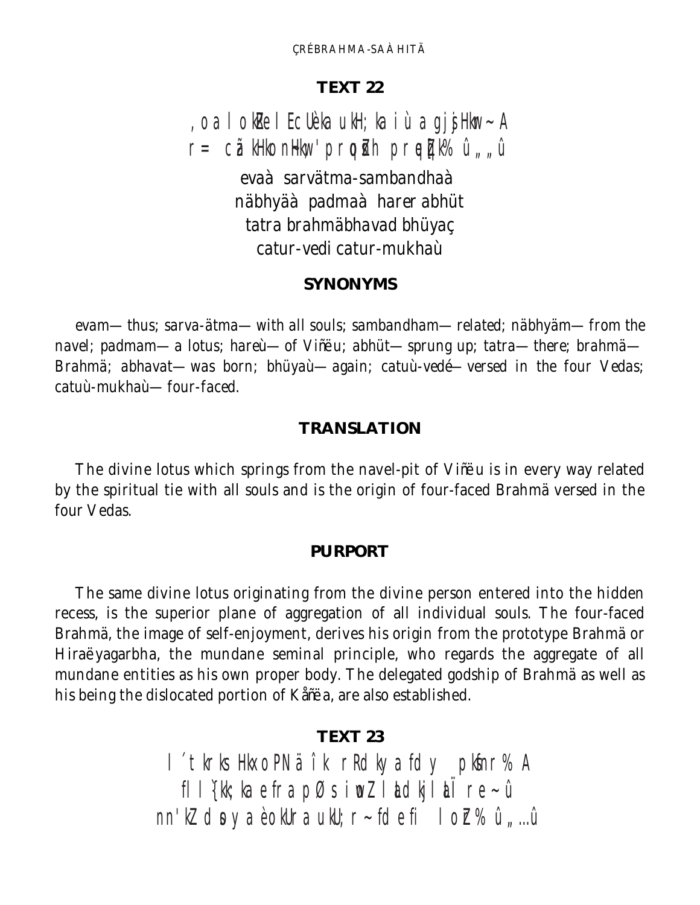## TEXT 22

, oa lokZRel Ec U'èka ukH; ka i ù a gj s Hkw~ A
r= cãkHkon~ Hkw; proZ nh prqeZ q[k% û„„û

evaà sarvätma-sambandhaà
näbhyäà padmaà harer abhüt
tatra brahmäbhavad bhüyaç
catur-vedi catur-mukhaù

### SYNONYMS

evam—thus; sarva-ätma—with all souls; sambandham—related; näbhyäm—from the navel; padmam—a lotus; hareù—of Viñëu; abhüt—sprung up; tatra—there; brahmä—Brahmä; abhavat—was born; bhüyaù—again; catuù-vedé—versed in the four Vedas; catuù-mukhaù—four-faced.

### TRANSLATION

The divine lotus which springs from the navel-pit of Viñëu is in every way related by the spiritual tie with all souls and is the origin of four-faced Brahmä versed in the four Vedas.

### PURPORT

The same divine lotus originating from the divine person entered into the hidden recess, is the superior plane of aggregation of all individual souls. The four-faced Brahmä, the image of self-enjoyment, derives his origin from the prototype Brahmä or Hiraëyagarbha, the mundane seminal principle, who regards the aggregate of all mundane entities as his own proper body. The delegated godship of Brahmä as well as his being the dislocated portion of Kåñëa, are also established.

## TEXT 23

l´tkrks Hkxo PNä î k r Rd ky a fdy pkfnr% A
fl l{kk; ka efra pØ s iwoZ l alädkjl al Ï re~ û
nn'kZ doy a èokUr a ukU; r~ fd efi lo Z% û„…û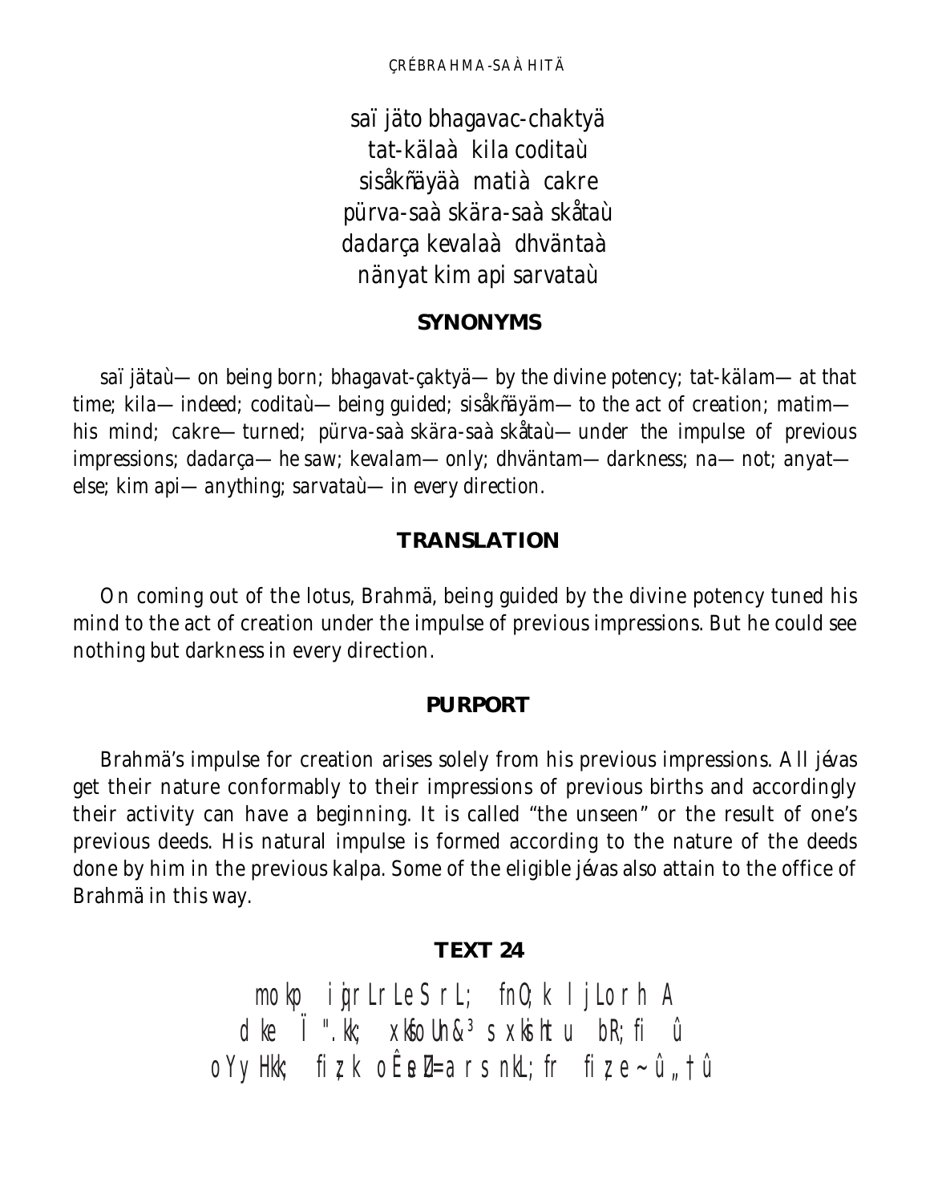saï jäto bhagavac-chaktyä
tat-kälaà kila coditaù
sisåkñäyäà matià cakre
pürva-saàskära-saàskåtaù
dadarça kevalaà dhväntaà
nänyat kim api sarvataù

## SYNONYMS

saï jätaù—on being born; bhagavat-çaktyä—by the divine potency; tat-kälam—at that time; kila—indeed; coditaù—being guided; sisåkñäyäm—to the act of creation; matim—his mind; cakre—turned; pürva-saàskära-saàskåtaù—under the impulse of previous impressions; dadarça—he saw; kevalam—only; dhväntam—darkness; na—not; anyat—else; kim api—anything; sarvataù—in every direction.

## TRANSLATION

On coming out of the lotus, Brahmä, being guided by the divine potency tuned his mind to the act of creation under the impulse of previous impressions. But he could see nothing but darkness in every direction.

## PURPORT

Brahmä's impulse for creation arises solely from his previous impressions. All jévas get their nature conformably to their impressions of previous births and accordingly their activity can have a beginning. It is called "the unseen" or the result of one's previous deeds. His natural impulse is formed according to the nature of the deeds done by him in the previous kalpa. Some of the eligible jévas also attain to the office of Brahmä in this way.

## TEXT 24

mokp ij;rLrLe SrL; fnO;kljLorhA
dke Ï".kk; xkfoUn&³ sxkishtu bR;fi û
oYyHkk; fizk oÊsEZ=arsnkL;fr fize~û„†û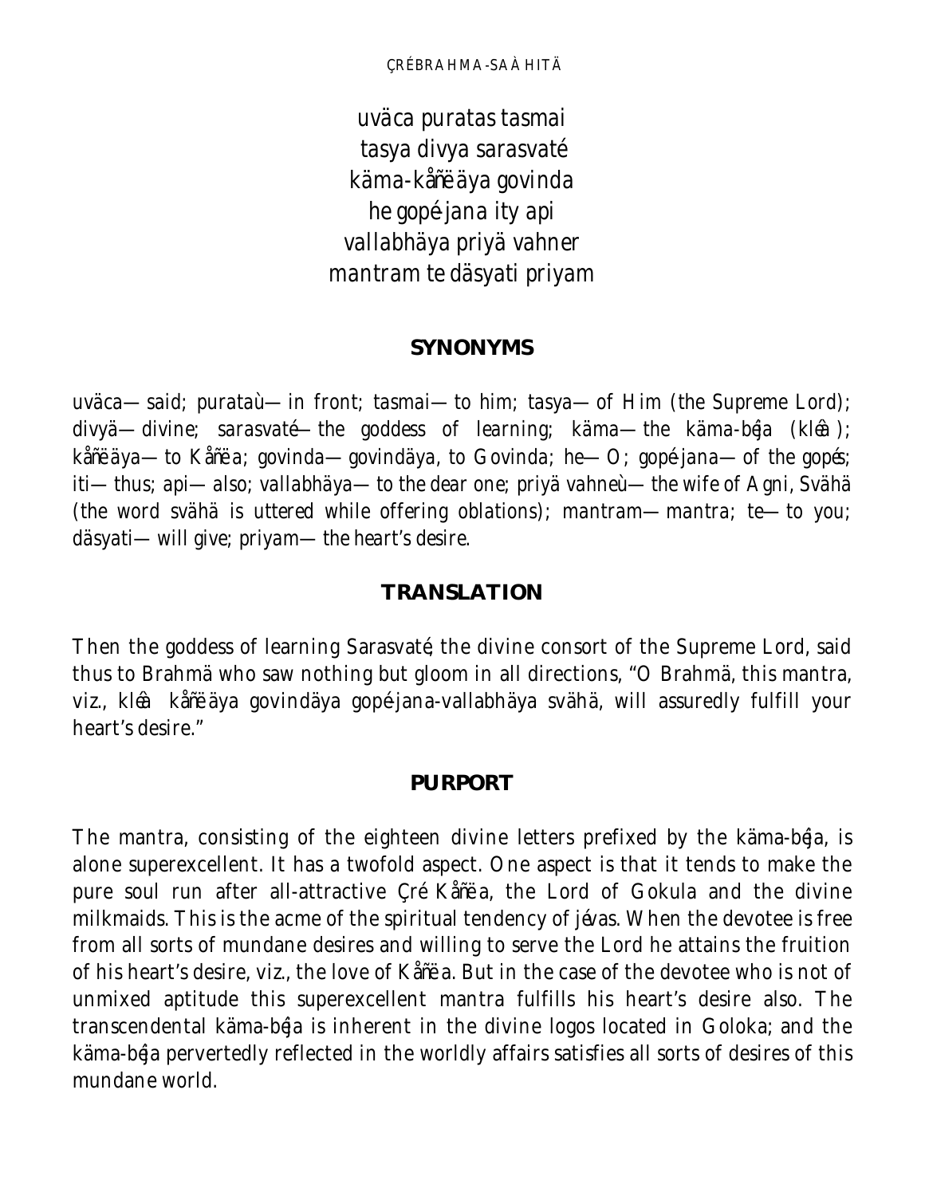uväca puratas tasmai
tasya divya sarasvaté
käma-kåñëäya govinda
he gopé-jana ity api
vallabhäya priyä vahner
mantram te däsyati priyam

## SYNONYMS

uväca—said; purataù—in front; tasmai—to him; tasya—of Him (the Supreme Lord); divyä—divine; sarasvaté—the goddess of learning; käma—the käma-béja (kléà); kåñëäya—to Kåñëa; govinda—govindäya, to Govinda; he—O; gopé-jana—of the gopés; iti—thus; api—also; vallabhäya—to the dear one; priyä vahneù—the wife of Agni, Svähä (the word svähä is uttered while offering oblations); mantram—mantra; te—to you; däsyati—will give; priyam—the heart's desire.

## TRANSLATION

Then the goddess of learning Sarasvaté, the divine consort of the Supreme Lord, said thus to Brahmä who saw nothing but gloom in all directions, "O Brahmä, this mantra, viz., kléà kåñëäya govindäya gopé-jana-vallabhäya svähä, will assuredly fulfill your heart's desire."

## PURPORT

The mantra, consisting of the eighteen divine letters prefixed by the käma-béja, is alone superexcellent. It has a twofold aspect. One aspect is that it tends to make the pure soul run after all-attractive Çré Kåñëa, the Lord of Gokula and the divine milkmaids. This is the acme of the spiritual tendency of jévas. When the devotee is free from all sorts of mundane desires and willing to serve the Lord he attains the fruition of his heart's desire, viz., the love of Kåñëa. But in the case of the devotee who is not of unmixed aptitude this superexcellent mantra fulfills his heart's desire also. The transcendental käma-béja is inherent in the divine logos located in Goloka; and the käma-béja pervertedly reflected in the worldly affairs satisfies all sorts of desires of this mundane world.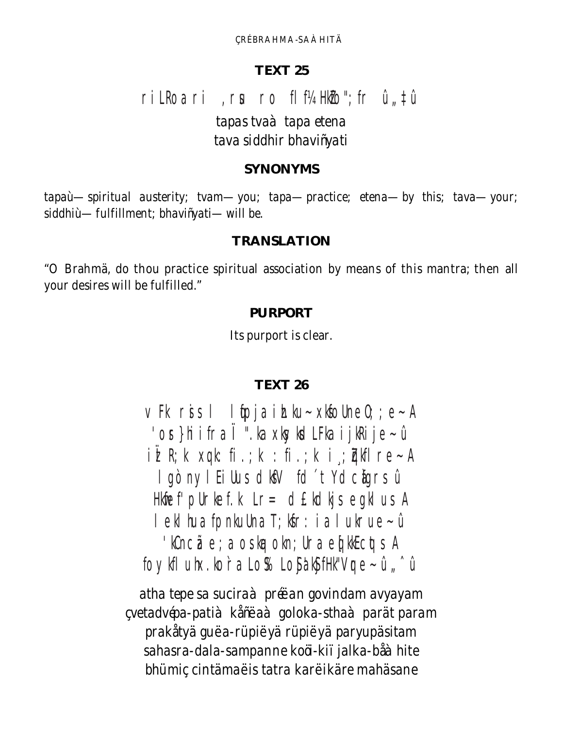## TEXT 25

ri LRoa ri ,rsu ro fl f¼ HkZo"; fr û„‡û

tapas tvaà tapa etena
tava siddhir bhaviñyati

### SYNONYMS

tapaù—spiritual austerity; tvam—you; tapa—practice; etena—by this; tava—your; siddhiù—fulfillment; bhaviñyati—will be.

### TRANSLATION

"O Brahmä, do thou practice spiritual association by means of this mantra; then all your desires will be fulfilled."

### PURPORT

Its purport is clear.

## TEXT 26

v Fk rsis l lfpja ik.ku~ xksfoUne O;; e~ A
'osr}hi ifra Ï".ka xksyksd LFka ijkRije~ û
iÏ R;k xq.k: fi.;k : fi.;k i ¸;Zqikflre~ A
lgò nyl Ei Uus dksfV fd´t Yd c`afgrs û
Hkwfe f'p Urkef.k Lr= d £kdkjs egkl us A
lekl hua fpnkuUna T;ksfr: ia lukrue~ û
'kCnca ã e; a osk q okn; Ura eq[kkEcqt s A
foykfluhx.kko`ra Los% LoSjak'kSfHk"Vqe~ û„ˆû

atha tepe sa suciraà préëan govindam avyayam
çvetadvépa-patià kåñëaà goloka-sthaà parät param
prakåtyä guëa-rüpiëyä rüpiëyä paryupäsitam
sahasra-dala-sampanne koöi-kiï jalka-båà hite
bhümiç cintämaëis tatra karëikäre mahäsane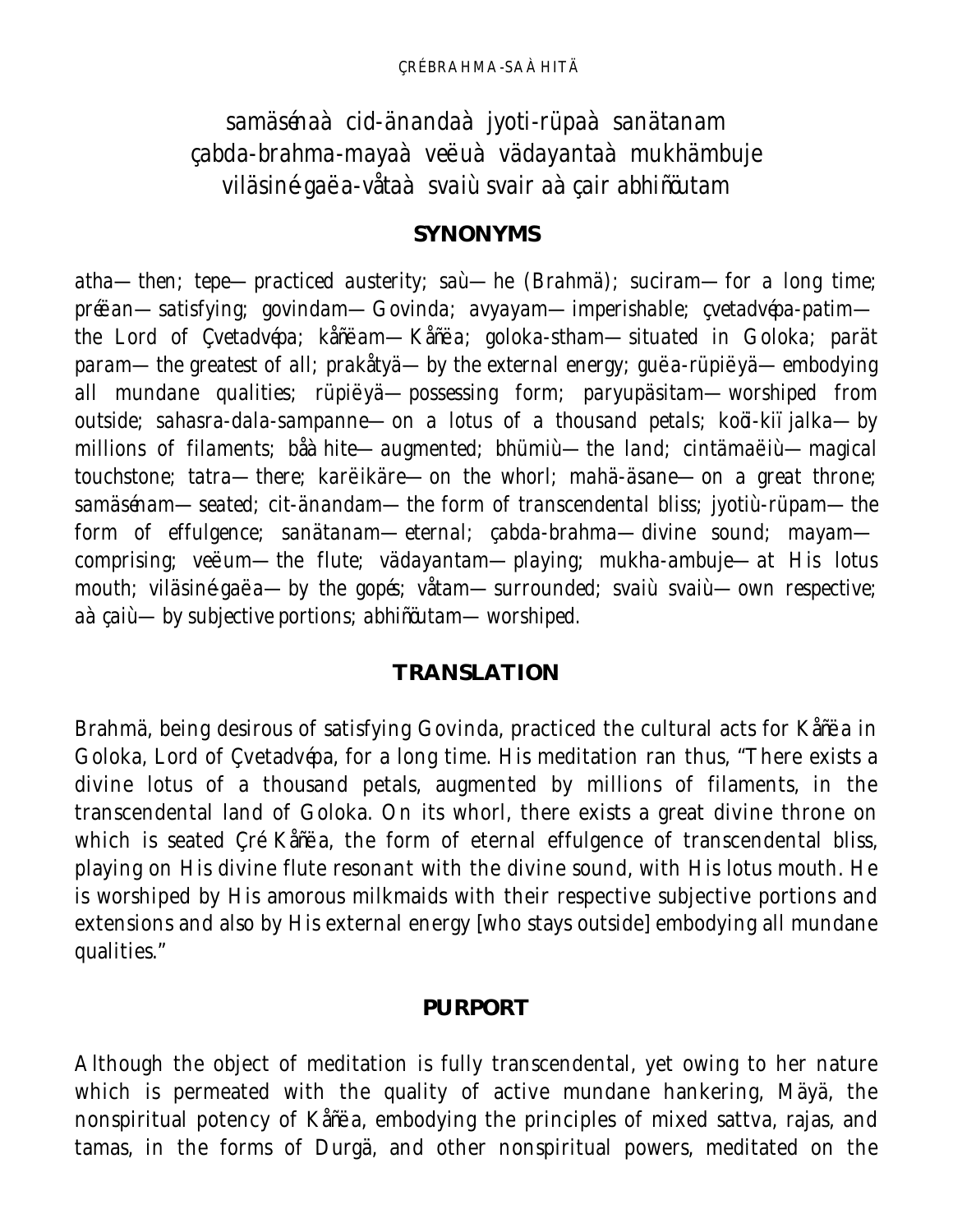samäsénaà cid-änandaà jyoti-rüpaà sanätanam
çabda-brahma-mayaà veëuà vädayantaà mukhämbuje
viläsiné-gaëa-våtaà svaiù svair aàçair abhiñöutam

### SYNONYMS

atha—then; tepe—practiced austerity; saù—he (Brahmä); suciram—for a long time; préëan—satisfying; govindam—Govinda; avyayam—imperishable; çvetadvépa-patim—the Lord of Çvetadvépa; kåñëam—Kåñëa; goloka-stham—situated in Goloka; parät param—the greatest of all; prakåtyä—by the external energy; guëa-rüpiëyä—embodying all mundane qualities; rüpiëyä—possessing form; paryupäsitam—worshiped from outside; sahasra-dala-sampanne—on a lotus of a thousand petals; koöi-kiïjalka—by millions of filaments; båàhite—augmented; bhümiù—the land; cintämaëiù—magical touchstone; tatra—there; karëikäre—on the whorl; mahä-äsane—on a great throne; samäsénam—seated; cit-änandam—the form of transcendental bliss; jyotiù-rüpam—the form of effulgence; sanätanam—eternal; çabda-brahma—divine sound; mayam—comprising; veëum—the flute; vädayantam—playing; mukha-ambuje—at His lotus mouth; viläsiné-gaëa—by the gopés; våtam—surrounded; svaiù svaiù—own respective; aàçaiù—by subjective portions; abhiñöutam—worshiped.

### TRANSLATION

Brahmä, being desirous of satisfying Govinda, practiced the cultural acts for Kåñëa in Goloka, Lord of Çvetadvépa, for a long time. His meditation ran thus, "There exists a divine lotus of a thousand petals, augmented by millions of filaments, in the transcendental land of Goloka. On its whorl, there exists a great divine throne on which is seated Çré Kåñëa, the form of eternal effulgence of transcendental bliss, playing on His divine flute resonant with the divine sound, with His lotus mouth. He is worshiped by His amorous milkmaids with their respective subjective portions and extensions and also by His external energy [who stays outside] embodying all mundane qualities."

### PURPORT

Although the object of meditation is fully transcendental, yet owing to her nature which is permeated with the quality of active mundane hankering, Mäyä, the nonspiritual potency of Kåñëa, embodying the principles of mixed sattva, rajas, and tamas, in the forms of Durgä, and other nonspiritual powers, meditated on the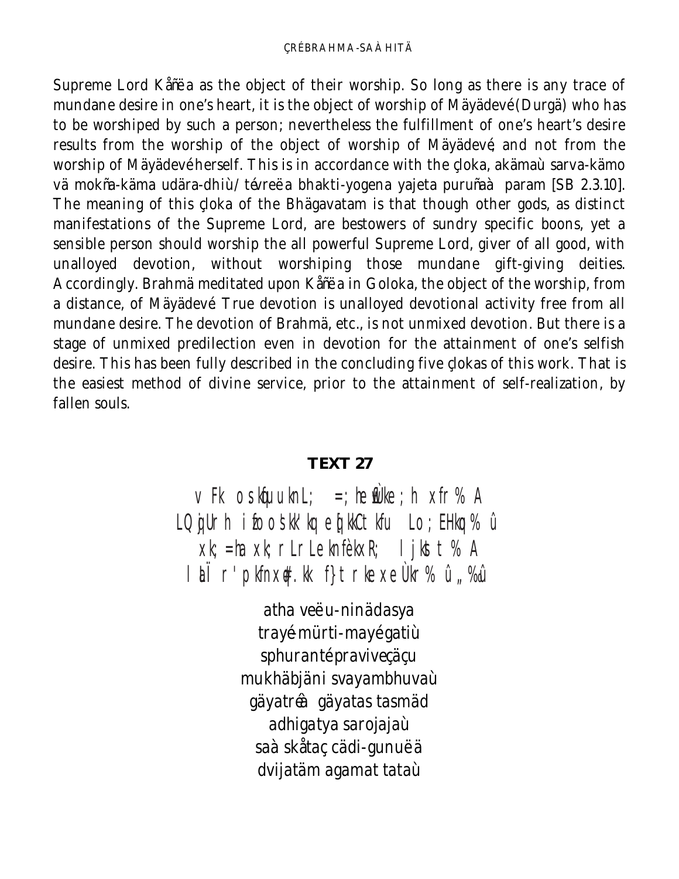Supreme Lord Kåñëa as the object of their worship. So long as there is any trace of mundane desire in one's heart, it is the object of worship of Mäyädevé (Durgä) who has to be worshiped by such a person; nevertheless the fulfillment of one's heart's desire results from the worship of the object of worship of Mäyädevé, and not from the worship of Mäyädevé herself. This is in accordance with the çloka, akämaù sarva-kämo vä mokña-käma udära-dhiù / tévreëa bhakti-yogena yajeta puruñaà param [SB 2.3.10]. The meaning of this çloka of the Bhägavatam is that though other gods, as distinct manifestations of the Supreme Lord, are bestowers of sundry specific boons, yet a sensible person should worship the all powerful Supreme Lord, giver of all good, with unalloyed devotion, without worshiping those mundane gift-giving deities. Accordingly. Brahmä meditated upon Kåñëa in Goloka, the object of the worship, from a distance, of Mäyädevé. True devotion is unalloyed devotional activity free from all mundane desire. The devotion of Brahmä, etc., is not unmixed devotion. But there is a stage of unmixed predilection even in devotion for the attainment of one's selfish desire. This has been fully described in the concluding five çlokas of this work. That is the easiest method of divine service, prior to the attainment of self-realization, by fallen souls.

## TEXT 27

v Fk oskqukn L; =; he wÙke ; h xfr % A
LQ jUrh i foosk k'kq eqkkCtkfu Lo; EHkq% û
xk; =ha xk; rLr Le knfèkxR; l jkst % A
l al r' pkfnxq.kk f}t rke xe Ùkr % û„‰û

atha veëu-ninädasya
trayé-mürti-mayé gatiù
sphurantépraviveçäçu
mukhäbjäni svayambhuvaù
gäyatréà gäyatas tasmäd
adhigatya sarojajaù
saà skåtaç cädi-gurunä
dvijatäm agamat tataù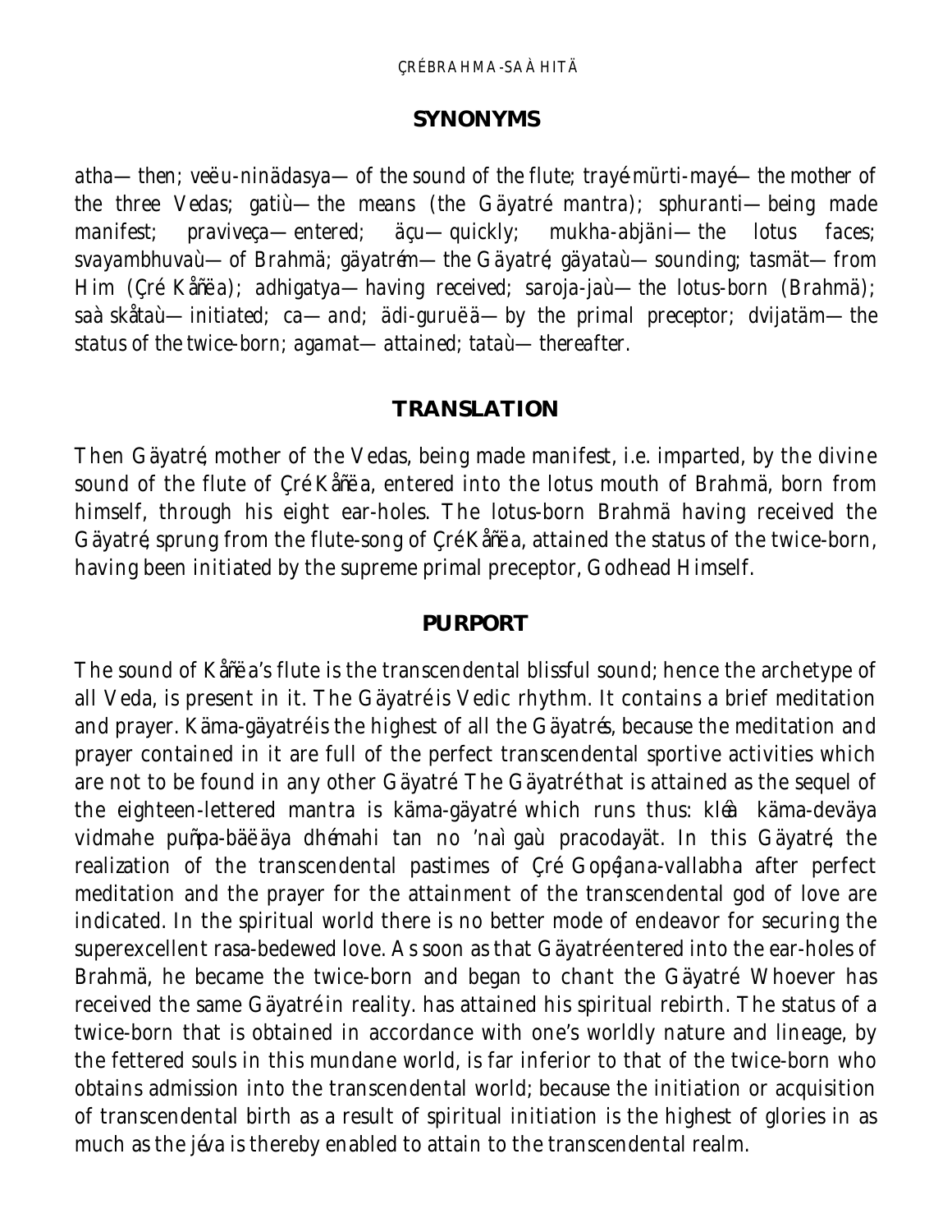## SYNONYMS

*atha*—then; *veëu-ninädasya*—of the sound of the flute; *trayé-mürti-mayé*—the mother of the three Vedas; *gatiù*—the means (the Gäyatré mantra); *sphuranti*—being made manifest; *praviveça*—entered; *äçu*—quickly; *mukha-abjäni*—the lotus faces; *svayambhuvaù*—of Brahmä; *gäyatrém*—the Gäyatré; *gäyataù*—sounding; *tasmät*—from Him (Çré Kåñëa); *adhigatya*—having received; *saroja-jaù*—the lotus-born (Brahmä); *saàskåtaù*—initiated; *ca*—and; *ädi-guruëä*—by the primal preceptor; *dvijatäm*—the status of the twice-born; *agamat*—attained; *tataù*—thereafter.

## TRANSLATION

Then Gäyatré, mother of the Vedas, being made manifest, i.e. imparted, by the divine sound of the flute of Çré Kåñëa, entered into the lotus mouth of Brahmä, born from himself, through his eight ear-holes. The lotus-born Brahmä having received the Gäyatré, sprung from the flute-song of Çré Kåñëa, attained the status of the twice-born, having been initiated by the supreme primal preceptor, Godhead Himself.

## PURPORT

The sound of Kåñëa's flute is the transcendental blissful sound; hence the archetype of all Veda, is present in it. The Gäyatré is Vedic rhythm. It contains a brief meditation and prayer. Käma-gäyatré is the highest of all the Gäyatrés, because the meditation and prayer contained in it are full of the perfect transcendental sportive activities which are not to be found in any other Gäyatré. The Gäyatré that is attained as the sequel of the eighteen-lettered mantra is käma-gäyatré which runs thus: *kléà käma-deväya vidmahe puñpa-bäëäya dhémahi tan no 'naìgaù pracodayät*. In this Gäyatré, the realization of the transcendental pastimes of Çré Gopéjana-vallabha after perfect meditation and the prayer for the attainment of the transcendental god of love are indicated. In the spiritual world there is no better mode of endeavor for securing the superexcellent rasa-bedewed love. As soon as that Gäyatré entered into the ear-holes of Brahmä, he became the twice-born and began to chant the Gäyatré. Whoever has received the same Gäyatré in reality. has attained his spiritual rebirth. The status of a twice-born that is obtained in accordance with one's worldly nature and lineage, by the fettered souls in this mundane world, is far inferior to that of the twice-born who obtains admission into the transcendental world; because the initiation or acquisition of transcendental birth as a result of spiritual initiation is the highest of glories in as much as the jéva is thereby enabled to attain to the transcendental realm.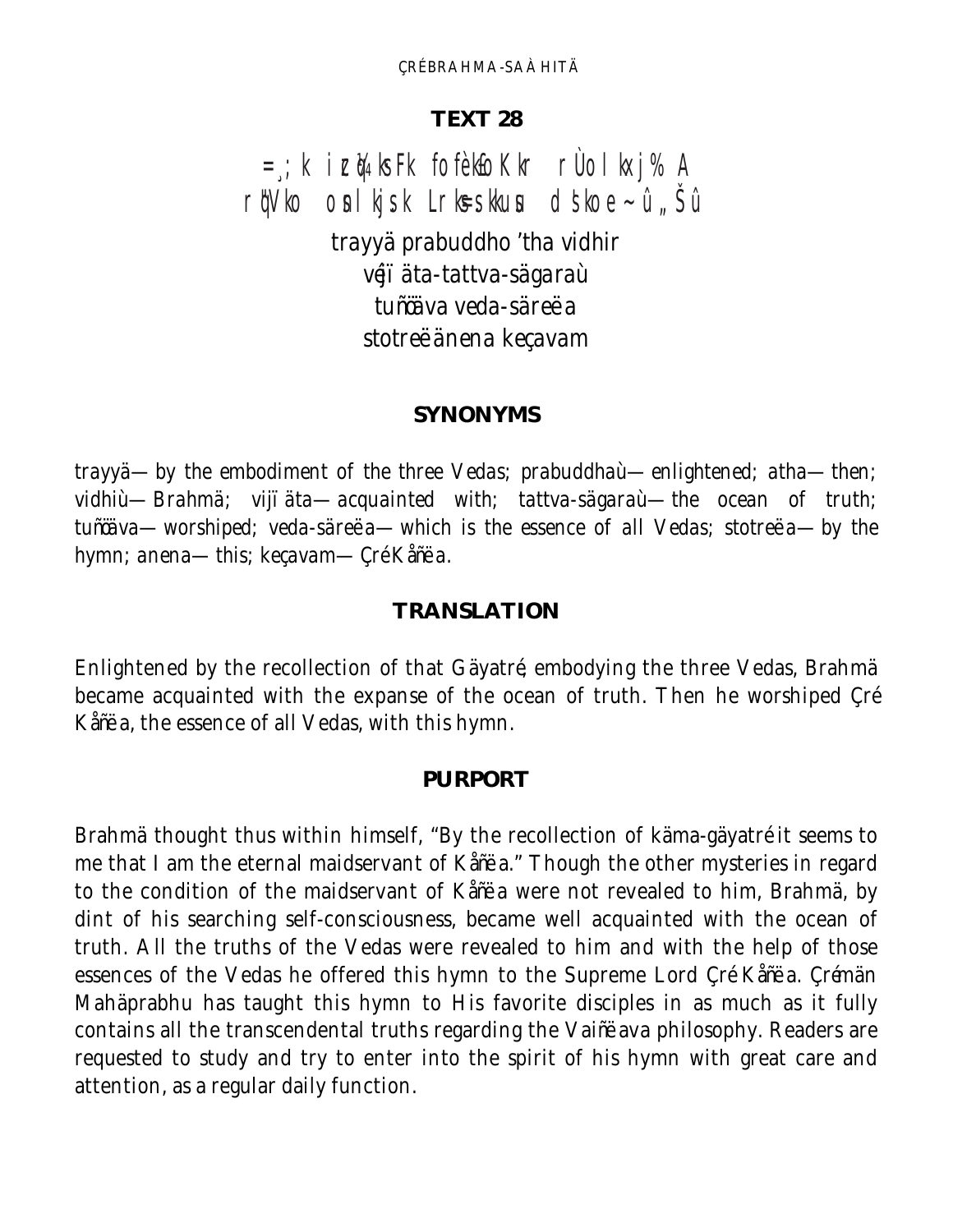## TEXT 28

=¸; k i z ц¼ks Fk fofèkfoKkr rÙoI kxj% A
rq"Vko osnI kjs k Lrks=s kkus d sko e~û„Šû

trayyä prabuddho 'tha vidhir
vijïäta-tattva-sägaraù
tuñöäva veda-säreëa
stotreëänena keçavam

### SYNONYMS

*trayyä*—by the embodiment of the three Vedas; *prabuddhaù*—enlightened; *atha*—then; *vidhiù*—Brahmä; *vijïäta*—acquainted with; *tattva-sägaraù*—the ocean of truth; *tuñöäva*—worshiped; *veda-säreëa*—which is the essence of all Vedas; *stotreëa*—by the hymn; *anena*—this; *keçavam*—Çré Kåñëa.

### TRANSLATION

Enlightened by the recollection of that Gäyatré, embodying the three Vedas, Brahmä became acquainted with the expanse of the ocean of truth. Then he worshiped Çré Kåñëa, the essence of all Vedas, with this hymn.

### PURPORT

Brahmä thought thus within himself, "By the recollection of käma-gäyatré it seems to me that I am the eternal maidservant of Kåñëa." Though the other mysteries in regard to the condition of the maidservant of Kåñëa were not revealed to him, Brahmä, by dint of his searching self-consciousness, became well acquainted with the ocean of truth. All the truths of the Vedas were revealed to him and with the help of those essences of the Vedas he offered this hymn to the Supreme Lord Çré Kåñëa. Çréman Mahäprabhu has taught this hymn to His favorite disciples in as much as it fully contains all the transcendental truths regarding the Vaiñëava philosophy. Readers are requested to study and try to enter into the spirit of his hymn with great care and attention, as a regular daily function.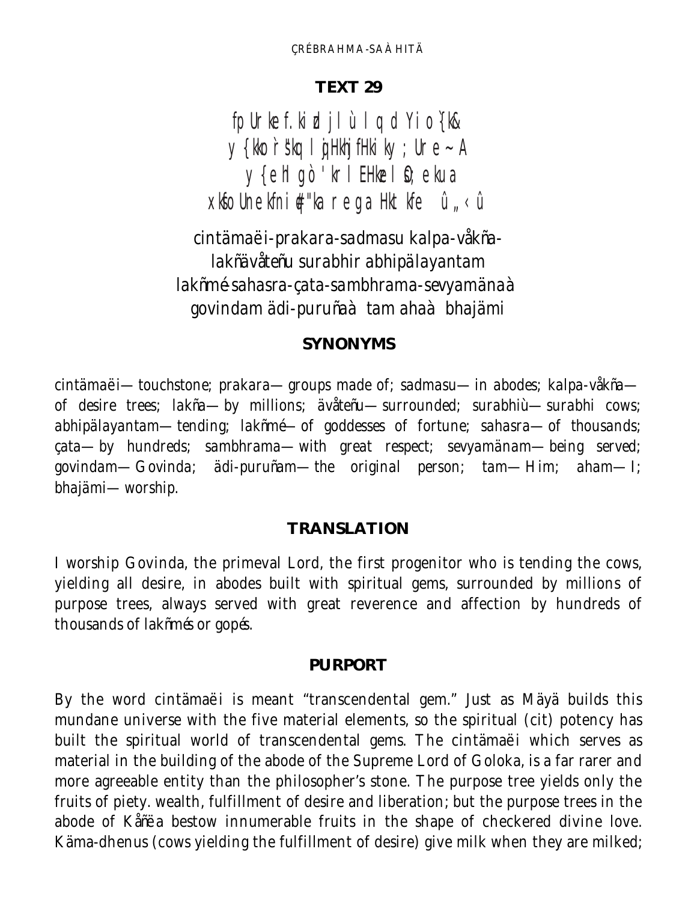## TEXT 29

fp Urke f.kizd j lù l q d Yio {k&
y {kko`r\*"kq lqjfHkj fHkikyk; Ure~A
y {eh l gò 'kr l EHkze l Sø; eku a
xkfo Unekfni#"ka rega Hktkfe û„‹û

cintämaëi-prakara-sadmasu kalpa-våkña-
lakñävåteñu surabhir abhipälayantam
lakñmé-sahasra-çata-sambhrama-sevyamänaà
govindam ädi-puruñaà tam ahaà bhajämi

### SYNONYMS

cintämaëi—touchstone; prakara—groups made of; sadmasu—in abodes; kalpa-våkña—of desire trees; lakña—by millions; ävåteñu—surrounded; surabhiù—surabhi cows; abhipälayantam—tending; lakñmé—of goddesses of fortune; sahasra—of thousands; çata—by hundreds; sambhrama—with great respect; sevyamänam—being served; govindam—Govinda; ädi-puruñam—the original person; tam—Him; aham—I; bhajämi—worship.

### TRANSLATION

I worship Govinda, the primeval Lord, the first progenitor who is tending the cows, yielding all desire, in abodes built with spiritual gems, surrounded by millions of purpose trees, always served with great reverence and affection by hundreds of thousands of lakñmés or gopés.

### PURPORT

By the word cintämaëi is meant "transcendental gem." Just as Mäyä builds this mundane universe with the five material elements, so the spiritual (cit) potency has built the spiritual world of transcendental gems. The cintämaëi which serves as material in the building of the abode of the Supreme Lord of Goloka, is a far rarer and more agreeable entity than the philosopher's stone. The purpose tree yields only the fruits of piety. wealth, fulfillment of desire and liberation; but the purpose trees in the abode of Kåñëa bestow innumerable fruits in the shape of checkered divine love. Käma-dhenus (cows yielding the fulfillment of desire) give milk when they are milked;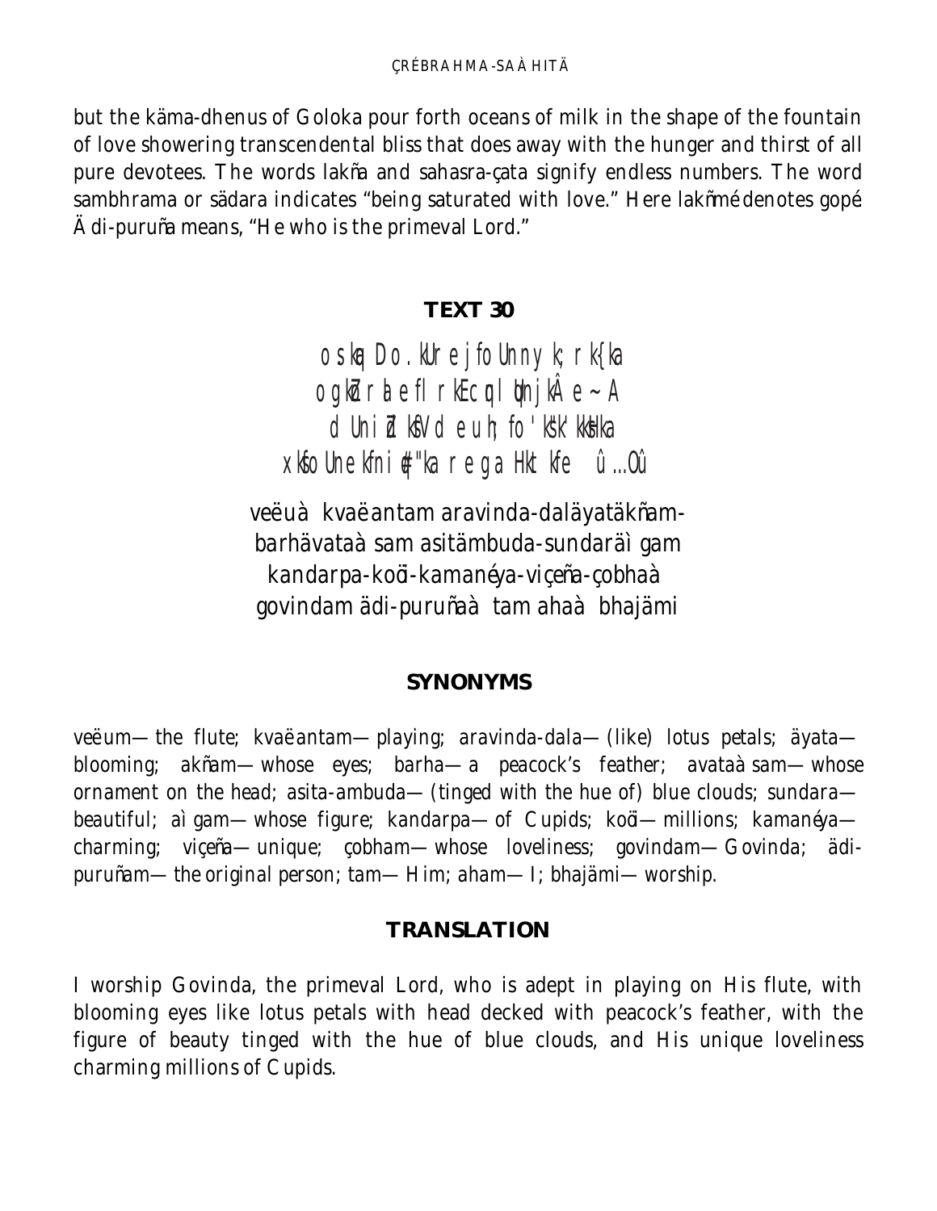but the käma-dhenus of Goloka pour forth oceans of milk in the shape of the fountain of love showering transcendental bliss that does away with the hunger and thirst of all pure devotees. The words lakña and sahasra-çata signify endless numbers. The word sambhrama or sädara indicates "being saturated with love." Here lakñmé denotes gopé Ädi-puruña means, "He who is the primeval Lord."

## TEXT 30

osk.q Do.kUre jfoUnny k;rk{ka
ogkZorla efl rkEcq|l qUnjkÂ e~ A
d Unik dksV deuh; fo'ksk'kksHka
xksfoUnekfni #"ka rega Hktkfe û…Oû

veëuà kvaëantam aravinda-daläyatäkñam-
barhävataàsam asitämbuda-sundaräìgam
kandarpa-koöi-kamanéya-viçeña-çobhaà
govindam ädi-puruñaà tam ahaà bhajämi

## SYNONYMS

veëum—the flute; kvaëantam—playing; aravinda-dala—(like) lotus petals; äyata—blooming; akñam—whose eyes; barha—a peacock's feather; avataàsam—whose ornament on the head; asita-ambuda—(tinged with the hue of) blue clouds; sundara—beautiful; aìgam—whose figure; kandarpa—of Cupids; koöi—millions; kamanéya—charming; viçeña—unique; çobham—whose loveliness; govindam—Govinda; ädi-puruñam—the original person; tam—Him; aham—I; bhajämi—worship.

## TRANSLATION

I worship Govinda, the primeval Lord, who is adept in playing on His flute, with blooming eyes like lotus petals with head decked with peacock's feather, with the figure of beauty tinged with the hue of blue clouds, and His unique loveliness charming millions of Cupids.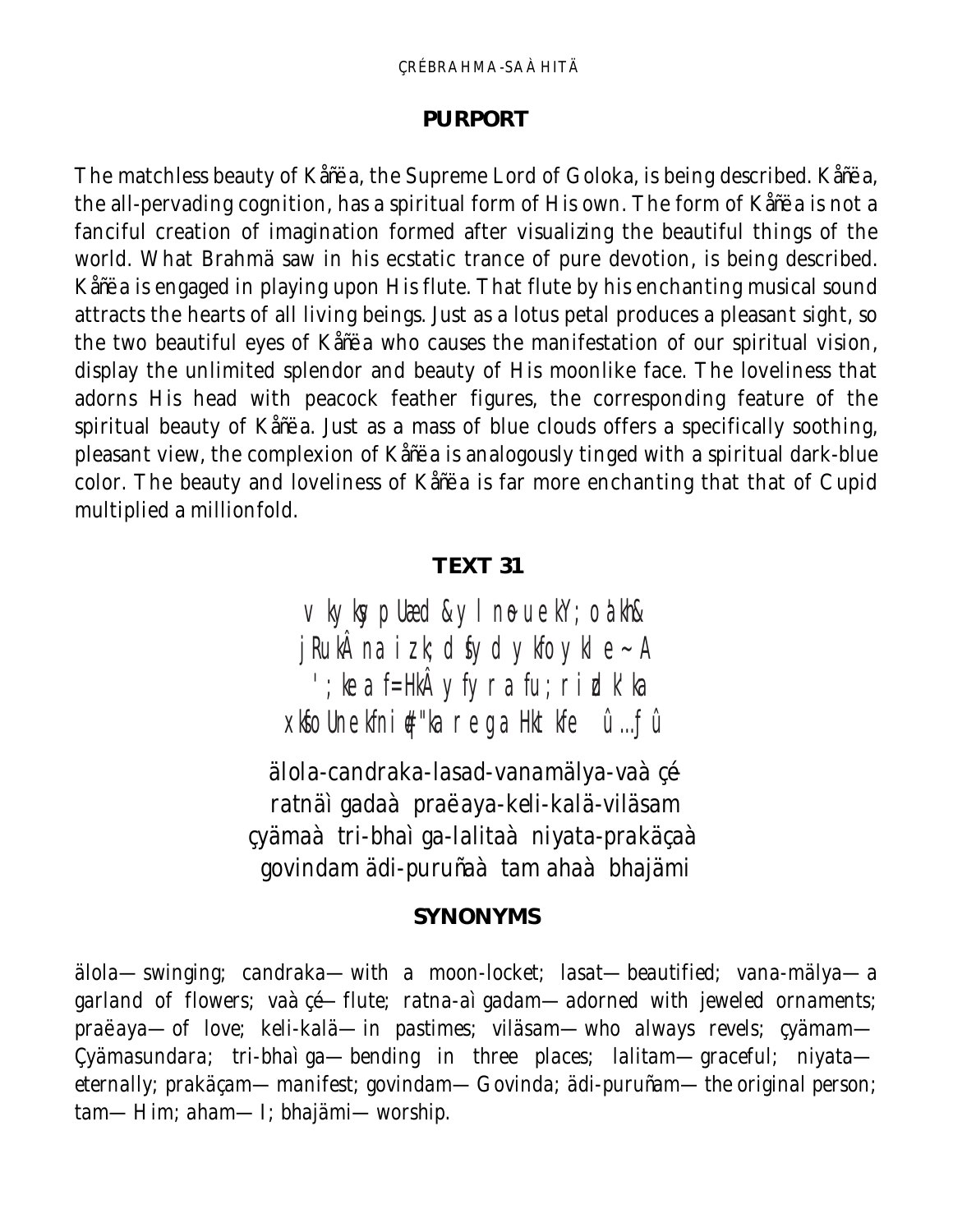## PURPORT

The matchless beauty of Kåñëa, the Supreme Lord of Goloka, is being described. Kåñëa, the all-pervading cognition, has a spiritual form of His own. The form of Kåñëa is not a fanciful creation of imagination formed after visualizing the beautiful things of the world. What Brahmä saw in his ecstatic trance of pure devotion, is being described. Kåñëa is engaged in playing upon His flute. That flute by his enchanting musical sound attracts the hearts of all living beings. Just as a lotus petal produces a pleasant sight, so the two beautiful eyes of Kåñëa who causes the manifestation of our spiritual vision, display the unlimited splendor and beauty of His moonlike face. The loveliness that adorns His head with peacock feather figures, the corresponding feature of the spiritual beauty of Kåñëa. Just as a mass of blue clouds offers a specifically soothing, pleasant view, the complexion of Kåñëa is analogously tinged with a spiritual dark-blue color. The beauty and loveliness of Kåñëa is far more enchanting that that of Cupid multiplied a millionfold.

## TEXT 31

vkykspUæd&ylnouekY;oàkh&
jRukÂnaizk;dsfydykfoykle~A
';kea f=HkÂyfyra fu;rizdk'ka
xksfoUnekfni#"ka rega Hktkfe û…fû

älola-candraka-lasad-vanamälya-vaàçé-
ratnäìgadaà praëaya-keli-kalä-viläsam
çyämaà tri-bhaìga-lalitaà niyata-prakäçaà
govindam ädi-puruñaà tam ahaà bhajämi

## SYNONYMS

älola—swinging; candraka—with a moon-locket; lasat—beautified; vana-mälya—a garland of flowers; vaàçé—flute; ratna-aìgadam—adorned with jeweled ornaments; praëaya—of love; keli-kalä—in pastimes; viläsam—who always revels; çyämam—Çyämasundara; tri-bhaìga—bending in three places; lalitam—graceful; niyata—eternally; prakäçam—manifest; govindam—Govinda; ädi-puruñam—the original person; tam—Him; aham—I; bhajämi—worship.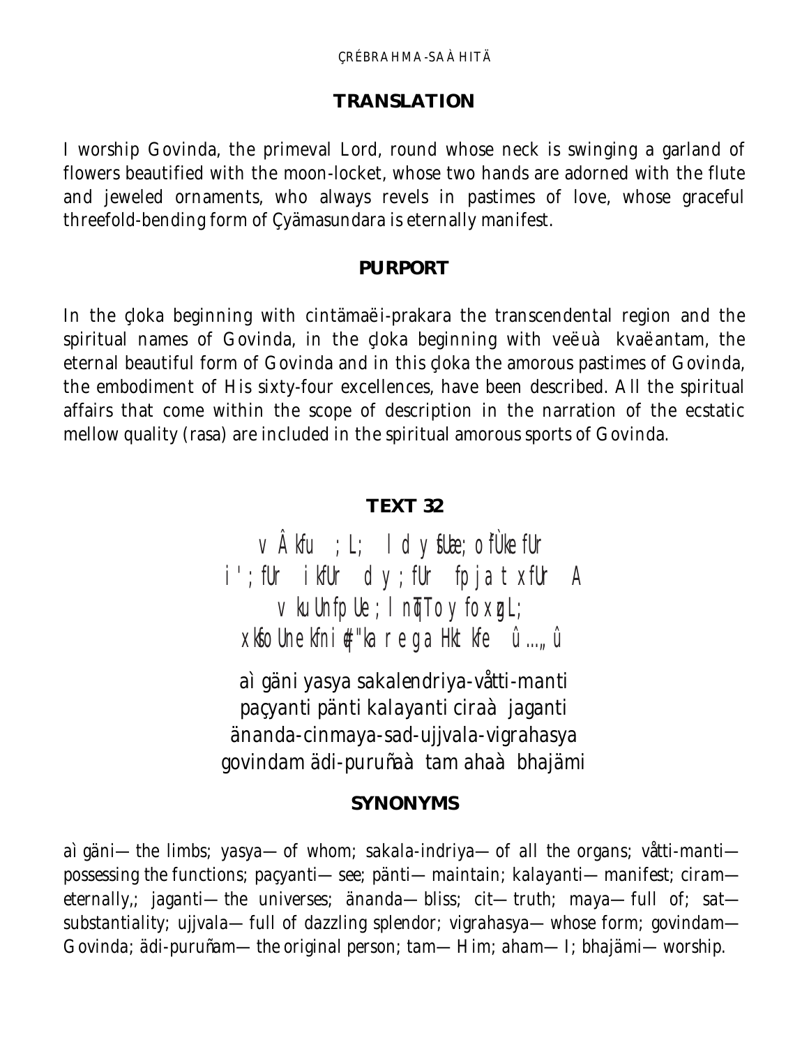## TRANSLATION

I worship Govinda, the primeval Lord, round whose neck is swinging a garland of flowers beautified with the moon-locket, whose two hands are adorned with the flute and jeweled ornaments, who always revels in pastimes of love, whose graceful threefold-bending form of Çyämasundara is eternally manifest.

## PURPORT

In the çloka beginning with cintämaëi-prakara the transcendental region and the spiritual names of Govinda, in the çloka beginning with veëuà kvaëantam, the eternal beautiful form of Govinda and in this çloka the amorous pastimes of Govinda, the embodiment of His sixty-four excellences, have been described. All the spiritual affairs that come within the scope of description in the narration of the ecstatic mellow quality (rasa) are included in the spiritual amorous sports of Govinda.

## TEXT 32

vÂkfu ;L; ldyfUæ;ofÙkeafUr
i';fUr ikfUr dy;fUr fpja txfUr A
vkuUnfpUe;lnqTToyfoxzgL;
xksfoUnekfniq#"ka rega Hkt kfe û…„û

aìgäni yasya sakalendriya-våtti-manti
paçyanti pänti kalayanti ciraà jaganti
änanda-cinmaya-sad-ujjvala-vigrahasya
govindam ädi-puruñaà tam ahaà bhajämi

## SYNONYMS

aìgäni—the limbs; yasya—of whom; sakala-indriya—of all the organs; våtti-manti—possessing the functions; paçyanti—see; pänti—maintain; kalayanti—manifest; ciram—eternally,; jaganti—the universes; änanda—bliss; cit—truth; maya—full of; sat—substantiality; ujjvala—full of dazzling splendor; vigrahasya—whose form; govindam—Govinda; ädi-puruñam—the original person; tam—Him; aham—I; bhajämi—worship.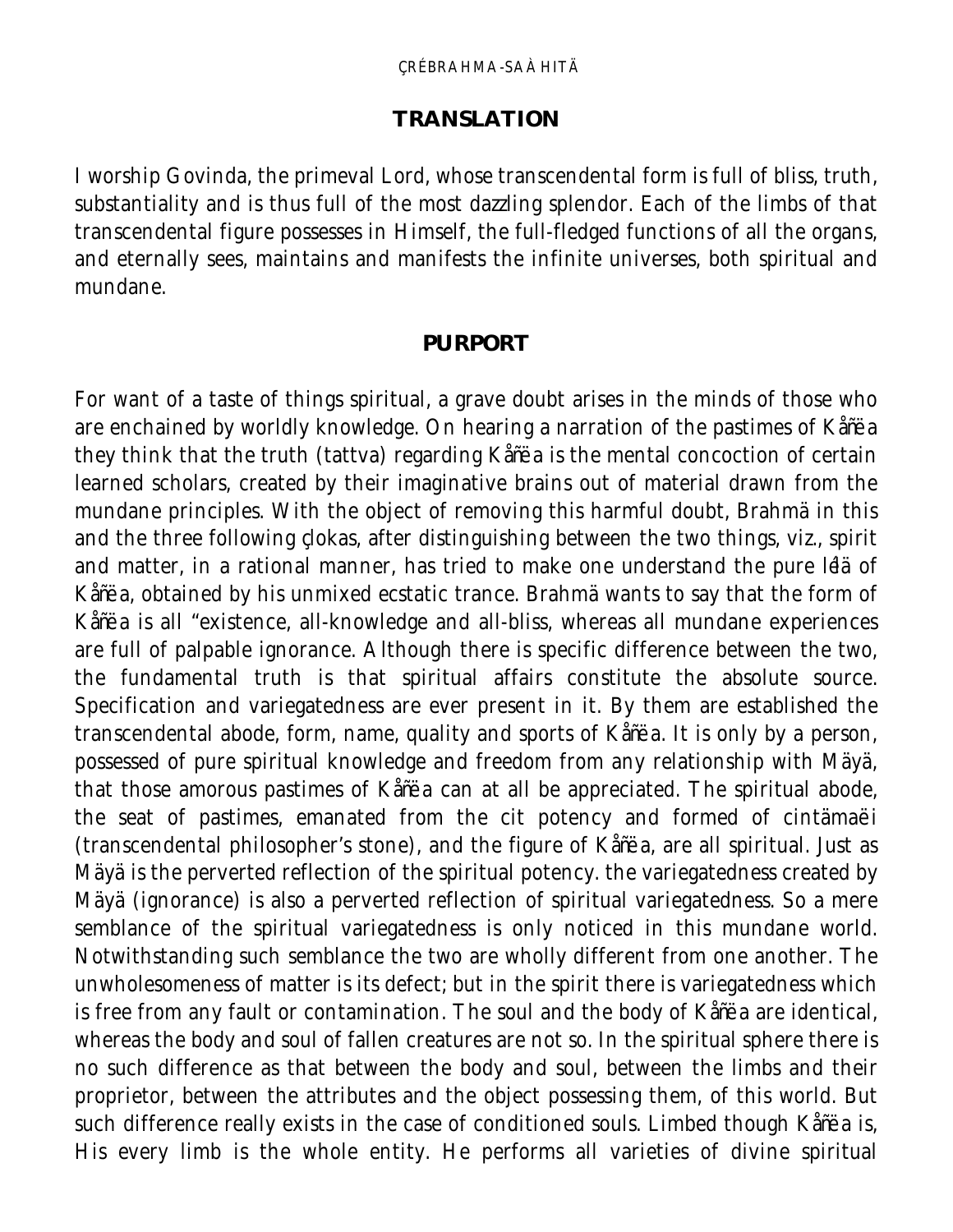## TRANSLATION

I worship Govinda, the primeval Lord, whose transcendental form is full of bliss, truth, substantiality and is thus full of the most dazzling splendor. Each of the limbs of that transcendental figure possesses in Himself, the full-fledged functions of all the organs, and eternally sees, maintains and manifests the infinite universes, both spiritual and mundane.

## PURPORT

For want of a taste of things spiritual, a grave doubt arises in the minds of those who are enchained by worldly knowledge. On hearing a narration of the pastimes of Kåñëa they think that the truth (tattva) regarding Kåñëa is the mental concoction of certain learned scholars, created by their imaginative brains out of material drawn from the mundane principles. With the object of removing this harmful doubt, Brahmä in this and the three following çlokas, after distinguishing between the two things, viz., spirit and matter, in a rational manner, has tried to make one understand the pure lélä of Kåñëa, obtained by his unmixed ecstatic trance. Brahmä wants to say that the form of Kåñëa is all "existence, all-knowledge and all-bliss, whereas all mundane experiences are full of palpable ignorance. Although there is specific difference between the two, the fundamental truth is that spiritual affairs constitute the absolute source. Specification and variegatedness are ever present in it. By them are established the transcendental abode, form, name, quality and sports of Kåñëa. It is only by a person, possessed of pure spiritual knowledge and freedom from any relationship with Mäyä, that those amorous pastimes of Kåñëa can at all be appreciated. The spiritual abode, the seat of pastimes, emanated from the cit potency and formed of cintämaëi (transcendental philosopher's stone), and the figure of Kåñëa, are all spiritual. Just as Mäyä is the perverted reflection of the spiritual potency. the variegatedness created by Mäyä (ignorance) is also a perverted reflection of spiritual variegatedness. So a mere semblance of the spiritual variegatedness is only noticed in this mundane world. Notwithstanding such semblance the two are wholly different from one another. The unwholesomeness of matter is its defect; but in the spirit there is variegatedness which is free from any fault or contamination. The soul and the body of Kåñëa are identical, whereas the body and soul of fallen creatures are not so. In the spiritual sphere there is no such difference as that between the body and soul, between the limbs and their proprietor, between the attributes and the object possessing them, of this world. But such difference really exists in the case of conditioned souls. Limbed though Kåñëa is, His every limb is the whole entity. He performs all varieties of divine spiritual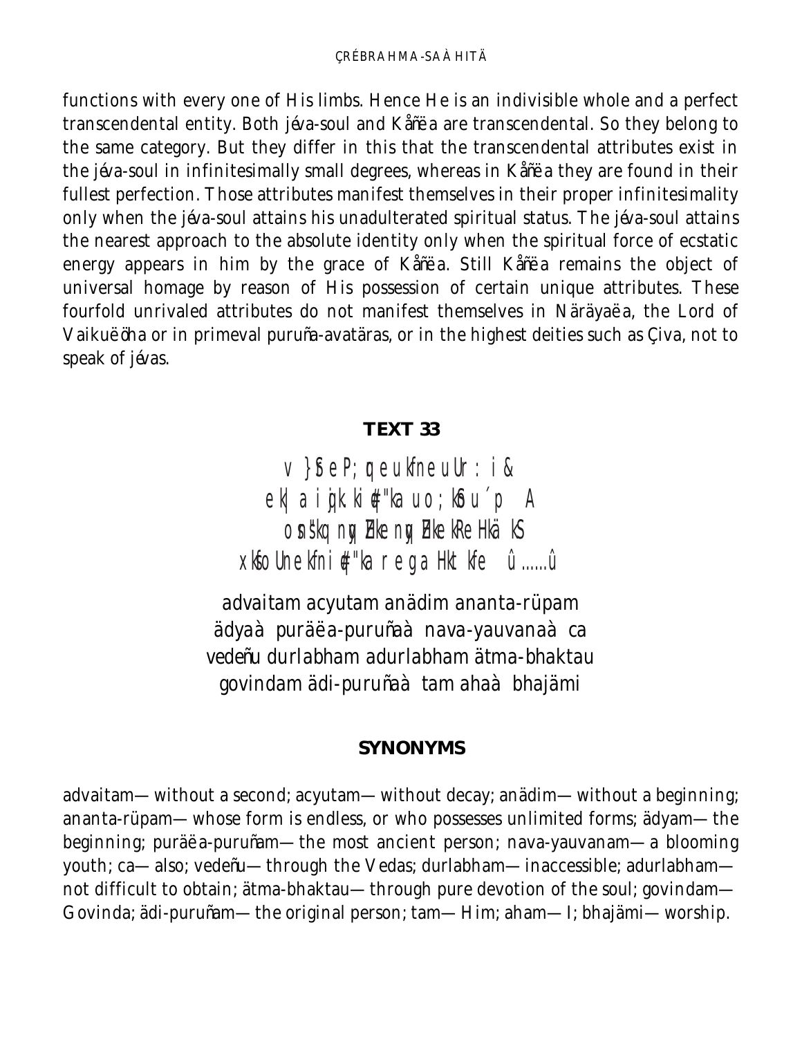functions with every one of His limbs. Hence He is an indivisible whole and a perfect transcendental entity. Both jéva-soul and Kåñëa are transcendental. So they belong to the same category. But they differ in this that the transcendental attributes exist in the jéva-soul in infinitesimally small degrees, whereas in Kåñëa they are found in their fullest perfection. Those attributes manifest themselves in their proper infinitesimality only when the jéva-soul attains his unadulterated spiritual status. The jéva-soul attains the nearest approach to the absolute identity only when the spiritual force of ecstatic energy appears in him by the grace of Kåñëa. Still Kåñëa remains the object of universal homage by reason of His possession of certain unique attributes. These fourfold unrivaled attributes do not manifest themselves in Näräyaëa, the Lord of Vaikuëöha or in primeval puruña-avatäras, or in the highest deities such as Çiva, not to speak of jévas.

## TEXT 33

v }SeP; qeukfneuUr : i &
ek| a ijk.ki#"ka uo; kSu´p A
osn"kq nyZHke nyZHke kReHkä kS
xkfoUnekfni#"ka rega Hkt kfe û......û

advaitam acyutam anädim ananta-rüpam
ädyaà puräëa-puruñaà nava-yauvanaà ca
vedeñu durlabham adurlabham ätma-bhaktau
govindam ädi-puruñaà tam ahaà bhajämi

### SYNONYMS

advaitam—without a second; acyutam—without decay; anädim—without a beginning; ananta-rüpam—whose form is endless, or who possesses unlimited forms; ädyam—the beginning; puräëa-puruñam—the most ancient person; nava-yauvanam—a blooming youth; ca—also; vedeñu—through the Vedas; durlabham—inaccessible; adurlabham—not difficult to obtain; ätma-bhaktau—through pure devotion of the soul; govindam—Govinda; ädi-puruñam—the original person; tam—Him; aham—I; bhajämi—worship.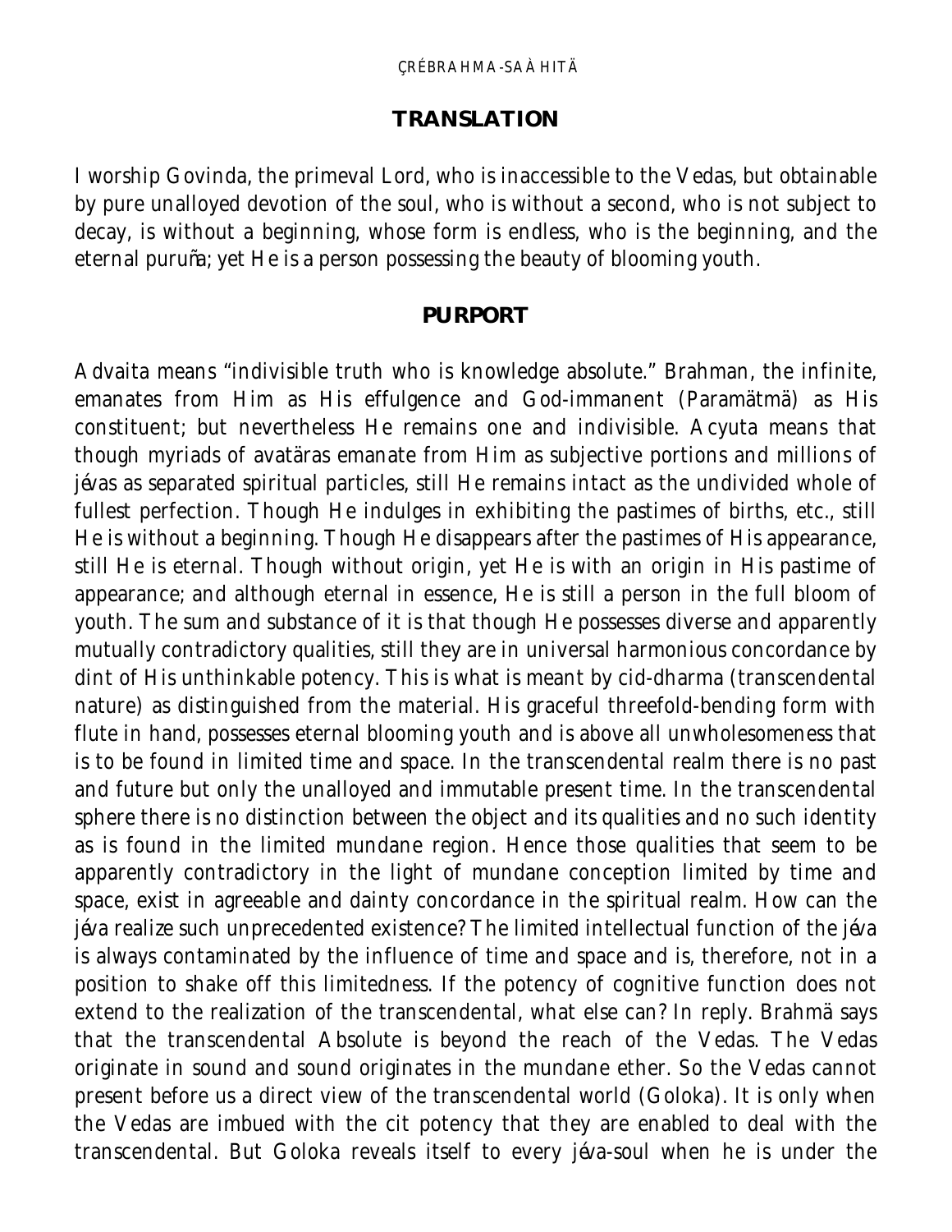## TRANSLATION

I worship Govinda, the primeval Lord, who is inaccessible to the Vedas, but obtainable by pure unalloyed devotion of the soul, who is without a second, who is not subject to decay, is without a beginning, whose form is endless, who is the beginning, and the eternal puruña; yet He is a person possessing the beauty of blooming youth.

## PURPORT

Advaita means "indivisible truth who is knowledge absolute." Brahman, the infinite, emanates from Him as His effulgence and God-immanent (Paramätmä) as His constituent; but nevertheless He remains one and indivisible. Acyuta means that though myriads of avatäras emanate from Him as subjective portions and millions of jévas as separated spiritual particles, still He remains intact as the undivided whole of fullest perfection. Though He indulges in exhibiting the pastimes of births, etc., still He is without a beginning. Though He disappears after the pastimes of His appearance, still He is eternal. Though without origin, yet He is with an origin in His pastime of appearance; and although eternal in essence, He is still a person in the full bloom of youth. The sum and substance of it is that though He possesses diverse and apparently mutually contradictory qualities, still they are in universal harmonious concordance by dint of His unthinkable potency. This is what is meant by cid-dharma (transcendental nature) as distinguished from the material. His graceful threefold-bending form with flute in hand, possesses eternal blooming youth and is above all unwholesomeness that is to be found in limited time and space. In the transcendental realm there is no past and future but only the unalloyed and immutable present time. In the transcendental sphere there is no distinction between the object and its qualities and no such identity as is found in the limited mundane region. Hence those qualities that seem to be apparently contradictory in the light of mundane conception limited by time and space, exist in agreeable and dainty concordance in the spiritual realm. How can the jéva realize such unprecedented existence? The limited intellectual function of the jéva is always contaminated by the influence of time and space and is, therefore, not in a position to shake off this limitedness. If the potency of cognitive function does not extend to the realization of the transcendental, what else can? In reply. Brahmä says that the transcendental Absolute is beyond the reach of the Vedas. The Vedas originate in sound and sound originates in the mundane ether. So the Vedas cannot present before us a direct view of the transcendental world (Goloka). It is only when the Vedas are imbued with the cit potency that they are enabled to deal with the transcendental. But Goloka reveals itself to every jéva-soul when he is under the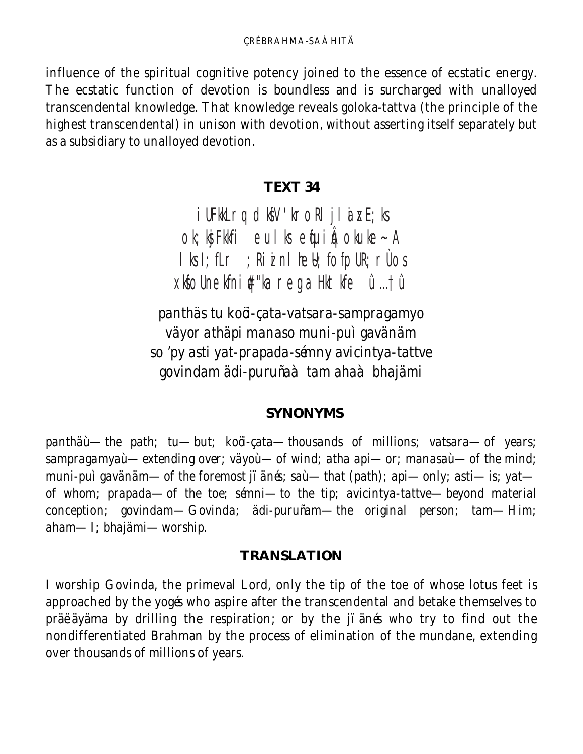influence of the spiritual cognitive potency joined to the essence of ecstatic energy. The ecstatic function of devotion is boundless and is surcharged with unalloyed transcendental knowledge. That knowledge reveals goloka-tattva (the principle of the highest transcendental) in unison with devotion, without asserting itself separately but as a subsidiary to unalloyed devotion.

### TEXT 34

iUFkkLrq dksV'krorRljlaizxE;ks
ok;kjFkkfi eulks eqfuiq³xokuke~ A
lks I;fLr ;Rizni lhEU;fofpUR;rÙos
xksfoUnekfnit#"ka reg Hktkfe û…†û

panthäs tu koöi-çata-vatsara-sampragamyo
väyor athäpi manaso muni-puì gavänäm
so 'py asti yat-prapada-sémny avicintya-tattve
govindam ädi-puruñaà tam ahaà bhajämi

### SYNONYMS

*panthäù*—the path; *tu*—but; *koöi-çata*—thousands of millions; *vatsara*—of years; *sampragamyaù*—extending over; *väyoù*—of wind; *atha api*—or; *manasaù*—of the mind; *muni-puì gavänäm*—of the foremost jïänés; *saù*—that (path); *api*—only; *asti*—is; *yat*—of whom; *prapada*—of the toe; *sémni*—to the tip; *avicintya-tattve*—beyond material conception; *govindam*—Govinda; *ädi-puruñam*—the original person; *tam*—Him; *aham*—I; *bhajämi*—worship.

### TRANSLATION

I worship Govinda, the primeval Lord, only the tip of the toe of whose lotus feet is approached by the yogés who aspire after the transcendental and betake themselves to präëäyäma by drilling the respiration; or by the jïänés who try to find out the nondifferentiated Brahman by the process of elimination of the mundane, extending over thousands of millions of years.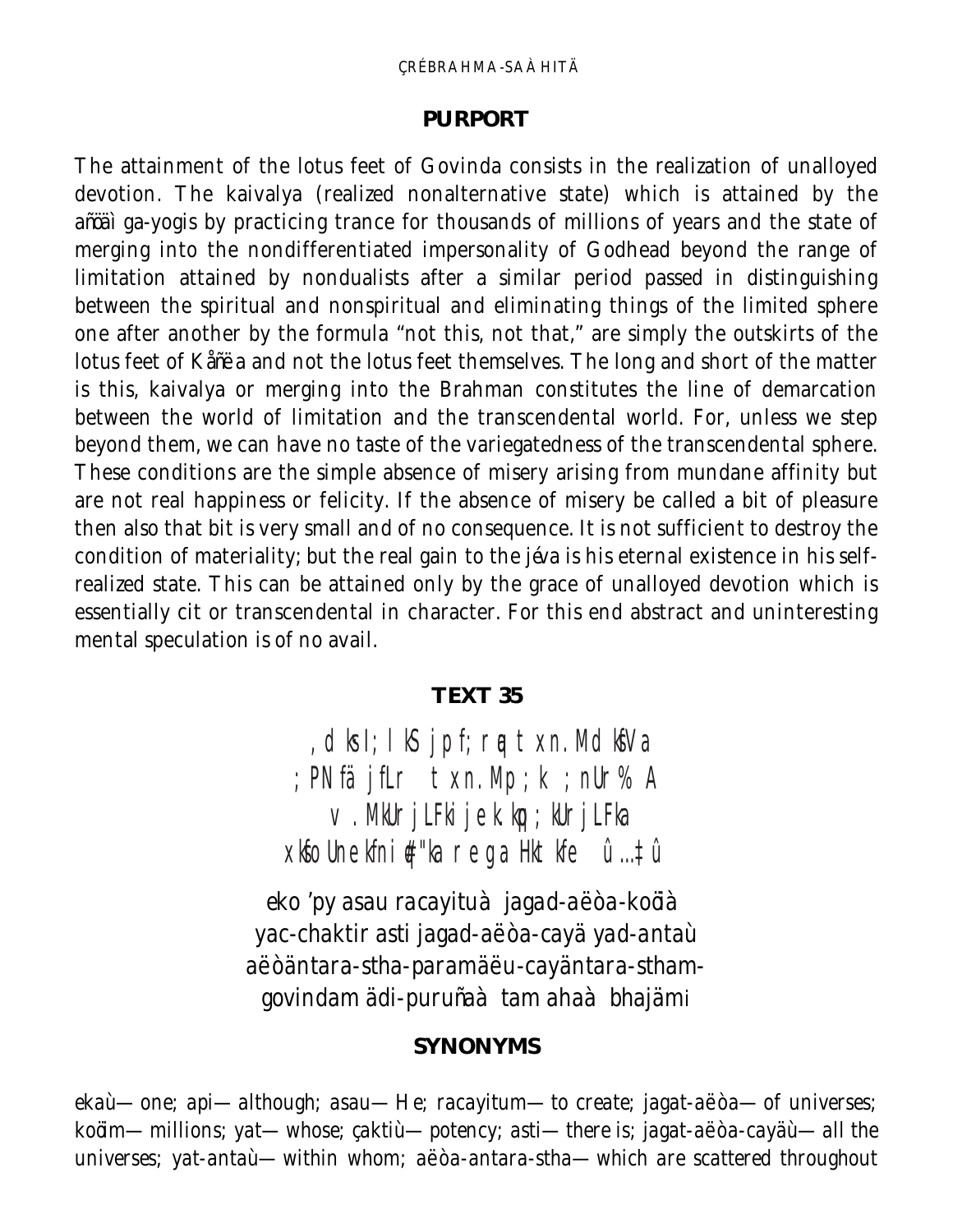## PURPORT

The attainment of the lotus feet of Govinda consists in the realization of unalloyed devotion. The kaivalya (realized nonalternative state) which is attained by the añöäì ga-yogis by practicing trance for thousands of millions of years and the state of merging into the nondifferentiated impersonality of Godhead beyond the range of limitation attained by nondualists after a similar period passed in distinguishing between the spiritual and nonspiritual and eliminating things of the limited sphere one after another by the formula "not this, not that," are simply the outskirts of the lotus feet of Kåñëa and not the lotus feet themselves. The long and short of the matter is this, kaivalya or merging into the Brahman constitutes the line of demarcation between the world of limitation and the transcendental world. For, unless we step beyond them, we can have no taste of the variegatedness of the transcendental sphere. These conditions are the simple absence of misery arising from mundane affinity but are not real happiness or felicity. If the absence of misery be called a bit of pleasure then also that bit is very small and of no consequence. It is not sufficient to destroy the condition of materiality; but the real gain to the jéva is his eternal existence in his self-realized state. This can be attained only by the grace of unalloyed devotion which is essentially cit or transcendental in character. For this end abstract and uninteresting mental speculation is of no avail.

## TEXT 35

,dks I; lkS jpf;rq txn.MdkfVa
;PNfä jfLr txn.Mp;k ;nUr% A
v.MkUrjLFkijek.kq;kUrjLFka
xksfoUnekfni#"ka rega Hkt kfe û…‡û

eko 'py asau racayituà jagad-aëòa-koöià
yac-chaktir asti jagad-aëòa-cayä yad-antaù
aëòäntara-stha-paramäëu-cayäntara-stham-
govindam ädi-puruñaà tam ahaà bhajämi

## SYNONYMS

ekaù—one; api—although; asau—He; racayitum—to create; jagat-aëòa—of universes; koöim—millions; yat—whose; çaktiù—potency; asti—there is; jagat-aëòa-cayäù—all the universes; yat-antaù—within whom; aëòa-antara-stha—which are scattered throughout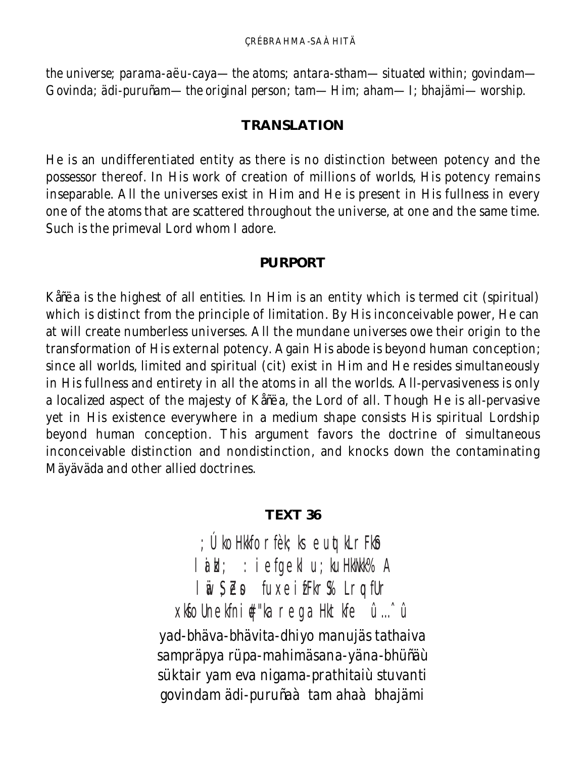the universe; *parama-aëu-caya*—the atoms; *antara-stham*—situated within; *govindam*—Govinda; *ädi-puruñam*—the original person; *tam*—Him; *aham*—I; *bhajämi*—worship.

### TRANSLATION

He is an undifferentiated entity as there is no distinction between potency and the possessor thereof. In His work of creation of millions of worlds, His potency remains inseparable. All the universes exist in Him and He is present in His fullness in every one of the atoms that are scattered throughout the universe, at one and the same time. Such is the primeval Lord whom I adore.

### PURPORT

Kåñëa is the highest of all entities. In Him is an entity which is termed cit (spiritual) which is distinct from the principle of limitation. By His inconceivable power, He can at will create numberless universes. All the mundane universes owe their origin to the transformation of His external potency. Again His abode is beyond human conception; since all worlds, limited and spiritual (cit) exist in Him and He resides simultaneously in His fullness and entirety in all the atoms in all the worlds. All-pervasiveness is only a localized aspect of the majesty of Kåñëa, the Lord of all. Though He is all-pervasive yet in His existence everywhere in a medium shape consists His spiritual Lordship beyond human conception. This argument favors the doctrine of simultaneous inconceivable distinction and nondistinction, and knocks down the contaminating Mäyäväda and other allied doctrines.

### TEXT 36

;Ú ko Hkkfo r fèk; ks eu tq kLr Fkb
l àkI; :i efgekl u; ku HkWkk% A
l ä\$ \$ EZ fuxe i fFkr% Lrq fUr
xks oUn ekfni q\$"ka r e ga Hkt kfe û…ˆ û

yad-bhäva-bhävita-dhiyo manujäs tathaiva
sampräpya rüpa-mahimäsana-yäna-bhüñäù
süktair yam eva nigama-prathitaiù stuvanti
govindam ädi-puruñaà tam ahaà bhajämi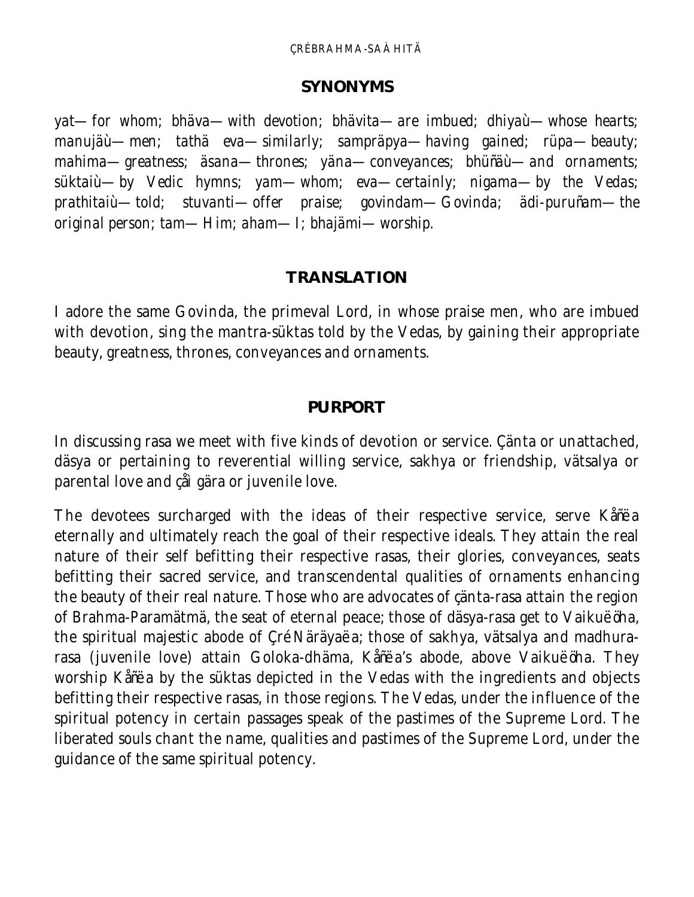## SYNONYMS

*yat—for whom; bhäva—with devotion; bhävita—are imbued; dhiyaù—whose hearts; manujäù—men; tathä eva—similarly; sampräpya—having gained; rüpa—beauty; mahima—greatness; äsana—thrones; yäna—conveyances; bhüñäù—and ornaments; süktaiù—by Vedic hymns; yam—whom; eva—certainly; nigama—by the Vedas; prathitaiù—told; stuvanti—offer praise; govindam—Govinda; ädi-puruñam—the original person; tam—Him; aham—I; bhajämi—worship.*

## TRANSLATION

I adore the same Govinda, the primeval Lord, in whose praise men, who are imbued with devotion, sing the mantra-süktas told by the Vedas, by gaining their appropriate beauty, greatness, thrones, conveyances and ornaments.

## PURPORT

In discussing rasa we meet with five kinds of devotion or service. Çänta or unattached, däsya or pertaining to reverential willing service, sakhya or friendship, vätsalya or parental love and çåì gära or juvenile love.

The devotees surcharged with the ideas of their respective service, serve Kåñëa eternally and ultimately reach the goal of their respective ideals. They attain the real nature of their self befitting their respective rasas, their glories, conveyances, seats befitting their sacred service, and transcendental qualities of ornaments enhancing the beauty of their real nature. Those who are advocates of çänta-rasa attain the region of Brahma-Paramätmä, the seat of eternal peace; those of däsya-rasa get to Vaikuëöha, the spiritual majestic abode of Çré Näräyaëa; those of sakhya, vätsalya and madhura-rasa (juvenile love) attain Goloka-dhäma, Kåñëa's abode, above Vaikuëöha. They worship Kåñëa by the süktas depicted in the Vedas with the ingredients and objects befitting their respective rasas, in those regions. The Vedas, under the influence of the spiritual potency in certain passages speak of the pastimes of the Supreme Lord. The liberated souls chant the name, qualities and pastimes of the Supreme Lord, under the guidance of the same spiritual potency.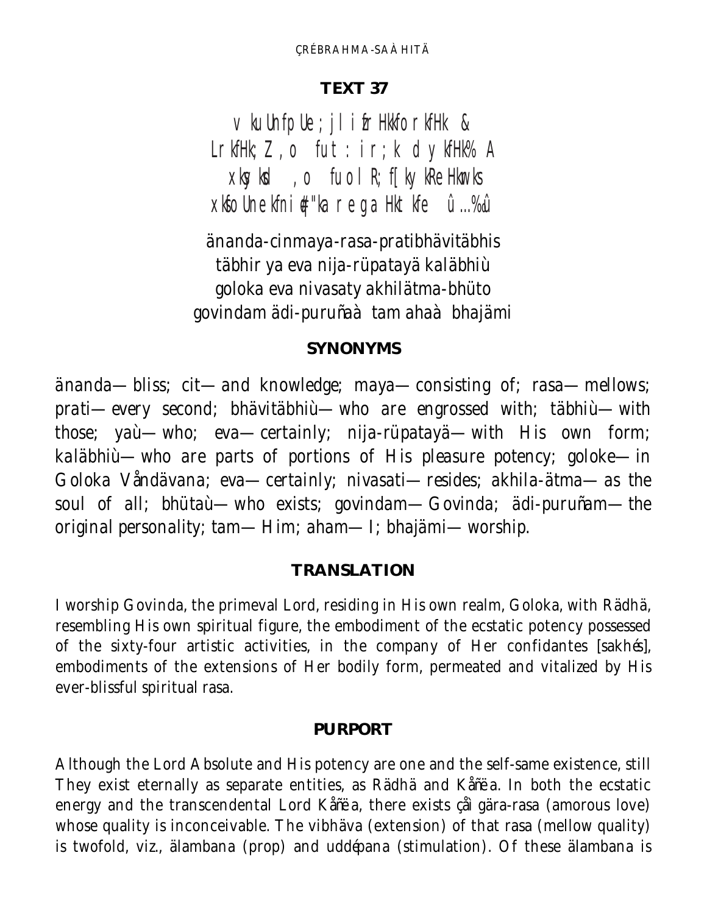## TEXT 37

v kuUnfpUe; jl ifr HkkfforkfHk &
LrkfHk; Z, o fut : ir; k dykfHk% A
xkys kd , o fuol R; f[kykRe Hkrks
xkfoUnekfn i#"ka re ga Hkt kfe û…%û

änanda-cinmaya-rasa-pratibhävitäbhis
täbhir ya eva nija-rüpatayä kaläbhiù
goloka eva nivasaty akhilätma-bhüto
govindam ädi-puruñaà tam ahaà bhajämi

### SYNONYMS

änanda—bliss; cit—and knowledge; maya—consisting of; rasa—mellows; prati—every second; bhävitäbhiù—who are engrossed with; täbhiù—with those; yaù—who; eva—certainly; nija-rüpatayä—with His own form; kaläbhiù—who are parts of portions of His pleasure potency; goloke—in Goloka Våndävana; eva—certainly; nivasati—resides; akhila-ätma—as the soul of all; bhütaù—who exists; govindam—Govinda; ädi-puruñam—the original personality; tam—Him; aham—I; bhajämi—worship.

### TRANSLATION

I worship Govinda, the primeval Lord, residing in His own realm, Goloka, with Rädhä, resembling His own spiritual figure, the embodiment of the ecstatic potency possessed of the sixty-four artistic activities, in the company of Her confidantes [sakhés], embodiments of the extensions of Her bodily form, permeated and vitalized by His ever-blissful spiritual rasa.

### PURPORT

Although the Lord Absolute and His potency are one and the self-same existence, still They exist eternally as separate entities, as Rädhä and Kåñëa. In both the ecstatic energy and the transcendental Lord Kåñëa, there exists çåìgära-rasa (amorous love) whose quality is inconceivable. The vibhäva (extension) of that rasa (mellow quality) is twofold, viz., älambana (prop) and uddépana (stimulation). Of these älambana is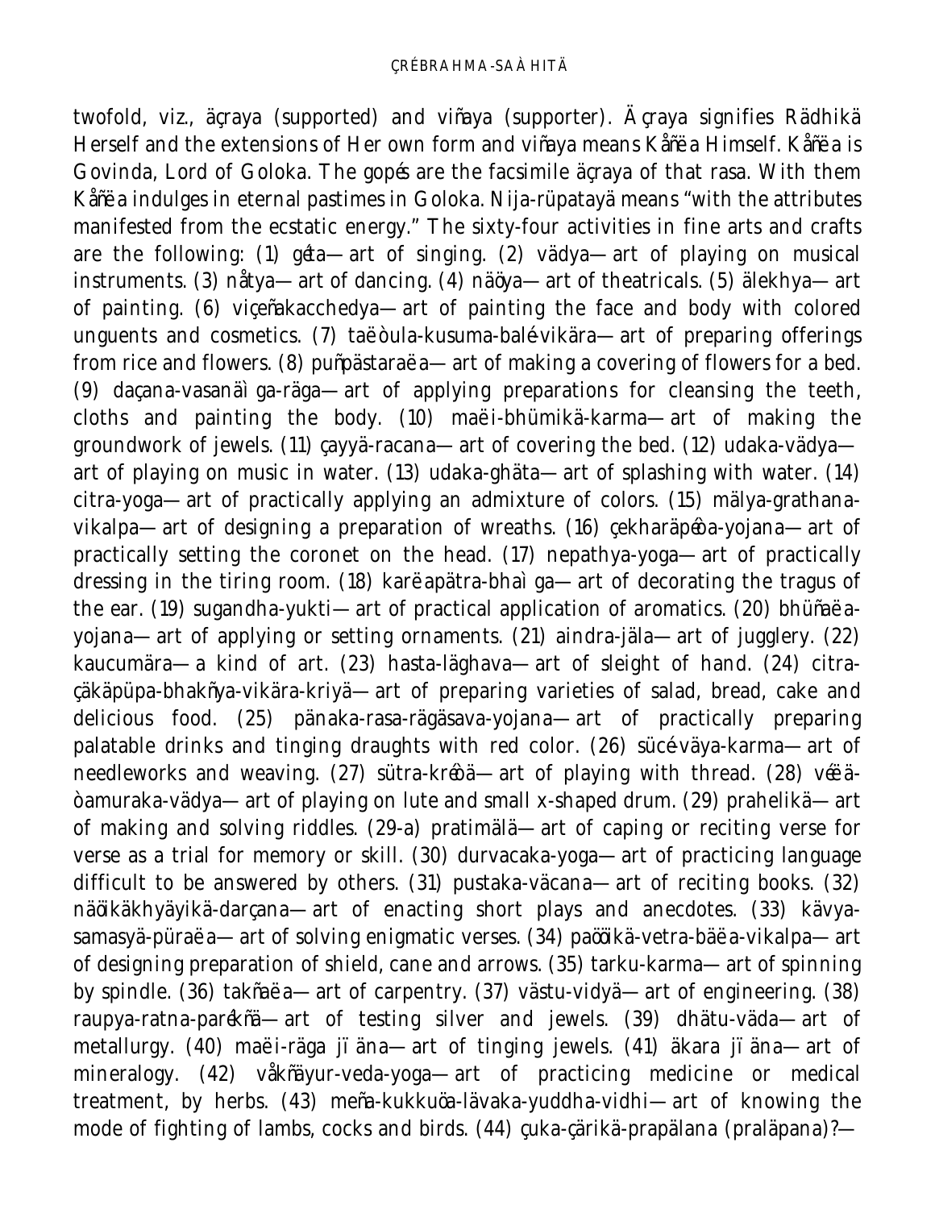twofold, viz., äçraya (supported) and viñaya (supporter). Äçraya signifies Rädhikä Herself and the extensions of Her own form and viñaya means Kåñëa Himself. Kåñëa is Govinda, Lord of Goloka. The gopés are the facsimile äçraya of that rasa. With them Kåñëa indulges in eternal pastimes in Goloka. Nija-rüpatayä means "with the attributes manifested from the ecstatic energy." The sixty-four activities in fine arts and crafts are the following: (1) géta—art of singing. (2) vädya—art of playing on musical instruments. (3) nåtya—art of dancing. (4) näöya—art of theatricals. (5) älekhya—art of painting. (6) viçeñakacchedya—art of painting the face and body with colored unguents and cosmetics. (7) taëòula-kusuma-balé-vikära—art of preparing offerings from rice and flowers. (8) puñpästaraëa—art of making a covering of flowers for a bed. (9) daçana-vasanäìga-räga—art of applying preparations for cleansing the teeth, cloths and painting the body. (10) maëi-bhümikä-karma—art of making the groundwork of jewels. (11) çayyä-racana—art of covering the bed. (12) udaka-vädya—art of playing on music in water. (13) udaka-ghäta—art of splashing with water. (14) citra-yoga—art of practically applying an admixture of colors. (15) mälya-grathana-vikalpa—art of designing a preparation of wreaths. (16) çekharäpéòa-yojana—art of practically setting the coronet on the head. (17) nepathya-yoga—art of practically dressing in the tiring room. (18) karëapätra-bhaìga—art of decorating the tragus of the ear. (19) sugandha-yukti—art of practical application of aromatics. (20) bhüñaëa-yojana—art of applying or setting ornaments. (21) aindra-jäla—art of jugglery. (22) kaucumära—a kind of art. (23) hasta-läghava—art of sleight of hand. (24) citra-çäkäpüpa-bhakñya-vikära-kriyä—art of preparing varieties of salad, bread, cake and delicious food. (25) pänaka-rasa-rägäsava-yojana—art of practically preparing palatable drinks and tinging draughts with red color. (26) sücé-väya-karma—art of needleworks and weaving. (27) sütra-kréòä—art of playing with thread. (28) véëä-òamuraka-vädya—art of playing on lute and small x-shaped drum. (29) prahelikä—art of making and solving riddles. (29-a) pratimälä—art of caping or reciting verse for verse as a trial for memory or skill. (30) durvacaka-yoga—art of practicing language difficult to be answered by others. (31) pustaka-väcana—art of reciting books. (32) näöikäkhyäyikä-darçana—art of enacting short plays and anecdotes. (33) kävya-samasyä-püraëa—art of solving enigmatic verses. (34) paööikä-vetra-bäëa-vikalpa—art of designing preparation of shield, cane and arrows. (35) tarku-karma—art of spinning by spindle. (36) takñaëa—art of carpentry. (37) västu-vidyä—art of engineering. (38) raupya-ratna-parékñä—art of testing silver and jewels. (39) dhätu-väda—art of metallurgy. (40) maëi-räga jïäna—art of tinging jewels. (41) äkara jïäna—art of mineralogy. (42) våkñäyur-veda-yoga—art of practicing medicine or medical treatment, by herbs. (43) meña-kukkuöa-lävaka-yuddha-vidhi—art of knowing the mode of fighting of lambs, cocks and birds. (44) çuka-çärikä-prapälana (praläpana)?—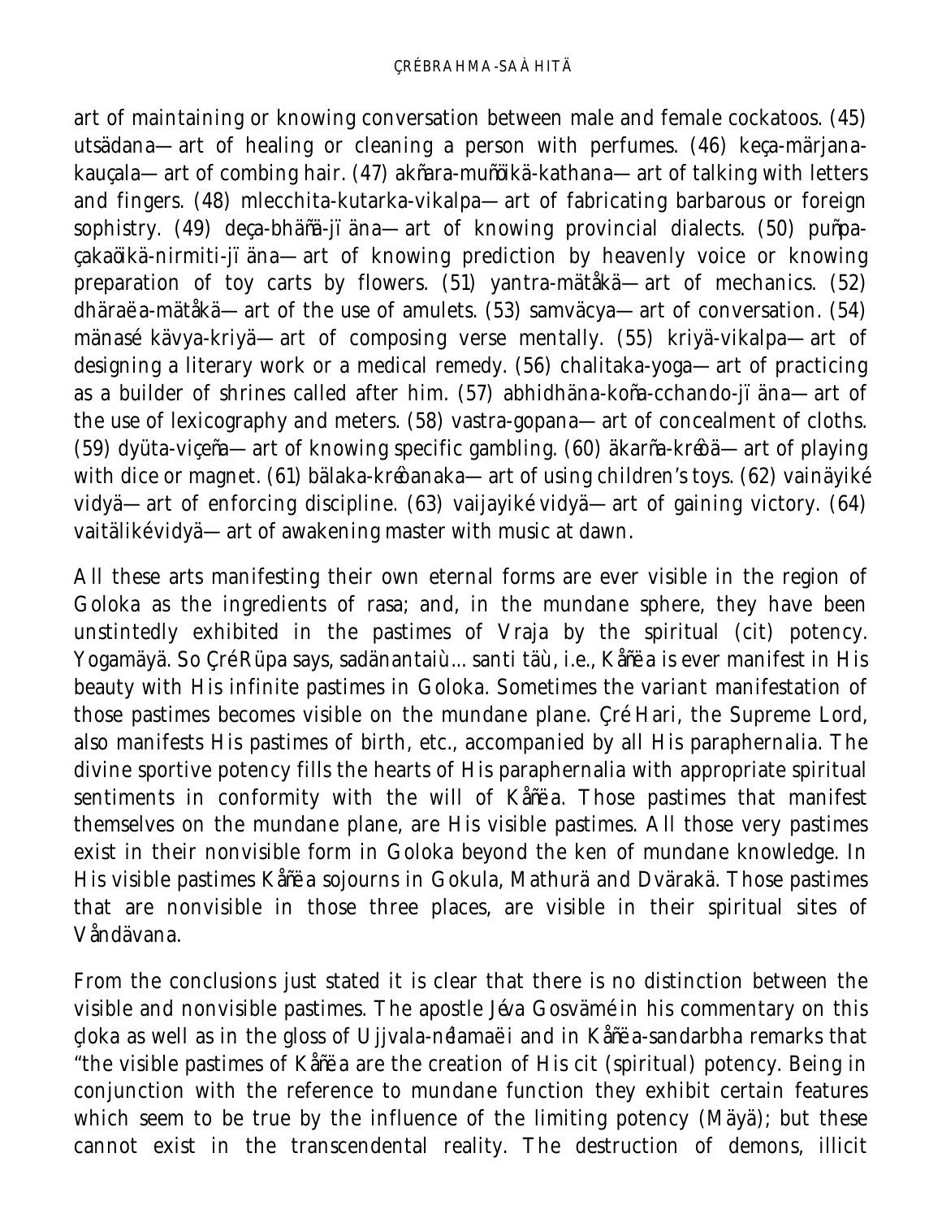art of maintaining or knowing conversation between male and female cockatoos. (45) utsädana—art of healing or cleaning a person with perfumes. (46) keça-märjana-kauçala—art of combing hair. (47) akñara-muñöikä-kathana—art of talking with letters and fingers. (48) mlecchita-kutarka-vikalpa—art of fabricating barbarous or foreign sophistry. (49) deça-bhäñä-jïäna—art of knowing provincial dialects. (50) puñpa-çakaöikä-nirmiti-jïäna—art of knowing prediction by heavenly voice or knowing preparation of toy carts by flowers. (51) yantra-mätåkä—art of mechanics. (52) dhäraëa-mätåkä—art of the use of amulets. (53) samväcya—art of conversation. (54) mänasé kävya-kriyä—art of composing verse mentally. (55) kriyä-vikalpa—art of designing a literary work or a medical remedy. (56) chalitaka-yoga—art of practicing as a builder of shrines called after him. (57) abhidhäna-koña-cchando-jïäna—art of the use of lexicography and meters. (58) vastra-gopana—art of concealment of cloths. (59) dyüta-viçeña—art of knowing specific gambling. (60) äkarña-kréòä—art of playing with dice or magnet. (61) bälaka-kréòanaka—art of using children's toys. (62) vainäyiké vidyä—art of enforcing discipline. (63) vaijayiké vidyä—art of gaining victory. (64) vaitäliké vidyä—art of awakening master with music at dawn.

All these arts manifesting their own eternal forms are ever visible in the region of Goloka as the ingredients of rasa; and, in the mundane sphere, they have been unstintedly exhibited in the pastimes of Vraja by the spiritual (cit) potency. Yogamäyä. So Çré Rüpa says, sadänantaiù ... santi täù, i.e., Kåñëa is ever manifest in His beauty with His infinite pastimes in Goloka. Sometimes the variant manifestation of those pastimes becomes visible on the mundane plane. Çré Hari, the Supreme Lord, also manifests His pastimes of birth, etc., accompanied by all His paraphernalia. The divine sportive potency fills the hearts of His paraphernalia with appropriate spiritual sentiments in conformity with the will of Kåñëa. Those pastimes that manifest themselves on the mundane plane, are His visible pastimes. All those very pastimes exist in their nonvisible form in Goloka beyond the ken of mundane knowledge. In His visible pastimes Kåñëa sojourns in Gokula, Mathurä and Dvärakä. Those pastimes that are nonvisible in those three places, are visible in their spiritual sites of Våndävana.

From the conclusions just stated it is clear that there is no distinction between the visible and nonvisible pastimes. The apostle Jéva Gosvämé in his commentary on this çloka as well as in the gloss of Ujjvala-nélamaëi and in Kåñëa-sandarbha remarks that "the visible pastimes of Kåñëa are the creation of His cit (spiritual) potency. Being in conjunction with the reference to mundane function they exhibit certain features which seem to be true by the influence of the limiting potency (Mäyä); but these cannot exist in the transcendental reality. The destruction of demons, illicit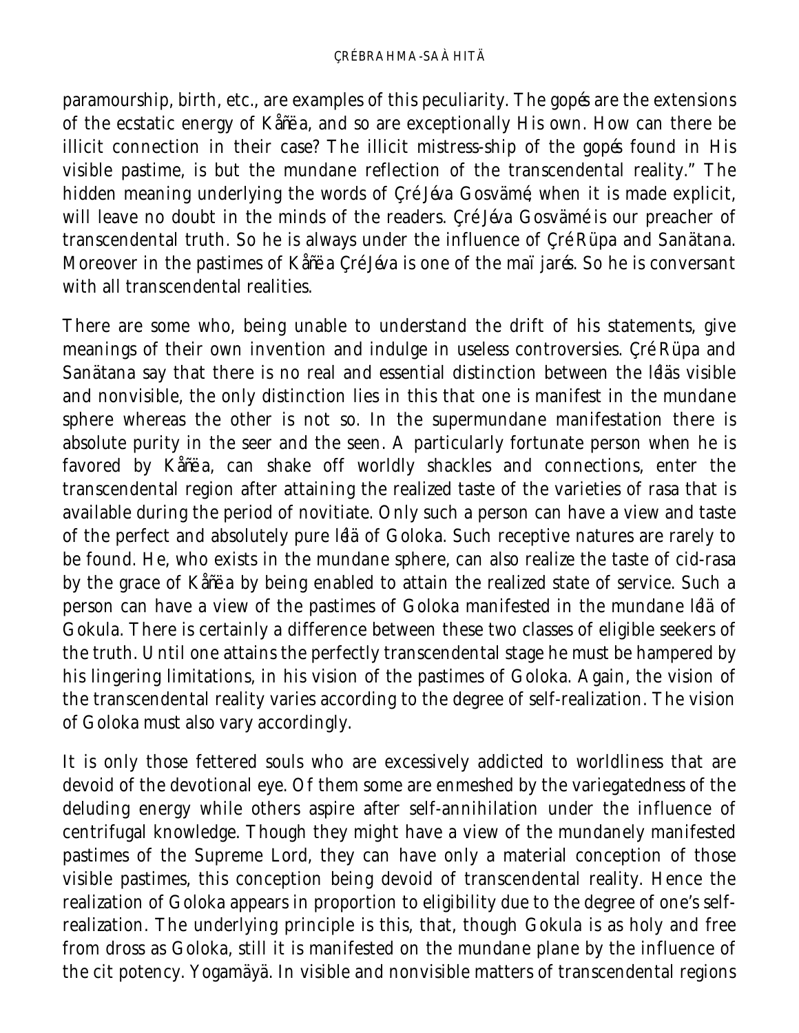paramourship, birth, etc., are examples of this peculiarity. The gopés are the extensions of the ecstatic energy of Kåñëa, and so are exceptionally His own. How can there be illicit connection in their case? The illicit mistress-ship of the gopés found in His visible pastime, is but the mundane reflection of the transcendental reality." The hidden meaning underlying the words of Çré Jéva Gosvämé, when it is made explicit, will leave no doubt in the minds of the readers. Çré Jéva Gosvämé is our preacher of transcendental truth. So he is always under the influence of Çré Rüpa and Sanätana. Moreover in the pastimes of Kåñëa Çré Jéva is one of the maïjarés. So he is conversant with all transcendental realities.

There are some who, being unable to understand the drift of his statements, give meanings of their own invention and indulge in useless controversies. Çré Rüpa and Sanätana say that there is no real and essential distinction between the léläs visible and nonvisible, the only distinction lies in this that one is manifest in the mundane sphere whereas the other is not so. In the supermundane manifestation there is absolute purity in the seer and the seen. A particularly fortunate person when he is favored by Kåñëa, can shake off worldly shackles and connections, enter the transcendental region after attaining the realized taste of the varieties of rasa that is available during the period of novitiate. Only such a person can have a view and taste of the perfect and absolutely pure lélä of Goloka. Such receptive natures are rarely to be found. He, who exists in the mundane sphere, can also realize the taste of cid-rasa by the grace of Kåñëa by being enabled to attain the realized state of service. Such a person can have a view of the pastimes of Goloka manifested in the mundane lélä of Gokula. There is certainly a difference between these two classes of eligible seekers of the truth. Until one attains the perfectly transcendental stage he must be hampered by his lingering limitations, in his vision of the pastimes of Goloka. Again, the vision of the transcendental reality varies according to the degree of self-realization. The vision of Goloka must also vary accordingly.

It is only those fettered souls who are excessively addicted to worldliness that are devoid of the devotional eye. Of them some are enmeshed by the variegatedness of the deluding energy while others aspire after self-annihilation under the influence of centrifugal knowledge. Though they might have a view of the mundanely manifested pastimes of the Supreme Lord, they can have only a material conception of those visible pastimes, this conception being devoid of transcendental reality. Hence the realization of Goloka appears in proportion to eligibility due to the degree of one's self-realization. The underlying principle is this, that, though Gokula is as holy and free from dross as Goloka, still it is manifested on the mundane plane by the influence of the cit potency. Yogamäyä. In visible and nonvisible matters of transcendental regions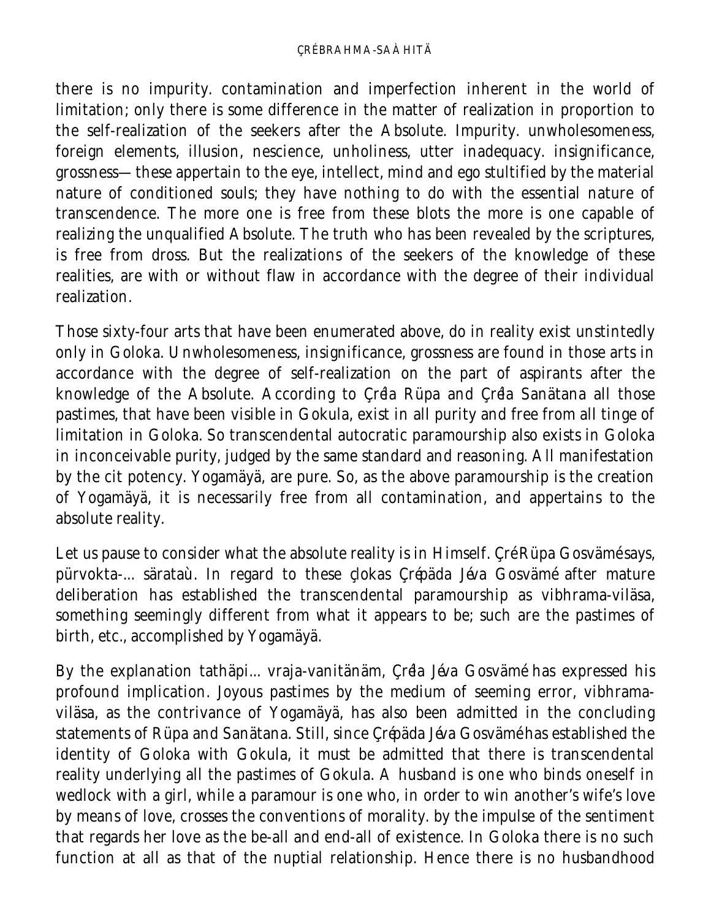there is no impurity. contamination and imperfection inherent in the world of limitation; only there is some difference in the matter of realization in proportion to the self-realization of the seekers after the Absolute. Impurity. unwholesomeness, foreign elements, illusion, nescience, unholiness, utter inadequacy. insignificance, grossness—these appertain to the eye, intellect, mind and ego stultified by the material nature of conditioned souls; they have nothing to do with the essential nature of transcendence. The more one is free from these blots the more is one capable of realizing the unqualified Absolute. The truth who has been revealed by the scriptures, is free from dross. But the realizations of the seekers of the knowledge of these realities, are with or without flaw in accordance with the degree of their individual realization.

Those sixty-four arts that have been enumerated above, do in reality exist unstintedly only in Goloka. Unwholesomeness, insignificance, grossness are found in those arts in accordance with the degree of self-realization on the part of aspirants after the knowledge of the Absolute. According to Çréla Rüpa and Çréla Sanätana all those pastimes, that have been visible in Gokula, exist in all purity and free from all tinge of limitation in Goloka. So transcendental autocratic paramourship also exists in Goloka in inconceivable purity, judged by the same standard and reasoning. All manifestation by the cit potency. Yogamäyä, are pure. So, as the above paramourship is the creation of Yogamäyä, it is necessarily free from all contamination, and appertains to the absolute reality.

Let us pause to consider what the absolute reality is in Himself. Çré Rüpa Gosvämé says, pürvokta-... säratañ. In regard to these çlokas Çrépäda Jéva Gosvämé after mature deliberation has established the transcendental paramourship as vibhrama-viläsa, something seemingly different from what it appears to be; such are the pastimes of birth, etc., accomplished by Yogamäyä.

By the explanation tathäpi... vraja-vanitänäm, Çréla Jéva Gosvämé has expressed his profound implication. Joyous pastimes by the medium of seeming error, vibhrama-viläsa, as the contrivance of Yogamäyä, has also been admitted in the concluding statements of Rüpa and Sanätana. Still, since Çrépäda Jéva Gosvämé has established the identity of Goloka with Gokula, it must be admitted that there is transcendental reality underlying all the pastimes of Gokula. A husband is one who binds oneself in wedlock with a girl, while a paramour is one who, in order to win another's wife's love by means of love, crosses the conventions of morality. by the impulse of the sentiment that regards her love as the be-all and end-all of existence. In Goloka there is no such function at all as that of the nuptial relationship. Hence there is no husbandhood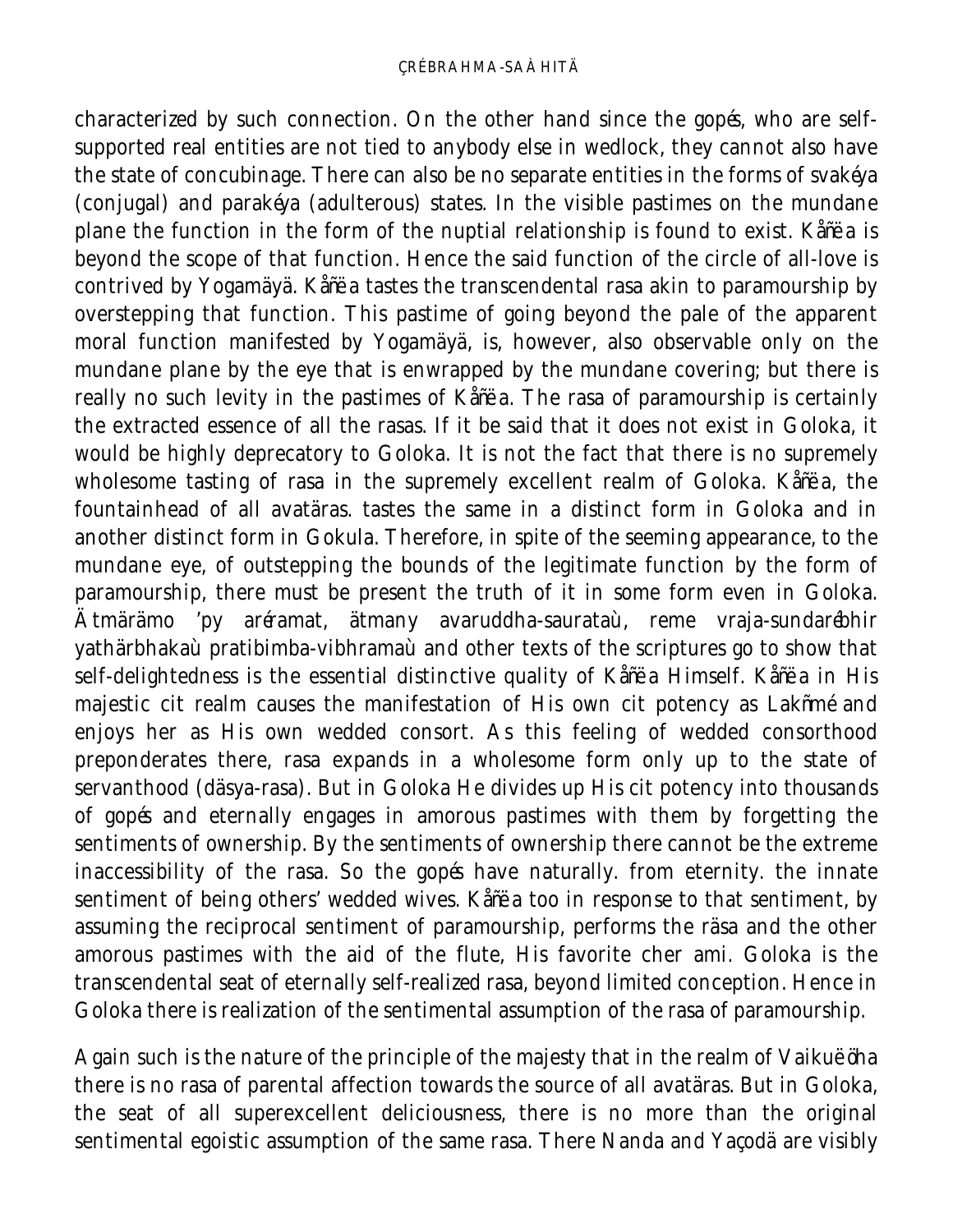characterized by such connection. On the other hand since the gopés, who are self-supported real entities are not tied to anybody else in wedlock, they cannot also have the state of concubinage. There can also be no separate entities in the forms of svakéya (conjugal) and parakéya (adulterous) states. In the visible pastimes on the mundane plane the function in the form of the nuptial relationship is found to exist. Kåñëa is beyond the scope of that function. Hence the said function of the circle of all-love is contrived by Yogamäyä. Kåñëa tastes the transcendental rasa akin to paramourship by overstepping that function. This pastime of going beyond the pale of the apparent moral function manifested by Yogamäyä, is, however, also observable only on the mundane plane by the eye that is enwrapped by the mundane covering; but there is really no such levity in the pastimes of Kåñëa. The rasa of paramourship is certainly the extracted essence of all the rasas. If it be said that it does not exist in Goloka, it would be highly deprecatory to Goloka. It is not the fact that there is no supremely wholesome tasting of rasa in the supremely excellent realm of Goloka. Kåñëa, the fountainhead of all avatäras. tastes the same in a distinct form in Goloka and in another distinct form in Gokula. Therefore, in spite of the seeming appearance, to the mundane eye, of outstepping the bounds of the legitimate function by the form of paramourship, there must be present the truth of it in some form even in Goloka. Ätmärämo 'py aréramat, ätmany avaruddha-sauratàù, reme vraja-sundarébhir yathärbhakaù pratibimba-vibhramaù and other texts of the scriptures go to show that self-delightedness is the essential distinctive quality of Kåñëa Himself. Kåñëa in His majestic cit realm causes the manifestation of His own cit potency as Lakñmé and enjoys her as His own wedded consort. As this feeling of wedded consorthood preponderates there, rasa expands in a wholesome form only up to the state of servanthood (däsya-rasa). But in Goloka He divides up His cit potency into thousands of gopés and eternally engages in amorous pastimes with them by forgetting the sentiments of ownership. By the sentiments of ownership there cannot be the extreme inaccessibility of the rasa. So the gopés have naturally. from eternity. the innate sentiment of being others' wedded wives. Kåñëa too in response to that sentiment, by assuming the reciprocal sentiment of paramourship, performs the räsa and the other amorous pastimes with the aid of the flute, His favorite cher ami. Goloka is the transcendental seat of eternally self-realized rasa, beyond limited conception. Hence in Goloka there is realization of the sentimental assumption of the rasa of paramourship.

Again such is the nature of the principle of the majesty that in the realm of Vaikuëöha there is no rasa of parental affection towards the source of all avatäras. But in Goloka, the seat of all superexcellent deliciousness, there is no more than the original sentimental egoistic assumption of the same rasa. There Nanda and Yaçodä are visibly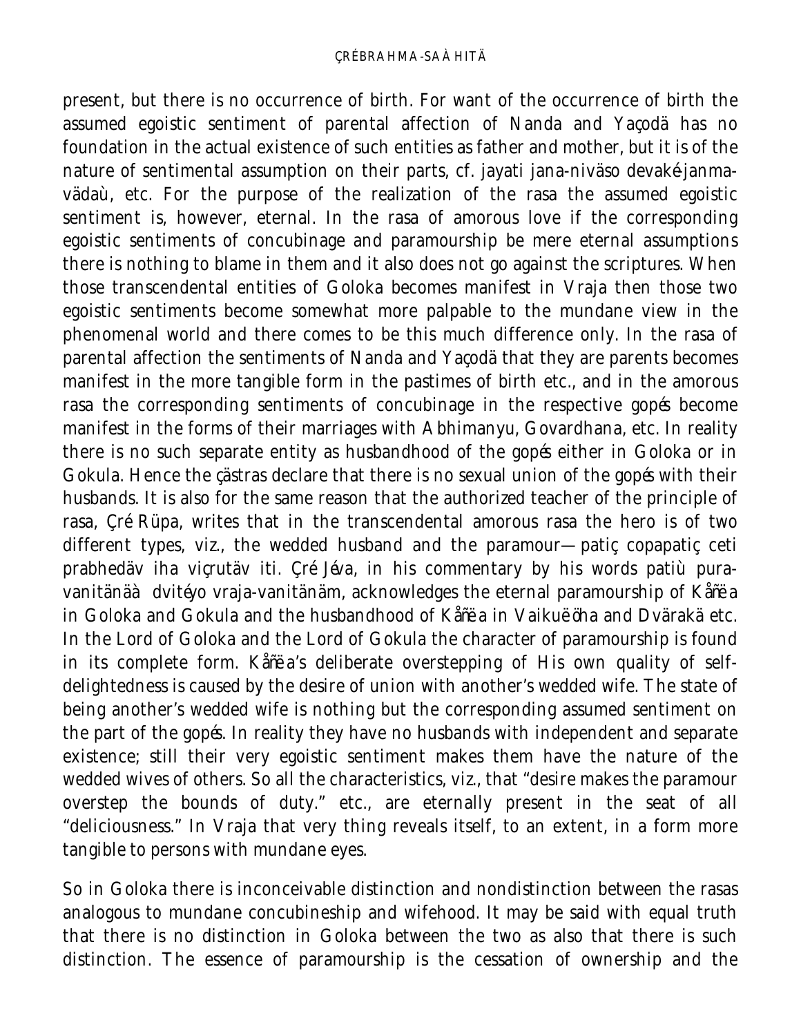present, but there is no occurrence of birth. For want of the occurrence of birth the assumed egoistic sentiment of parental affection of Nanda and Yaçodä has no foundation in the actual existence of such entities as father and mother, but it is of the nature of sentimental assumption on their parts, cf. jayati jana-niväso devaké janma-vädaù, etc. For the purpose of the realization of the rasa the assumed egoistic sentiment is, however, eternal. In the rasa of amorous love if the corresponding egoistic sentiments of concubinage and paramourship be mere eternal assumptions there is nothing to blame in them and it also does not go against the scriptures. When those transcendental entities of Goloka becomes manifest in Vraja then those two egoistic sentiments become somewhat more palpable to the mundane view in the phenomenal world and there comes to be this much difference only. In the rasa of parental affection the sentiments of Nanda and Yaçodä that they are parents becomes manifest in the more tangible form in the pastimes of birth etc., and in the amorous rasa the corresponding sentiments of concubinage in the respective gopés become manifest in the forms of their marriages with Abhimanyu, Govardhana, etc. In reality there is no such separate entity as husbandhood of the gopés either in Goloka or in Gokula. Hence the çästras declare that there is no sexual union of the gopés with their husbands. It is also for the same reason that the authorized teacher of the principle of rasa, Çré Rüpa, writes that in the transcendental amorous rasa the hero is of two different types, viz., the wedded husband and the paramour—patiç copapatiç ceti prabhedäv iha viçrutäv iti. Çré Jéva, in his commentary by his words patiù pura-vanitänäà dvitéyo vraja-vanitänäm, acknowledges the eternal paramourship of Kåñëa in Goloka and Gokula and the husbandhood of Kåñëa in Vaikuëöha and Dvärakä etc. In the Lord of Goloka and the Lord of Gokula the character of paramourship is found in its complete form. Kåñëa's deliberate overstepping of His own quality of self-delightedness is caused by the desire of union with another's wedded wife. The state of being another's wedded wife is nothing but the corresponding assumed sentiment on the part of the gopés. In reality they have no husbands with independent and separate existence; still their very egoistic sentiment makes them have the nature of the wedded wives of others. So all the characteristics, viz., that "desire makes the paramour overstep the bounds of duty." etc., are eternally present in the seat of all "deliciousness." In Vraja that very thing reveals itself, to an extent, in a form more tangible to persons with mundane eyes.

So in Goloka there is inconceivable distinction and nondistinction between the rasas analogous to mundane concubineship and wifehood. It may be said with equal truth that there is no distinction in Goloka between the two as also that there is such distinction. The essence of paramourship is the cessation of ownership and the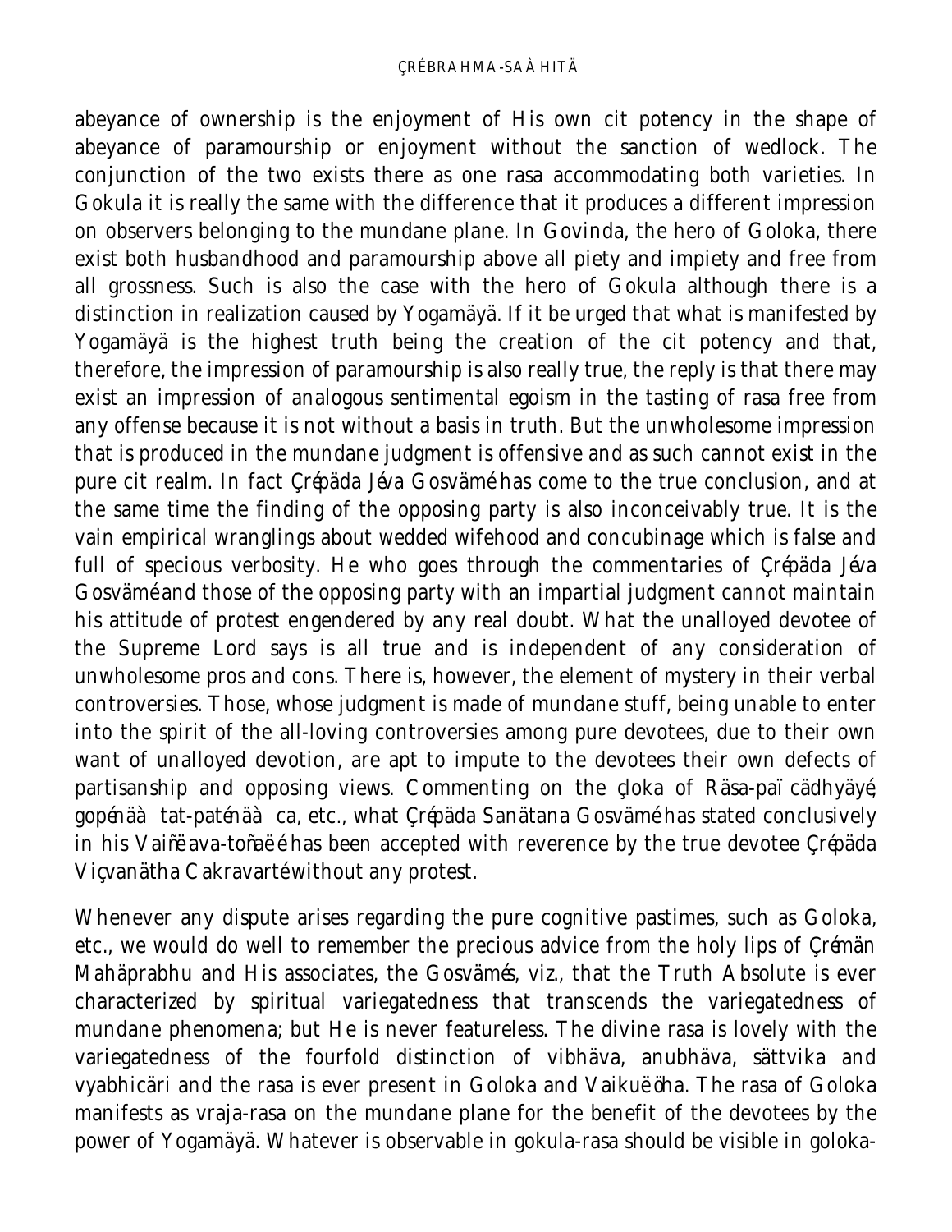abeyance of ownership is the enjoyment of His own cit potency in the shape of abeyance of paramourship or enjoyment without the sanction of wedlock. The conjunction of the two exists there as one rasa accommodating both varieties. In Gokula it is really the same with the difference that it produces a different impression on observers belonging to the mundane plane. In Govinda, the hero of Goloka, there exist both husbandhood and paramourship above all piety and impiety and free from all grossness. Such is also the case with the hero of Gokula although there is a distinction in realization caused by Yogamäyä. If it be urged that what is manifested by Yogamäyä is the highest truth being the creation of the cit potency and that, therefore, the impression of paramourship is also really true, the reply is that there may exist an impression of analogous sentimental egoism in the tasting of rasa free from any offense because it is not without a basis in truth. But the unwholesome impression that is produced in the mundane judgment is offensive and as such cannot exist in the pure cit realm. In fact Çréпäda Jéva Gosvämé has come to the true conclusion, and at the same time the finding of the opposing party is also inconceivably true. It is the vain empirical wranglings about wedded wifehood and concubinage which is false and full of specious verbosity. He who goes through the commentaries of Çrépäda Jéva Gosvämé and those of the opposing party with an impartial judgment cannot maintain his attitude of protest engendered by any real doubt. What the unalloyed devotee of the Supreme Lord says is all true and is independent of any consideration of unwholesome pros and cons. There is, however, the element of mystery in their verbal controversies. Those, whose judgment is made of mundane stuff, being unable to enter into the spirit of the all-loving controversies among pure devotees, due to their own want of unalloyed devotion, are apt to impute to the devotees their own defects of partisanship and opposing views. Commenting on the çloka of Räsa-paï cädhyäyé, gopénäà tat-paténäà ca, etc., what Çrépäda Sanätana Gosvämé has stated conclusively in his Vaiñëava-toñaëé has been accepted with reverence by the true devotee Çrépäda Viçvanätha Cakravarté without any protest.

Whenever any dispute arises regarding the pure cognitive pastimes, such as Goloka, etc., we would do well to remember the precious advice from the holy lips of Çrémän Mahäprabhu and His associates, the Gosvämés, viz., that the Truth Absolute is ever characterized by spiritual variegatedness that transcends the variegatedness of mundane phenomena; but He is never featureless. The divine rasa is lovely with the variegatedness of the fourfold distinction of vibhäva, anubhäva, sättvika and vyabhicäri and the rasa is ever present in Goloka and Vaikuëöha. The rasa of Goloka manifests as vraja-rasa on the mundane plane for the benefit of the devotees by the power of Yogamäyä. Whatever is observable in gokula-rasa should be visible in goloka-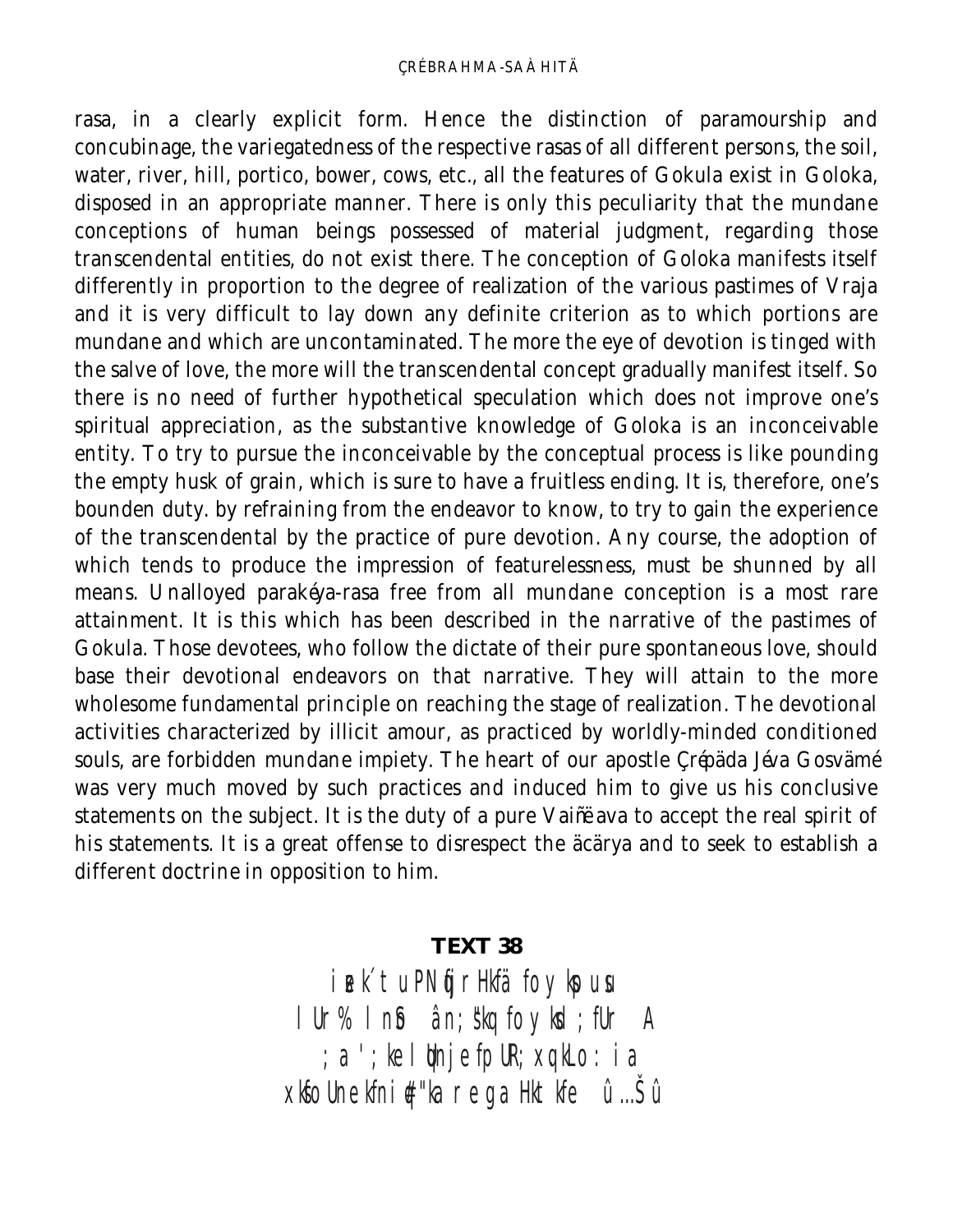rasa, in a clearly explicit form. Hence the distinction of paramourship and concubinage, the variegatedness of the respective rasas of all different persons, the soil, water, river, hill, portico, bower, cows, etc., all the features of Gokula exist in Goloka, disposed in an appropriate manner. There is only this peculiarity that the mundane conceptions of human beings possessed of material judgment, regarding those transcendental entities, do not exist there. The conception of Goloka manifests itself differently in proportion to the degree of realization of the various pastimes of Vraja and it is very difficult to lay down any definite criterion as to which portions are mundane and which are uncontaminated. The more the eye of devotion is tinged with the salve of love, the more will the transcendental concept gradually manifest itself. So there is no need of further hypothetical speculation which does not improve one's spiritual appreciation, as the substantive knowledge of Goloka is an inconceivable entity. To try to pursue the inconceivable by the conceptual process is like pounding the empty husk of grain, which is sure to have a fruitless ending. It is, therefore, one's bounden duty. by refraining from the endeavor to know, to try to gain the experience of the transcendental by the practice of pure devotion. Any course, the adoption of which tends to produce the impression of featurelessness, must be shunned by all means. Unalloyed parakéya-rasa free from all mundane conception is a most rare attainment. It is this which has been described in the narrative of the pastimes of Gokula. Those devotees, who follow the dictate of their pure spontaneous love, should base their devotional endeavors on that narrative. They will attain to the more wholesome fundamental principle on reaching the stage of realization. The devotional activities characterized by illicit amour, as practiced by worldly-minded conditioned souls, are forbidden mundane impiety. The heart of our apostle Çrépäda Jéva Gosvämé was very much moved by such practices and induced him to give us his conclusive statements on the subject. It is the duty of a pure Vaiñëava to accept the real spirit of his statements. It is a great offense to disrespect the äcärya and to seek to establish a different doctrine in opposition to him.

**TEXT 38**

iæk´tuPNñjrHkfä foykspusu
lUr% lnSo ân;sõkq foykdd;fUr A
;a ';kelqUnjefpUR;xq.kLo:ia
xksfoUnekfniq#"ka rega HktkFe û…Šû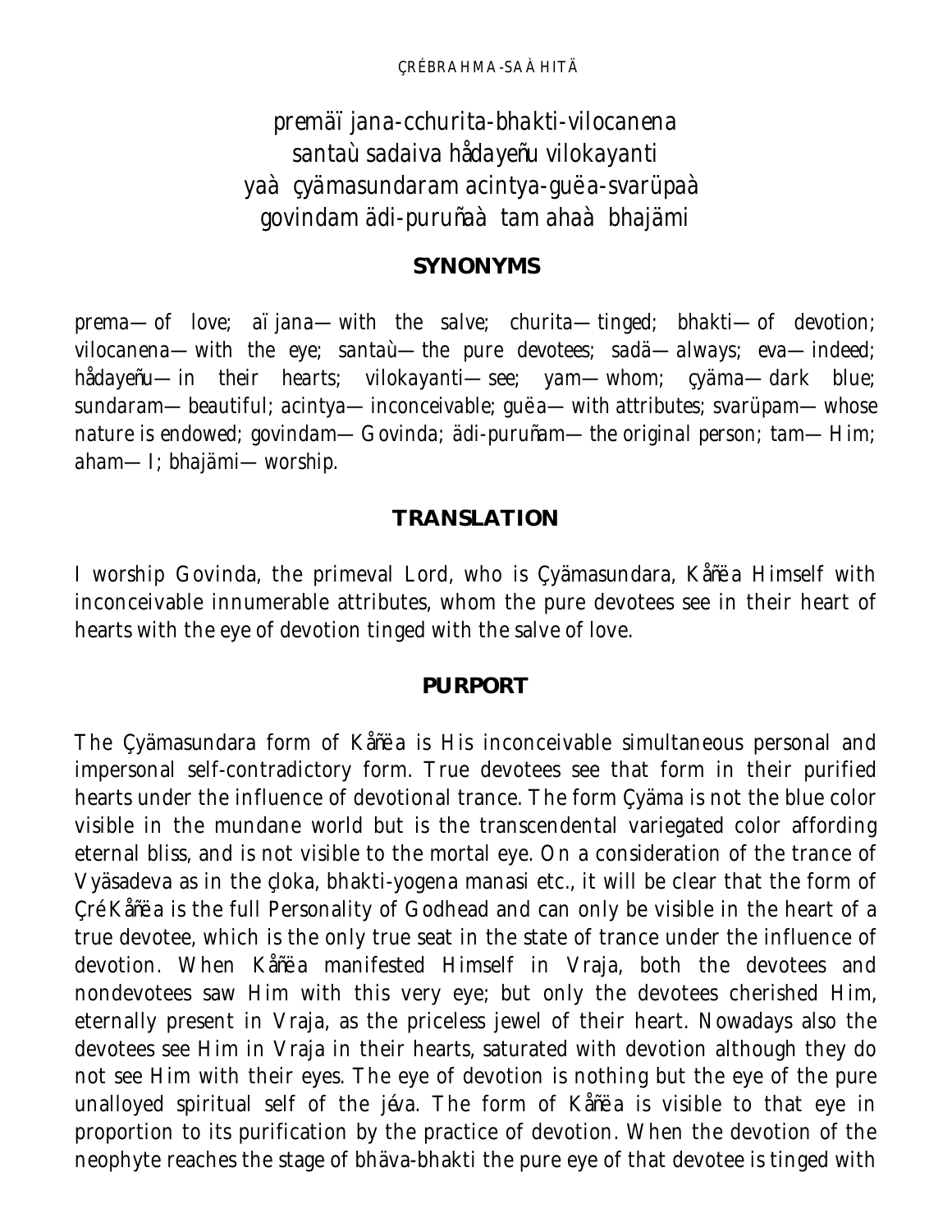premäïjana-cchurita-bhakti-vilocanena
santaù sadaiva hådayeñu vilokayanti
yaà çyämasundaram acintya-guëa-svarüpaà
govindam ädi-puruñaà tam ahaà bhajämi

## SYNONYMS

*prema*—of love; *aïjana*—with the salve; *churita*—tinged; *bhakti*—of devotion; *vilocanena*—with the eye; *santaù*—the pure devotees; *sadä*—always; *eva*—indeed; *hådayeñu*—in their hearts; *vilokayanti*—see; *yam*—whom; *çyäma*—dark blue; *sundaram*—beautiful; *acintya*—inconceivable; *guëa*—with attributes; *svarüpam*—whose nature is endowed; *govindam*—Govinda; *ädi-puruñam*—the original person; *tam*—Him; *aham*—I; *bhajämi*—worship.

## TRANSLATION

I worship Govinda, the primeval Lord, who is Çyämasundara, Kåñëa Himself with inconceivable innumerable attributes, whom the pure devotees see in their heart of hearts with the eye of devotion tinged with the salve of love.

## PURPORT

The Çyämasundara form of Kåñëa is His inconceivable simultaneous personal and impersonal self-contradictory form. True devotees see that form in their purified hearts under the influence of devotional trance. The form Çyäma is not the blue color visible in the mundane world but is the transcendental variegated color affording eternal bliss, and is not visible to the mortal eye. On a consideration of the trance of Vyäsadeva as in the çloka, *bhakti-yogena manasi* etc., it will be clear that the form of Çré Kåñëa is the full Personality of Godhead and can only be visible in the heart of a true devotee, which is the only true seat in the state of trance under the influence of devotion. When Kåñëa manifested Himself in Vraja, both the devotees and nondevotees saw Him with this very eye; but only the devotees cherished Him, eternally present in Vraja, as the priceless jewel of their heart. Nowadays also the devotees see Him in Vraja in their hearts, saturated with devotion although they do not see Him with their eyes. The eye of devotion is nothing but the eye of the pure unalloyed spiritual self of the *jéva*. The form of Kåñëa is visible to that eye in proportion to its purification by the practice of devotion. When the devotion of the neophyte reaches the stage of *bhäva-bhakti* the pure eye of that devotee is tinged with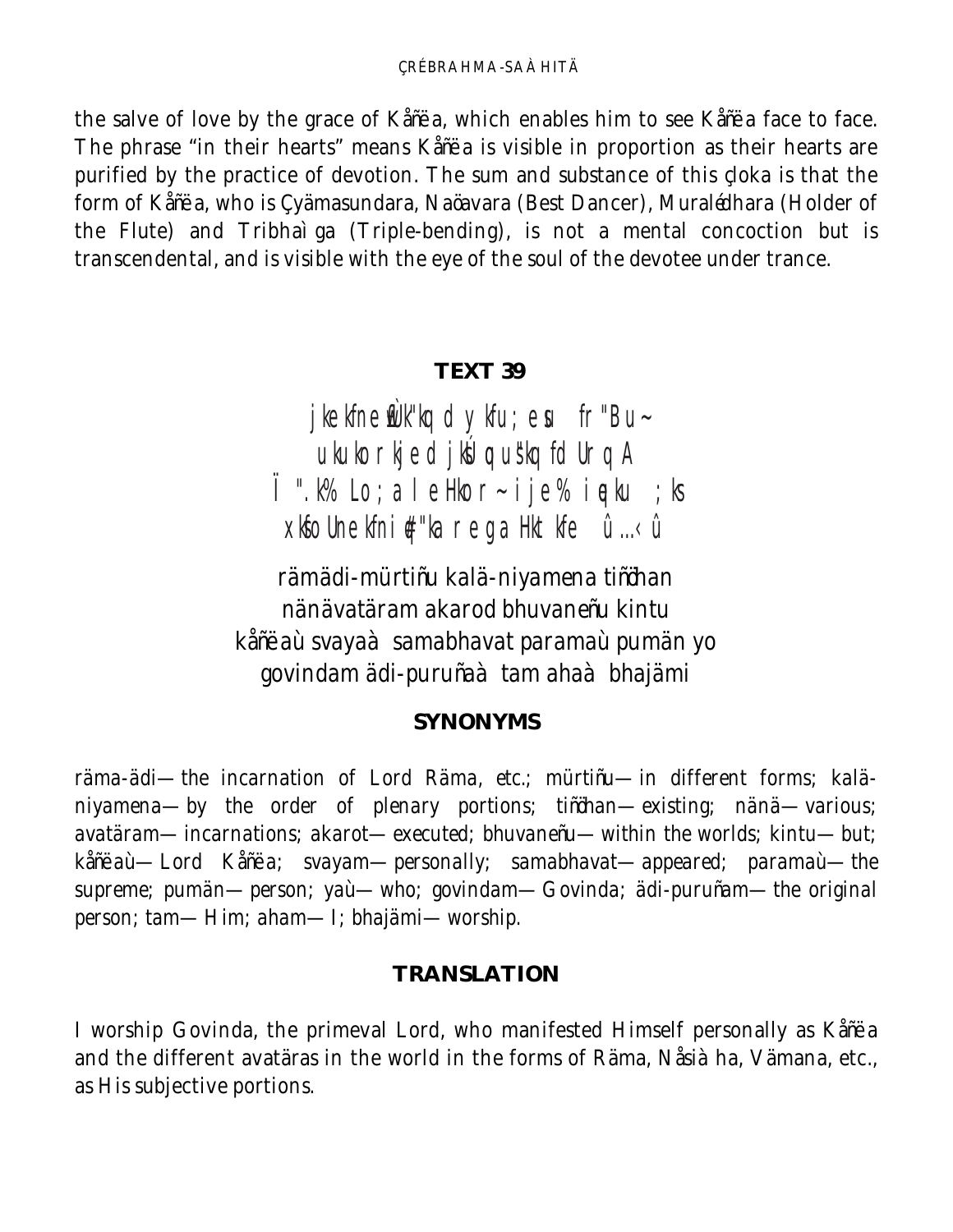the salve of love by the grace of Kåñëa, which enables him to see Kåñëa face to face. The phrase "in their hearts" means Kåñëa is visible in proportion as their hearts are purified by the practice of devotion. The sum and substance of this çloka is that the form of Kåñëa, who is Çyämasundara, Naöavara (Best Dancer), Muralédhara (Holder of the Flute) and Tribhaìga (Triple-bending), is not a mental concoction but is transcendental, and is visible with the eye of the soul of the devotee under trance.

### TEXT 39

jkekfneWÙk"kq dykfu;esu fr"Bu~
ukukorkjed jksÙkqus"kq fdUrq A
Ï".k% Lo;a leHkor~ ije% iqeku ;ks
xksfoUnekfni#"ka reg Hkt kfe û…‹ û

rämädi-mürtiñu kalä-niyamena tiñöhan
nänävatäram akarod bhuvaneñu kintu
kåñëaù svayaà samabhavat paramaù pumän yo
govindam ädi-puruñaà tam ahaà bhajämi

### SYNONYMS

räma-ädi—the incarnation of Lord Räma, etc.; mürtiñu—in different forms; kalä-niyamena—by the order of plenary portions; tiñöhan—existing; nänä—various; avatäram—incarnations; akarot—executed; bhuvaneñu—within the worlds; kintu—but; kåñëaù—Lord Kåñëa; svayam—personally; samabhavat—appeared; paramaù—the supreme; pumän—person; yaù—who; govindam—Govinda; ädi-puruñam—the original person; tam—Him; aham—I; bhajämi—worship.

### TRANSLATION

I worship Govinda, the primeval Lord, who manifested Himself personally as Kåñëa and the different avatäras in the world in the forms of Räma, Nåsiàha, Vämana, etc., as His subjective portions.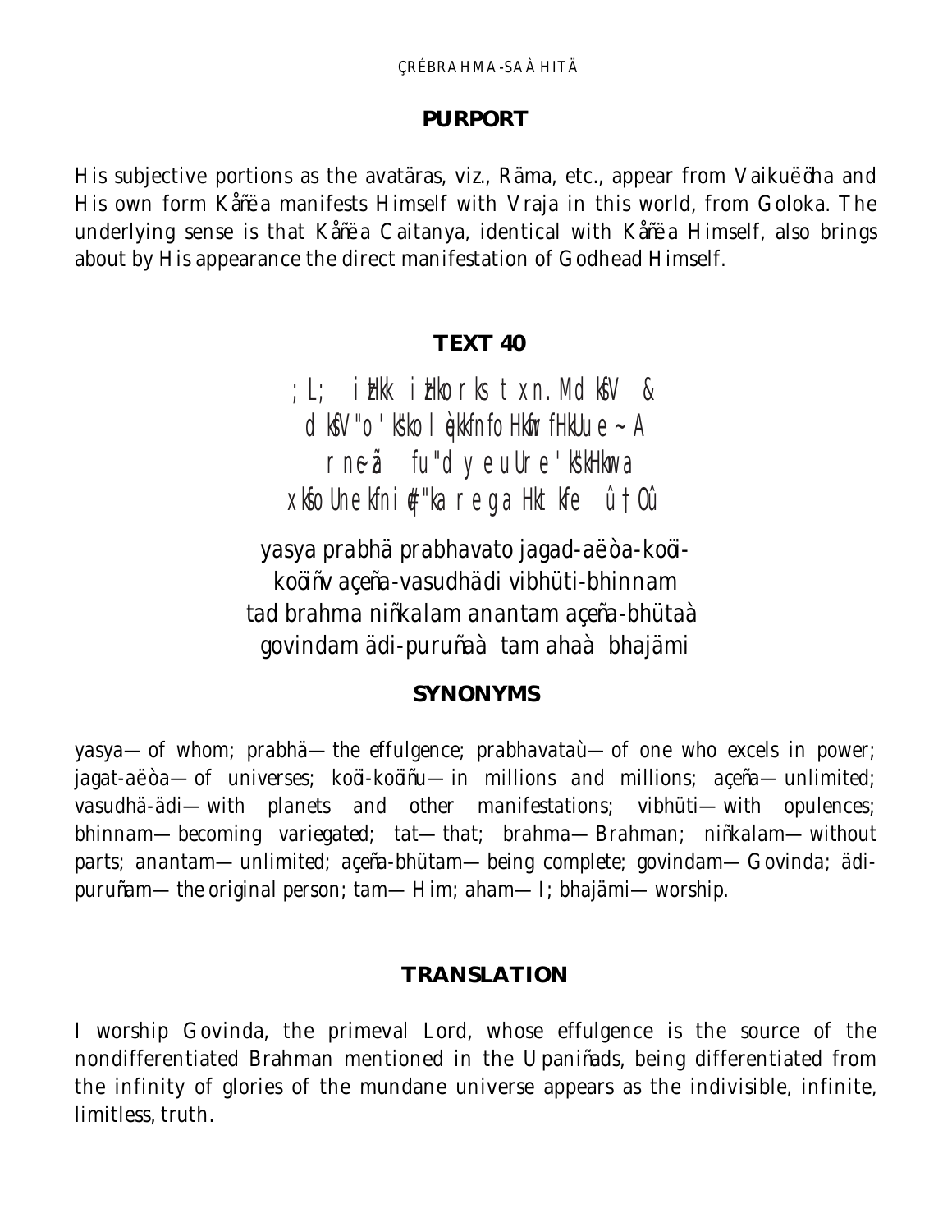## PURPORT

His subjective portions as the avatäras, viz., Räma, etc., appear from Vaikuëöha and His own form Kåñëa manifests Himself with Vraja in this world, from Goloka. The underlying sense is that Kåñëa Caitanya, identical with Kåñëa Himself, also brings about by His appearance the direct manifestation of Godhead Himself.

## TEXT 40

;L; iHkk iHkorks txn.MdkfV &
dkfV"o'k"ko lqèkkfnfoHkwfrfHkUue~ A
rn~czã fu"dye uUre'k"kHkwra
xkfoUnekfni#"ka rega Hkt kfe û†Oû

yasya prabhä prabhavato jagad-aëòa-koöi-
koöiñv açeña-vasudhädi vibhüti-bhinnam
tad brahma niñkalam anantam açeña-bhütaà
govindam ädi-puruñaà tam ahaà bhajämi

## SYNONYMS

yasya—of whom; prabhä—the effulgence; prabhavataù—of one who excels in power; jagat-aëòa—of universes; koöi-koöiñu—in millions and millions; açeña—unlimited; vasudhä-ädi—with planets and other manifestations; vibhüti—with opulences; bhinnam—becoming variegated; tat—that; brahma—Brahman; niñkalam—without parts; anantam—unlimited; açeña-bhütam—being complete; govindam—Govinda; ädi-puruñam—the original person; tam—Him; aham—I; bhajämi—worship.

## TRANSLATION

I worship Govinda, the primeval Lord, whose effulgence is the source of the nondifferentiated Brahman mentioned in the Upaniñads, being differentiated from the infinity of glories of the mundane universe appears as the indivisible, infinite, limitless, truth.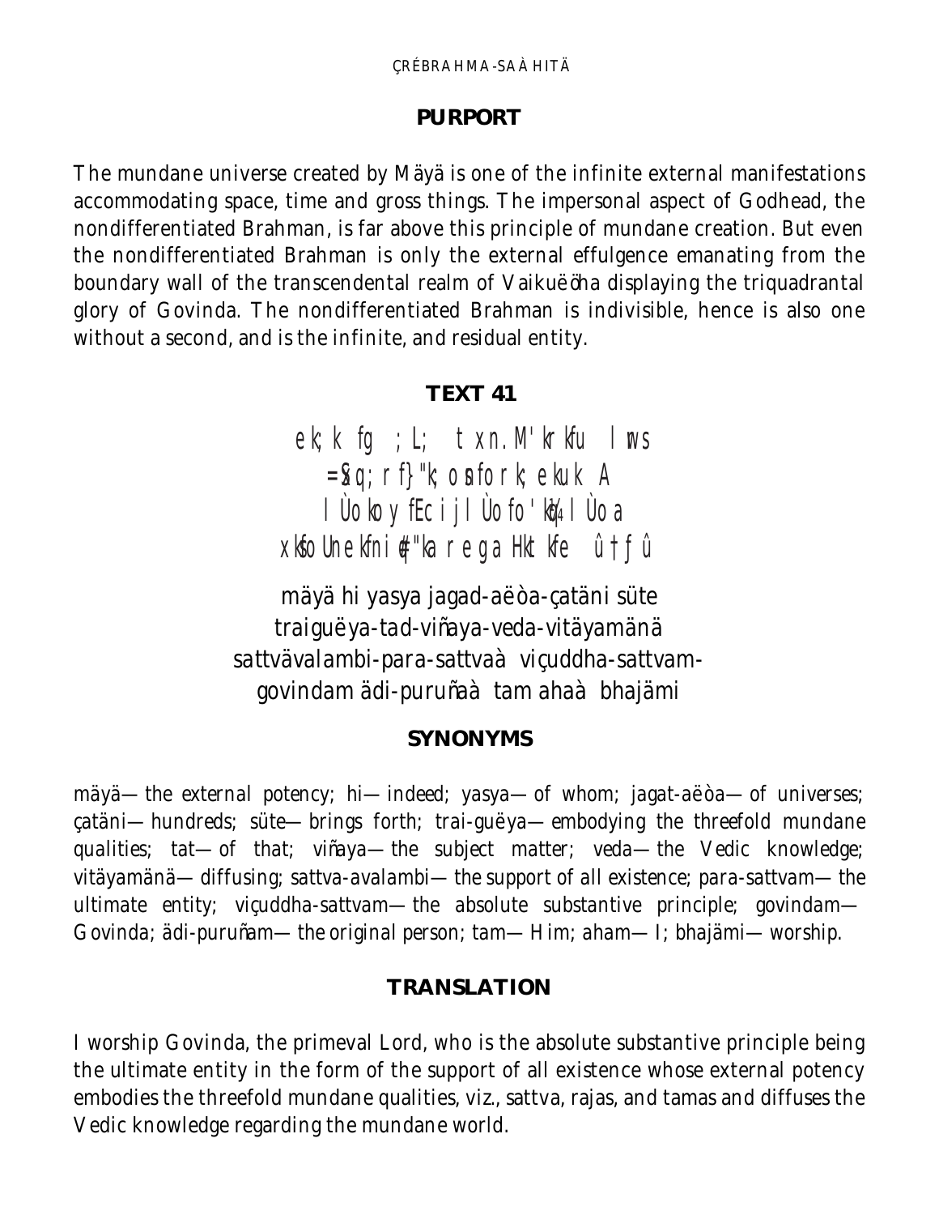## PURPORT

The mundane universe created by Mäyä is one of the infinite external manifestations accommodating space, time and gross things. The impersonal aspect of Godhead, the nondifferentiated Brahman, is far above this principle of mundane creation. But even the nondifferentiated Brahman is only the external effulgence emanating from the boundary wall of the transcendental realm of Vaikuëöha displaying the triquadrantal glory of Govinda. The nondifferentiated Brahman is indivisible, hence is also one without a second, and is the infinite, and residual entity.

## TEXT 41

ek;k fg ;L; txn.M'krkfu lrs
=Sxq.;rf}"k;osnfork;ekuk A
lÙokoyfEc ijlÙo fo'kq)lÙoa
xksfoUnekfniq#"ka rega Hktkfe û†ƒû

mäyä hi yasya jagad-aëòa-çatäni süte
traiguëya-tad-viñaya-veda-vitäyamänä
sattvävalambi-para-sattvaà viçuddha-sattvam-
govindam ädi-puruñaà tam ahaà bhajämi

## SYNONYMS

mäyä—the external potency; hi—indeed; yasya—of whom; jagat-aëòa—of universes; çatäni—hundreds; süte—brings forth; trai-guëya—embodying the threefold mundane qualities; tat—of that; viñaya—the subject matter; veda—the Vedic knowledge; vitäyamänä—diffusing; sattva-avalambi—the support of all existence; para-sattvam—the ultimate entity; viçuddha-sattvam—the absolute substantive principle; govindam—Govinda; ädi-puruñam—the original person; tam—Him; aham—I; bhajämi—worship.

## TRANSLATION

I worship Govinda, the primeval Lord, who is the absolute substantive principle being the ultimate entity in the form of the support of all existence whose external potency embodies the threefold mundane qualities, viz., sattva, rajas, and tamas and diffuses the Vedic knowledge regarding the mundane world.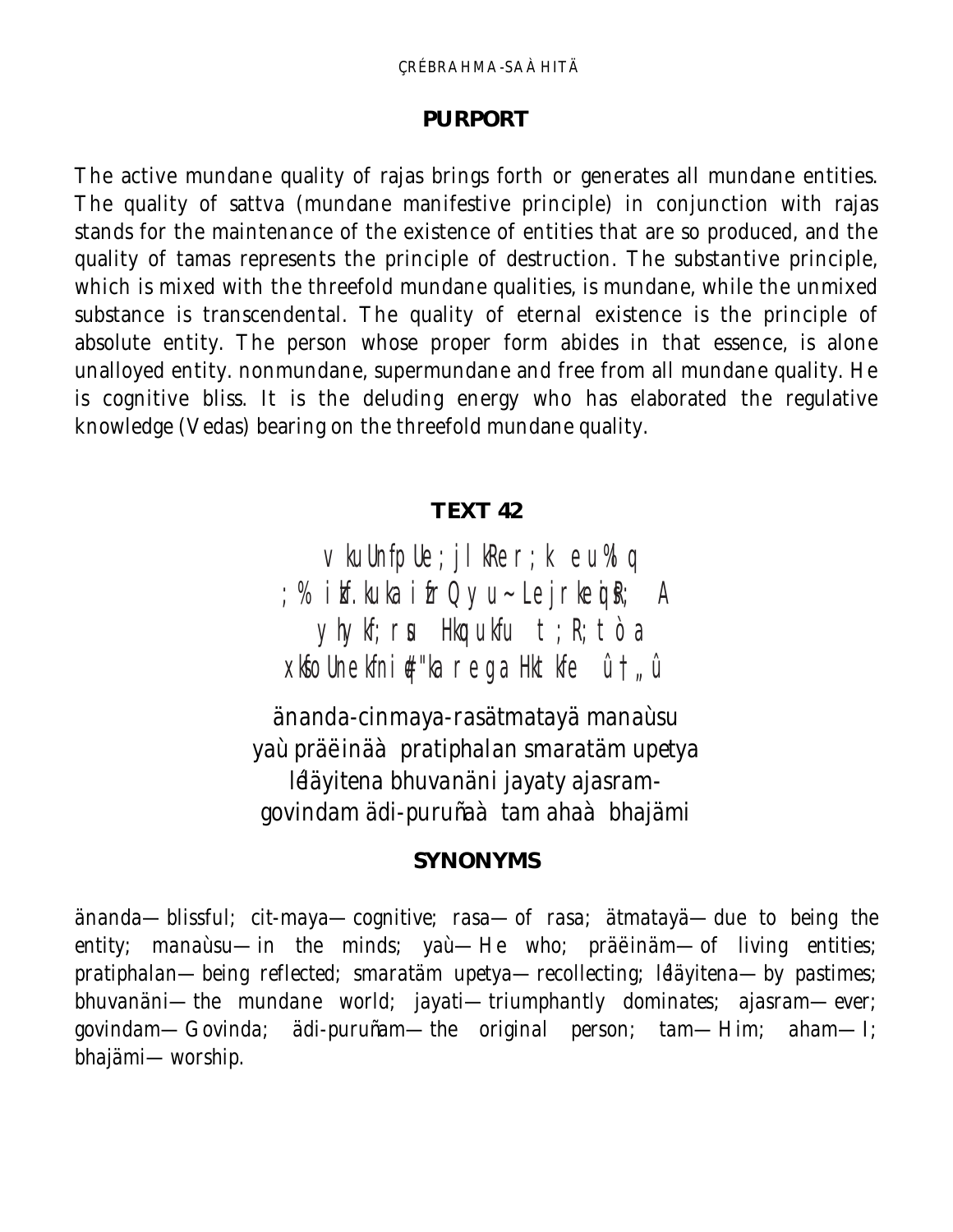## PURPORT

The active mundane quality of rajas brings forth or generates all mundane entities. The quality of sattva (mundane manifestive principle) in conjunction with rajas stands for the maintenance of the existence of entities that are so produced, and the quality of tamas represents the principle of destruction. The substantive principle, which is mixed with the threefold mundane qualities, is mundane, while the unmixed substance is transcendental. The quality of eternal existence is the principle of absolute entity. The person whose proper form abides in that essence, is alone unalloyed entity. nonmundane, supermundane and free from all mundane quality. He is cognitive bliss. It is the deluding energy who has elaborated the regulative knowledge (Vedas) bearing on the threefold mundane quality.

## TEXT 42

vkuUnfpUe;jlkRer;k euLlq
;% izkf.kuka izfrQyu~ LejrkeqisR;A
yhyk;rsu Hkqukfu t;R;tòa
xksfoUnekfniq#"ka regaHkt kfe û†„û

änanda-cinmaya-rasätmatayä manaùsu
yaù präëinäà pratiphalan smaratäm upetya
lélayitena bhuvanäni jayaty ajasram-
govindam ädi-puruñaà tam ahaà bhajämi

## SYNONYMS

änanda—blissful; cit-maya—cognitive; rasa—of rasa; ätmatayä—due to being the entity; manaùsu—in the minds; yaù—He who; präëinäm—of living entities; pratiphalan—being reflected; smaratäm upetya—recollecting; léläyitena—by pastimes; bhuvanäni—the mundane world; jayati—triumphantly dominates; ajasram—ever; govindam—Govinda; ädi-puruñam—the original person; tam—Him; aham—I; bhajämi—worship.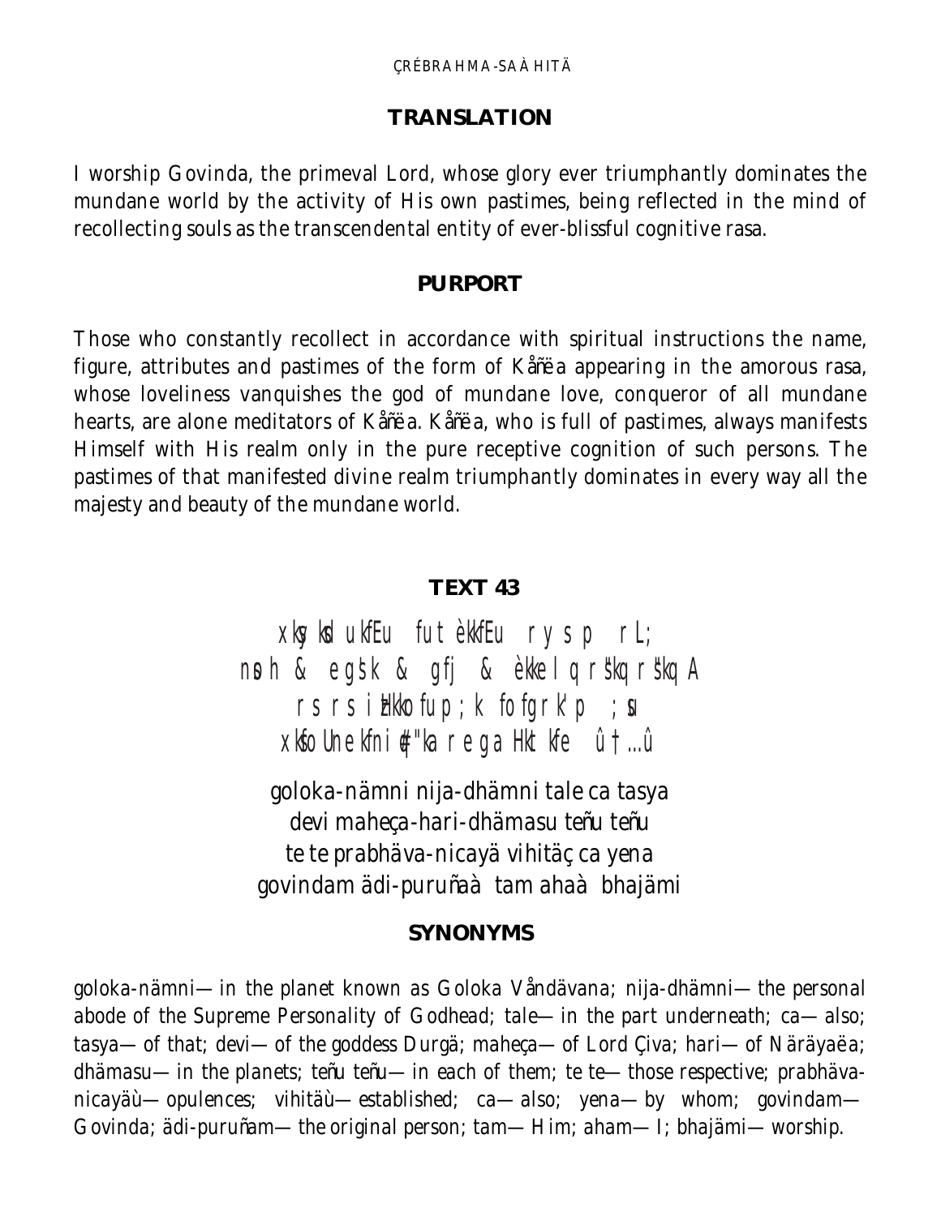## TRANSLATION

I worship Govinda, the primeval Lord, whose glory ever triumphantly dominates the mundane world by the activity of His own pastimes, being reflected in the mind of recollecting souls as the transcendental entity of ever-blissful cognitive rasa.

## PURPORT

Those who constantly recollect in accordance with spiritual instructions the name, figure, attributes and pastimes of the form of Kåñëa appearing in the amorous rasa, whose loveliness vanquishes the god of mundane love, conqueror of all mundane hearts, are alone meditators of Kåñëa. Kåñëa, who is full of pastimes, always manifests Himself with His realm only in the pure receptive cognition of such persons. The pastimes of that manifested divine realm triumphantly dominates in every way all the majesty and beauty of the mundane world.

## TEXT 43

xksyksd ukfEu futèkkfEu rys p rL;
nsfo & egsk & gfj & èkkel q rs"kq rs"kq A
rs rs izHkko fup;k fofgrk'p ;su
xksfoUnekfni#"ka re ga Hkt kfe û†...û

goloka-nämni nija-dhämni tale ca tasya
devi maheça-hari-dhämasu teñu teñu
te te prabhäva-nicayä vihitäç ca yena
govindam ädi-puruñaà tam ahaà bhajämi

## SYNONYMS

goloka-nämni—in the planet known as Goloka Våndävana; nija-dhämni—the personal abode of the Supreme Personality of Godhead; tale—in the part underneath; ca—also; tasya—of that; devi—of the goddess Durgä; maheça—of Lord Çiva; hari—of Näräyaëa; dhämasu—in the planets; teñu teñu—in each of them; te te—those respective; prabhäva-nicayäù—opulences; vihitäù—established; ca—also; yena—by whom; govindam—Govinda; ädi-puruñam—the original person; tam—Him; aham—I; bhajämi—worship.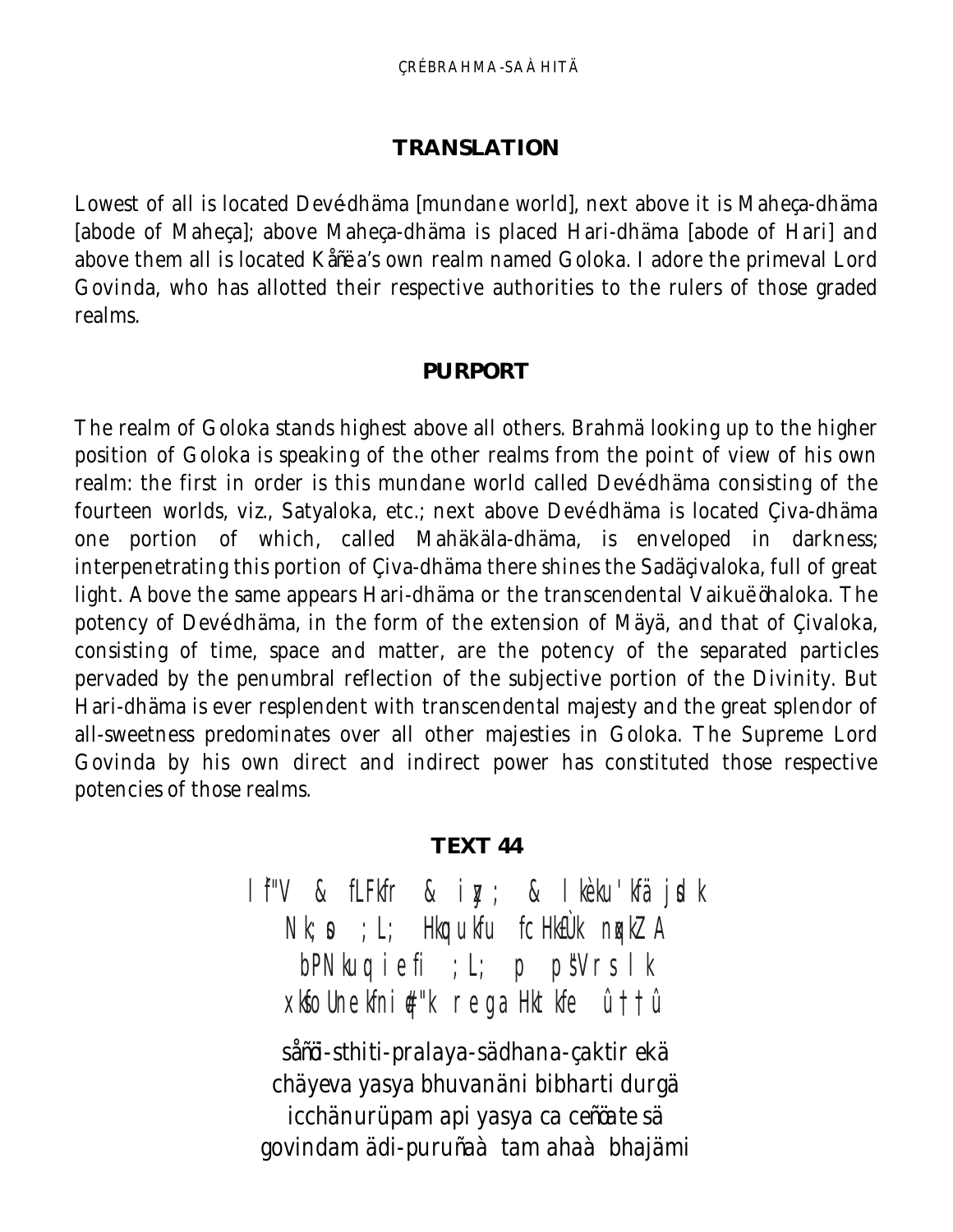## TRANSLATION

Lowest of all is located Devé-dhäma [mundane world], next above it is Maheça-dhäma [abode of Maheça]; above Maheça-dhäma is placed Hari-dhäma [abode of Hari] and above them all is located Kåñëa's own realm named Goloka. I adore the primeval Lord Govinda, who has allotted their respective authorities to the rulers of those graded realms.

## PURPORT

The realm of Goloka stands highest above all others. Brahmä looking up to the higher position of Goloka is speaking of the other realms from the point of view of his own realm: the first in order is this mundane world called Devé-dhäma consisting of the fourteen worlds, viz., Satyaloka, etc.; next above Devé-dhäma is located Çiva-dhäma one portion of which, called Mahäkäla-dhäma, is enveloped in darkness; interpenetrating this portion of Çiva-dhäma there shines the Sadäçivaloka, full of great light. Above the same appears Hari-dhäma or the transcendental Vaikuëöhaloka. The potency of Devé-dhäma, in the form of the extension of Mäyä, and that of Çivaloka, consisting of time, space and matter, are the potency of the separated particles pervaded by the penumbral reflection of the subjective portion of the Divinity. But Hari-dhäma is ever resplendent with transcendental majesty and the great splendor of all-sweetness predominates over all other majesties in Goloka. The Supreme Lord Govinda by his own direct and indirect power has constituted those respective potencies of those realms.

## TEXT 44

lf"V & fLFkfr & izy; & lkèku 'kfä jsdk
Nk;s o ;L; Hkqukfu fcHkfÙk nqxkZ A
bPNkuq iefi ;L; p p"Vrs lk
xksfoUnekfniq#"k rega Hktkfe û††û

såñöi-sthiti-pralaya-sädhana-çaktir ekä
chäyeva yasya bhuvanäni bibharti durgä
icchänurüpam api yasya ca ceñöate sä
govindam ädi-puruñaà tam ahaà bhajämi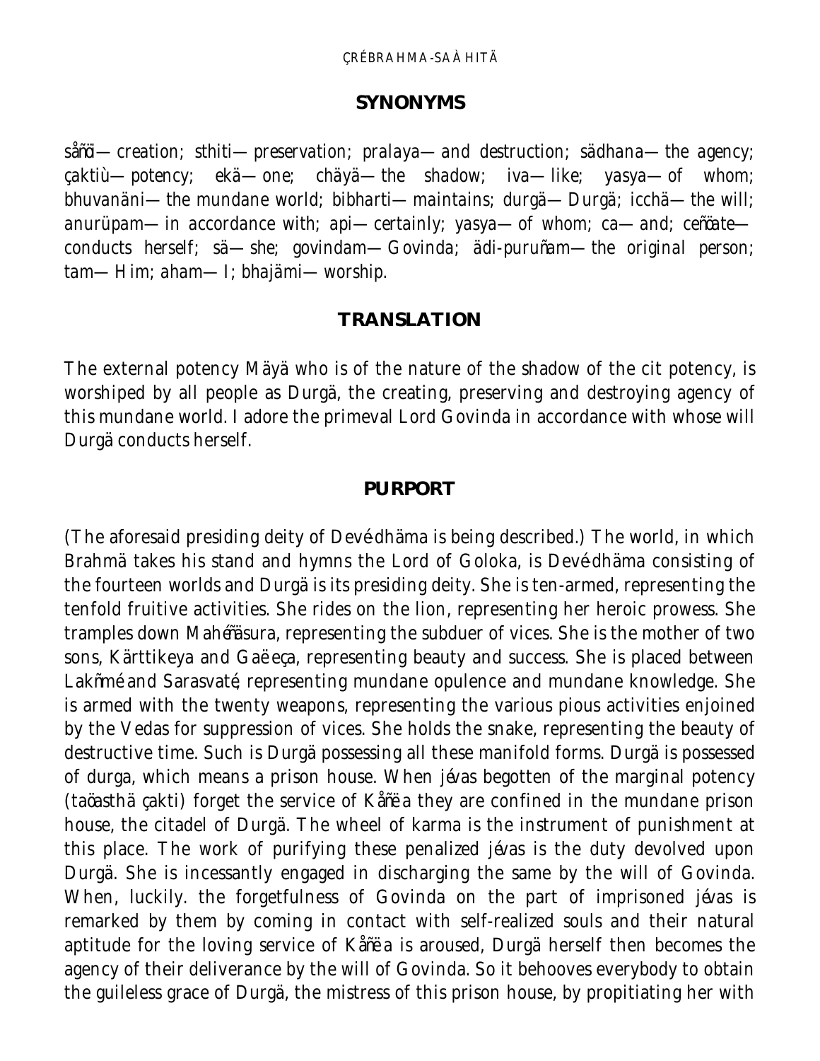## SYNONYMS

*såñöi*—creation; *sthiti*—preservation; *pralaya*—and destruction; *sädhana*—the agency; *çaktiù*—potency; *ekä*—one; *chäyä*—the shadow; *iva*—like; *yasya*—of whom; *bhuvanäni*—the mundane world; *bibharti*—maintains; *durgä*—Durgä; *icchä*—the will; *anurüpam*—in accordance with; *api*—certainly; *yasya*—of whom; *ca*—and; *ceñöate*—conducts herself; *sä*—she; *govindam*—Govinda; *ädi-puruñam*—the original person; *tam*—Him; *aham*—I; *bhajämi*—worship.

## TRANSLATION

The external potency Mäyä who is of the nature of the shadow of the cit potency, is worshiped by all people as Durgä, the creating, preserving and destroying agency of this mundane world. I adore the primeval Lord Govinda in accordance with whose will Durgä conducts herself.

## PURPORT

(The aforesaid presiding deity of Devé-dhäma is being described.) The world, in which Brahmä takes his stand and hymns the Lord of Goloka, is Devé-dhäma consisting of the fourteen worlds and Durgä is its presiding deity. She is ten-armed, representing the tenfold fruitive activities. She rides on the lion, representing her heroic prowess. She tramples down Mahiñäsura, representing the subduer of vices. She is the mother of two sons, Kärttikeya and Gaëeça, representing beauty and success. She is placed between Lakñmé and Sarasvaté, representing mundane opulence and mundane knowledge. She is armed with the twenty weapons, representing the various pious activities enjoined by the Vedas for suppression of vices. She holds the snake, representing the beauty of destructive time. Such is Durgä possessing all these manifold forms. Durgä is possessed of *durga*, which means a prison house. When *jévas* begotten of the marginal potency (*taöasthä çakti*) forget the service of Kåñëa they are confined in the mundane prison house, the citadel of Durgä. The wheel of karma is the instrument of punishment at this place. The work of purifying these penalized *jévas* is the duty devolved upon Durgä. She is incessantly engaged in discharging the same by the will of Govinda. When, luckily. the forgetfulness of Govinda on the part of imprisoned *jévas* is remarked by them by coming in contact with self-realized souls and their natural aptitude for the loving service of Kåñëa is aroused, Durgä herself then becomes the agency of their deliverance by the will of Govinda. So it behooves everybody to obtain the guileless grace of Durgä, the mistress of this prison house, by propitiating her with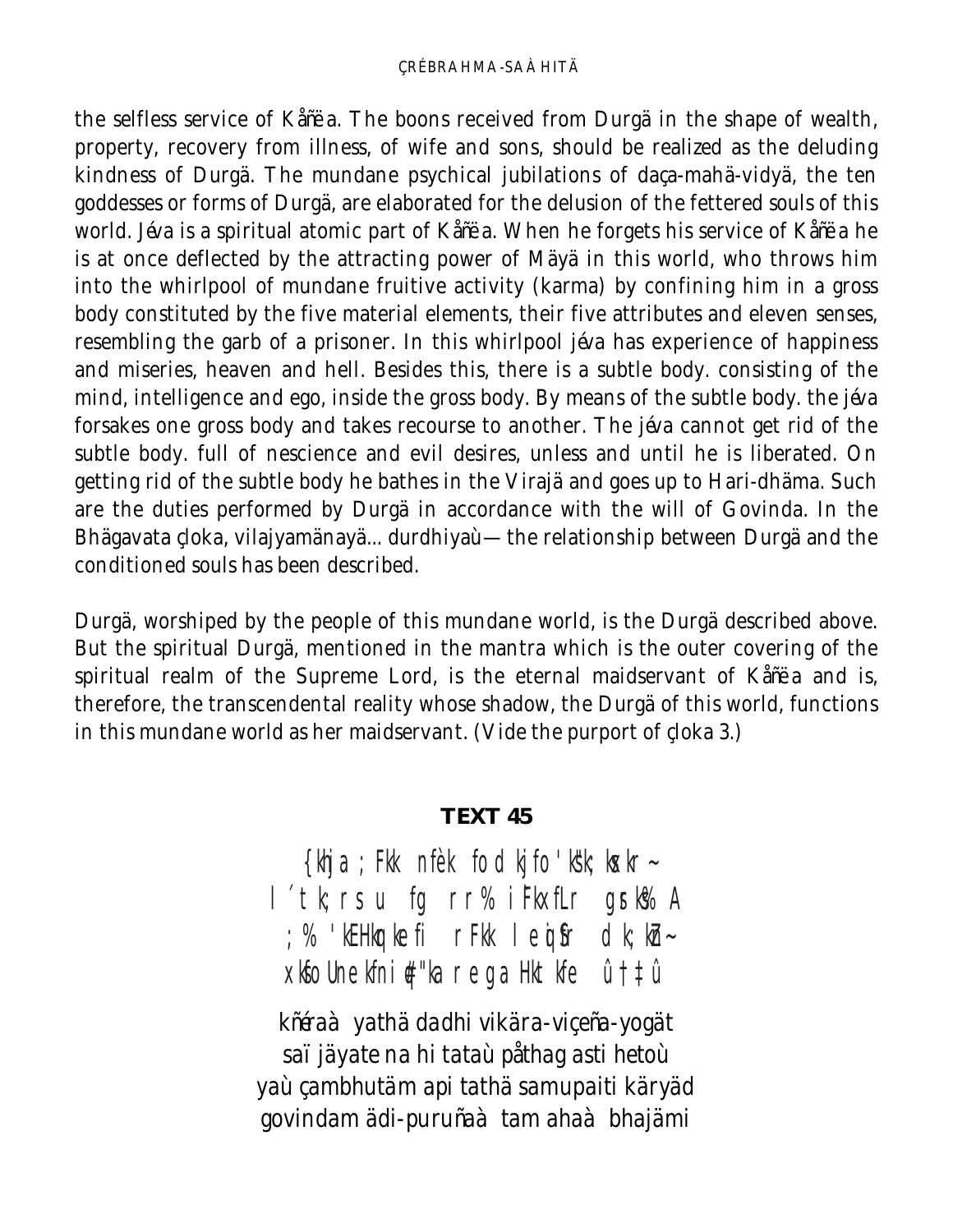the selfless service of Kåñëa. The boons received from Durgä in the shape of wealth, property, recovery from illness, of wife and sons, should be realized as the deluding kindness of Durgä. The mundane psychical jubilations of daça-mahä-vidyä, the ten goddesses or forms of Durgä, are elaborated for the delusion of the fettered souls of this world. Jéva is a spiritual atomic part of Kåñëa. When he forgets his service of Kåñëa he is at once deflected by the attracting power of Mäyä in this world, who throws him into the whirlpool of mundane fruitive activity (karma) by confining him in a gross body constituted by the five material elements, their five attributes and eleven senses, resembling the garb of a prisoner. In this whirlpool jéva has experience of happiness and miseries, heaven and hell. Besides this, there is a subtle body. consisting of the mind, intelligence and ego, inside the gross body. By means of the subtle body. the jéva forsakes one gross body and takes recourse to another. The jéva cannot get rid of the subtle body. full of nescience and evil desires, unless and until he is liberated. On getting rid of the subtle body he bathes in the Virajä and goes up to Hari-dhäma. Such are the duties performed by Durgä in accordance with the will of Govinda. In the Bhägavata çloka, vilajyamänayä... durdhiyaù—the relationship between Durgä and the conditioned souls has been described.

Durgä, worshiped by the people of this mundane world, is the Durgä described above. But the spiritual Durgä, mentioned in the mantra which is the outer covering of the spiritual realm of the Supreme Lord, is the eternal maidservant of Kåñëa and is, therefore, the transcendental reality whose shadow, the Durgä of this world, functions in this mundane world as her maidservant. (Vide the purport of çloka 3.)

## TEXT 45

{khja ;Fkk nfèk fodkjfo'ksk;ksxkr~
l´tk;rs u fg rr% i`FkxfLr gsrks%A
;% 'kEHkqrkefi rFkk leqiSfr dk;kZn~
xksfoUnekfniq#"ka rega HktkfeûˆÙû

kñéraà yathä dadhi vikära-viçeña-yogät
saï jäyate na hi tataù påthag asti hetoù
yaù çambhutäm api tathä samupaiti käryäd
govindam ädi-puruñaà tam ahaà bhajämi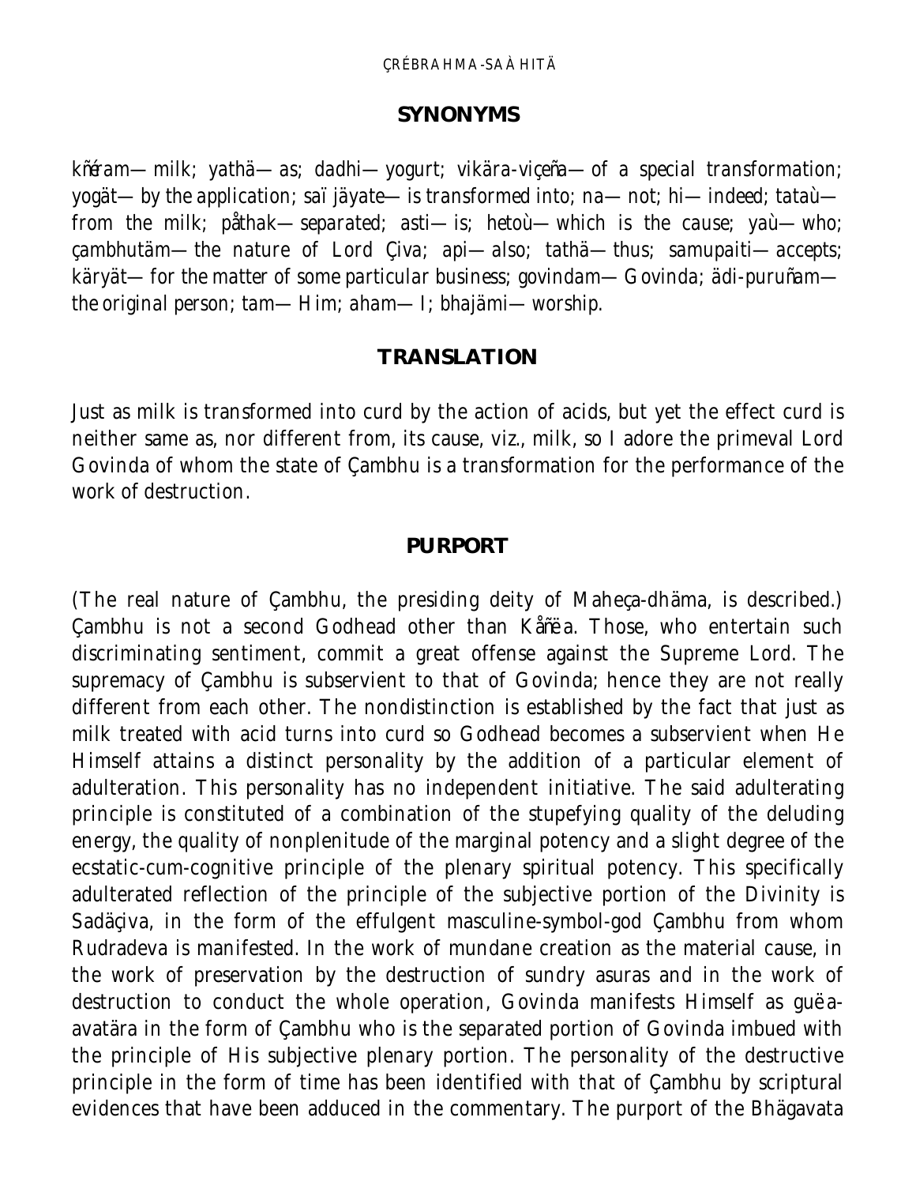### SYNONYMS

*kñéram*—milk; *yathä*—as; *dadhi*—yogurt; *vikära-viçeña*—of a special transformation; *yogät*—by the application; *saï jäyate*—is transformed into; *na*—not; *hi*—indeed; *tataù*—from the milk; *påthak*—separated; *asti*—is; *hetoù*—which is the cause; *yaù*—who; *çambhutäm*—the nature of Lord Çiva; *api*—also; *tathä*—thus; *samupaiti*—accepts; *käryät*—for the matter of some particular business; *govindam*—Govinda; *ädi-puruñam*—the original person; *tam*—Him; *aham*—I; *bhajämi*—worship.

### TRANSLATION

Just as milk is transformed into curd by the action of acids, but yet the effect curd is neither same as, nor different from, its cause, viz., milk, so I adore the primeval Lord Govinda of whom the state of Çambhu is a transformation for the performance of the work of destruction.

### PURPORT

(The real nature of Çambhu, the presiding deity of Maheça-dhäma, is described.) Çambhu is not a second Godhead other than Kåñëa. Those, who entertain such discriminating sentiment, commit a great offense against the Supreme Lord. The supremacy of Çambhu is subservient to that of Govinda; hence they are not really different from each other. The nondistinction is established by the fact that just as milk treated with acid turns into curd so Godhead becomes a subservient when He Himself attains a distinct personality by the addition of a particular element of adulteration. This personality has no independent initiative. The said adulterating principle is constituted of a combination of the stupefying quality of the deluding energy, the quality of nonplenitude of the marginal potency and a slight degree of the ecstatic-cum-cognitive principle of the plenary spiritual potency. This specifically adulterated reflection of the principle of the subjective portion of the Divinity is Sadäçiva, in the form of the effulgent masculine-symbol-god Çambhu from whom Rudradeva is manifested. In the work of mundane creation as the material cause, in the work of preservation by the destruction of sundry asuras and in the work of destruction to conduct the whole operation, Govinda manifests Himself as guëa-avatära in the form of Çambhu who is the separated portion of Govinda imbued with the principle of His subjective plenary portion. The personality of the destructive principle in the form of time has been identified with that of Çambhu by scriptural evidences that have been adduced in the commentary. The purport of the Bhägavata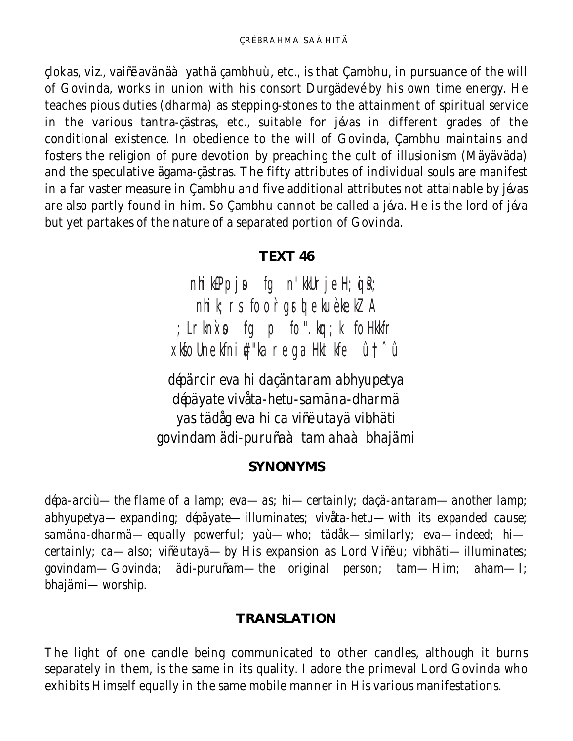çlokas, viz., vaiñëavänäà yathä çambhuù, etc., is that Çambhu, in pursuance of the will of Govinda, works in union with his consort Durgädevé by his own time energy. He teaches pious duties (dharma) as stepping-stones to the attainment of spiritual service in the various tantra-çästras, etc., suitable for jévas in different grades of the conditional existence. In obedience to the will of Govinda, Çambhu maintains and fosters the religion of pure devotion by preaching the cult of illusionism (Mäyäväda) and the speculative ägama-çästras. The fifty attributes of individual souls are manifest in a far vaster measure in Çambhu and five additional attributes not attainable by jévas are also partly found in him. So Çambhu cannot be called a jéva. He is the lord of jéva but yet partakes of the nature of a separated portion of Govinda.

## TEXT 46

nhikPpjo fg n'kkUrje H;qis; 
nhik;rs foo`grqlekudekZ A 
;Lrkn`xo fg p fo".kq;k foHkkfr 
xksfoUnekfniq#"ka rega Hkt kfe û†ˆû

déparcir eva hi daçäntaram abhyupetya
dépäyate vivåta-hetu-samäna-dharmä
yas tädåg eva hi ca viñëutayä vibhäti
govindam ädi-puruñaà tam ahaà bhajämi

### SYNONYMS

dépa-arciù—the flame of a lamp; eva—as; hi—certainly; daçä-antaram—another lamp; abhyupetya—expanding; dépäyate—illuminates; vivåta-hetu—with its expanded cause; samäna-dharmä—equally powerful; yaù—who; tädåk—similarly; eva—indeed; hi—certainly; ca—also; viñëutayä—by His expansion as Lord Viñëu; vibhäti—illuminates; govindam—Govinda; ädi-puruñam—the original person; tam—Him; aham—I; bhajämi—worship.

### TRANSLATION

The light of one candle being communicated to other candles, although it burns separately in them, is the same in its quality. I adore the primeval Lord Govinda who exhibits Himself equally in the same mobile manner in His various manifestations.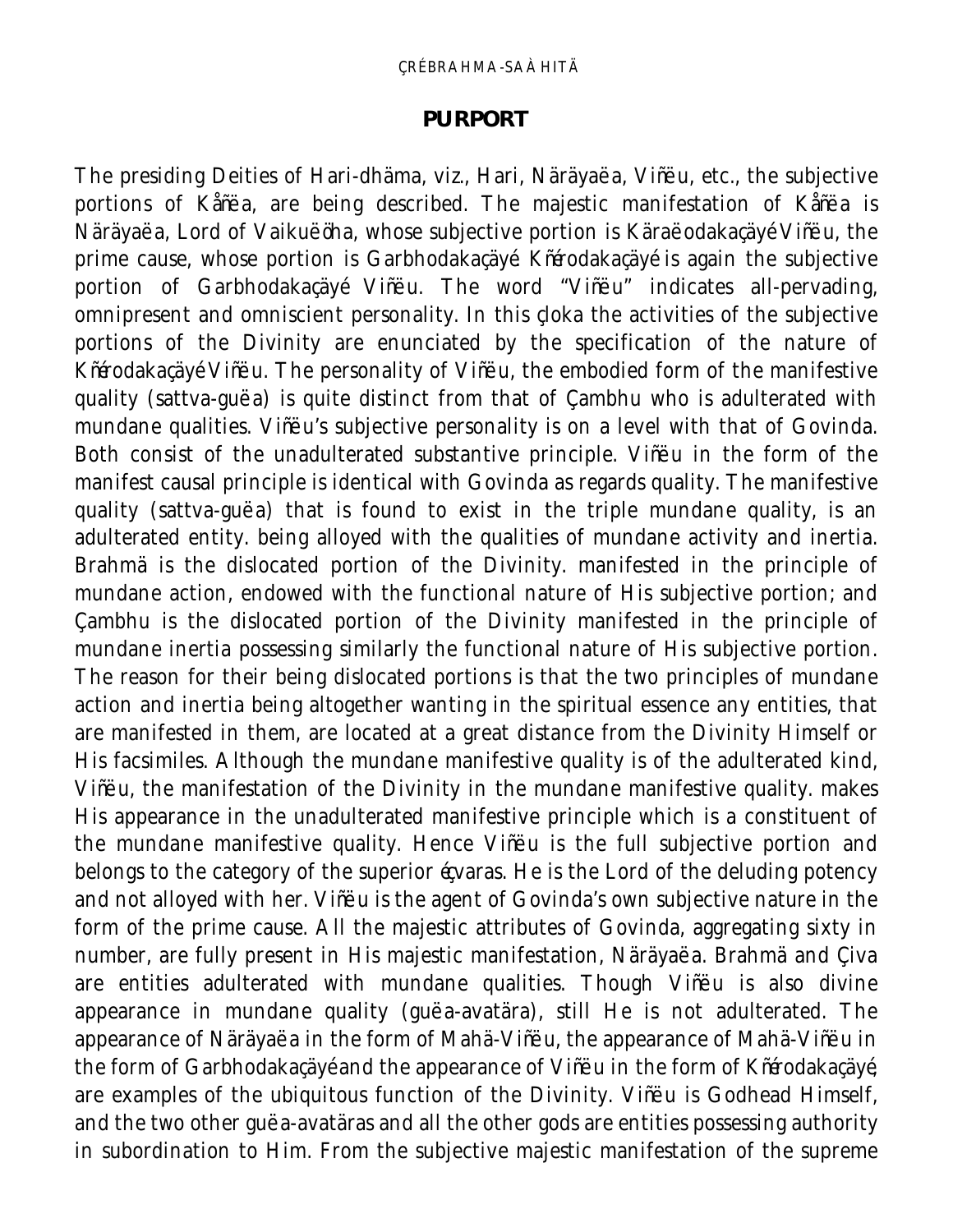## PURPORT

The presiding Deities of Hari-dhäma, viz., Hari, Näräyaëa, Viñëu, etc., the subjective portions of Kåñëa, are being described. The majestic manifestation of Kåñëa is Näräyaëa, Lord of Vaikuëöha, whose subjective portion is Käraëodakaçäyé Viñëu, the prime cause, whose portion is Garbhodakaçäyé. Kñérodakaçäyé is again the subjective portion of Garbhodakaçäyé Viñëu. The word "Viñëu" indicates all-pervading, omnipresent and omniscient personality. In this çloka the activities of the subjective portions of the Divinity are enunciated by the specification of the nature of Kñérodakaçäyé Viñëu. The personality of Viñëu, the embodied form of the manifestive quality (sattva-guëa) is quite distinct from that of Çambhu who is adulterated with mundane qualities. Viñëu's subjective personality is on a level with that of Govinda. Both consist of the unadulterated substantive principle. Viñëu in the form of the manifest causal principle is identical with Govinda as regards quality. The manifestive quality (sattva-guëa) that is found to exist in the triple mundane quality, is an adulterated entity. being alloyed with the qualities of mundane activity and inertia. Brahmä is the dislocated portion of the Divinity. manifested in the principle of mundane action, endowed with the functional nature of His subjective portion; and Çambhu is the dislocated portion of the Divinity manifested in the principle of mundane inertia possessing similarly the functional nature of His subjective portion. The reason for their being dislocated portions is that the two principles of mundane action and inertia being altogether wanting in the spiritual essence any entities, that are manifested in them, are located at a great distance from the Divinity Himself or His facsimiles. Although the mundane manifestive quality is of the adulterated kind, Viñëu, the manifestation of the Divinity in the mundane manifestive quality. makes His appearance in the unadulterated manifestive principle which is a constituent of the mundane manifestive quality. Hence Viñëu is the full subjective portion and belongs to the category of the superior éçvaras. He is the Lord of the deluding potency and not alloyed with her. Viñëu is the agent of Govinda's own subjective nature in the form of the prime cause. All the majestic attributes of Govinda, aggregating sixty in number, are fully present in His majestic manifestation, Näräyaëa. Brahmä and Çiva are entities adulterated with mundane qualities. Though Viñëu is also divine appearance in mundane quality (guëa-avatära), still He is not adulterated. The appearance of Näräyaëa in the form of Mahä-Viñëu, the appearance of Mahä-Viñëu in the form of Garbhodakaçäyé and the appearance of Viñëu in the form of Kñérodakaçäyé, are examples of the ubiquitous function of the Divinity. Viñëu is Godhead Himself, and the two other guëa-avatäras and all the other gods are entities possessing authority in subordination to Him. From the subjective majestic manifestation of the supreme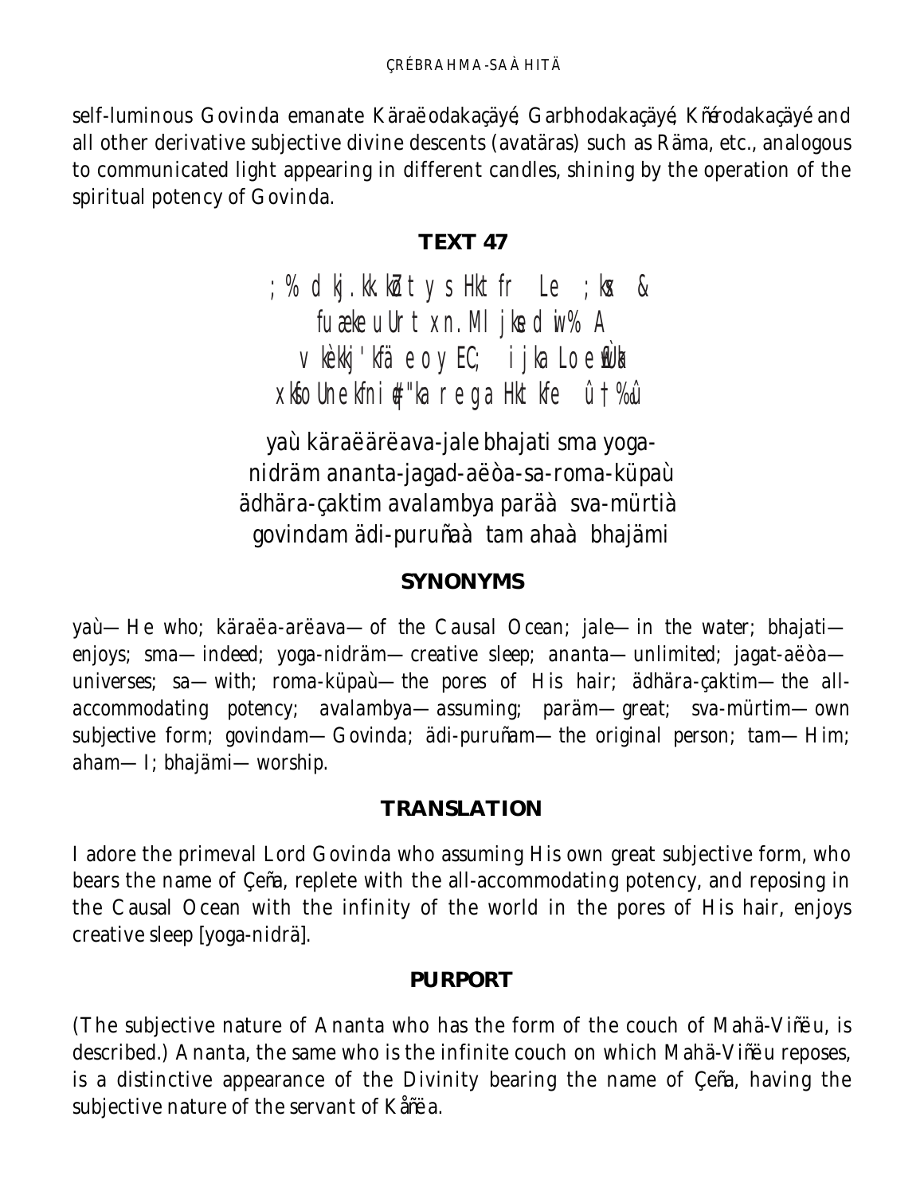self-luminous Govinda emanate Käraëodakaçäyé, Garbhodakaçäyé, Kñérodakaçäyé and all other derivative subjective divine descents (avatäras) such as Räma, etc., analogous to communicated light appearing in different candles, shining by the operation of the spiritual potency of Govinda.

## TEXT 47

; % dkj.kk.kZ t y s Hkt fr Le ; kx &
fuækeuUr t xn.Ml jkse dwi% A
v kèkkj 'kfä e oy EC; i jka Loew£Ùk
xkfoUne kfni #"ka r e ga Hkt kfe û†%û

yaù käraëärëava-jale bhajati sma yoga-
nidräm ananta-jagad-aëòa-sa-roma-küpaù
ädhära-çaktim avalambya paräà sva-mürtià
govindam ädi-puruñaà tam ahaà bhajämi

## SYNONYMS

yaù—He who; käraëa-arëava—of the Causal Ocean; jale—in the water; bhajati—enjoys; sma—indeed; yoga-nidräm—creative sleep; ananta—unlimited; jagat-aëòa—universes; sa—with; roma-küpaù—the pores of His hair; ädhära-çaktim—the all-accommodating potency; avalambya—assuming; paräm—great; sva-mürtim—own subjective form; govindam—Govinda; ädi-puruñam—the original person; tam—Him; aham—I; bhajämi—worship.

## TRANSLATION

I adore the primeval Lord Govinda who assuming His own great subjective form, who bears the name of Çeña, replete with the all-accommodating potency, and reposing in the Causal Ocean with the infinity of the world in the pores of His hair, enjoys creative sleep [yoga-nidrä].

## PURPORT

(The subjective nature of Ananta who has the form of the couch of Mahä-Viñëu, is described.) Ananta, the same who is the infinite couch on which Mahä-Viñëu reposes, is a distinctive appearance of the Divinity bearing the name of Çeña, having the subjective nature of the servant of Kåñëa.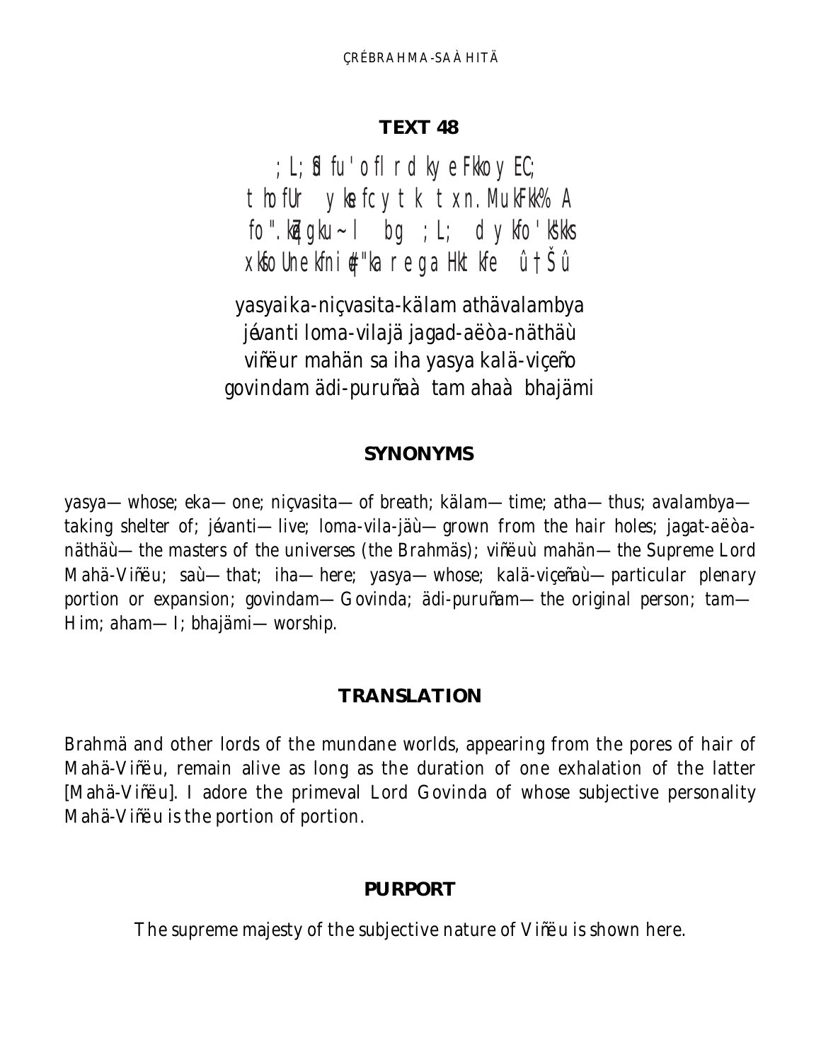## TEXT 48

;L;Sd fu'ofI rdkyeFkkoyEC;
thofUr ykefcytk txn.MukFkk%A
fo".kqZegku~I bg ;L; dykfo'ksk
xkfoUnekfni#"ka rega Hktkfe û†Šû

yasyaika-niçvasita-kälam athävalambya
jévanti loma-vilajä jagad-aëòa-näthäù
viñëur mahän sa iha yasya kalä-viçeño
govindam ädi-puruñaà tam ahaà bhajämi

### SYNONYMS

yasya—whose; eka—one; niçvasita—of breath; kälam—time; atha—thus; avalambya—taking shelter of; jévanti—live; loma-vila-jäù—grown from the hair holes; jagat-aëòa-näthäù—the masters of the universes (the Brahmäs); viñëuù mahän—the Supreme Lord Mahä-Viñëu; saù—that; iha—here; yasya—whose; kalä-viçeñaù—particular plenary portion or expansion; govindam—Govinda; ädi-puruñam—the original person; tam—Him; aham—I; bhajämi—worship.

### TRANSLATION

Brahmä and other lords of the mundane worlds, appearing from the pores of hair of Mahä-Viñëu, remain alive as long as the duration of one exhalation of the latter [Mahä-Viñëu]. I adore the primeval Lord Govinda of whose subjective personality Mahä-Viñëu is the portion of portion.

### PURPORT

The supreme majesty of the subjective nature of Viñëu is shown here.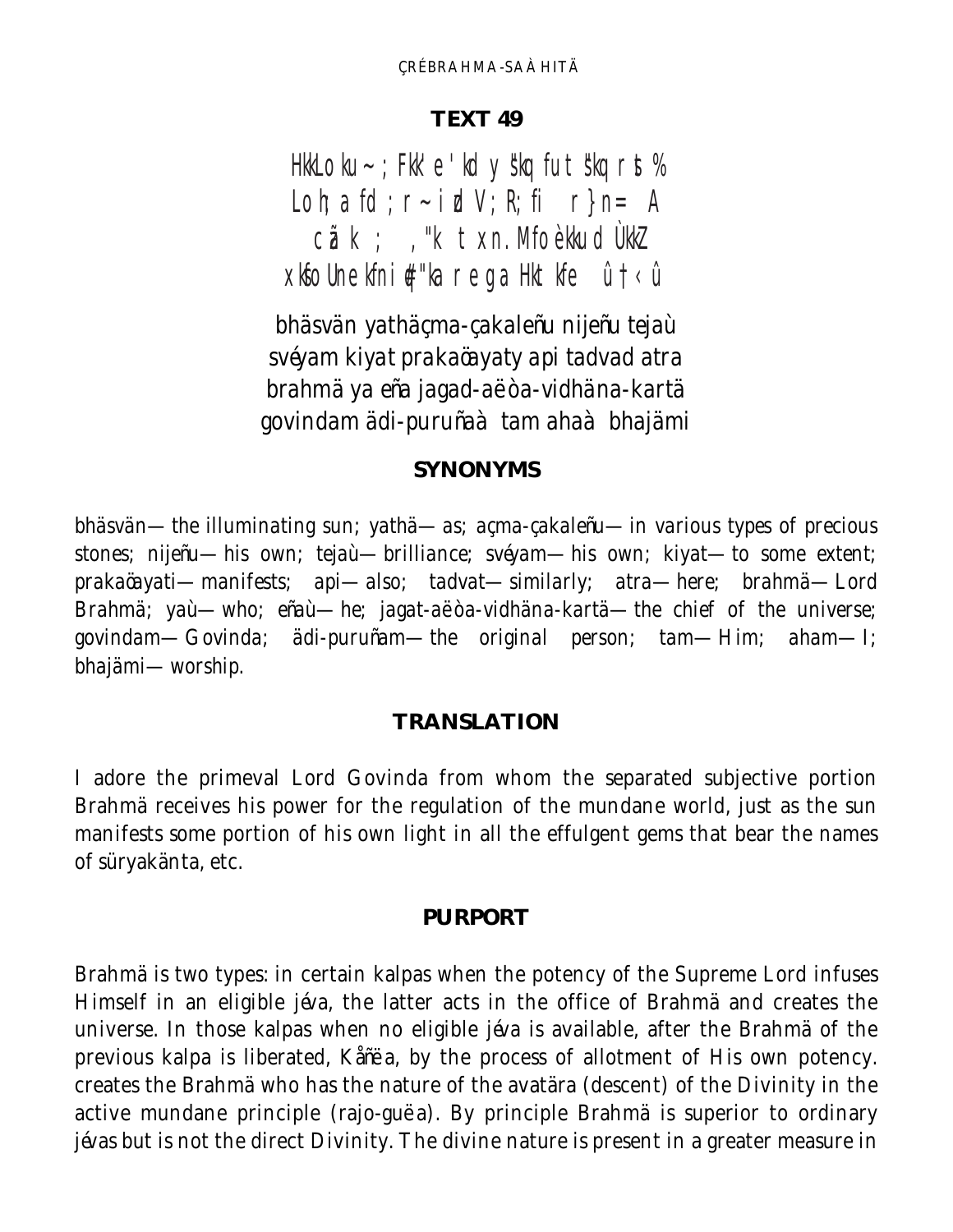## TEXT 49

HkkLoku~ ;FkkÜe'kdy škq futškq rst%
Loh;a fd;r~ izdV;R;fi r}n= A
cãk ; ,"k txn.Mfoèkkud ÙkkZ
xksfoUnekfni#"ka rega Hkt kfe û†‹û

bhäsvän yathäçma-çakaleñu nijeñu tejaù
svéyam kiyat prakaöayaty api tadvad atra
brahmä ya eña jagad-aëòa-vidhäna-kartä
govindam ädi-puruñaà tam ahaà bhajämi

### SYNONYMS

bhäsvän—the illuminating sun; yathä—as; açma-çakaleñu—in various types of precious stones; nijeñu—his own; tejaù—brilliance; svéyam—his own; kiyat—to some extent; prakaöayati—manifests; api—also; tadvat—similarly; atra—here; brahmä—Lord Brahmä; yaù—who; eñaù—he; jagat-aëòa-vidhäna-kartä—the chief of the universe; govindam—Govinda; ädi-puruñam—the original person; tam—Him; aham—I; bhajämi—worship.

### TRANSLATION

I adore the primeval Lord Govinda from whom the separated subjective portion Brahmä receives his power for the regulation of the mundane world, just as the sun manifests some portion of his own light in all the effulgent gems that bear the names of süryakänta, etc.

### PURPORT

Brahmä is two types: in certain kalpas when the potency of the Supreme Lord infuses Himself in an eligible jéva, the latter acts in the office of Brahmä and creates the universe. In those kalpas when no eligible jéva is available, after the Brahmä of the previous kalpa is liberated, Kåñëa, by the process of allotment of His own potency. creates the Brahmä who has the nature of the avatära (descent) of the Divinity in the active mundane principle (rajo-guëa). By principle Brahmä is superior to ordinary jévas but is not the direct Divinity. The divine nature is present in a greater measure in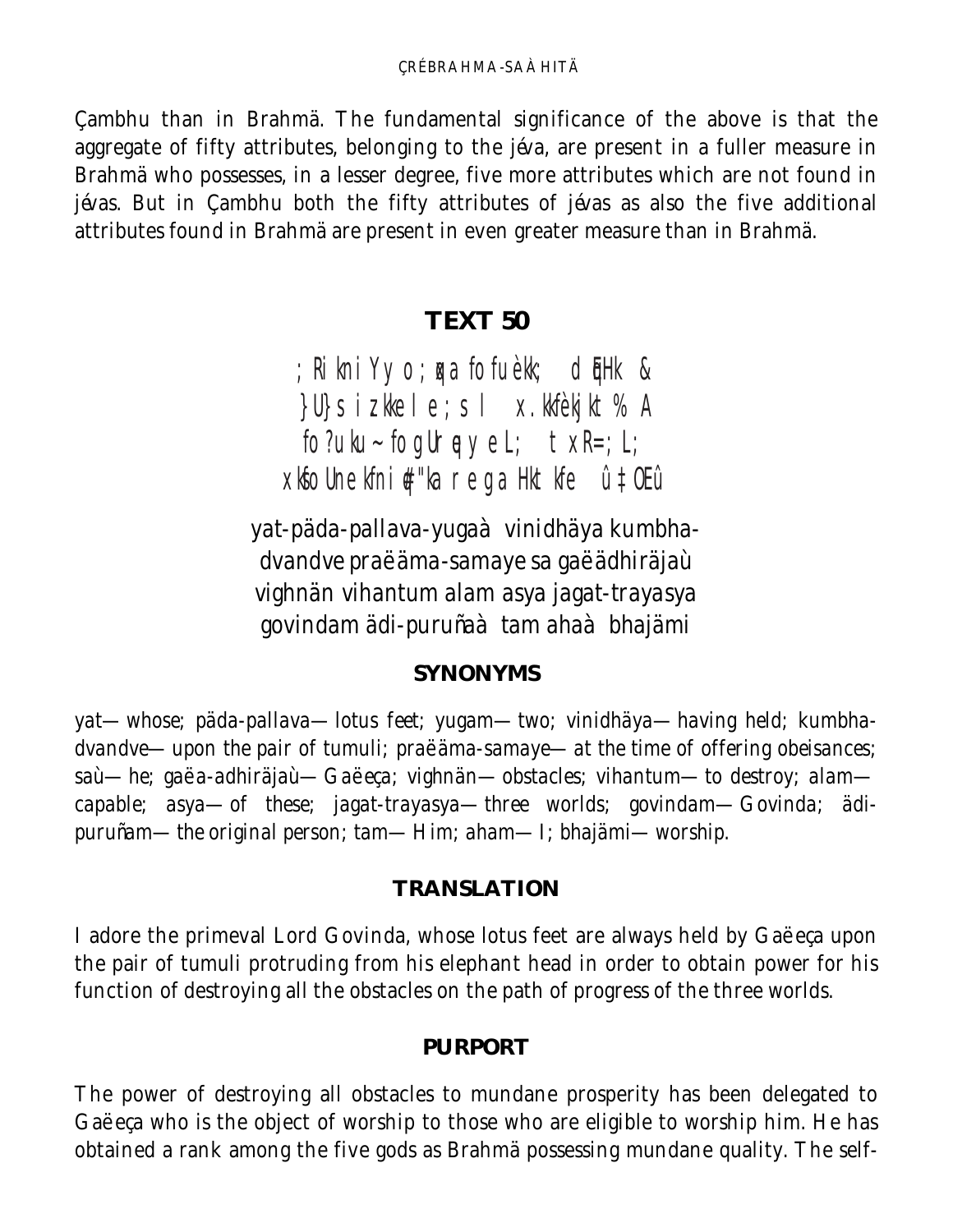Çambhu than in Brahmä. The fundamental significance of the above is that the aggregate of fifty attributes, belonging to the jéva, are present in a fuller measure in Brahmä who possesses, in a lesser degree, five more attributes which are not found in jévas. But in Çambhu both the fifty attributes of jévas as also the five additional attributes found in Brahmä are present in even greater measure than in Brahmä.

## TEXT 50

;Rikni Yyo ;qxa fofuèk; dEHk &
}U}s izkkele ;s l x.kkfèkjkt% A
fo?uku~ fogUrq;ye L; txR=;L;
xkfoUnekfni#"ka rega Hktkfe û‡ŒÛ

yat-päda-pallava-yugaà vinidhäya kumbha-
dvandve praëäma-samaye sa gaëädhiräjaù
vighnän vihantum alam asya jagat-trayasya
govindam ädi-puruñaà tam ahaà bhajämi

### SYNONYMS

yat—whose; päda-pallava—lotus feet; yugam—two; vinidhäya—having held; kumbha-dvandve—upon the pair of tumuli; praëäma-samaye—at the time of offering obeisances; saù—he; gaëa-adhiräjaù—Gaëeça; vighnän—obstacles; vihantum—to destroy; alam—capable; asya—of these; jagat-trayasya—three worlds; govindam—Govinda; ädi-puruñam—the original person; tam—Him; aham—I; bhajämi—worship.

### TRANSLATION

I adore the primeval Lord Govinda, whose lotus feet are always held by Gaëeça upon the pair of tumuli protruding from his elephant head in order to obtain power for his function of destroying all the obstacles on the path of progress of the three worlds.

### PURPORT

The power of destroying all obstacles to mundane prosperity has been delegated to Gaëeça who is the object of worship to those who are eligible to worship him. He has obtained a rank among the five gods as Brahmä possessing mundane quality. The self-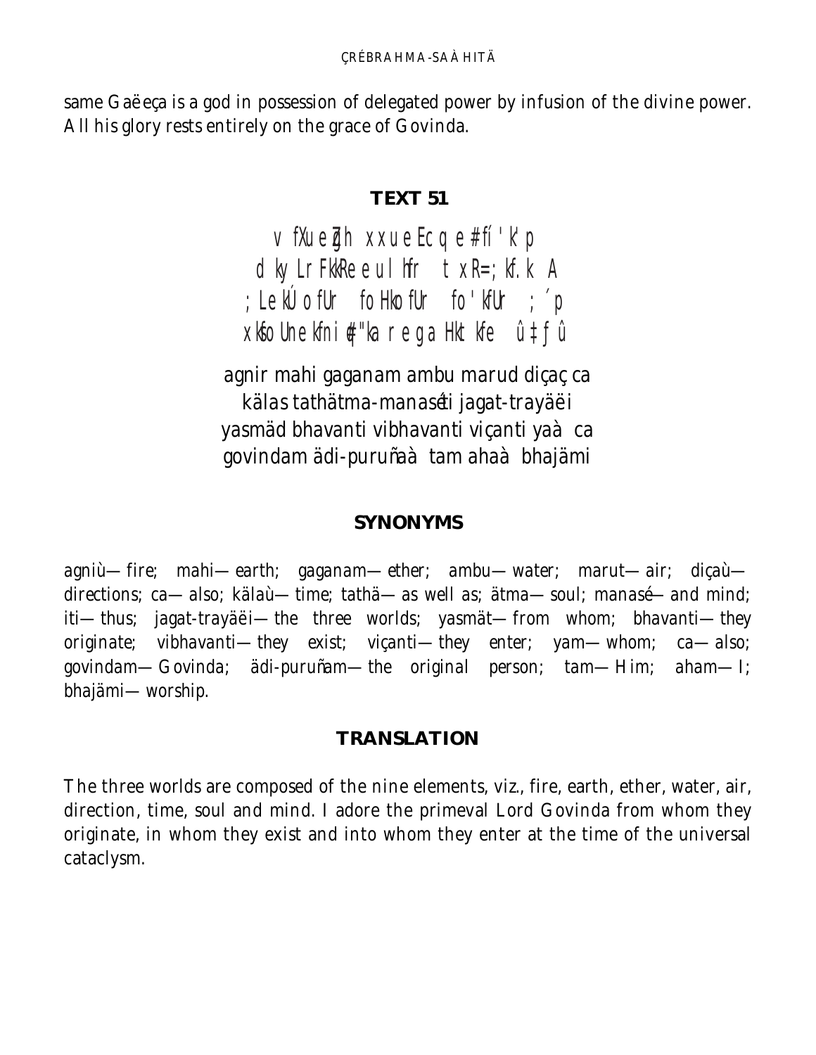same Gaëeça is a god in possession of delegated power by infusion of the divine power. All his glory rests entirely on the grace of Govinda.

### TEXT 51

v fXue Zgh xxue Ecq e #fí 'k'p
d ky Lr FkkRe eul hfr t xR=;kf.k A
; LekÚofUr foHkofUr fo'kfUr ; ´p
xkfoUnekfni#"ka r eg a Hkt kfe û‡ƒû

agnir mahi gaganam ambu marud diçaç ca
kälas tathätma-manaséti jagat-trayäëi
yasmäd bhavanti vibhavanti viçanti yaà ca
govindam ädi-puruñaà tam ahaà bhajämi

### SYNONYMS

agniù—fire; mahi—earth; gaganam—ether; ambu—water; marut—air; diçaù—directions; ca—also; kälaù—time; tathä—as well as; ätma—soul; manasé—and mind; iti—thus; jagat-trayäëi—the three worlds; yasmät—from whom; bhavanti—they originate; vibhavanti—they exist; viçanti—they enter; yam—whom; ca—also; govindam—Govinda; ädi-puruñam—the original person; tam—Him; aham—I; bhajämi—worship.

### TRANSLATION

The three worlds are composed of the nine elements, viz., fire, earth, ether, water, air, direction, time, soul and mind. I adore the primeval Lord Govinda from whom they originate, in whom they exist and into whom they enter at the time of the universal cataclysm.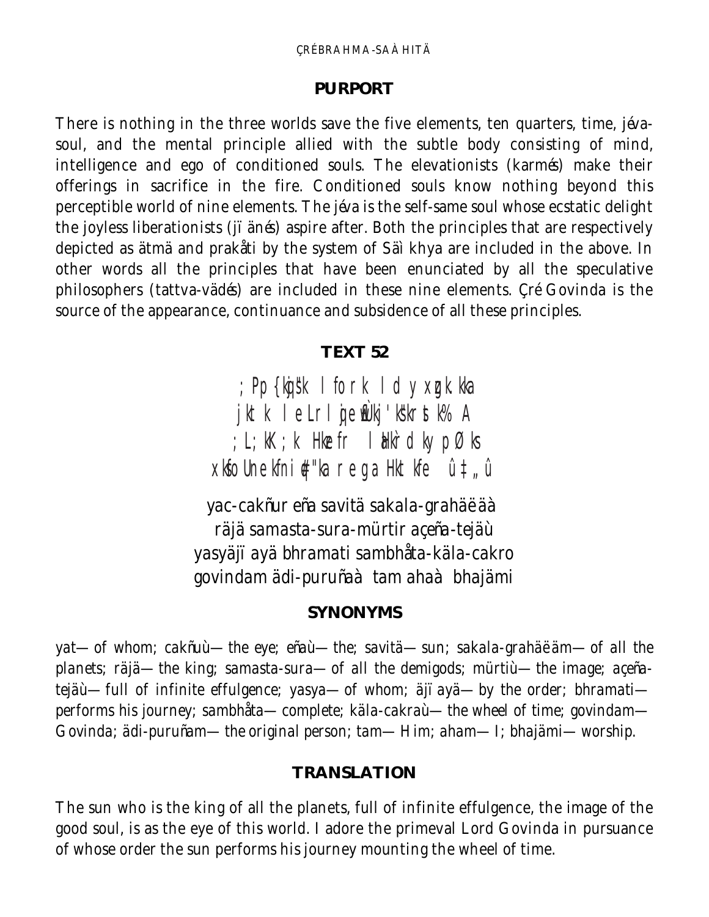## PURPORT

There is nothing in the three worlds save the five elements, ten quarters, time, jéva-soul, and the mental principle allied with the subtle body consisting of mind, intelligence and ego of conditioned souls. The elevationists (karmés) make their offerings in sacrifice in the fire. Conditioned souls know nothing beyond this perceptible world of nine elements. The jéva is the self-same soul whose ecstatic delight the joyless liberationists (jïänés) aspire after. Both the principles that are respectively depicted as ätmä and prakåti by the system of Säìkhya are included in the above. In other words all the principles that have been enunciated by all the speculative philosophers (tattva-vädés) are included in these nine elements. Çré Govinda is the source of the appearance, continuance and subsidence of all these principles.

## TEXT 52

;Pp{kqjšk lforк ldyxzgk.kka
jktk leLrljewfÙkj'ks"krstk% A
;L;kK;k Hkzefr lEHk`rdkypØks
xksfoUnekfniq#"ka rega HktkfeÛ‡„Û

yac-cakñur eña savitä sakala-grahäëäà
räjä samasta-sura-mürtir açeña-tejäù
yasyäjïayä bhramati sambhåta-käla-cakro
govindam ädi-puruñaà tam ahaà bhajämi

## SYNONYMS

yat—of whom; cakñuù—the eye; eñaù—the; savitä—sun; sakala-grahäëäm—of all the planets; räjä—the king; samasta-sura—of all the demigods; mürtiù—the image; açeña-tejäù—full of infinite effulgence; yasya—of whom; äjïayä—by the order; bhramati—performs his journey; sambhåta—complete; käla-cakraù—the wheel of time; govindam—Govinda; ädi-puruñam—the original person; tam—Him; aham—I; bhajämi—worship.

## TRANSLATION

The sun who is the king of all the planets, full of infinite effulgence, the image of the good soul, is as the eye of this world. I adore the primeval Lord Govinda in pursuance of whose order the sun performs his journey mounting the wheel of time.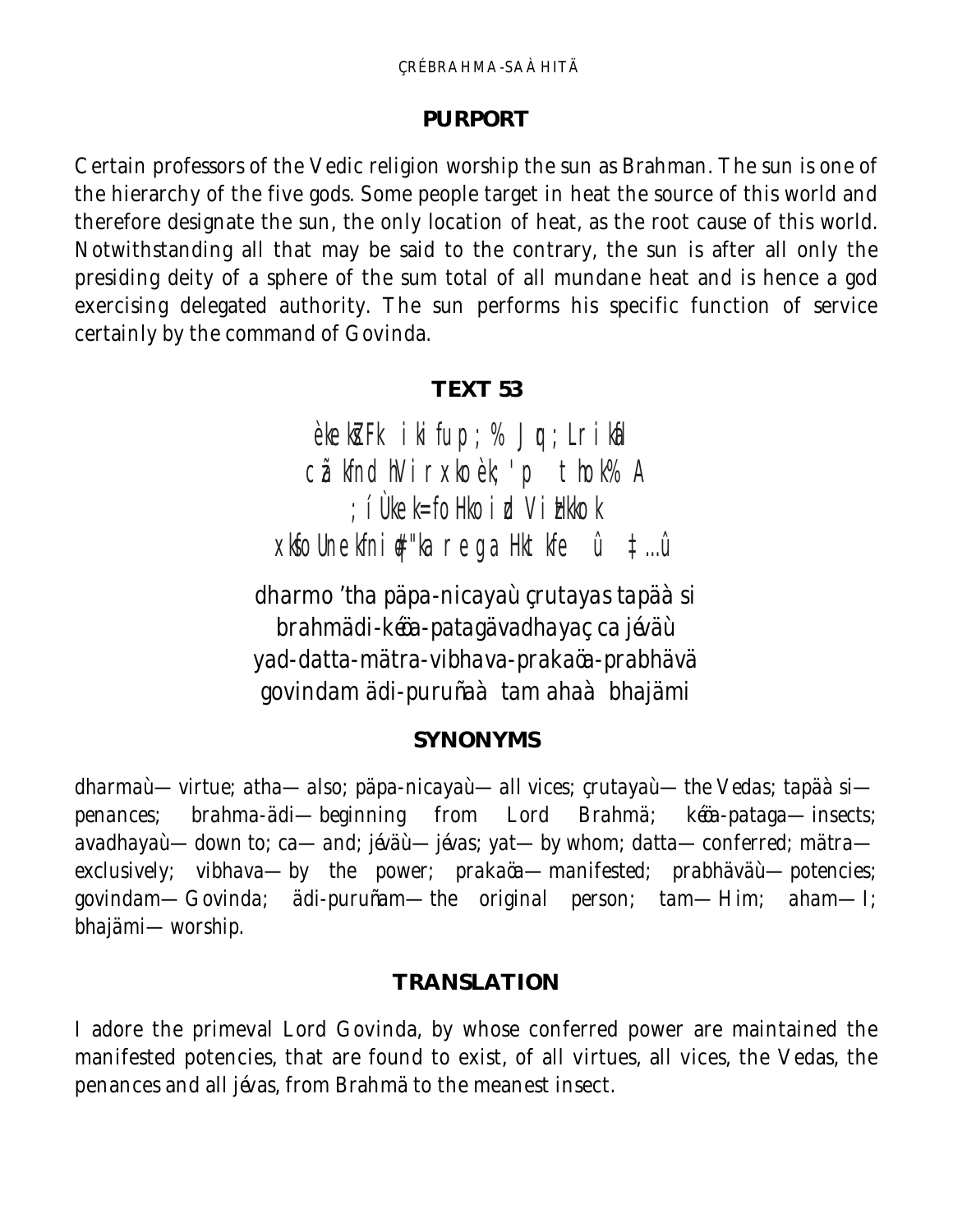## PURPORT

Certain professors of the Vedic religion worship the sun as Brahman. The sun is one of the hierarchy of the five gods. Some people target in heat the source of this world and therefore designate the sun, the only location of heat, as the root cause of this world. Notwithstanding all that may be said to the contrary, the sun is after all only the presiding deity of a sphere of the sum total of all mundane heat and is hence a god exercising delegated authority. The sun performs his specific function of service certainly by the command of Govinda.

## TEXT 53

èkekZFk ikifup;% Jqr;Lrikal
cãkfndhVirxkoèk;'p thok% A
; íÙkek=foHkoizdViHkkok
xkfoUnekfnius"karegaHktkfe û ‡…û

dharmo 'tha päpa-nicayaù çrutayas tapäàsi
brahmädi-kéöa-patagävadhayaç ca jéväù
yad-datta-mätra-vibhava-prakaöa-prabhävä
govindam ädi-puruñaà tam ahaà bhajämi

## SYNONYMS

dharmaù—virtue; atha—also; päpa-nicayaù—all vices; çrutayaù—the Vedas; tapäàsi—penances; brahma-ädi—beginning from Lord Brahmä; kéöa-pataga—insects; avadhayaù—down to; ca—and; jéväù—jévas; yat—by whom; datta—conferred; mätra—exclusively; vibhava—by the power; prakaöa—manifested; prabhäväù—potencies; govindam—Govinda; ädi-puruñam—the original person; tam—Him; aham—I; bhajämi—worship.

## TRANSLATION

I adore the primeval Lord Govinda, by whose conferred power are maintained the manifested potencies, that are found to exist, of all virtues, all vices, the Vedas, the penances and all jévas, from Brahmä to the meanest insect.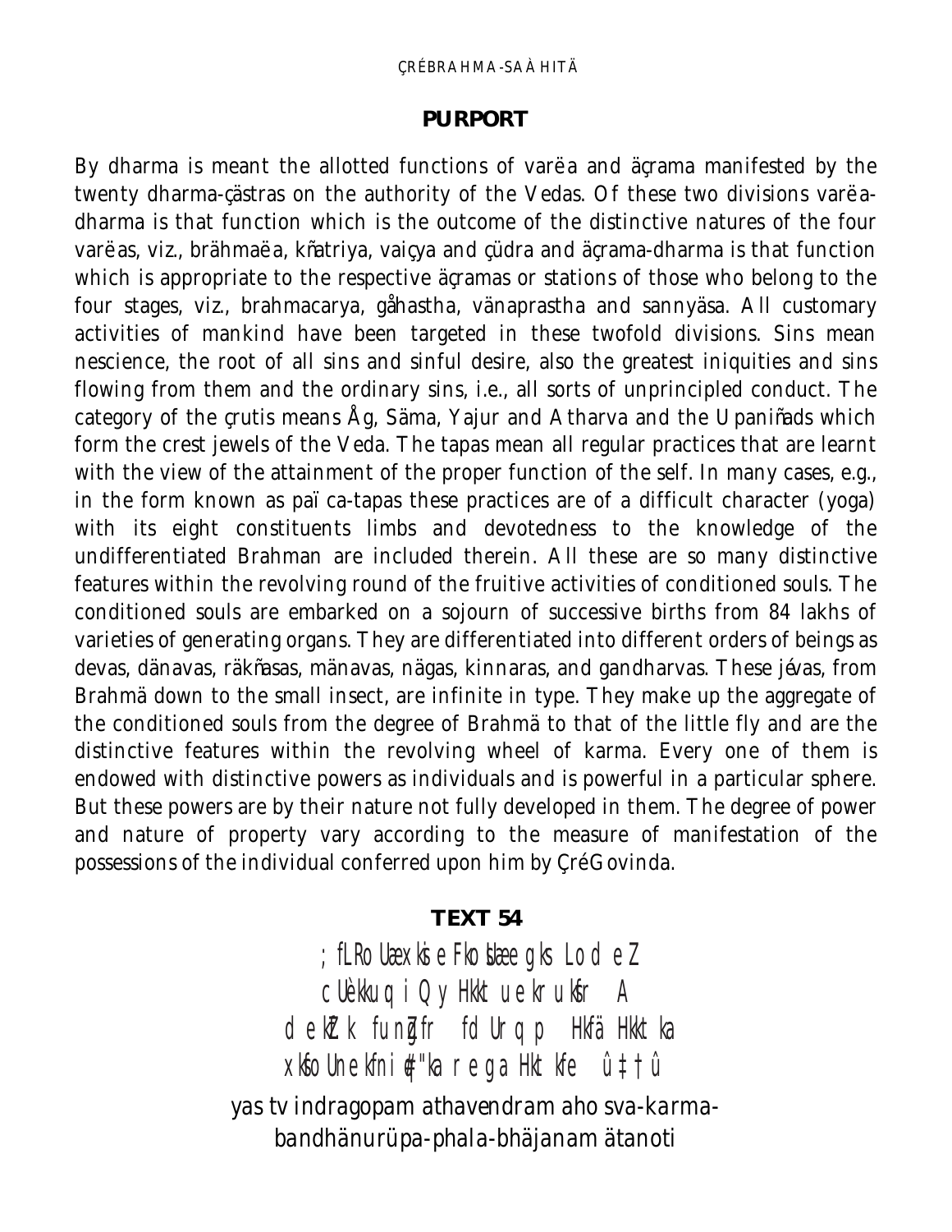## PURPORT

By dharma is meant the allotted functions of varëa and äçrama manifested by the twenty dharma-çästras on the authority of the Vedas. Of these two divisions varëa-dharma is that function which is the outcome of the distinctive natures of the four varëas, viz., brähmaëa, kñatriya, vaiçya and çüdra and äçrama-dharma is that function which is appropriate to the respective äçramas or stations of those who belong to the four stages, viz., brahmacarya, gåhastha, vänaprastha and sannyäsa. All customary activities of mankind have been targeted in these twofold divisions. Sins mean nescience, the root of all sins and sinful desire, also the greatest iniquities and sins flowing from them and the ordinary sins, i.e., all sorts of unprincipled conduct. The category of the çrutis means Åg, Säma, Yajur and Atharva and the Upaniñads which form the crest jewels of the Veda. The tapas mean all regular practices that are learnt with the view of the attainment of the proper function of the self. In many cases, e.g., in the form known as païca-tapas these practices are of a difficult character (yoga) with its eight constituents limbs and devotedness to the knowledge of the undifferentiated Brahman are included therein. All these are so many distinctive features within the revolving round of the fruitive activities of conditioned souls. The conditioned souls are embarked on a sojourn of successive births from 84 lakhs of varieties of generating organs. They are differentiated into different orders of beings as devas, dänavas, räkñasas, mänavas, nägas, kinnaras, and gandharvas. These jévas, from Brahmä down to the small insect, are infinite in type. They make up the aggregate of the conditioned souls from the degree of Brahmä to that of the little fly and are the distinctive features within the revolving wheel of karma. Every one of them is endowed with distinctive powers as individuals and is powerful in a particular sphere. But these powers are by their nature not fully developed in them. The degree of power and nature of property vary according to the measure of manifestation of the possessions of the individual conferred upon him by Çré Govinda.

## TEXT 54

; fLRo Uæxksie Fkos Ue gks Lode Z
cUèkkuq i Q y Hkkt ue krukfr A
de kZ k fungfr fd Urq p Hkfä Hkkt ka
xkfoUnekfni q"ka rega Hkt kfe û‡†û

yas tv indragopam athavendram aho sva-karma-
bandhänurüpa-phala-bhäjanam ätanoti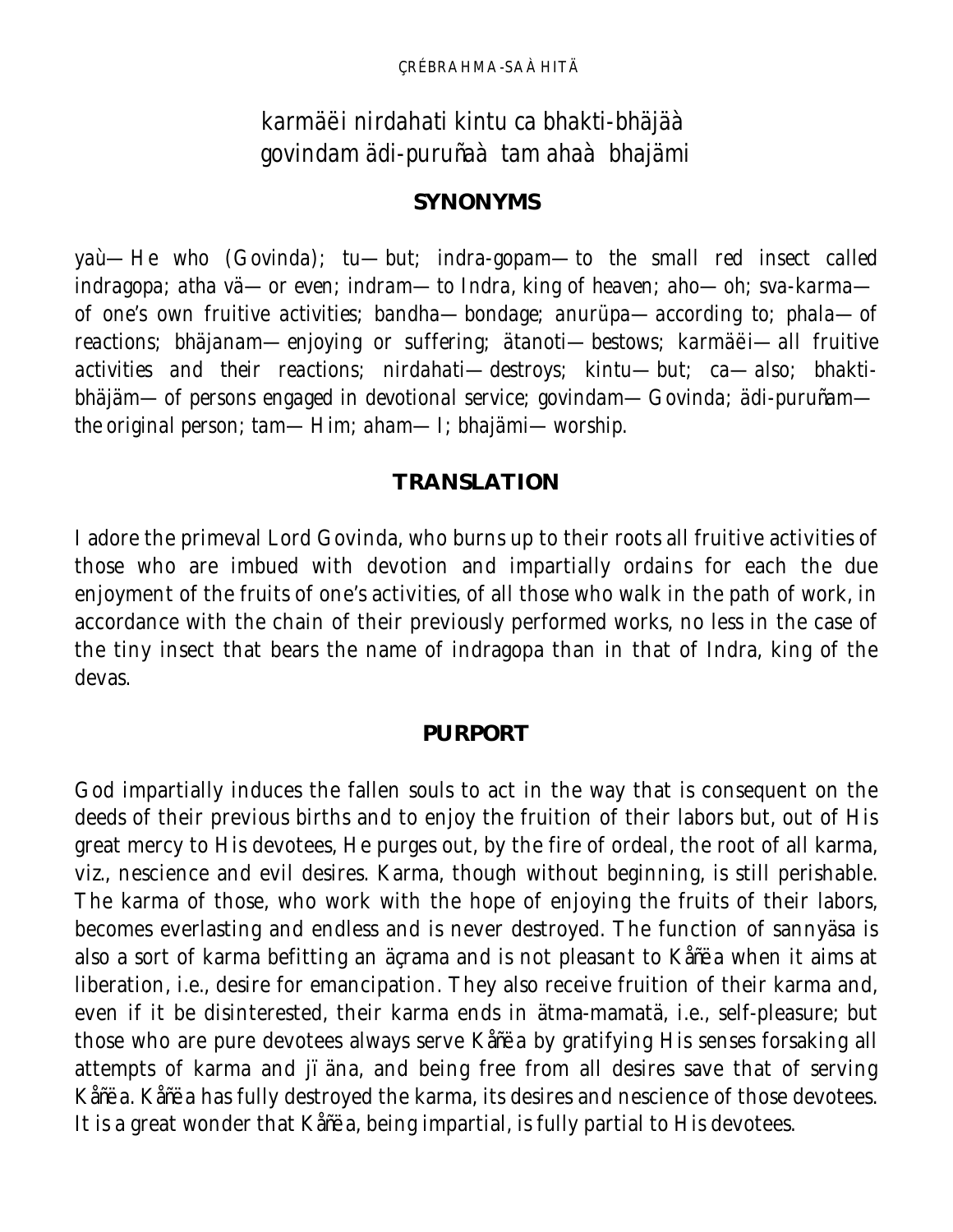*karmäëi nirdahati kintu ca bhakti-bhäjäà*
*govindam ädi-puruñaà tam ahaà bhajämi*

## SYNONYMS

*yaù*—He who (Govinda); *tu*—but; *indra-gopam*—to the small red insect called indragopa; *atha vä*—or even; *indram*—to Indra, king of heaven; *aho*—oh; *sva-karma*—of one's own fruitive activities; *bandha*—bondage; *anurüpa*—according to; *phala*—of reactions; *bhäjanam*—enjoying or suffering; *ätanoti*—bestows; *karmäëi*—all fruitive activities and their reactions; *nirdahati*—destroys; *kintu*—but; *ca*—also; *bhakti-bhäjäm*—of persons engaged in devotional service; *govindam*—Govinda; *ädi-puruñam*—the original person; *tam*—Him; *aham*—I; *bhajämi*—worship.

## TRANSLATION

I adore the primeval Lord Govinda, who burns up to their roots all fruitive activities of those who are imbued with devotion and impartially ordains for each the due enjoyment of the fruits of one's activities, of all those who walk in the path of work, in accordance with the chain of their previously performed works, no less in the case of the tiny insect that bears the name of indragopa than in that of Indra, king of the devas.

## PURPORT

God impartially induces the fallen souls to act in the way that is consequent on the deeds of their previous births and to enjoy the fruition of their labors but, out of His great mercy to His devotees, He purges out, by the fire of ordeal, the root of all karma, viz., nescience and evil desires. Karma, though without beginning, is still perishable. The karma of those, who work with the hope of enjoying the fruits of their labors, becomes everlasting and endless and is never destroyed. The function of sannyäsa is also a sort of karma befitting an äçrama and is not pleasant to Kåñëa when it aims at liberation, i.e., desire for emancipation. They also receive fruition of their karma and, even if it be disinterested, their karma ends in ätma-mamatä, i.e., self-pleasure; but those who are pure devotees always serve Kåñëa by gratifying His senses forsaking all attempts of karma and jïäna, and being free from all desires save that of serving Kåñëa. Kåñëa has fully destroyed the karma, its desires and nescience of those devotees. It is a great wonder that Kåñëa, being impartial, is fully partial to His devotees.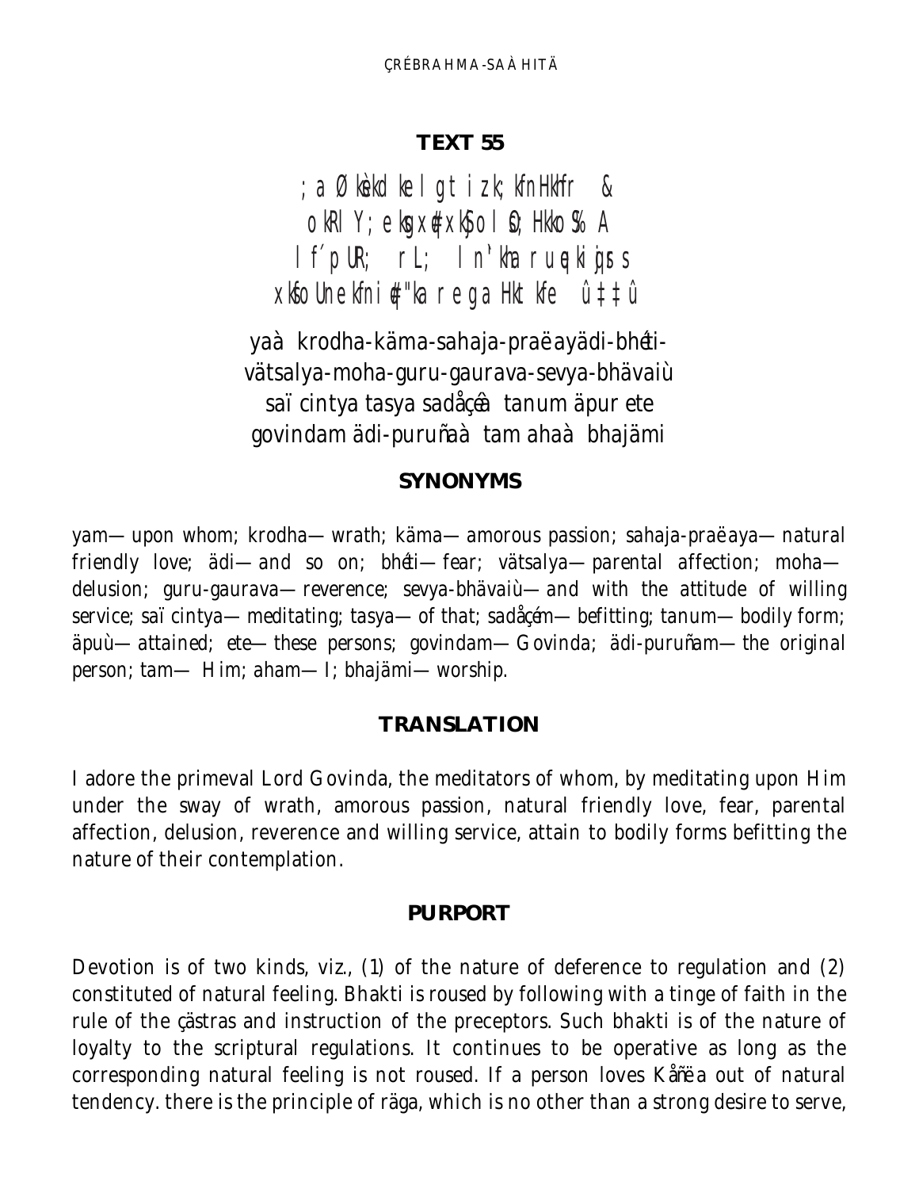## TEXT 55

; a Ø kèkd ke l gt i zk; kfnHkhfr &
okRl Y; eks x# xk§o l §O; Hkko%A
l f´ pUR; rL; l n'kha ru eqkiqjs s
xks oUn ekfn i # "ka r eg a Hkt kfe û‡‡û

yaà krodha-käma-sahaja-praëayädi-bhéti-
vätsalya-moha-guru-gaurava-sevya-bhävaiù
saï cintya tasya sadåçéà tanum äpur ete
govindam ädi-puruñaà tam ahaà bhajämi

### SYNONYMS

yam—upon whom; krodha—wrath; käma—amorous passion; sahaja-praëaya—natural friendly love; ädi—and so on; bhéti—fear; vätsalya—parental affection; moha—delusion; guru-gaurava—reverence; sevya-bhävaiù—and with the attitude of willing service; saï cintya—meditating; tasya—of that; sadåçém—befitting; tanum—bodily form; äpuù—attained; ete—these persons; govindam—Govinda; ädi-puruñam—the original person; tam—Him; aham—I; bhajämi—worship.

### TRANSLATION

I adore the primeval Lord Govinda, the meditators of whom, by meditating upon Him under the sway of wrath, amorous passion, natural friendly love, fear, parental affection, delusion, reverence and willing service, attain to bodily forms befitting the nature of their contemplation.

### PURPORT

Devotion is of two kinds, viz., (1) of the nature of deference to regulation and (2) constituted of natural feeling. Bhakti is roused by following with a tinge of faith in the rule of the çästras and instruction of the preceptors. Such bhakti is of the nature of loyalty to the scriptural regulations. It continues to be operative as long as the corresponding natural feeling is not roused. If a person loves Kåñëa out of natural tendency. there is the principle of räga, which is no other than a strong desire to serve,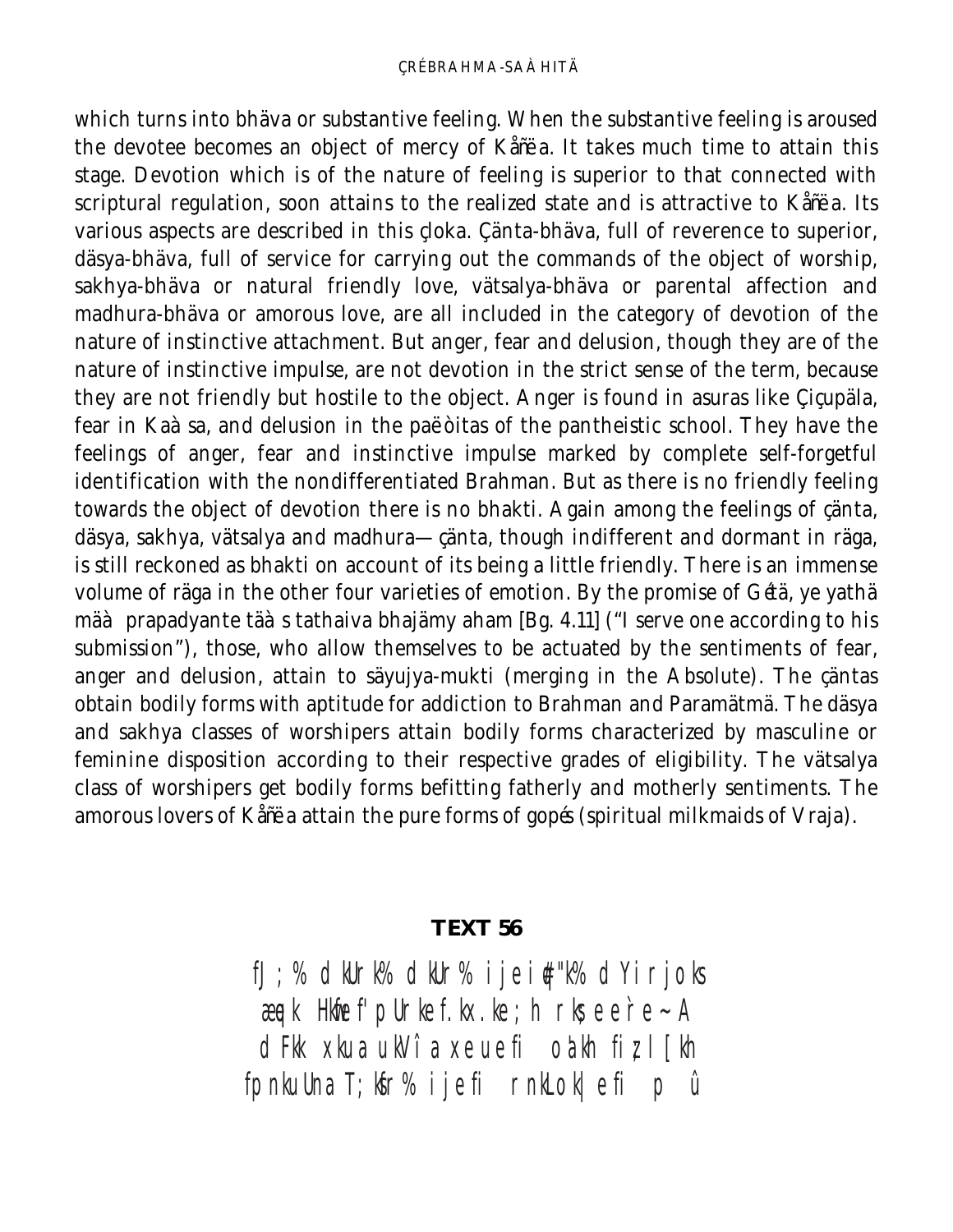which turns into bhäva or substantive feeling. When the substantive feeling is aroused the devotee becomes an object of mercy of Kåñëa. It takes much time to attain this stage. Devotion which is of the nature of feeling is superior to that connected with scriptural regulation, soon attains to the realized state and is attractive to Kåñëa. Its various aspects are described in this çloka. Çänta-bhäva, full of reverence to superior, däsya-bhäva, full of service for carrying out the commands of the object of worship, sakhya-bhäva or natural friendly love, vätsalya-bhäva or parental affection and madhura-bhäva or amorous love, are all included in the category of devotion of the nature of instinctive attachment. But anger, fear and delusion, though they are of the nature of instinctive impulse, are not devotion in the strict sense of the term, because they are not friendly but hostile to the object. Anger is found in asuras like Çiçupäla, fear in Kaàsa, and delusion in the paëòitas of the pantheistic school. They have the feelings of anger, fear and instinctive impulse marked by complete self-forgetful identification with the nondifferentiated Brahman. But as there is no friendly feeling towards the object of devotion there is no bhakti. Again among the feelings of çänta, däsya, sakhya, vätsalya and madhura—çänta, though indifferent and dormant in räga, is still reckoned as bhakti on account of its being a little friendly. There is an immense volume of räga in the other four varieties of emotion. By the promise of Gétä, ye yathä mäà prapadyante täàs tathaiva bhajämy aham [Bg. 4.11] ("I serve one according to his submission"), those, who allow themselves to be actuated by the sentiments of fear, anger and delusion, attain to säyujya-mukti (merging in the Absolute). The çäntas obtain bodily forms with aptitude for addiction to Brahman and Paramätmä. The däsya and sakhya classes of worshipers attain bodily forms characterized by masculine or feminine disposition according to their respective grades of eligibility. The vätsalya class of worshipers get bodily forms befitting fatherly and motherly sentiments. The amorous lovers of Kåñëa attain the pure forms of gopés (spiritual milkmaids of Vraja).

## TEXT 56

fJ;% dkUrk% dkUr% ijei¢"k% dYirjoks
æqek Hkwfe f'pUrkef.kx.ke; h rks;eer̀e~A
dFkk xkua ukV;a xeuefi oa'kh fiz;l[kh
fpnkuUna T;ksfr% ijefi rnkLok|efi p û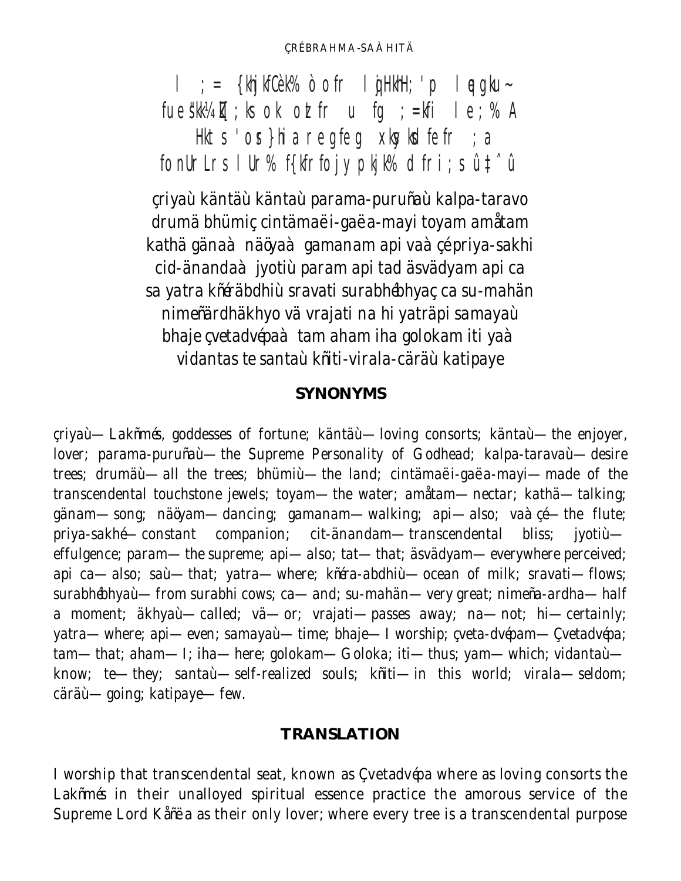l ;= {kh}jkfCèk% òofr l}jHkkH;'p l}gku~
fues"kk¼kZ[;ks ok otzfr u fg ;=kfi le;% A
Hkts 'osr}hia reg feg xksyksd fefr ;a
fonUrLrs lUr% f{kfrfojypkjk% dfri;s û‡ˆû

çriyaù käntäù kantaù parama-puruñaù kalpa-taravo
drumä bhümiç cintämaëi-gaëa-mayi toyam amåtam
kathä gänaà näöyaà gamanam api vaà çé priya-sakhi
cid-änandaà jyotiù param api tad äsvädyam api ca
sa yatra kñéräbdhiù sravati surabhébhyaç ca su-mahän
nimeñärdhäkhyo vä vrajati na hi yaträpi samayaù
bhaje çvetadvépaà tam aham iha golokam iti yaà
vidantas te santaù kñiti-virala-cäräù katipaye

## SYNONYMS

çriyaù—Lakñmés, goddesses of fortune; käntäù—loving consorts; käntaù—the enjoyer, lover; parama-puruñaù—the Supreme Personality of Godhead; kalpa-taravaù—desire trees; drumäù—all the trees; bhümiù—the land; cintämaëi-gaëa-mayi—made of the transcendental touchstone jewels; toyam—the water; amåtam—nectar; kathä—talking; gänam—song; näöyam—dancing; gamanam—walking; api—also; vaàçé—the flute; priya-sakhé—constant companion; cit-änandam—transcendental bliss; jyotiù—effulgence; param—the supreme; api—also; tat—that; äsvädyam—everywhere perceived; api ca—also; saù—that; yatra—where; kñéra-abdhiù—ocean of milk; sravati—flows; surabhébhyaù—from surabhi cows; ca—and; su-mahän—very great; nimeña-ardha—half a moment; äkhyaù—called; vä—or; vrajati—passes away; na—not; hi—certainly; yatra—where; api—even; samayaù—time; bhaje—I worship; çveta-dvépam—Çvetadvépa; tam—that; aham—I; iha—here; golokam—Goloka; iti—thus; yam—which; vidantaù—know; te—they; santaù—self-realized souls; kñiti—in this world; virala—seldom; cäräù—going; katipaye—few.

## TRANSLATION

I worship that transcendental seat, known as Çvetadvépa where as loving consorts the Lakñmés in their unalloyed spiritual essence practice the amorous service of the Supreme Lord Kåñëa as their only lover; where every tree is a transcendental purpose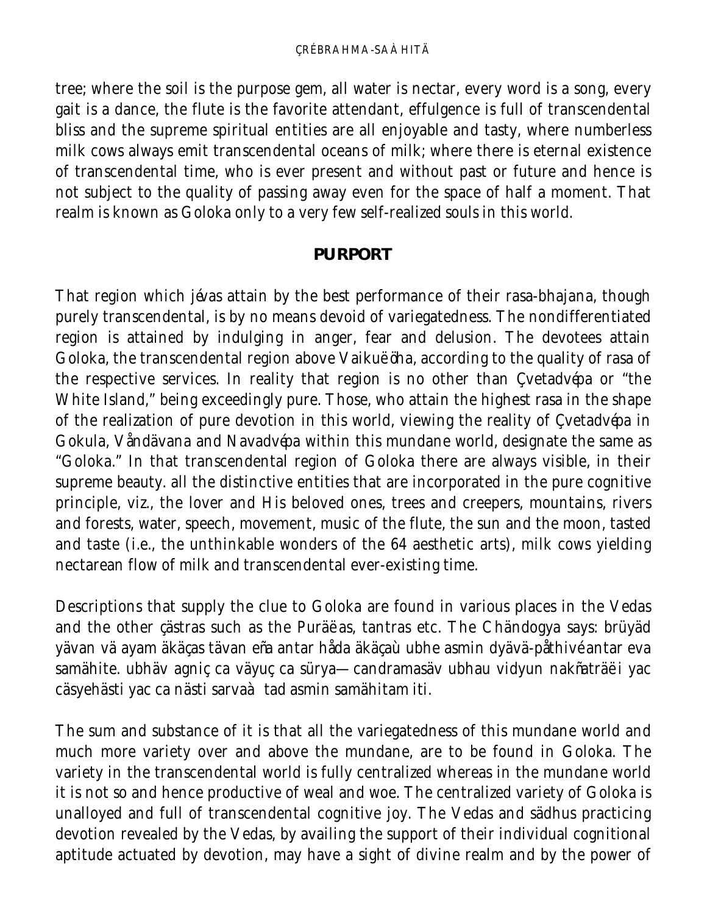tree; where the soil is the purpose gem, all water is nectar, every word is a song, every gait is a dance, the flute is the favorite attendant, effulgence is full of transcendental bliss and the supreme spiritual entities are all enjoyable and tasty, where numberless milk cows always emit transcendental oceans of milk; where there is eternal existence of transcendental time, who is ever present and without past or future and hence is not subject to the quality of passing away even for the space of half a moment. That realm is known as Goloka only to a very few self-realized souls in this world.

## PURPORT

That region which jévas attain by the best performance of their rasa-bhajana, though purely transcendental, is by no means devoid of variegatedness. The nondifferentiated region is attained by indulging in anger, fear and delusion. The devotees attain Goloka, the transcendental region above Vaikuëöha, according to the quality of rasa of the respective services. In reality that region is no other than Çvetadvépa or "the White Island," being exceedingly pure. Those, who attain the highest rasa in the shape of the realization of pure devotion in this world, viewing the reality of Çvetadvépa in Gokula, Våndävana and Navadvépa within this mundane world, designate the same as "Goloka." In that transcendental region of Goloka there are always visible, in their supreme beauty. all the distinctive entities that are incorporated in the pure cognitive principle, viz., the lover and His beloved ones, trees and creepers, mountains, rivers and forests, water, speech, movement, music of the flute, the sun and the moon, tasted and taste (i.e., the unthinkable wonders of the 64 aesthetic arts), milk cows yielding nectarean flow of milk and transcendental ever-existing time.

Descriptions that supply the clue to Goloka are found in various places in the Vedas and the other çästras such as the Puräëas, tantras etc. The Chändogya says: brüyäd yävan vä ayam äkäças tävan eña antar hådaya äkäçaù ubhe asmin dyävä-påthivé antar eva samähite. ubhäv agniç ca väyuç ca sürya—candramasäv ubhau vidyun nakñaträëi yac cäsyehästi yac ca nästi sarvaà tad asmin samähitam iti.

The sum and substance of it is that all the variegatedness of this mundane world and much more variety over and above the mundane, are to be found in Goloka. The variety in the transcendental world is fully centralized whereas in the mundane world it is not so and hence productive of weal and woe. The centralized variety of Goloka is unalloyed and full of transcendental cognitive joy. The Vedas and sädhus practicing devotion revealed by the Vedas, by availing the support of their individual cognitional aptitude actuated by devotion, may have a sight of divine realm and by the power of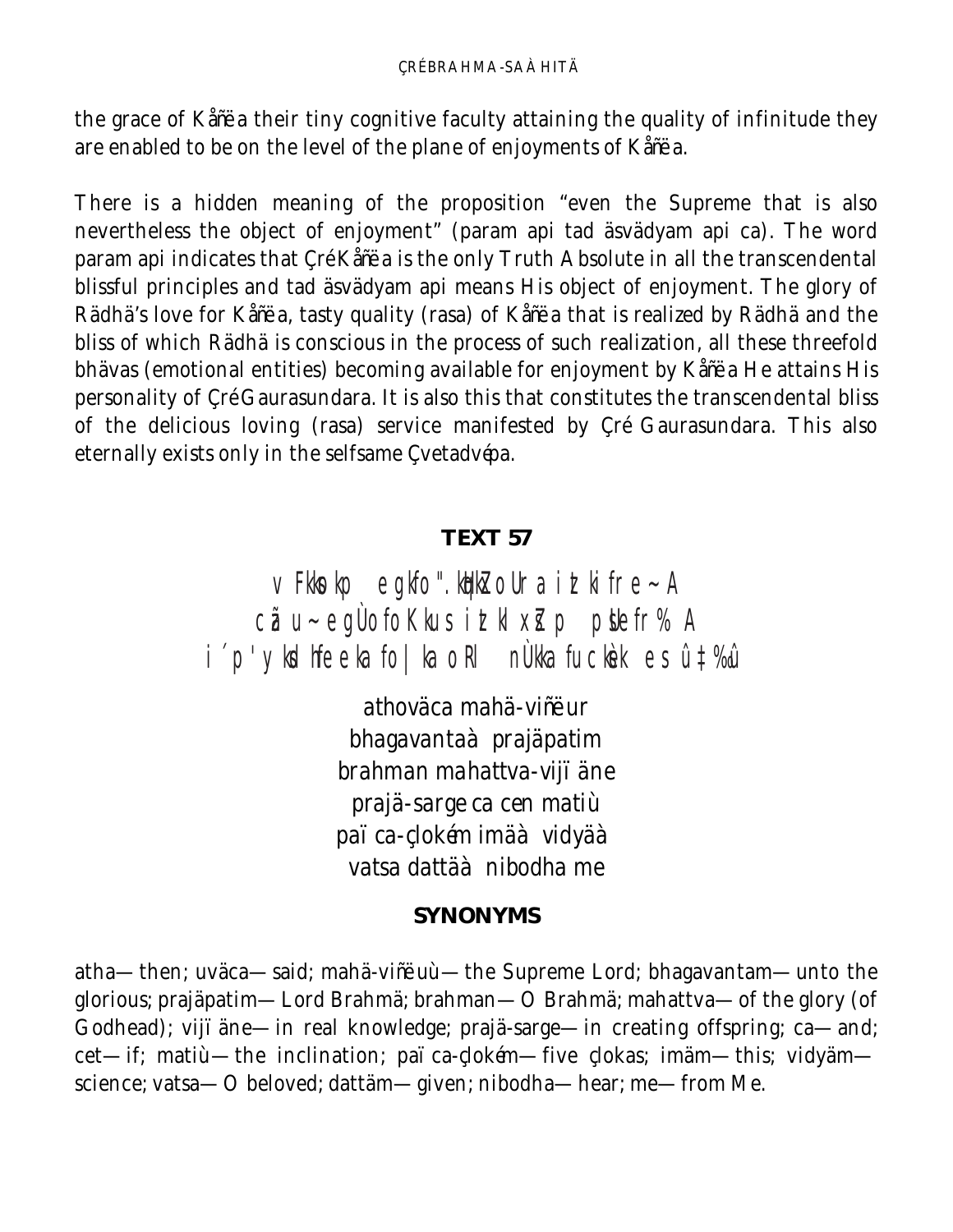the grace of Kåñëa their tiny cognitive faculty attaining the quality of infinitude they are enabled to be on the level of the plane of enjoyments of Kåñëa.

There is a hidden meaning of the proposition "even the Supreme that is also nevertheless the object of enjoyment" (param api tad äsvädyam api ca). The word param api indicates that Çré Kåñëa is the only Truth Absolute in all the transcendental blissful principles and tad äsvädyam api means His object of enjoyment. The glory of Rädhä's love for Kåñëa, tasty quality (rasa) of Kåñëa that is realized by Rädhä and the bliss of which Rädhä is conscious in the process of such realization, all these threefold bhävas (emotional entities) becoming available for enjoyment by Kåñëa He attains His personality of Çré Gaurasundara. It is also this that constitutes the transcendental bliss of the delicious loving (rasa) service manifested by Çré Gaurasundara. This also eternally exists only in the selfsame Çvetadvépa.

### TEXT 57

vFkksokp egkfo".kqHkZxoUra itkifre~A
czãu~ egÙofoKkus itklxZp psUefr%A
i´p'yksdhfeeka fo|ka oRl nÙkka fucks/k es û‡%û

athoväca mahä-viñëur
bhagavantaà prajäpatim
brahman mahattva-vijïäne
prajä-sarge ca cen matiù
païca-çlokém imäà vidyäà
vatsa dattäà nibodha me

### SYNONYMS

atha—then; uväca—said; mahä-viñëuù—the Supreme Lord; bhagavantam—unto the glorious; prajäpatim—Lord Brahmä; brahman—O Brahmä; mahattva—of the glory (of Godhead); vijïäne—in real knowledge; prajä-sarge—in creating offspring; ca—and; cet—if; matiù—the inclination; païca-çlokém—five çlokas; imäm—this; vidyäm—science; vatsa—O beloved; dattäm—given; nibodha—hear; me—from Me.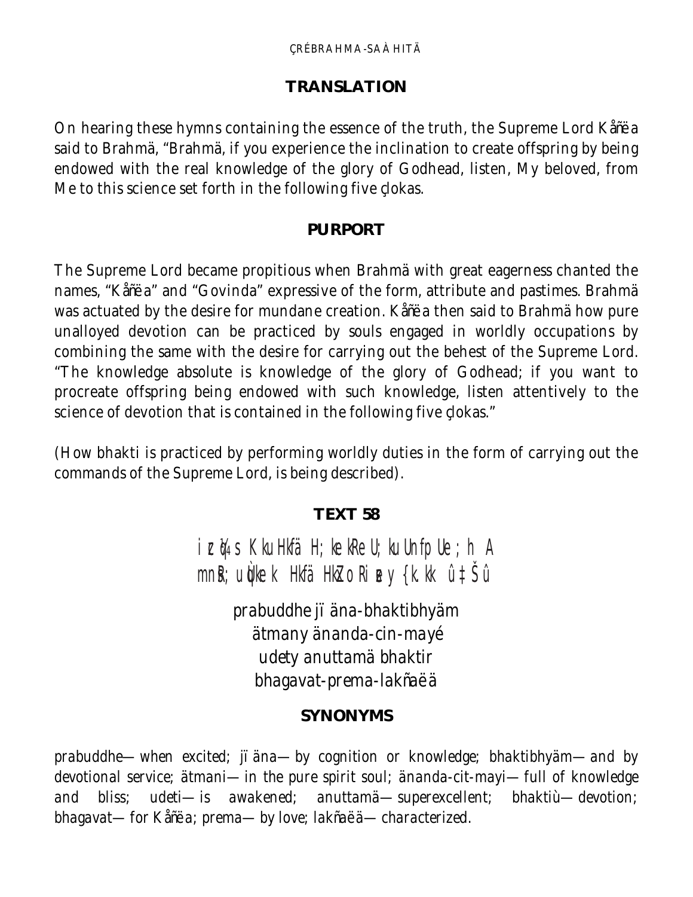## TRANSLATION

On hearing these hymns containing the essence of the truth, the Supreme Lord Kåñëa said to Brahmä, "Brahmä, if you experience the inclination to create offspring by being endowed with the real knowledge of the glory of Godhead, listen, My beloved, from Me to this science set forth in the following five çlokas.

## PURPORT

The Supreme Lord became propitious when Brahmä with great eagerness chanted the names, "Kåñëa" and "Govinda" expressive of the form, attribute and pastimes. Brahmä was actuated by the desire for mundane creation. Kåñëa then said to Brahmä how pure unalloyed devotion can be practiced by souls engaged in worldly occupations by combining the same with the desire for carrying out the behest of the Supreme Lord. "The knowledge absolute is knowledge of the glory of Godhead; if you want to procreate offspring being endowed with such knowledge, listen attentively to the science of devotion that is contained in the following five çlokas."

(How bhakti is practiced by performing worldly duties in the form of carrying out the commands of the Supreme Lord, is being described).

## TEXT 58

i z¼s KkuHkfä H;ke kReU;kuUnfpUe;h A
mnR;uÙkek Hkfä HkxoRiz y{k.kk û‡Šû

prabuddhe jïäna-bhaktibhyäm
ätmany änanda-cin-mayé
udety anuttamä bhaktir
bhagavat-prema-lakñaëä

## SYNONYMS

*prabuddhe*—when excited; *jïäna*—by cognition or knowledge; *bhaktibhyäm*—and by devotional service; *ätmani*—in the pure spirit soul; *änanda-cit-mayi*—full of knowledge and bliss; *udeti*—is awakened; *anuttamä*—superexcellent; *bhaktiù*—devotion; *bhagavat*—for Kåñëa; *prema*—by love; *lakñaëä*—characterized.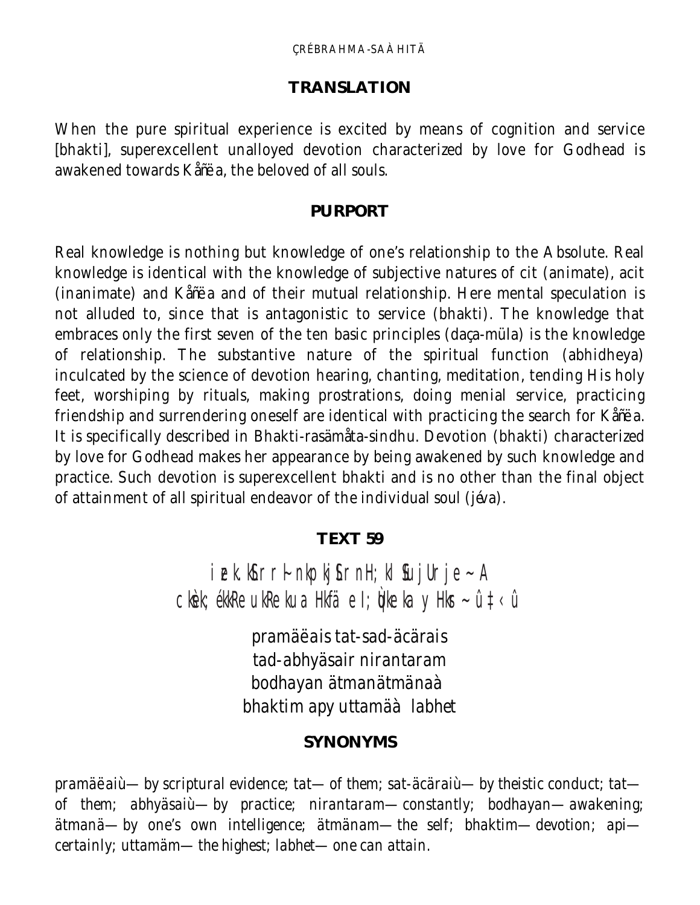## TRANSLATION

When the pure spiritual experience is excited by means of cognition and service [bhakti], superexcellent unalloyed devotion characterized by love for Godhead is awakened towards Kåñëa, the beloved of all souls.

## PURPORT

Real knowledge is nothing but knowledge of one's relationship to the Absolute. Real knowledge is identical with the knowledge of subjective natures of cit (animate), acit (inanimate) and Kåñëa and of their mutual relationship. Here mental speculation is not alluded to, since that is antagonistic to service (bhakti). The knowledge that embraces only the first seven of the ten basic principles (daça-müla) is the knowledge of relationship. The substantive nature of the spiritual function (abhidheya) inculcated by the science of devotion hearing, chanting, meditation, tending His holy feet, worshiping by rituals, making prostrations, doing menial service, practicing friendship and surrendering oneself are identical with practicing the search for Kåñëa. It is specifically described in Bhakti-rasämåta-sindhu. Devotion (bhakti) characterized by love for Godhead makes her appearance by being awakened by such knowledge and practice. Such devotion is superexcellent bhakti and is no other than the final object of attainment of all spiritual endeavor of the individual soul (jéva).

## TEXT 59

iz.kkSLrr~lnkpkjSLrnH;kl SfujUrje~A
ckk/k;ékReukReku a Hkfäe I;qÙkeka y Hksr~ û‡‹û

pramäëais tat-sad-äcärais
tad-abhyäsair nirantaram
bodhayan ätmanätmänaà
bhaktim apy uttamäà labhet

## SYNONYMS

pramäëaiù—by scriptural evidence; tat—of them; sat-äcäraiù—by theistic conduct; tat—of them; abhyäsaiù—by practice; nirantaram—constantly; bodhayan—awakening; ätmanä—by one's own intelligence; ätmänam—the self; bhaktim—devotion; api—certainly; uttamäm—the highest; labhet—one can attain.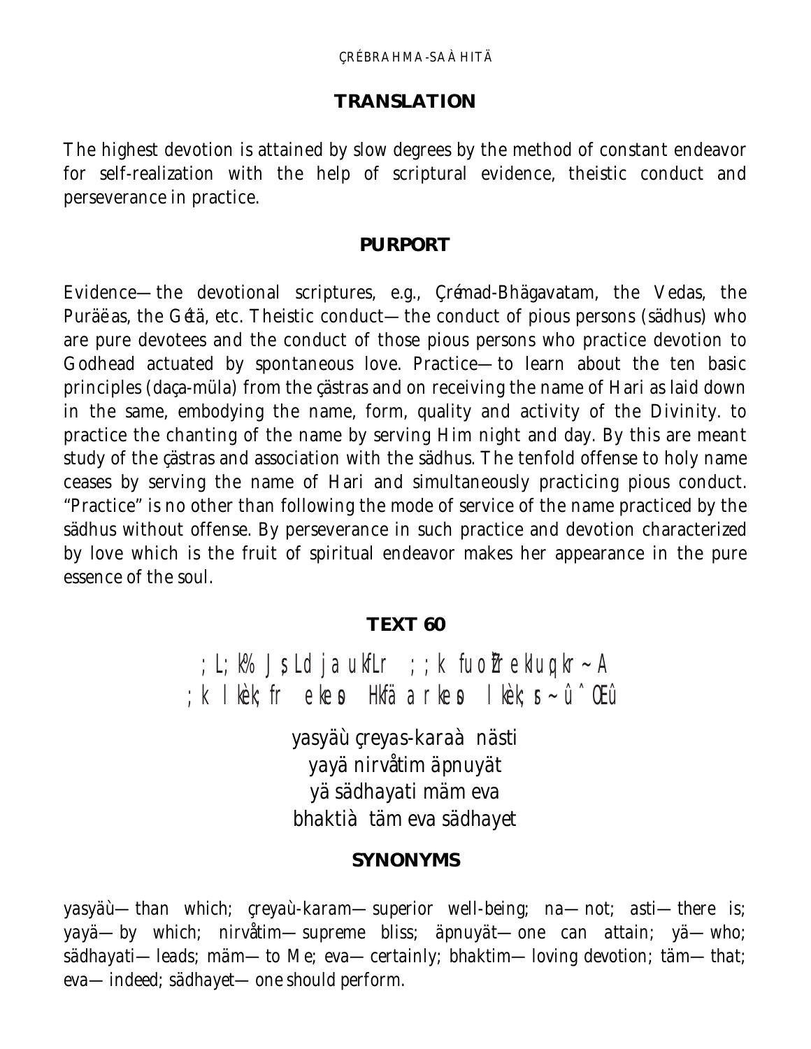**TRANSLATION**

The highest devotion is attained by slow degrees by the method of constant endeavor for self-realization with the help of scriptural evidence, theistic conduct and perseverance in practice.

**PURPORT**

Evidence—the devotional scriptures, e.g., Çrémad-Bhägavatam, the Vedas, the Puräëas, the Gétä, etc. Theistic conduct—the conduct of pious persons (sädhus) who are pure devotees and the conduct of those pious persons who practice devotion to Godhead actuated by spontaneous love. Practice—to learn about the ten basic principles (daça-müla) from the çästras and on receiving the name of Hari as laid down in the same, embodying the name, form, quality and activity of the Divinity. to practice the chanting of the name by serving Him night and day. By this are meant study of the çästras and association with the sädhus. The tenfold offense to holy name ceases by serving the name of Hari and simultaneously practicing pious conduct. "Practice" is no other than following the mode of service of the name practiced by the sädhus without offense. By perseverance in such practice and devotion characterized by love which is the fruit of spiritual endeavor makes her appearance in the pure essence of the soul.

**TEXT 60**

; L; k% J s Ld j a ukfLr ; ; k fuo`Rre kIuq kr~ A
; k l kèk; fr eke o Hkfä a rke o l kèk; s~û ˆ Œû

yasyäù çreyas-karaà nästi
yayä nirvåtim äpnuyät
yä sädhayati mäm eva
bhaktià täm eva sädhayet

**SYNONYMS**

yasyäù—than which; çreyaù-karam—superior well-being; na—not; asti—there is; yayä—by which; nirvåtim—supreme bliss; äpnuyät—one can attain; yä—who; sädhayati—leads; mäm—to Me; eva—certainly; bhaktim—loving devotion; täm—that; eva—indeed; sädhayet—one should perform.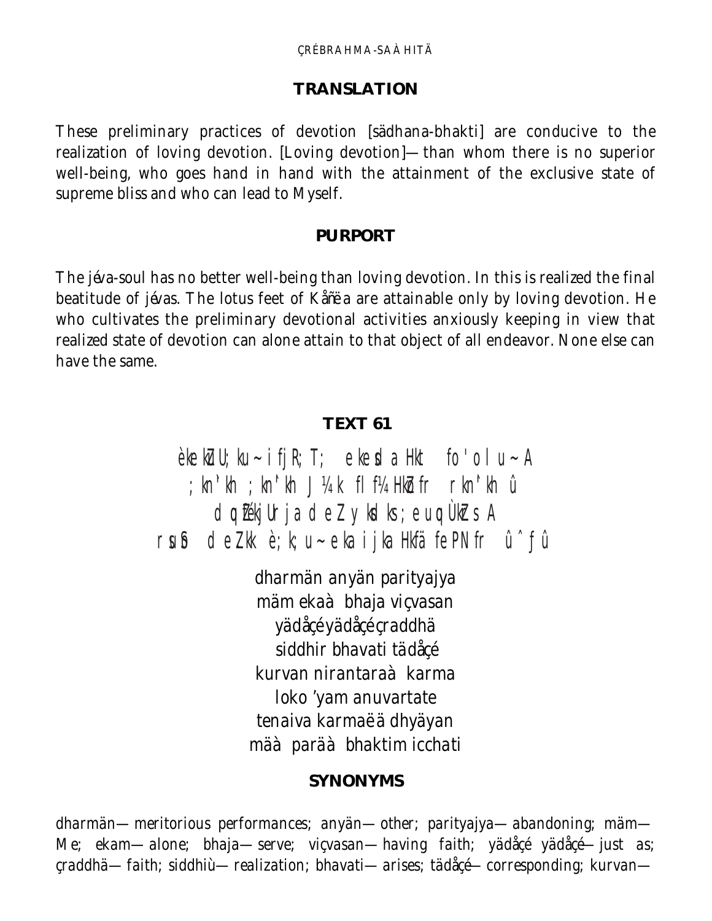## TRANSLATION

These preliminary practices of devotion [sädhana-bhakti] are conducive to the realization of loving devotion. [Loving devotion]—than whom there is no superior well-being, who goes hand in hand with the attainment of the exclusive state of supreme bliss and who can lead to Myself.

## PURPORT

The jéva-soul has no better well-being than loving devotion. In this is realized the final beatitude of jévas. The lotus feet of Kåñëa are attainable only by loving devotion. He who cultivates the preliminary devotional activities anxiously keeping in view that realized state of devotion can alone attain to that object of all endeavor. None else can have the same.

## TEXT 61

èkekZUa;ku~ ifjR;T; ekesda Hkt fo'ol u~ A
;kn'kh ;kn'kh J¼k fl f¼HkZofr rkn'kh û
dqoZékjUrja deZ yksdks;euqÙkZrs A
rsuSo deZ.kk è;k;u~ eka ijka HkfäfePNfr û^ƒû

dharmän anyän parityajya
mäm ekaà bhaja viçvasan
yädåçé yädåçé çraddhä
siddhir bhavati tädåçé
kurvan nirantaraà karma
loko 'yam anuvartate
tenaiva karmaëä dhyäyan
mäà paräà bhaktim icchati

## SYNONYMS

dharmän—meritorious performances; anyän—other; parityajya—abandoning; mäm—Me; ekam—alone; bhaja—serve; viçvasan—having faith; yädåçé yädåçé—just as; çraddhä—faith; siddhiù—realization; bhavati—arises; tädåçé—corresponding; kurvan—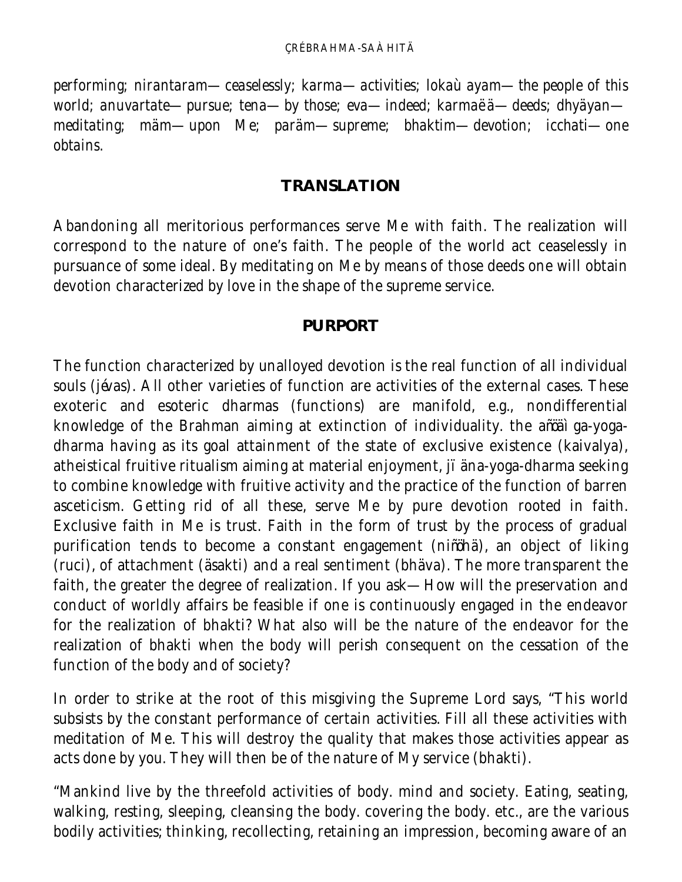performing; *nirantaram*—ceaselessly; *karma*—activities; *lokaù ayam*—the people of this world; *anuvartate*—pursue; *tena*—by those; *eva*—indeed; *karmaëä*—deeds; *dhyäyan*—meditating; *mäm*—upon Me; *paräm*—supreme; *bhaktim*—devotion; *icchati*—one obtains.

## TRANSLATION

Abandoning all meritorious performances serve Me with faith. The realization will correspond to the nature of one's faith. The people of the world act ceaselessly in pursuance of some ideal. By meditating on Me by means of those deeds one will obtain devotion characterized by love in the shape of the supreme service.

## PURPORT

The function characterized by unalloyed devotion is the real function of all individual souls (*jévas*). All other varieties of function are activities of the external cases. These exoteric and esoteric dharmas (functions) are manifold, e.g., nondifferential knowledge of the Brahman aiming at extinction of individuality. the *añöäìga-yoga-dharma* having as its goal attainment of the state of exclusive existence (*kaivalya*), atheistical fruitive ritualism aiming at material enjoyment, *jïäna-yoga-dharma* seeking to combine knowledge with fruitive activity and the practice of the function of barren asceticism. Getting rid of all these, serve Me by pure devotion rooted in faith. Exclusive faith in Me is trust. Faith in the form of trust by the process of gradual purification tends to become a constant engagement (*niñöhä*), an object of liking (*ruci*), of attachment (*äsakti*) and a real sentiment (*bhäva*). The more transparent the faith, the greater the degree of realization. If you ask—How will the preservation and conduct of worldly affairs be feasible if one is continuously engaged in the endeavor for the realization of bhakti? What also will be the nature of the endeavor for the realization of bhakti when the body will perish consequent on the cessation of the function of the body and of society?

In order to strike at the root of this misgiving the Supreme Lord says, "This world subsists by the constant performance of certain activities. Fill all these activities with meditation of Me. This will destroy the quality that makes those activities appear as acts done by you. They will then be of the nature of My service (*bhakti*).

"Mankind live by the threefold activities of body. mind and society. Eating, seating, walking, resting, sleeping, cleansing the body. covering the body. etc., are the various bodily activities; thinking, recollecting, retaining an impression, becoming aware of an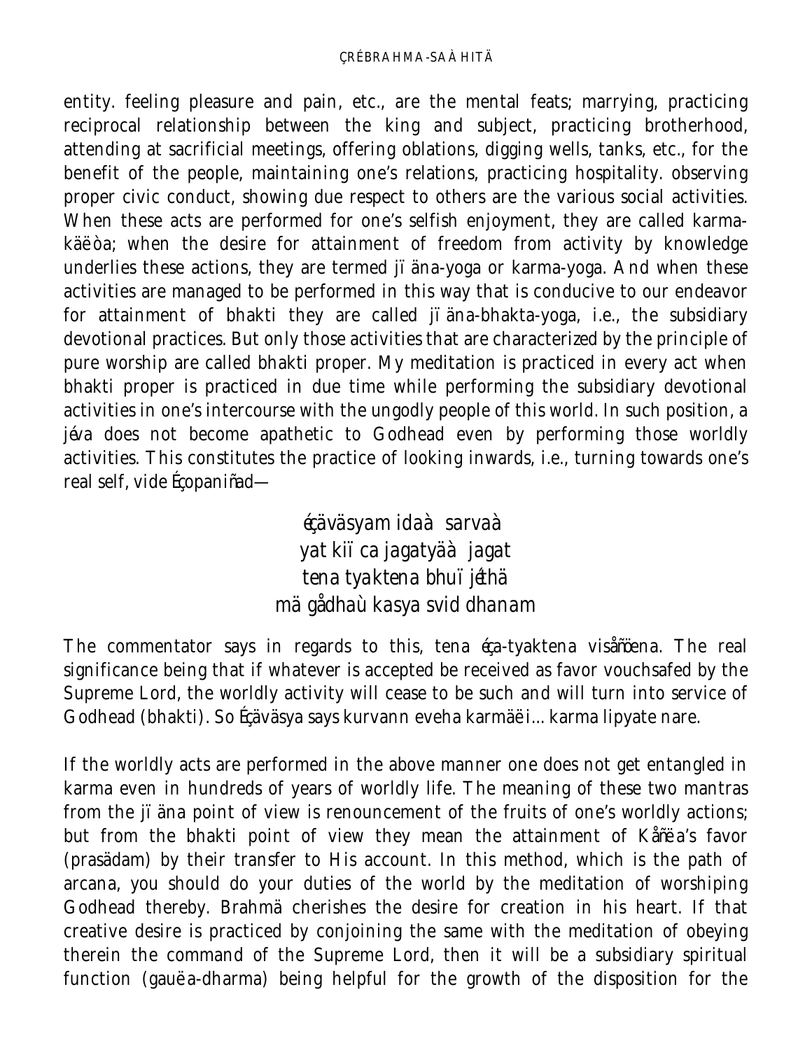entity. feeling pleasure and pain, etc., are the mental feats; marrying, practicing reciprocal relationship between the king and subject, practicing brotherhood, attending at sacrificial meetings, offering oblations, digging wells, tanks, etc., for the benefit of the people, maintaining one's relations, practicing hospitality. observing proper civic conduct, showing due respect to others are the various social activities. When these acts are performed for one's selfish enjoyment, they are called karma-käëòa; when the desire for attainment of freedom from activity by knowledge underlies these actions, they are termed jïäna-yoga or karma-yoga. And when these activities are managed to be performed in this way that is conducive to our endeavor for attainment of bhakti they are called jïäna-bhakta-yoga, i.e., the subsidiary devotional practices. But only those activities that are characterized by the principle of pure worship are called bhakti proper. My meditation is practiced in every act when bhakti proper is practiced in due time while performing the subsidiary devotional activities in one's intercourse with the ungodly people of this world. In such position, a jéva does not become apathetic to Godhead even by performing those worldly activities. This constitutes the practice of looking inwards, i.e., turning towards one's real self, vide Éçopaniñad—

> éçäväsyam idaà sarvaà
> yat kiïca jagatyäà jagat
> tena tyaktena bhuïjéthä
> mä gådhaù kasya svid dhanam

The commentator says in regards to this, tena éça-tyaktena visåñöena. The real significance being that if whatever is accepted be received as favor vouchsafed by the Supreme Lord, the worldly activity will cease to be such and will turn into service of Godhead (bhakti). So Éçäväsya says kurvann eveha karmäëi... karma lipyate nare.

If the worldly acts are performed in the above manner one does not get entangled in karma even in hundreds of years of worldly life. The meaning of these two mantras from the jïäna point of view is renouncement of the fruits of one's worldly actions; but from the bhakti point of view they mean the attainment of Kåñëa's favor (prasädam) by their transfer to His account. In this method, which is the path of arcana, you should do your duties of the world by the meditation of worshiping Godhead thereby. Brahmä cherishes the desire for creation in his heart. If that creative desire is practiced by conjoining the same with the meditation of obeying therein the command of the Supreme Lord, then it will be a subsidiary spiritual function (gauëa-dharma) being helpful for the growth of the disposition for the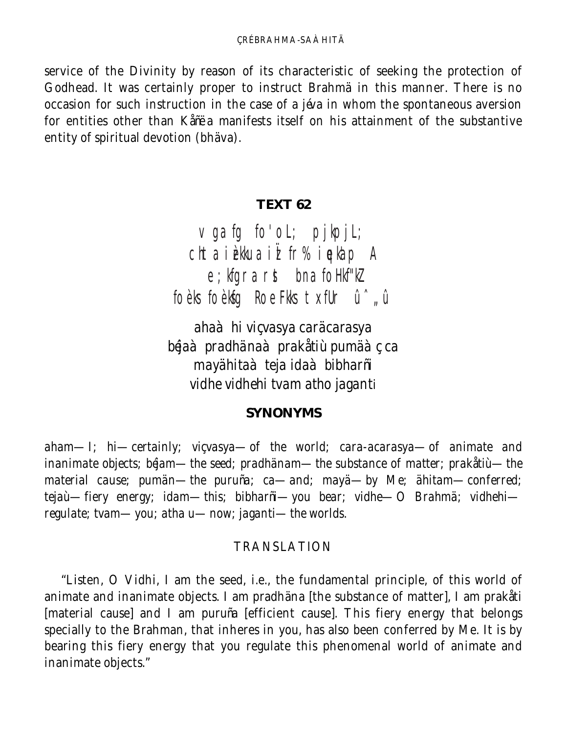service of the Divinity by reason of its characteristic of seeking the protection of Godhead. It was certainly proper to instruct Brahmä in this manner. There is no occasion for such instruction in the case of a jéva in whom the spontaneous aversion for entities other than Kåñëa manifests itself on his attainment of the substantive entity of spiritual devotion (bhäva).

### TEXT 62

v ga fg fo'oL; pjkpjL;
chta izèkkua izd`fr% iqekap A
e;kfgra rst bna foHkf"kZ
foèks foèksfg Roe Fkks txfUr û^„û

ahaà hi viçvasya carächarasya
béjaà pradhänaà prakåtiù pumäà ç ca
mayähitaà teja idaà bibharñi
vidhe vidhehi tvam atho jaganti

### SYNONYMS

aham—I; hi—certainly; viçvasya—of the world; cara-acarasya—of animate and inanimate objects; béjam—the seed; pradhänam—the substance of matter; prakåtiù—the material cause; pumän—the puruña; ca—and; mayä—by Me; ähitam—conferred; tejaù—fiery energy; idam—this; bibharñi—you bear; vidhe—O Brahmä; vidhehi—regulate; tvam—you; atha u—now; jaganti—the worlds.

### TRANSLATION

"Listen, O Vidhi, I am the seed, i.e., the fundamental principle, of this world of animate and inanimate objects. I am pradhäna [the substance of matter], I am prakåti [material cause] and I am puruña [efficient cause]. This fiery energy that belongs specially to the Brahman, that inheres in you, has also been conferred by Me. It is by bearing this fiery energy that you regulate this phenomenal world of animate and inanimate objects."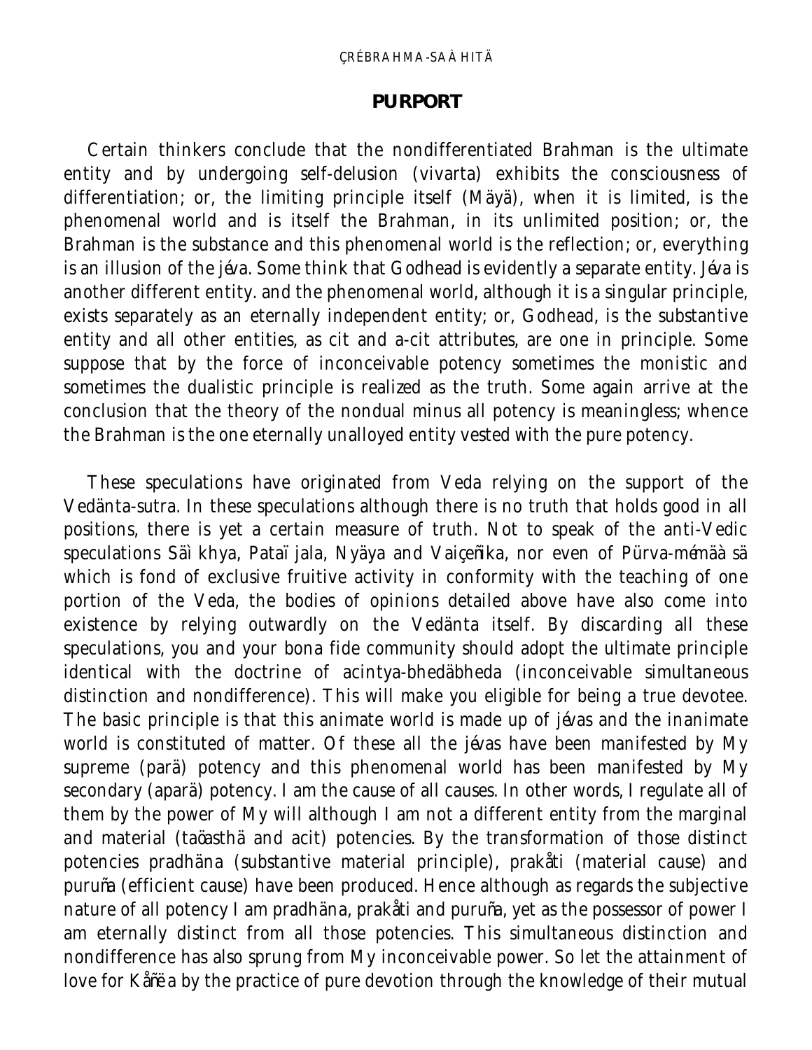## PURPORT

Certain thinkers conclude that the nondifferentiated Brahman is the ultimate entity and by undergoing self-delusion (vivarta) exhibits the consciousness of differentiation; or, the limiting principle itself (Mäyä), when it is limited, is the phenomenal world and is itself the Brahman, in its unlimited position; or, the Brahman is the substance and this phenomenal world is the reflection; or, everything is an illusion of the jéva. Some think that Godhead is evidently a separate entity. Jéva is another different entity. and the phenomenal world, although it is a singular principle, exists separately as an eternally independent entity; or, Godhead, is the substantive entity and all other entities, as cit and a-cit attributes, are one in principle. Some suppose that by the force of inconceivable potency sometimes the monistic and sometimes the dualistic principle is realized as the truth. Some again arrive at the conclusion that the theory of the nondual minus all potency is meaningless; whence the Brahman is the one eternally unalloyed entity vested with the pure potency.

These speculations have originated from Veda relying on the support of the Vedänta-sutra. In these speculations although there is no truth that holds good in all positions, there is yet a certain measure of truth. Not to speak of the anti-Vedic speculations Säìkhya, Pataïjala, Nyäya and Vaiçeñika, nor even of Pürva-mémäàsä which is fond of exclusive fruitive activity in conformity with the teaching of one portion of the Veda, the bodies of opinions detailed above have also come into existence by relying outwardly on the Vedänta itself. By discarding all these speculations, you and your bona fide community should adopt the ultimate principle identical with the doctrine of acintya-bhedäbheda (inconceivable simultaneous distinction and nondifference). This will make you eligible for being a true devotee. The basic principle is that this animate world is made up of jévas and the inanimate world is constituted of matter. Of these all the jévas have been manifested by My supreme (parä) potency and this phenomenal world has been manifested by My secondary (aparä) potency. I am the cause of all causes. In other words, I regulate all of them by the power of My will although I am not a different entity from the marginal and material (taöasthä and acit) potencies. By the transformation of those distinct potencies pradhäna (substantive material principle), prakåti (material cause) and puruña (efficient cause) have been produced. Hence although as regards the subjective nature of all potency I am pradhäna, prakåti and puruña, yet as the possessor of power I am eternally distinct from all those potencies. This simultaneous distinction and nondifference has also sprung from My inconceivable power. So let the attainment of love for Kåñëa by the practice of pure devotion through the knowledge of their mutual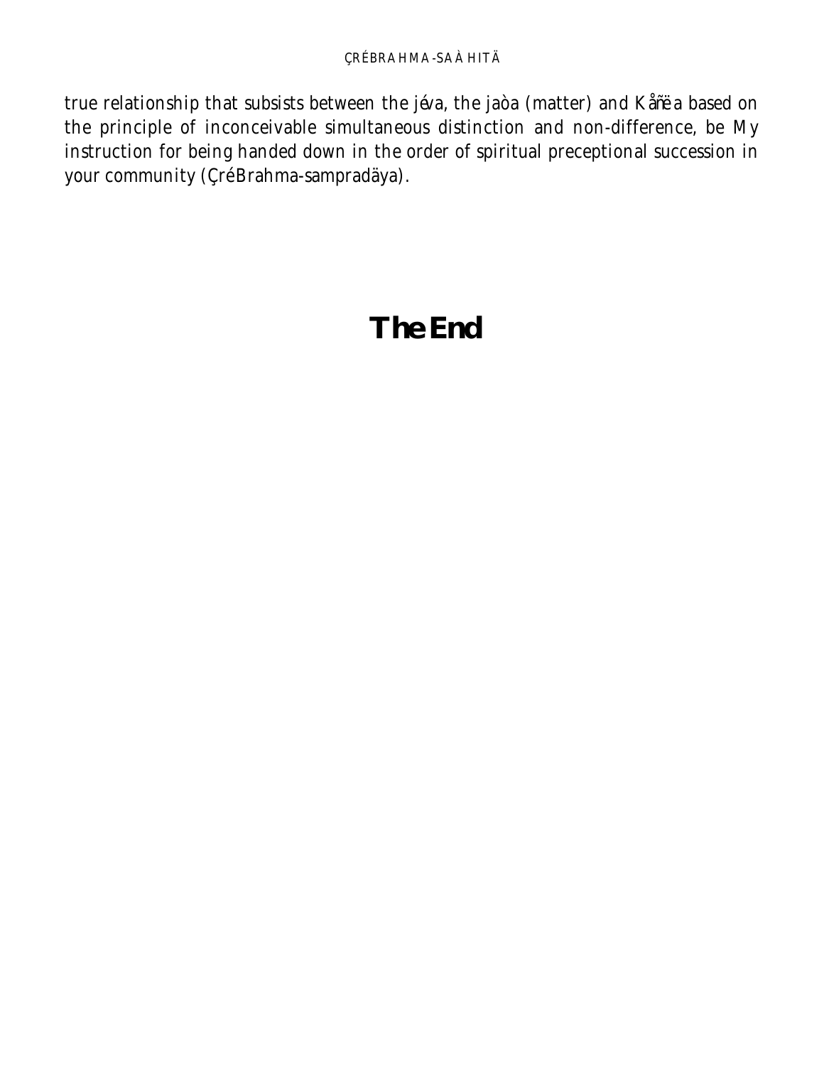true relationship that subsists between the jéva, the jaòa (matter) and Kåñëa based on the principle of inconceivable simultaneous distinction and non-difference, be My instruction for being handed down in the order of spiritual preceptional succession in your community (Çré Brahma-sampradäya).

# The End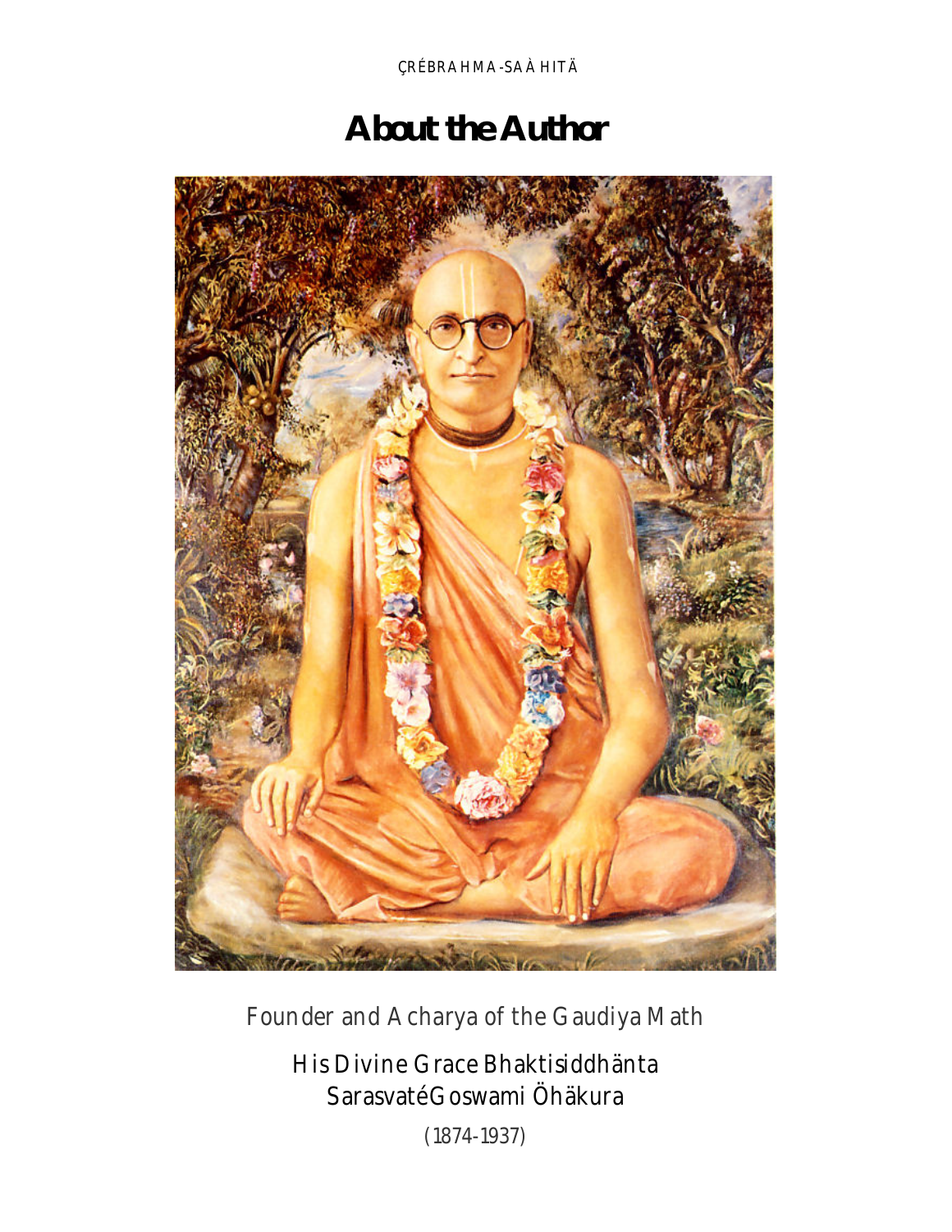# About the Author

Founder and Acharya of the Gaudiya Math

His Divine Grace Bhaktisiddhänta Sarasvaté Goswami Öhäkura

(1874-1937)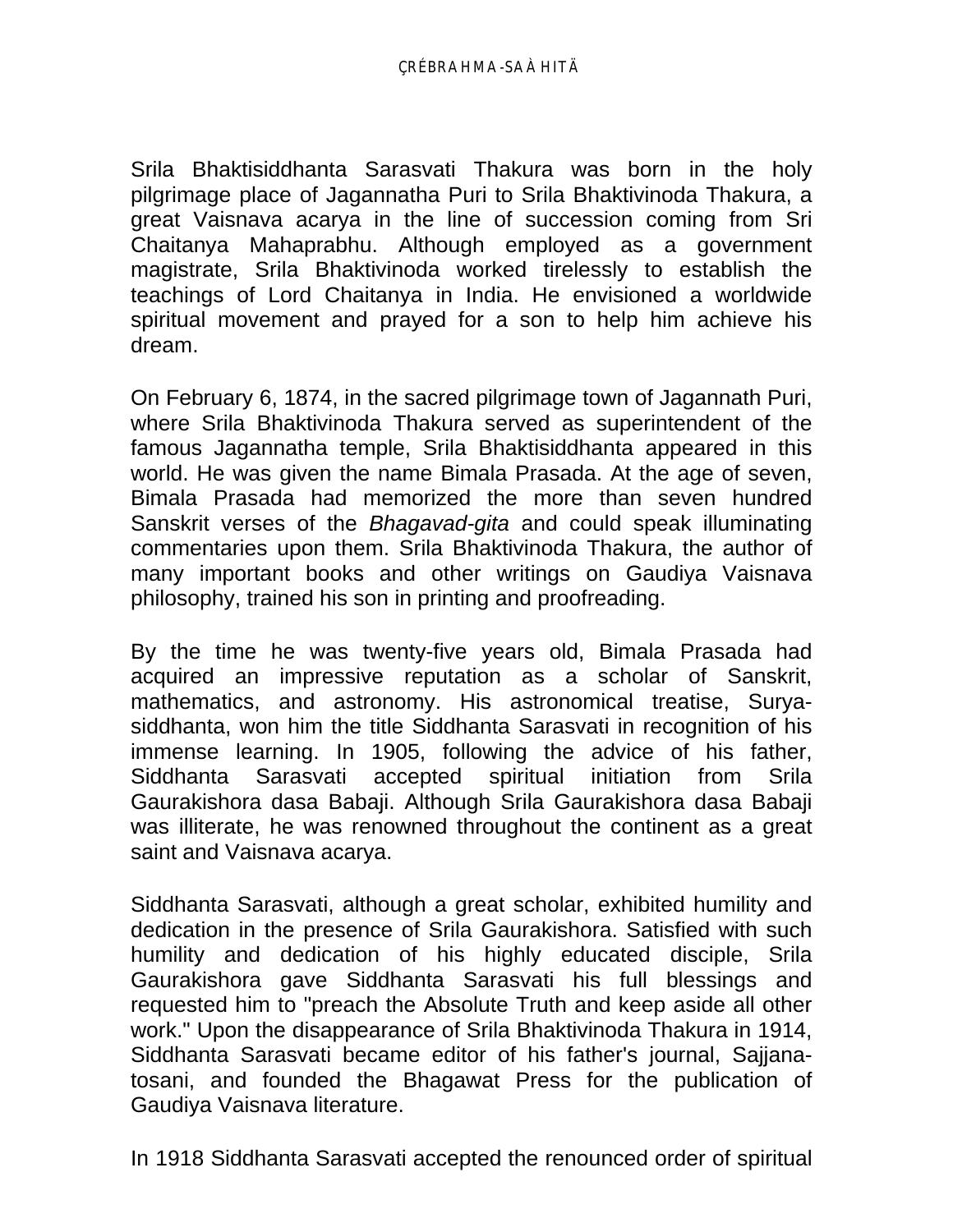Srila Bhaktisiddhanta Sarasvati Thakura was born in the holy pilgrimage place of Jagannatha Puri to Srila Bhaktivinoda Thakura, a great Vaisnava acarya in the line of succession coming from Sri Chaitanya Mahaprabhu. Although employed as a government magistrate, Srila Bhaktivinoda worked tirelessly to establish the teachings of Lord Chaitanya in India. He envisioned a worldwide spiritual movement and prayed for a son to help him achieve his dream.

On February 6, 1874, in the sacred pilgrimage town of Jagannath Puri, where Srila Bhaktivinoda Thakura served as superintendent of the famous Jagannatha temple, Srila Bhaktisiddhanta appeared in this world. He was given the name Bimala Prasada. At the age of seven, Bimala Prasada had memorized the more than seven hundred Sanskrit verses of the *Bhagavad-gita* and could speak illuminating commentaries upon them. Srila Bhaktivinoda Thakura, the author of many important books and other writings on Gaudiya Vaisnava philosophy, trained his son in printing and proofreading.

By the time he was twenty-five years old, Bimala Prasada had acquired an impressive reputation as a scholar of Sanskrit, mathematics, and astronomy. His astronomical treatise, Surya-siddhanta, won him the title Siddhanta Sarasvati in recognition of his immense learning. In 1905, following the advice of his father, Siddhanta Sarasvati accepted spiritual initiation from Srila Gaurakishora dasa Babaji. Although Srila Gaurakishora dasa Babaji was illiterate, he was renowned throughout the continent as a great saint and Vaisnava acarya.

Siddhanta Sarasvati, although a great scholar, exhibited humility and dedication in the presence of Srila Gaurakishora. Satisfied with such humility and dedication of his highly educated disciple, Srila Gaurakishora gave Siddhanta Sarasvati his full blessings and requested him to "preach the Absolute Truth and keep aside all other work." Upon the disappearance of Srila Bhaktivinoda Thakura in 1914, Siddhanta Sarasvati became editor of his father's journal, Sajjana-tosani, and founded the Bhagawat Press for the publication of Gaudiya Vaisnava literature.

In 1918 Siddhanta Sarasvati accepted the renounced order of spiritual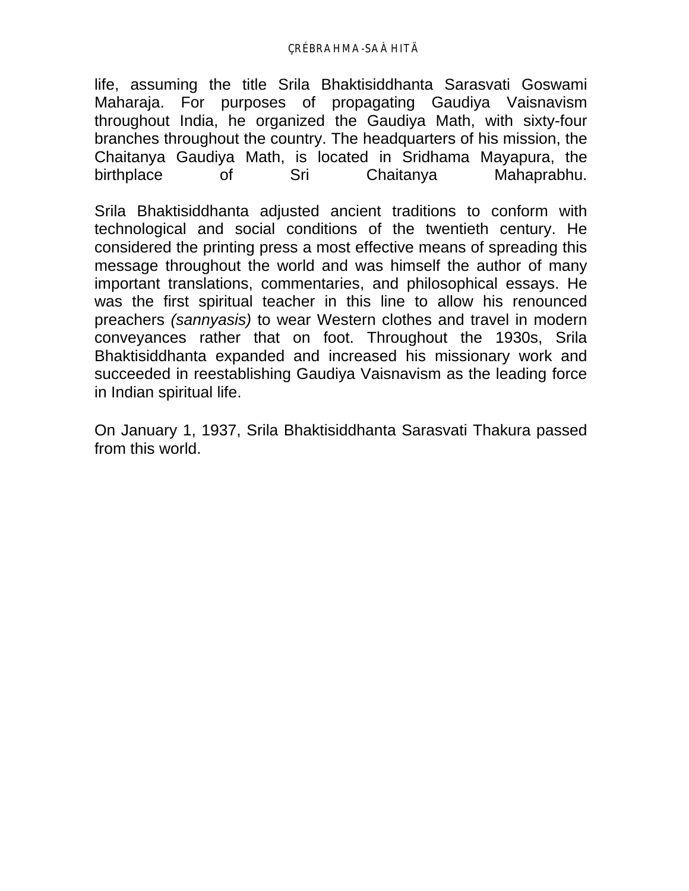life, assuming the title Srila Bhaktisiddhanta Sarasvati Goswami Maharaja. For purposes of propagating Gaudiya Vaisnavism throughout India, he organized the Gaudiya Math, with sixty-four branches throughout the country. The headquarters of his mission, the Chaitanya Gaudiya Math, is located in Sridhama Mayapura, the birthplace of Sri Chaitanya Mahaprabhu.

Srila Bhaktisiddhanta adjusted ancient traditions to conform with technological and social conditions of the twentieth century. He considered the printing press a most effective means of spreading this message throughout the world and was himself the author of many important translations, commentaries, and philosophical essays. He was the first spiritual teacher in this line to allow his renounced preachers *(sannyasis)* to wear Western clothes and travel in modern conveyances rather that on foot. Throughout the 1930s, Srila Bhaktisiddhanta expanded and increased his missionary work and succeeded in reestablishing Gaudiya Vaisnavism as the leading force in Indian spiritual life.

On January 1, 1937, Srila Bhaktisiddhanta Sarasvati Thakura passed from this world.